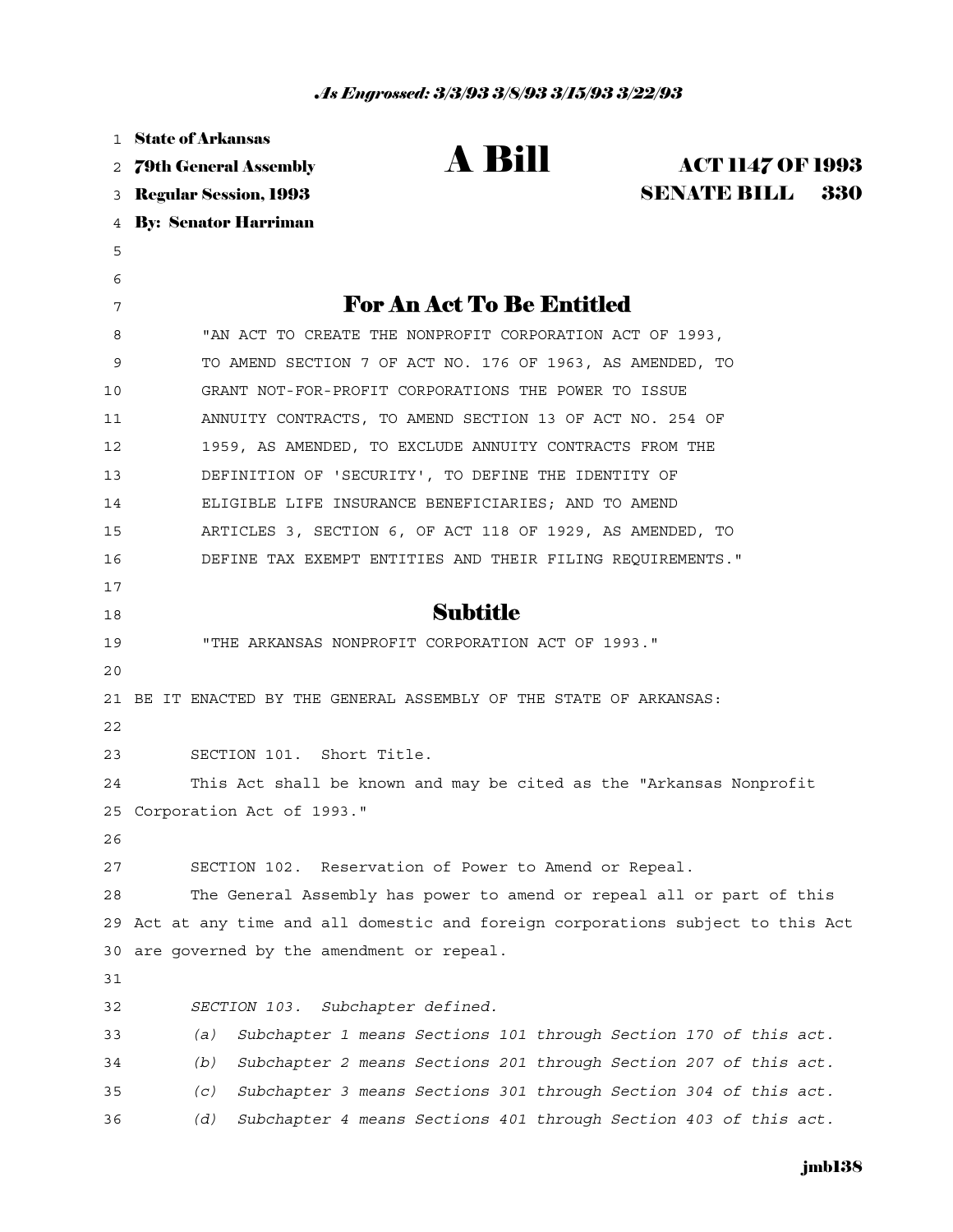*As Engrossed: 3/3/93 3/8/93 3/15/93 3/22/93*

**State of Arkansas**
**79th General Assembly**
**Regular Session, 1993**
**By: Senator Harriman**

# A Bill

**ACT 1147 OF 1993**
**SENATE BILL 330**

## For An Act To Be Entitled

"AN ACT TO CREATE THE NONPROFIT CORPORATION ACT OF 1993, TO AMEND SECTION 7 OF ACT NO. 176 OF 1963, AS AMENDED, TO GRANT NOT-FOR-PROFIT CORPORATIONS THE POWER TO ISSUE ANNUITY CONTRACTS, TO AMEND SECTION 13 OF ACT NO. 254 OF 1959, AS AMENDED, TO EXCLUDE ANNUITY CONTRACTS FROM THE DEFINITION OF 'SECURITY', TO DEFINE THE IDENTITY OF ELIGIBLE LIFE INSURANCE BENEFICIARIES; AND TO AMEND ARTICLES 3, SECTION 6, OF ACT 118 OF 1929, AS AMENDED, TO DEFINE TAX EXEMPT ENTITIES AND THEIR FILING REQUIREMENTS."

## Subtitle

"THE ARKANSAS NONPROFIT CORPORATION ACT OF 1993."

BE IT ENACTED BY THE GENERAL ASSEMBLY OF THE STATE OF ARKANSAS:

SECTION 101. Short Title.

This Act shall be known and may be cited as the "Arkansas Nonprofit Corporation Act of 1993."

SECTION 102. Reservation of Power to Amend or Repeal.

The General Assembly has power to amend or repeal all or part of this Act at any time and all domestic and foreign corporations subject to this Act are governed by the amendment or repeal.

*SECTION 103. Subchapter defined.*

*(a) Subchapter 1 means Sections 101 through Section 170 of this act.*

*(b) Subchapter 2 means Sections 201 through Section 207 of this act.*

*(c) Subchapter 3 means Sections 301 through Section 304 of this act.*

*(d) Subchapter 4 means Sections 401 through Section 403 of this act.*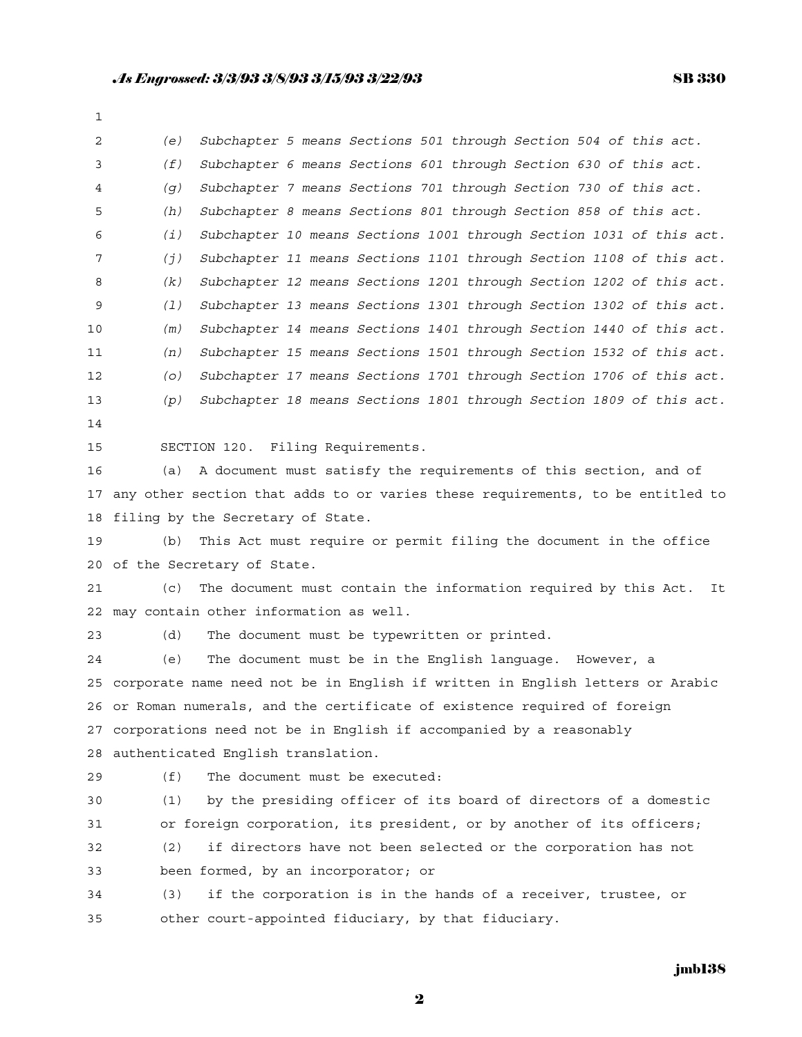*(e) Subchapter 5 means Sections 501 through Section 504 of this act.*
*(f) Subchapter 6 means Sections 601 through Section 630 of this act.*
*(g) Subchapter 7 means Sections 701 through Section 730 of this act.*
*(h) Subchapter 8 means Sections 801 through Section 858 of this act.*
*(i) Subchapter 10 means Sections 1001 through Section 1031 of this act.*
*(j) Subchapter 11 means Sections 1101 through Section 1108 of this act.*
*(k) Subchapter 12 means Sections 1201 through Section 1202 of this act.*
*(l) Subchapter 13 means Sections 1301 through Section 1302 of this act.*
*(m) Subchapter 14 means Sections 1401 through Section 1440 of this act.*
*(n) Subchapter 15 means Sections 1501 through Section 1532 of this act.*
*(o) Subchapter 17 means Sections 1701 through Section 1706 of this act.*
*(p) Subchapter 18 means Sections 1801 through Section 1809 of this act.*

SECTION 120. Filing Requirements.

(a) A document must satisfy the requirements of this section, and of any other section that adds to or varies these requirements, to be entitled to filing by the Secretary of State.

(b) This Act must require or permit filing the document in the office of the Secretary of State.

(c) The document must contain the information required by this Act. It may contain other information as well.

(d) The document must be typewritten or printed.

(e) The document must be in the English language. However, a corporate name need not be in English if written in English letters or Arabic or Roman numerals, and the certificate of existence required of foreign corporations need not be in English if accompanied by a reasonably authenticated English translation.

(f) The document must be executed:

(1) by the presiding officer of its board of directors of a domestic or foreign corporation, its president, or by another of its officers;

(2) if directors have not been selected or the corporation has not been formed, by an incorporator; or

(3) if the corporation is in the hands of a receiver, trustee, or other court-appointed fiduciary, by that fiduciary.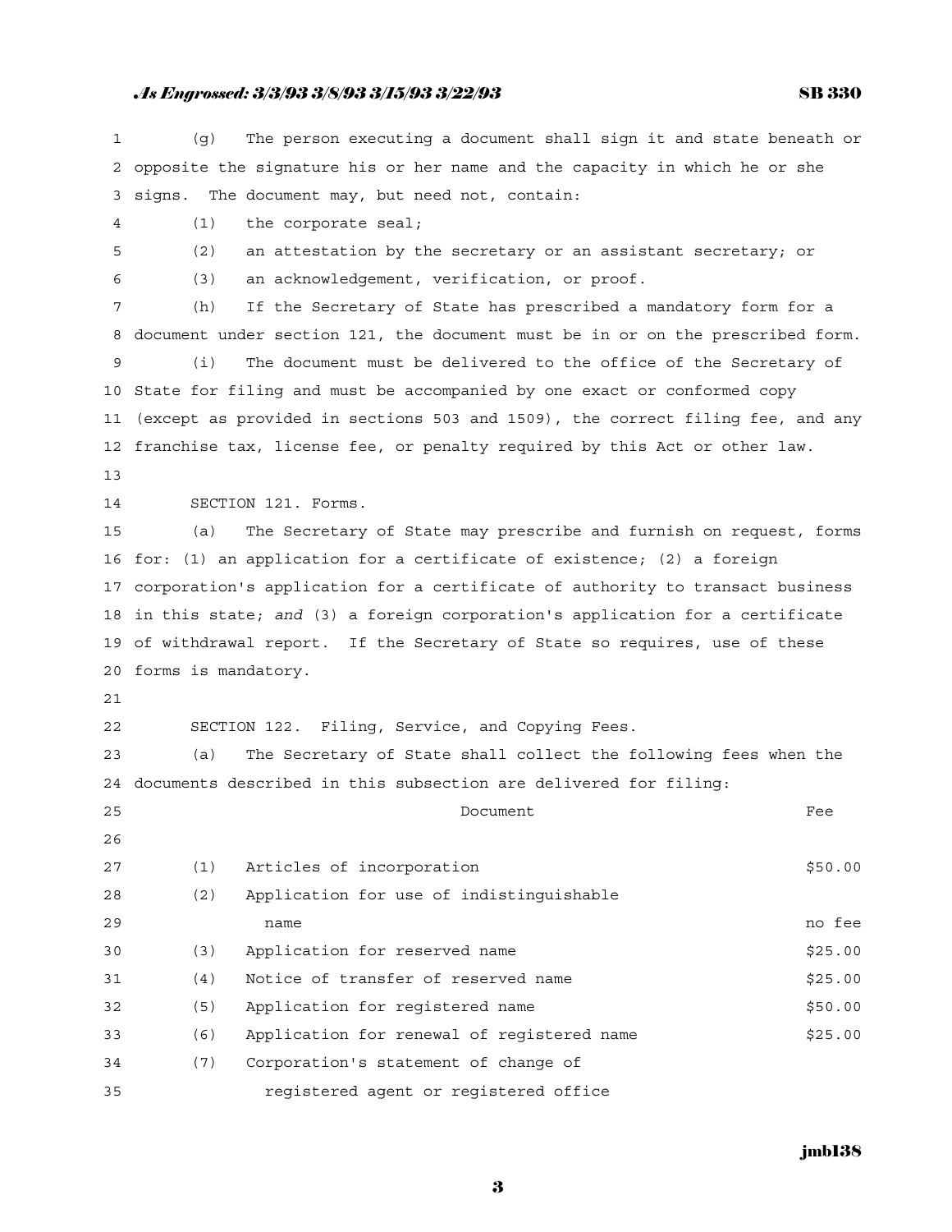(g) The person executing a document shall sign it and state beneath or opposite the signature his or her name and the capacity in which he or she signs. The document may, but need not, contain:

(1) the corporate seal;

(2) an attestation by the secretary or an assistant secretary; or

(3) an acknowledgement, verification, or proof.

(h) If the Secretary of State has prescribed a mandatory form for a document under section 121, the document must be in or on the prescribed form.

(i) The document must be delivered to the office of the Secretary of State for filing and must be accompanied by one exact or conformed copy (except as provided in sections 503 and 1509), the correct filing fee, and any franchise tax, license fee, or penalty required by this Act or other law.

SECTION 121. Forms.

(a) The Secretary of State may prescribe and furnish on request, forms for: (1) an application for a certificate of existence; (2) a foreign corporation's application for a certificate of authority to transact business in this state; *and* (3) a foreign corporation's application for a certificate of withdrawal report. If the Secretary of State so requires, use of these forms is mandatory.

SECTION 122. Filing, Service, and Copying Fees.

(a) The Secretary of State shall collect the following fees when the documents described in this subsection are delivered for filing:

| | Document | Fee |
|---|---|---|
| (1) | Articles of incorporation | $50.00 |
| (2) | Application for use of indistinguishable name | no fee |
| (3) | Application for reserved name | $25.00 |
| (4) | Notice of transfer of reserved name | $25.00 |
| (5) | Application for registered name | $50.00 |
| (6) | Application for renewal of registered name | $25.00 |
| (7) | Corporation's statement of change of registered agent or registered office | |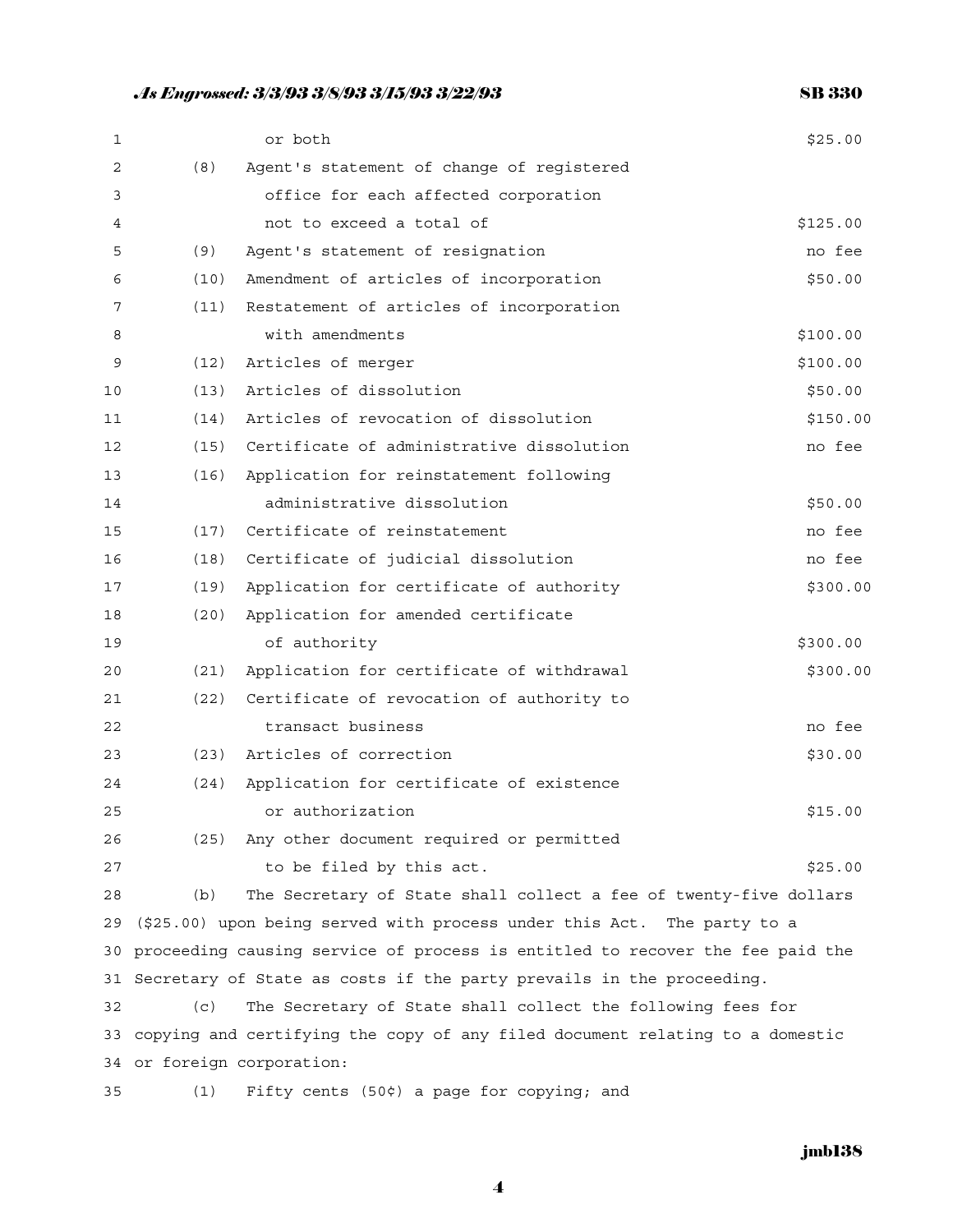| | |
|---|---|
| or both | $25.00 |
| (8) Agent's statement of change of registered office for each affected corporation not to exceed a total of | $125.00 |
| (9) Agent's statement of resignation | no fee |
| (10) Amendment of articles of incorporation | $50.00 |
| (11) Restatement of articles of incorporation with amendments | $100.00 |
| (12) Articles of merger | $100.00 |
| (13) Articles of dissolution | $50.00 |
| (14) Articles of revocation of dissolution | $150.00 |
| (15) Certificate of administrative dissolution | no fee |
| (16) Application for reinstatement following administrative dissolution | $50.00 |
| (17) Certificate of reinstatement | no fee |
| (18) Certificate of judicial dissolution | no fee |
| (19) Application for certificate of authority | $300.00 |
| (20) Application for amended certificate of authority | $300.00 |
| (21) Application for certificate of withdrawal | $300.00 |
| (22) Certificate of revocation of authority to transact business | no fee |
| (23) Articles of correction | $30.00 |
| (24) Application for certificate of existence or authorization | $15.00 |
| (25) Any other document required or permitted to be filed by this act. | $25.00 |

(b) The Secretary of State shall collect a fee of twenty-five dollars ($25.00) upon being served with process under this Act. The party to a proceeding causing service of process is entitled to recover the fee paid the Secretary of State as costs if the party prevails in the proceeding.

(c) The Secretary of State shall collect the following fees for copying and certifying the copy of any filed document relating to a domestic or foreign corporation:

(1) Fifty cents (50¢) a page for copying; and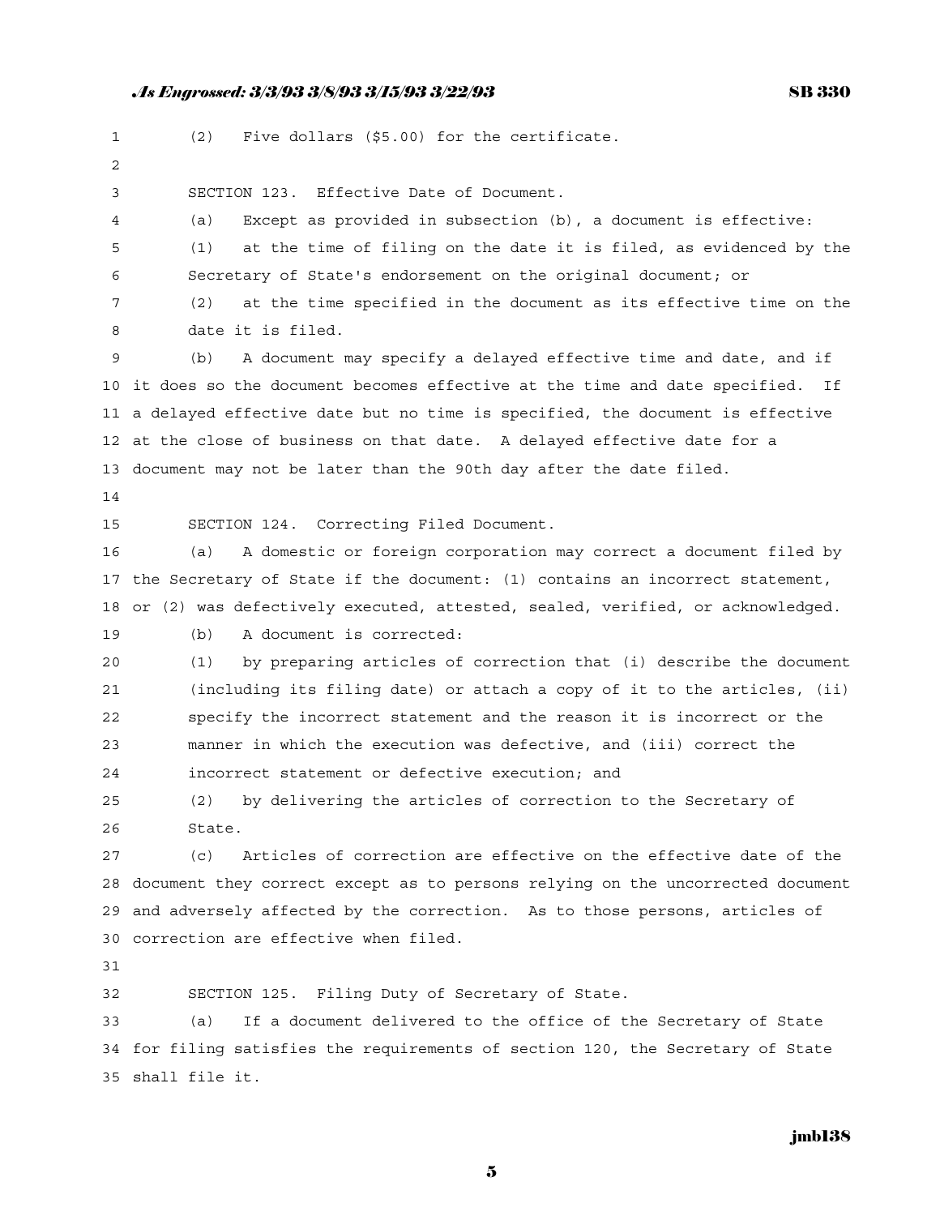(2) Five dollars ($5.00) for the certificate.

SECTION 123. Effective Date of Document.

(a) Except as provided in subsection (b), a document is effective:

(1) at the time of filing on the date it is filed, as evidenced by the Secretary of State's endorsement on the original document; or

(2) at the time specified in the document as its effective time on the date it is filed.

(b) A document may specify a delayed effective time and date, and if it does so the document becomes effective at the time and date specified. If a delayed effective date but no time is specified, the document is effective at the close of business on that date. A delayed effective date for a document may not be later than the 90th day after the date filed.

SECTION 124. Correcting Filed Document.

(a) A domestic or foreign corporation may correct a document filed by the Secretary of State if the document: (1) contains an incorrect statement, or (2) was defectively executed, attested, sealed, verified, or acknowledged.

(b) A document is corrected:

(1) by preparing articles of correction that (i) describe the document (including its filing date) or attach a copy of it to the articles, (ii) specify the incorrect statement and the reason it is incorrect or the manner in which the execution was defective, and (iii) correct the incorrect statement or defective execution; and

(2) by delivering the articles of correction to the Secretary of State.

(c) Articles of correction are effective on the effective date of the document they correct except as to persons relying on the uncorrected document and adversely affected by the correction. As to those persons, articles of correction are effective when filed.

SECTION 125. Filing Duty of Secretary of State.

(a) If a document delivered to the office of the Secretary of State for filing satisfies the requirements of section 120, the Secretary of State shall file it.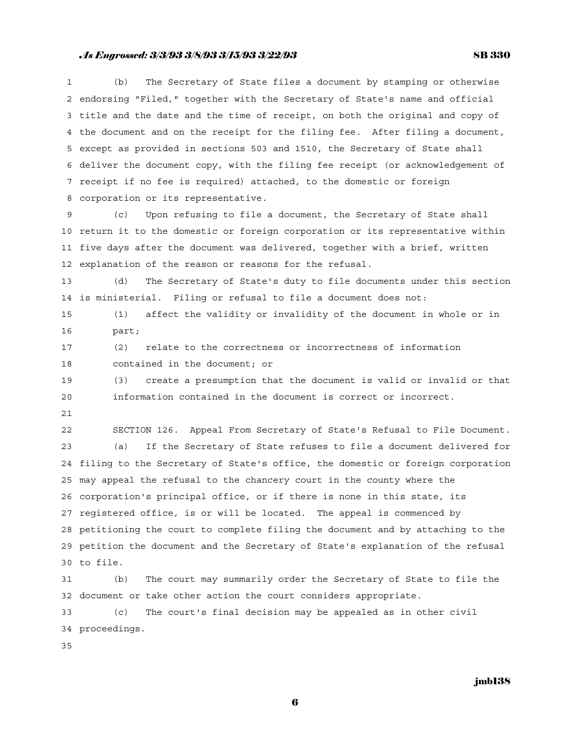(b) The Secretary of State files a document by stamping or otherwise endorsing "Filed," together with the Secretary of State's name and official title and the date and the time of receipt, on both the original and copy of the document and on the receipt for the filing fee. After filing a document, except as provided in sections 503 and 1510, the Secretary of State shall deliver the document copy, with the filing fee receipt (or acknowledgement of receipt if no fee is required) attached, to the domestic or foreign corporation or its representative.

(c) Upon refusing to file a document, the Secretary of State shall return it to the domestic or foreign corporation or its representative within five days after the document was delivered, together with a brief, written explanation of the reason or reasons for the refusal.

(d) The Secretary of State's duty to file documents under this section is ministerial. Filing or refusal to file a document does not:

(1) affect the validity or invalidity of the document in whole or in part;

(2) relate to the correctness or incorrectness of information contained in the document; or

(3) create a presumption that the document is valid or invalid or that information contained in the document is correct or incorrect.

SECTION 126. Appeal From Secretary of State's Refusal to File Document.

(a) If the Secretary of State refuses to file a document delivered for filing to the Secretary of State's office, the domestic or foreign corporation may appeal the refusal to the chancery court in the county where the corporation's principal office, or if there is none in this state, its registered office, is or will be located. The appeal is commenced by petitioning the court to complete filing the document and by attaching to the petition the document and the Secretary of State's explanation of the refusal to file.

(b) The court may summarily order the Secretary of State to file the document or take other action the court considers appropriate.

(c) The court's final decision may be appealed as in other civil proceedings.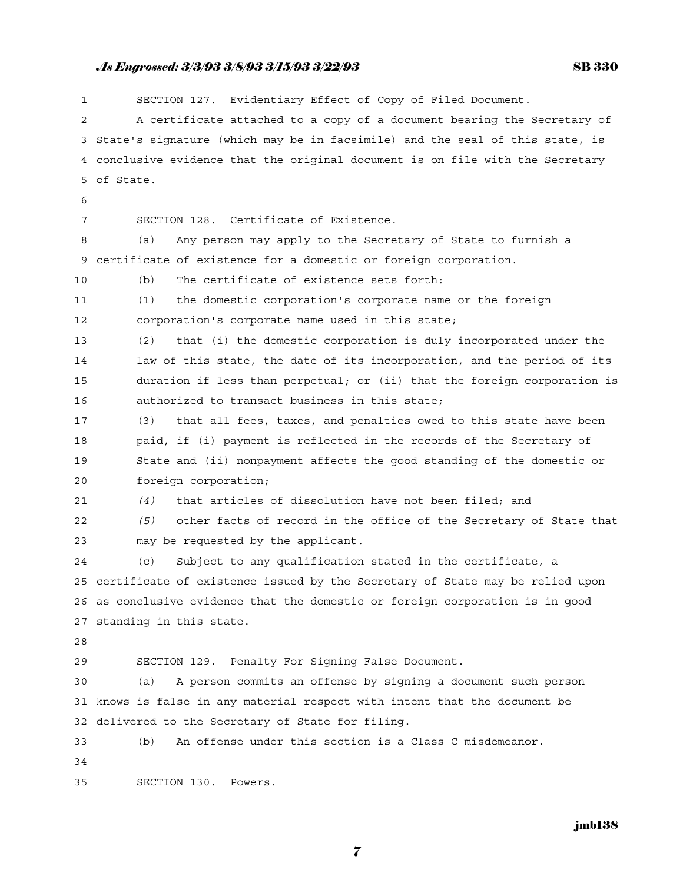SECTION 127. Evidentiary Effect of Copy of Filed Document.

A certificate attached to a copy of a document bearing the Secretary of State's signature (which may be in facsimile) and the seal of this state, is conclusive evidence that the original document is on file with the Secretary of State.

SECTION 128. Certificate of Existence.

(a) Any person may apply to the Secretary of State to furnish a certificate of existence for a domestic or foreign corporation.

(b) The certificate of existence sets forth:

(1) the domestic corporation's corporate name or the foreign corporation's corporate name used in this state;

(2) that (i) the domestic corporation is duly incorporated under the law of this state, the date of its incorporation, and the period of its duration if less than perpetual; or (ii) that the foreign corporation is authorized to transact business in this state;

(3) that all fees, taxes, and penalties owed to this state have been paid, if (i) payment is reflected in the records of the Secretary of State and (ii) nonpayment affects the good standing of the domestic or foreign corporation;

*(4)* that articles of dissolution have not been filed; and

*(5)* other facts of record in the office of the Secretary of State that may be requested by the applicant.

(c) Subject to any qualification stated in the certificate, a certificate of existence issued by the Secretary of State may be relied upon as conclusive evidence that the domestic or foreign corporation is in good standing in this state.

SECTION 129. Penalty For Signing False Document.

(a) A person commits an offense by signing a document such person knows is false in any material respect with intent that the document be delivered to the Secretary of State for filing.

(b) An offense under this section is a Class C misdemeanor.

SECTION 130. Powers.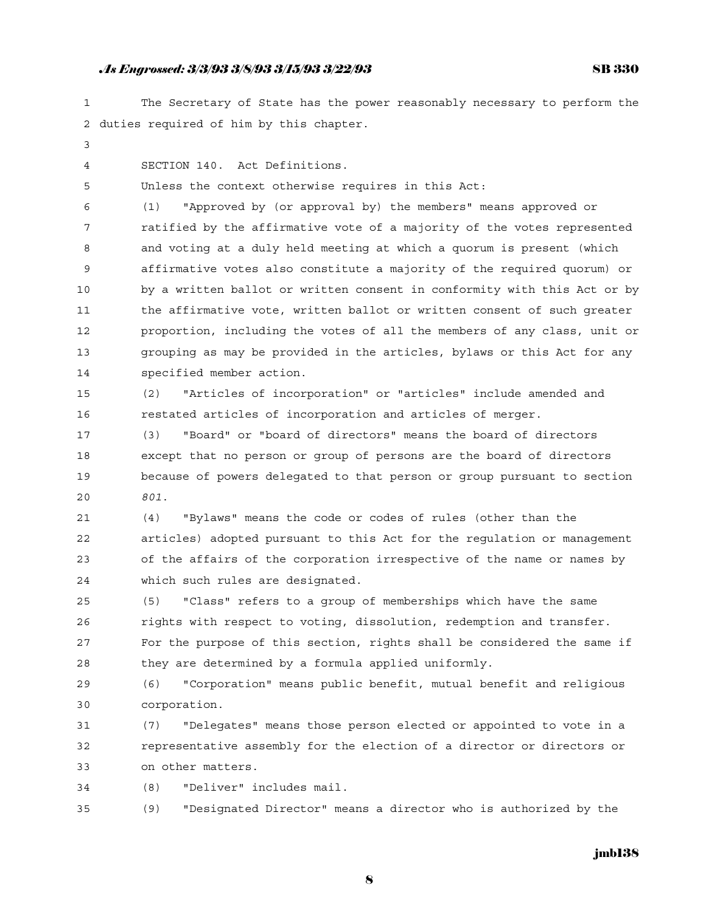The Secretary of State has the power reasonably necessary to perform the duties required of him by this chapter.

SECTION 140. Act Definitions.

Unless the context otherwise requires in this Act:

(1) "Approved by (or approval by) the members" means approved or ratified by the affirmative vote of a majority of the votes represented and voting at a duly held meeting at which a quorum is present (which affirmative votes also constitute a majority of the required quorum) or by a written ballot or written consent in conformity with this Act or by the affirmative vote, written ballot or written consent of such greater proportion, including the votes of all the members of any class, unit or grouping as may be provided in the articles, bylaws or this Act for any specified member action.

(2) "Articles of incorporation" or "articles" include amended and restated articles of incorporation and articles of merger.

(3) "Board" or "board of directors" means the board of directors except that no person or group of persons are the board of directors because of powers delegated to that person or group pursuant to section *801*.

(4) "Bylaws" means the code or codes of rules (other than the articles) adopted pursuant to this Act for the regulation or management of the affairs of the corporation irrespective of the name or names by which such rules are designated.

(5) "Class" refers to a group of memberships which have the same rights with respect to voting, dissolution, redemption and transfer. For the purpose of this section, rights shall be considered the same if they are determined by a formula applied uniformly.

(6) "Corporation" means public benefit, mutual benefit and religious corporation.

(7) "Delegates" means those person elected or appointed to vote in a representative assembly for the election of a director or directors or on other matters.

(8) "Deliver" includes mail.

(9) "Designated Director" means a director who is authorized by the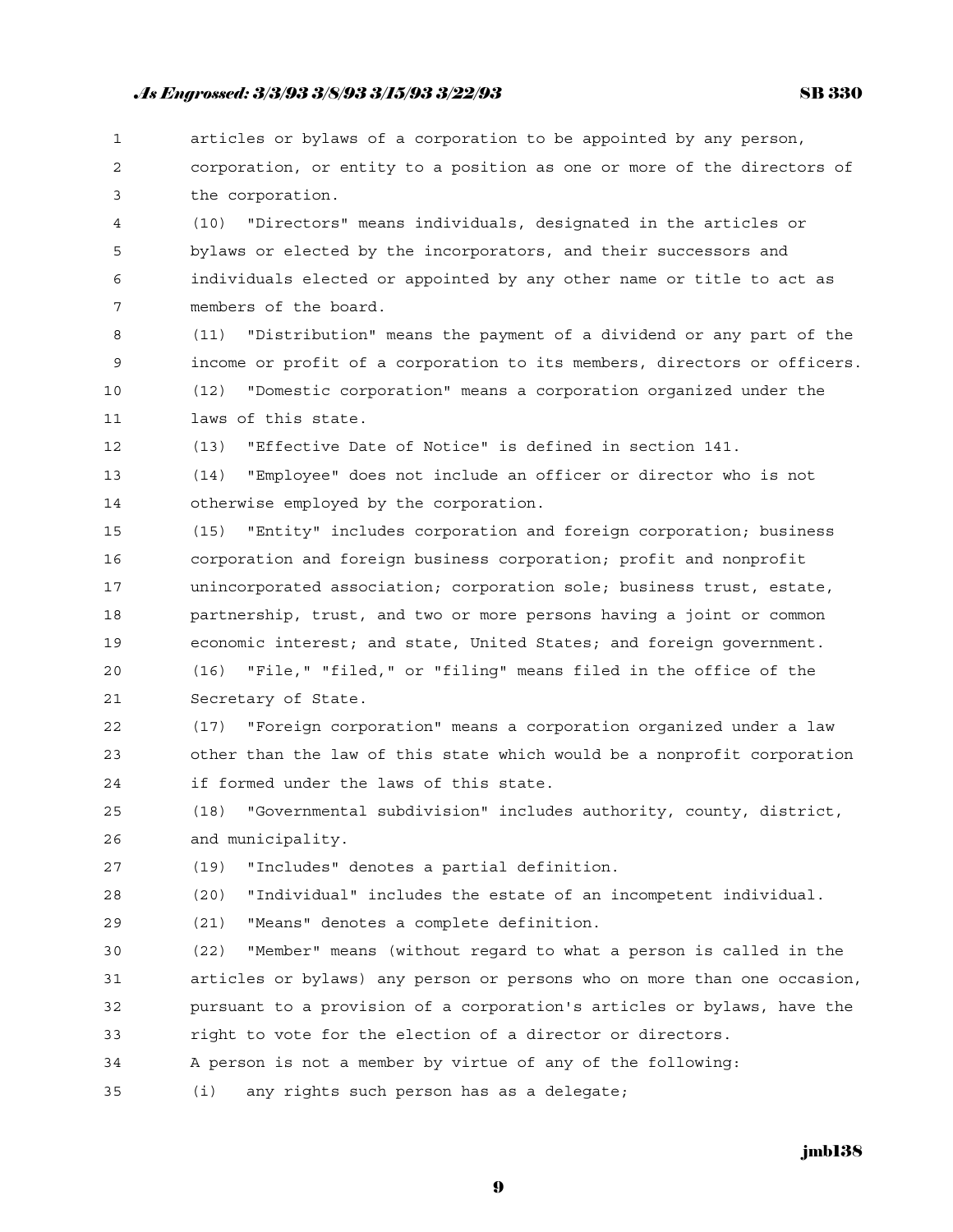articles or bylaws of a corporation to be appointed by any person, corporation, or entity to a position as one or more of the directors of the corporation.

(10) "Directors" means individuals, designated in the articles or bylaws or elected by the incorporators, and their successors and individuals elected or appointed by any other name or title to act as members of the board.

(11) "Distribution" means the payment of a dividend or any part of the income or profit of a corporation to its members, directors or officers.

(12) "Domestic corporation" means a corporation organized under the laws of this state.

(13) "Effective Date of Notice" is defined in section 141.

(14) "Employee" does not include an officer or director who is not otherwise employed by the corporation.

(15) "Entity" includes corporation and foreign corporation; business corporation and foreign business corporation; profit and nonprofit unincorporated association; corporation sole; business trust, estate, partnership, trust, and two or more persons having a joint or common economic interest; and state, United States; and foreign government.

(16) "File," "filed," or "filing" means filed in the office of the Secretary of State.

(17) "Foreign corporation" means a corporation organized under a law other than the law of this state which would be a nonprofit corporation if formed under the laws of this state.

(18) "Governmental subdivision" includes authority, county, district, and municipality.

(19) "Includes" denotes a partial definition.

(20) "Individual" includes the estate of an incompetent individual.

(21) "Means" denotes a complete definition.

(22) "Member" means (without regard to what a person is called in the articles or bylaws) any person or persons who on more than one occasion, pursuant to a provision of a corporation's articles or bylaws, have the right to vote for the election of a director or directors.

A person is not a member by virtue of any of the following:

(i) any rights such person has as a delegate;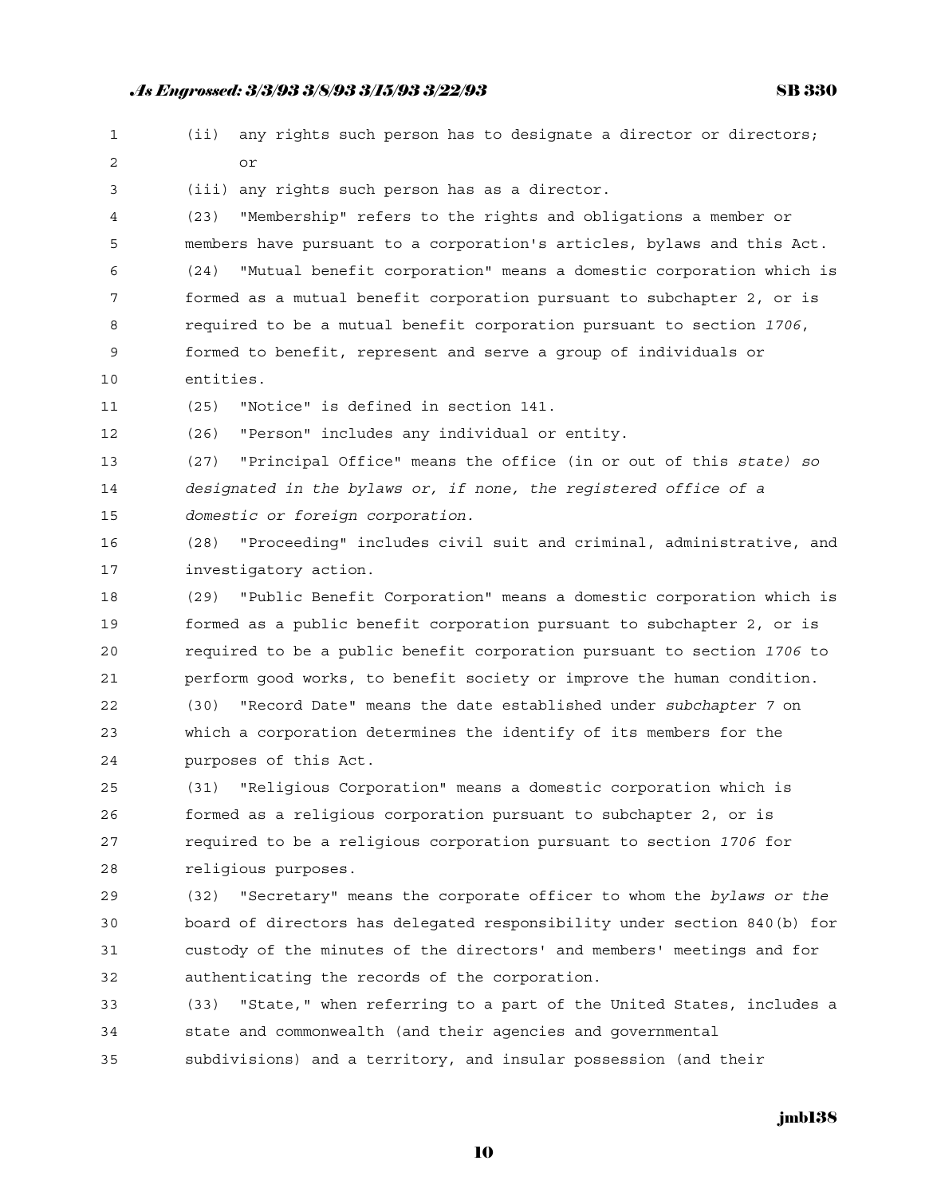(ii) any rights such person has to designate a director or directors; or

(iii) any rights such person has as a director.

(23) "Membership" refers to the rights and obligations a member or members have pursuant to a corporation's articles, bylaws and this Act.

(24) "Mutual benefit corporation" means a domestic corporation which is formed as a mutual benefit corporation pursuant to subchapter 2, or is required to be a mutual benefit corporation pursuant to section *1706*, formed to benefit, represent and serve a group of individuals or entities.

(25) "Notice" is defined in section 141.

(26) "Person" includes any individual or entity.

(27) "Principal Office" means the office (in or out of this *state) so designated in the bylaws or, if none, the registered office of a domestic or foreign corporation.*

(28) "Proceeding" includes civil suit and criminal, administrative, and investigatory action.

(29) "Public Benefit Corporation" means a domestic corporation which is formed as a public benefit corporation pursuant to subchapter 2, or is required to be a public benefit corporation pursuant to section *1706* to perform good works, to benefit society or improve the human condition.

(30) "Record Date" means the date established under *subchapter* 7 on which a corporation determines the identify of its members for the purposes of this Act.

(31) "Religious Corporation" means a domestic corporation which is formed as a religious corporation pursuant to subchapter 2, or is required to be a religious corporation pursuant to section *1706* for religious purposes.

(32) "Secretary" means the corporate officer to whom the *bylaws or the* board of directors has delegated responsibility under section 840(b) for custody of the minutes of the directors' and members' meetings and for authenticating the records of the corporation.

(33) "State," when referring to a part of the United States, includes a state and commonwealth (and their agencies and governmental subdivisions) and a territory, and insular possession (and their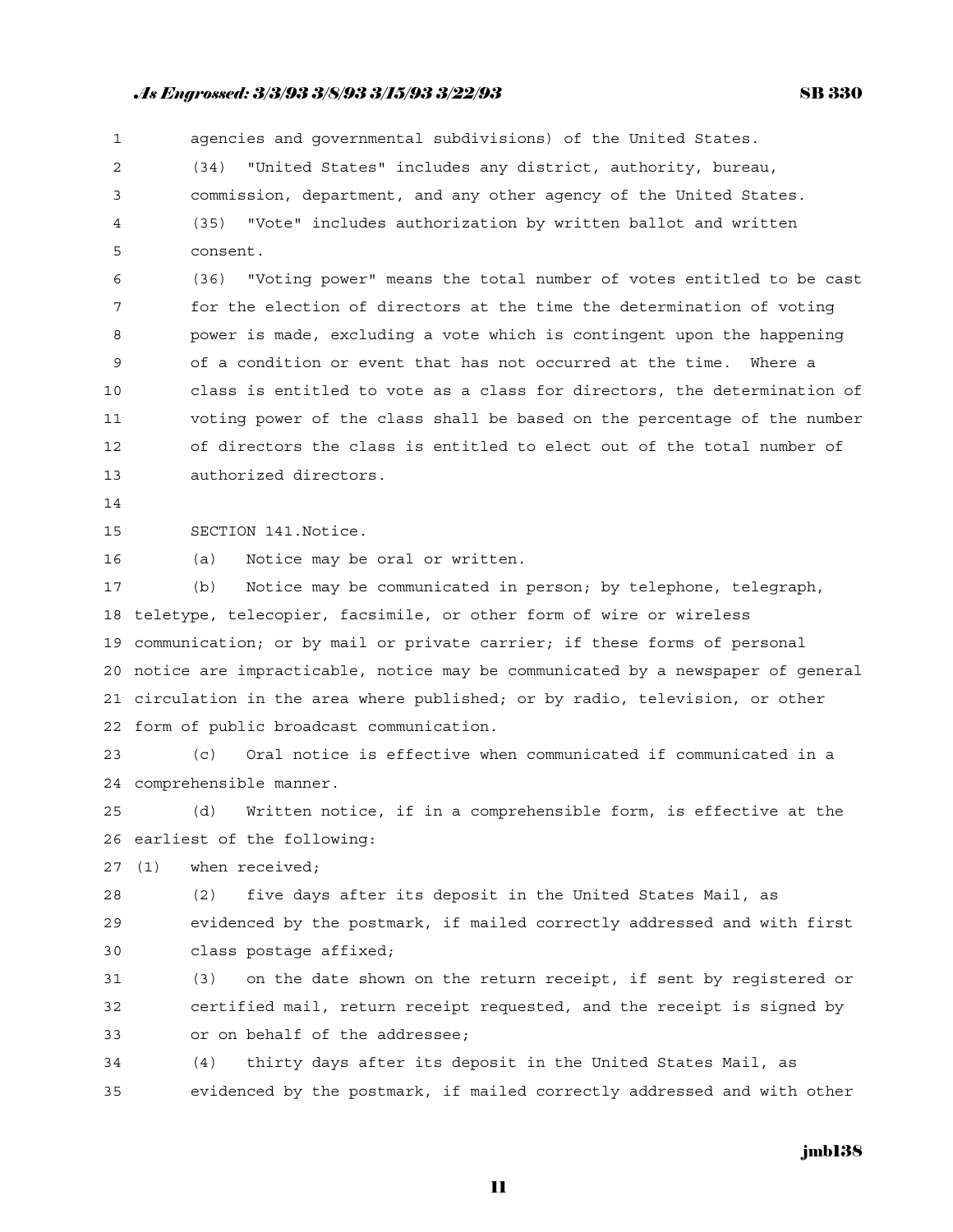agencies and governmental subdivisions) of the United States.

(34) "United States" includes any district, authority, bureau, commission, department, and any other agency of the United States.

(35) "Vote" includes authorization by written ballot and written consent.

(36) "Voting power" means the total number of votes entitled to be cast for the election of directors at the time the determination of voting power is made, excluding a vote which is contingent upon the happening of a condition or event that has not occurred at the time. Where a class is entitled to vote as a class for directors, the determination of voting power of the class shall be based on the percentage of the number of directors the class is entitled to elect out of the total number of authorized directors.

SECTION 141. Notice.

(a) Notice may be oral or written.

(b) Notice may be communicated in person; by telephone, telegraph, teletype, telecopier, facsimile, or other form of wire or wireless communication; or by mail or private carrier; if these forms of personal notice are impracticable, notice may be communicated by a newspaper of general circulation in the area where published; or by radio, television, or other form of public broadcast communication.

(c) Oral notice is effective when communicated if communicated in a comprehensible manner.

(d) Written notice, if in a comprehensible form, is effective at the earliest of the following:

(1) when received;

(2) five days after its deposit in the United States Mail, as evidenced by the postmark, if mailed correctly addressed and with first class postage affixed;

(3) on the date shown on the return receipt, if sent by registered or certified mail, return receipt requested, and the receipt is signed by or on behalf of the addressee;

(4) thirty days after its deposit in the United States Mail, as evidenced by the postmark, if mailed correctly addressed and with other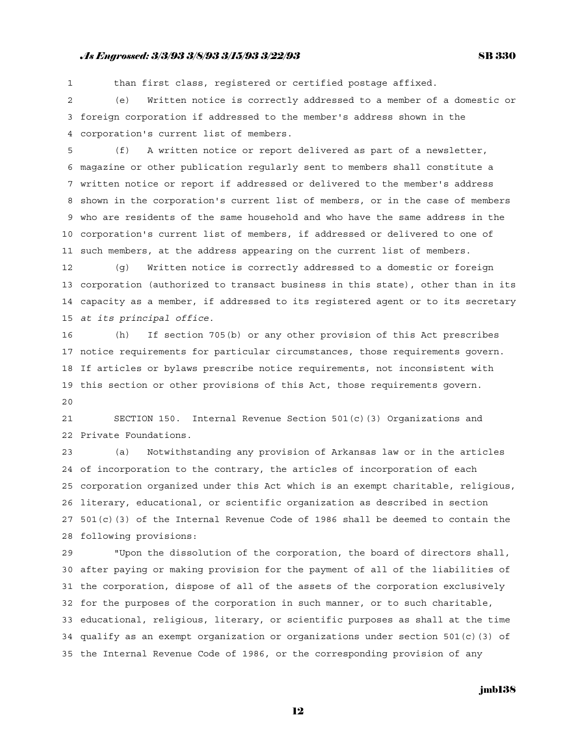than first class, registered or certified postage affixed.

(e) Written notice is correctly addressed to a member of a domestic or foreign corporation if addressed to the member's address shown in the corporation's current list of members.

(f) A written notice or report delivered as part of a newsletter, magazine or other publication regularly sent to members shall constitute a written notice or report if addressed or delivered to the member's address shown in the corporation's current list of members, or in the case of members who are residents of the same household and who have the same address in the corporation's current list of members, if addressed or delivered to one of such members, at the address appearing on the current list of members.

(g) Written notice is correctly addressed to a domestic or foreign corporation (authorized to transact business in this state), other than in its capacity as a member, if addressed to its registered agent or to its secretary *at its principal office*.

(h) If section 705(b) or any other provision of this Act prescribes notice requirements for particular circumstances, those requirements govern. If articles or bylaws prescribe notice requirements, not inconsistent with this section or other provisions of this Act, those requirements govern.

SECTION 150. Internal Revenue Section 501(c)(3) Organizations and Private Foundations.

(a) Notwithstanding any provision of Arkansas law or in the articles of incorporation to the contrary, the articles of incorporation of each corporation organized under this Act which is an exempt charitable, religious, literary, educational, or scientific organization as described in section 501(c)(3) of the Internal Revenue Code of 1986 shall be deemed to contain the following provisions:

"Upon the dissolution of the corporation, the board of directors shall, after paying or making provision for the payment of all of the liabilities of the corporation, dispose of all of the assets of the corporation exclusively for the purposes of the corporation in such manner, or to such charitable, educational, religious, literary, or scientific purposes as shall at the time qualify as an exempt organization or organizations under section 501(c)(3) of the Internal Revenue Code of 1986, or the corresponding provision of any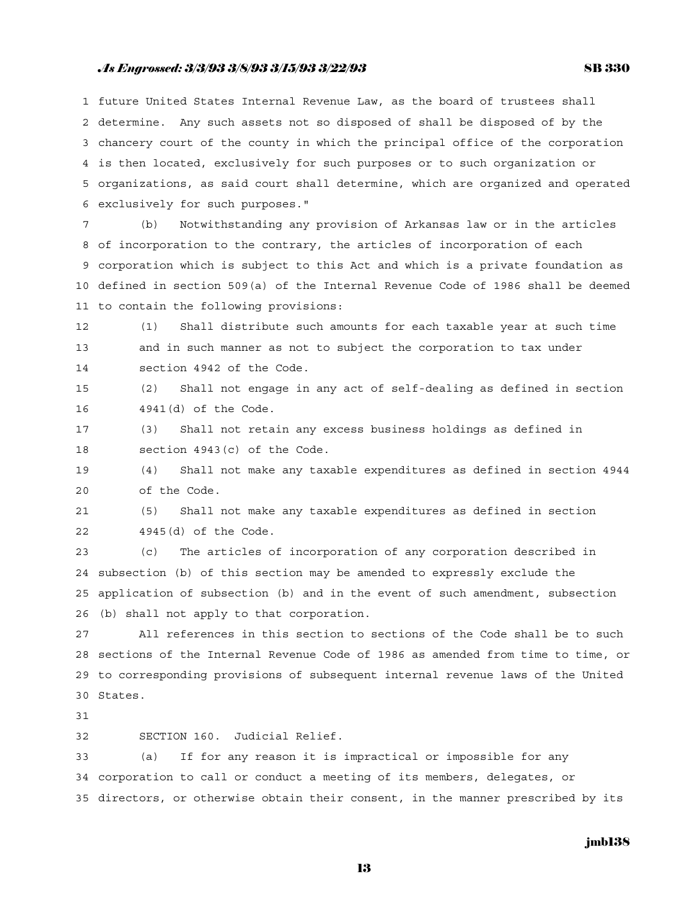future United States Internal Revenue Law, as the board of trustees shall determine. Any such assets not so disposed of shall be disposed of by the chancery court of the county in which the principal office of the corporation is then located, exclusively for such purposes or to such organization or organizations, as said court shall determine, which are organized and operated exclusively for such purposes."

(b) Notwithstanding any provision of Arkansas law or in the articles of incorporation to the contrary, the articles of incorporation of each corporation which is subject to this Act and which is a private foundation as defined in section 509(a) of the Internal Revenue Code of 1986 shall be deemed to contain the following provisions:

(1) Shall distribute such amounts for each taxable year at such time and in such manner as not to subject the corporation to tax under section 4942 of the Code.

(2) Shall not engage in any act of self-dealing as defined in section 4941(d) of the Code.

(3) Shall not retain any excess business holdings as defined in section 4943(c) of the Code.

(4) Shall not make any taxable expenditures as defined in section 4944 of the Code.

(5) Shall not make any taxable expenditures as defined in section 4945(d) of the Code.

(c) The articles of incorporation of any corporation described in subsection (b) of this section may be amended to expressly exclude the application of subsection (b) and in the event of such amendment, subsection (b) shall not apply to that corporation.

All references in this section to sections of the Code shall be to such sections of the Internal Revenue Code of 1986 as amended from time to time, or to corresponding provisions of subsequent internal revenue laws of the United States.

SECTION 160. Judicial Relief.

(a) If for any reason it is impractical or impossible for any corporation to call or conduct a meeting of its members, delegates, or directors, or otherwise obtain their consent, in the manner prescribed by its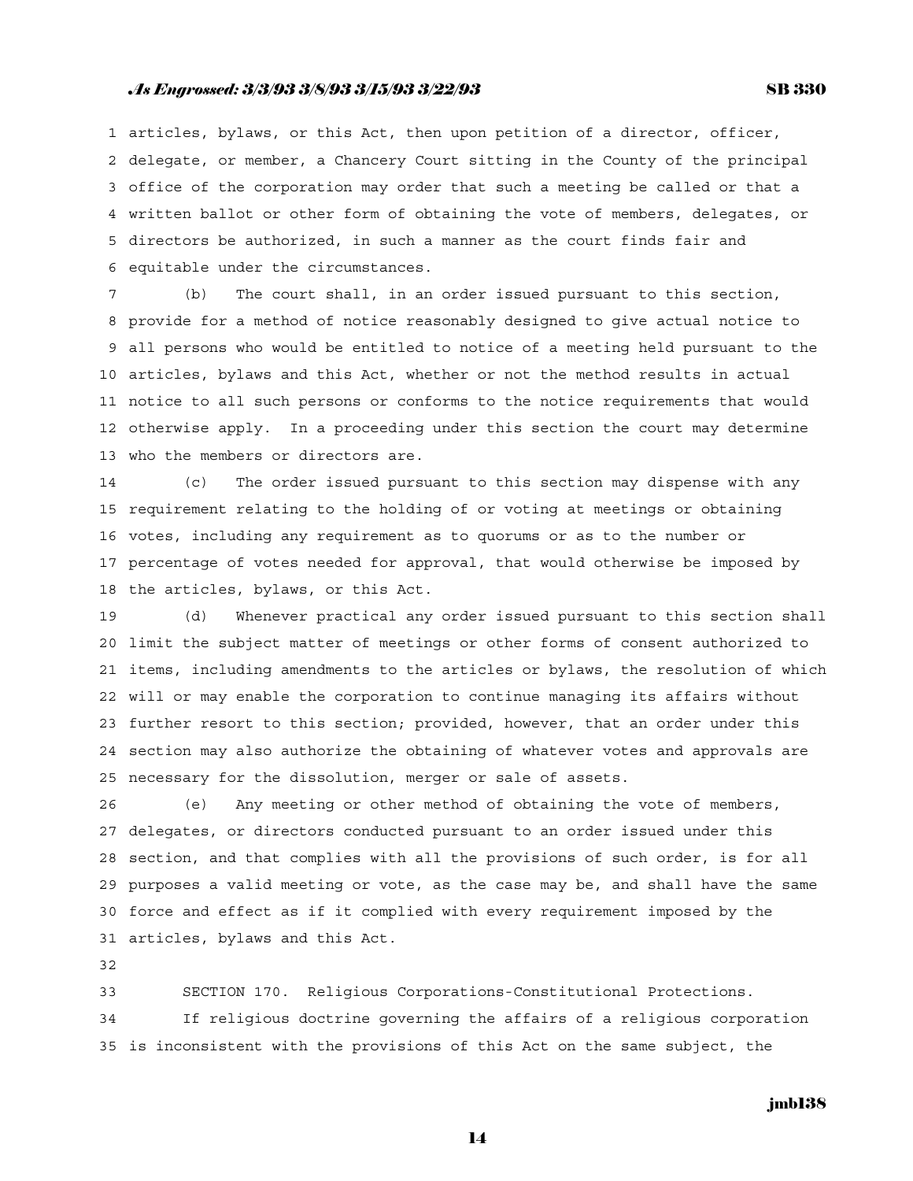articles, bylaws, or this Act, then upon petition of a director, officer, delegate, or member, a Chancery Court sitting in the County of the principal office of the corporation may order that such a meeting be called or that a written ballot or other form of obtaining the vote of members, delegates, or directors be authorized, in such a manner as the court finds fair and equitable under the circumstances.

(b) The court shall, in an order issued pursuant to this section, provide for a method of notice reasonably designed to give actual notice to all persons who would be entitled to notice of a meeting held pursuant to the articles, bylaws and this Act, whether or not the method results in actual notice to all such persons or conforms to the notice requirements that would otherwise apply. In a proceeding under this section the court may determine who the members or directors are.

(c) The order issued pursuant to this section may dispense with any requirement relating to the holding of or voting at meetings or obtaining votes, including any requirement as to quorums or as to the number or percentage of votes needed for approval, that would otherwise be imposed by the articles, bylaws, or this Act.

(d) Whenever practical any order issued pursuant to this section shall limit the subject matter of meetings or other forms of consent authorized to items, including amendments to the articles or bylaws, the resolution of which will or may enable the corporation to continue managing its affairs without further resort to this section; provided, however, that an order under this section may also authorize the obtaining of whatever votes and approvals are necessary for the dissolution, merger or sale of assets.

(e) Any meeting or other method of obtaining the vote of members, delegates, or directors conducted pursuant to an order issued under this section, and that complies with all the provisions of such order, is for all purposes a valid meeting or vote, as the case may be, and shall have the same force and effect as if it complied with every requirement imposed by the articles, bylaws and this Act.

SECTION 170. Religious Corporations-Constitutional Protections.

If religious doctrine governing the affairs of a religious corporation is inconsistent with the provisions of this Act on the same subject, the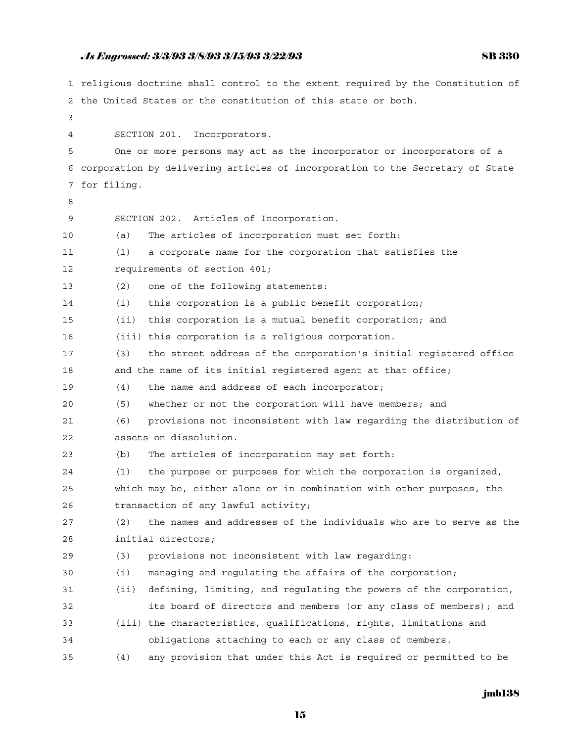religious doctrine shall control to the extent required by the Constitution of the United States or the constitution of this state or both.

SECTION 201. Incorporators.

One or more persons may act as the incorporator or incorporators of a corporation by delivering articles of incorporation to the Secretary of State for filing.

SECTION 202. Articles of Incorporation.

(a) The articles of incorporation must set forth:

(1) a corporate name for the corporation that satisfies the requirements of section 401;

(2) one of the following statements:

(i) this corporation is a public benefit corporation;

(ii) this corporation is a mutual benefit corporation; and

(iii) this corporation is a religious corporation.

(3) the street address of the corporation's initial registered office and the name of its initial registered agent at that office;

(4) the name and address of each incorporator;

(5) whether or not the corporation will have members; and

(6) provisions not inconsistent with law regarding the distribution of assets on dissolution.

(b) The articles of incorporation may set forth:

(1) the purpose or purposes for which the corporation is organized, which may be, either alone or in combination with other purposes, the transaction of any lawful activity;

(2) the names and addresses of the individuals who are to serve as the initial directors;

(3) provisions not inconsistent with law regarding:

(i) managing and regulating the affairs of the corporation;

(ii) defining, limiting, and regulating the powers of the corporation, its board of directors and members (or any class of members); and

(iii) the characteristics, qualifications, rights, limitations and obligations attaching to each or any class of members.

(4) any provision that under this Act is required or permitted to be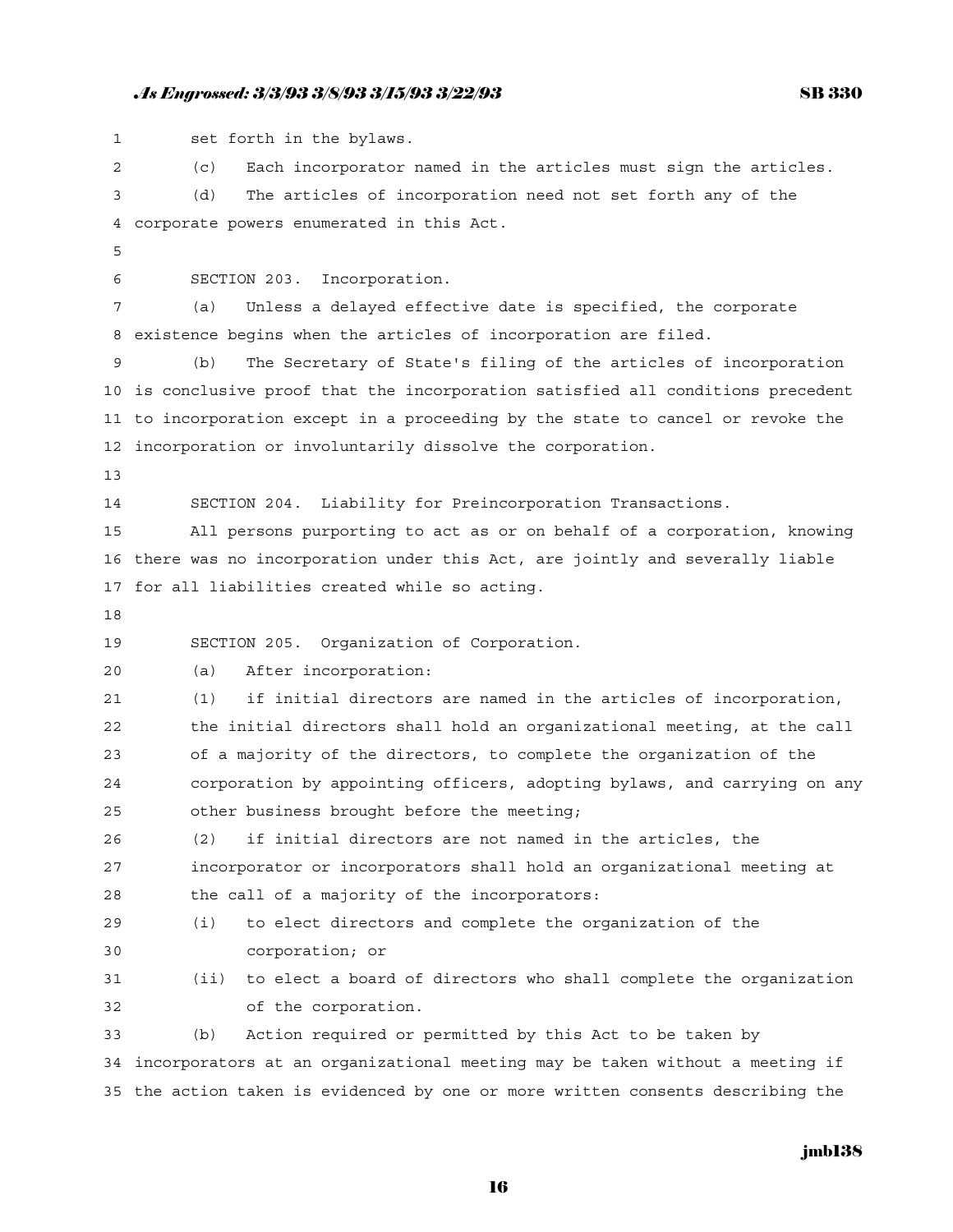set forth in the bylaws.

(c) Each incorporator named in the articles must sign the articles.

(d) The articles of incorporation need not set forth any of the corporate powers enumerated in this Act.

SECTION 203. Incorporation.

(a) Unless a delayed effective date is specified, the corporate existence begins when the articles of incorporation are filed.

(b) The Secretary of State's filing of the articles of incorporation is conclusive proof that the incorporation satisfied all conditions precedent to incorporation except in a proceeding by the state to cancel or revoke the incorporation or involuntarily dissolve the corporation.

SECTION 204. Liability for Preincorporation Transactions.

All persons purporting to act as or on behalf of a corporation, knowing there was no incorporation under this Act, are jointly and severally liable for all liabilities created while so acting.

SECTION 205. Organization of Corporation.

(a) After incorporation:

(1) if initial directors are named in the articles of incorporation, the initial directors shall hold an organizational meeting, at the call of a majority of the directors, to complete the organization of the corporation by appointing officers, adopting bylaws, and carrying on any other business brought before the meeting;

(2) if initial directors are not named in the articles, the incorporator or incorporators shall hold an organizational meeting at the call of a majority of the incorporators:

(i) to elect directors and complete the organization of the corporation; or

(ii) to elect a board of directors who shall complete the organization of the corporation.

(b) Action required or permitted by this Act to be taken by incorporators at an organizational meeting may be taken without a meeting if the action taken is evidenced by one or more written consents describing the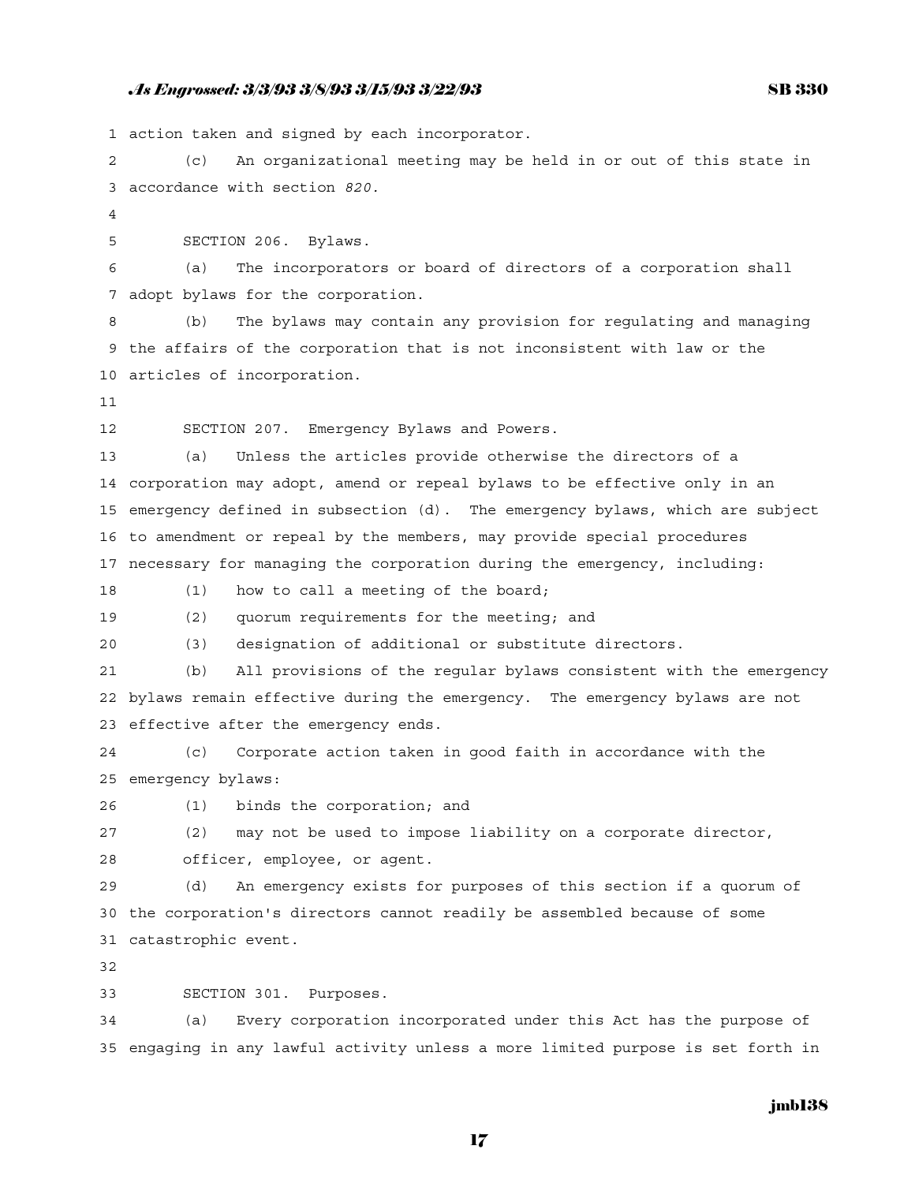action taken and signed by each incorporator.

(c) An organizational meeting may be held in or out of this state in accordance with section *820*.

SECTION 206. Bylaws.

(a) The incorporators or board of directors of a corporation shall adopt bylaws for the corporation.

(b) The bylaws may contain any provision for regulating and managing the affairs of the corporation that is not inconsistent with law or the articles of incorporation.

SECTION 207. Emergency Bylaws and Powers.

(a) Unless the articles provide otherwise the directors of a corporation may adopt, amend or repeal bylaws to be effective only in an emergency defined in subsection (d). The emergency bylaws, which are subject to amendment or repeal by the members, may provide special procedures necessary for managing the corporation during the emergency, including:

(1) how to call a meeting of the board;

(2) quorum requirements for the meeting; and

(3) designation of additional or substitute directors.

(b) All provisions of the regular bylaws consistent with the emergency bylaws remain effective during the emergency. The emergency bylaws are not effective after the emergency ends.

(c) Corporate action taken in good faith in accordance with the emergency bylaws:

(1) binds the corporation; and

(2) may not be used to impose liability on a corporate director, officer, employee, or agent.

(d) An emergency exists for purposes of this section if a quorum of the corporation's directors cannot readily be assembled because of some catastrophic event.

SECTION 301. Purposes.

(a) Every corporation incorporated under this Act has the purpose of engaging in any lawful activity unless a more limited purpose is set forth in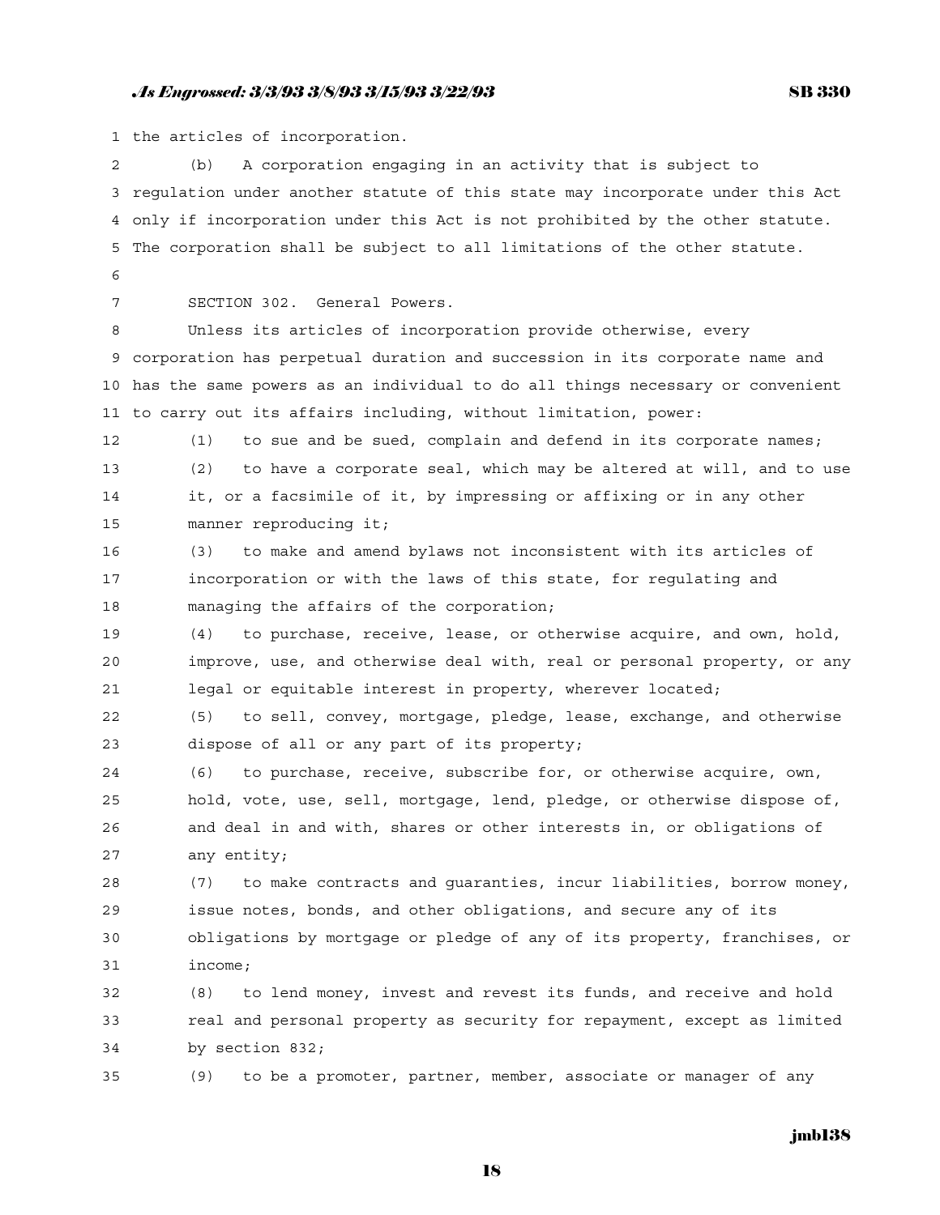the articles of incorporation.

(b) A corporation engaging in an activity that is subject to regulation under another statute of this state may incorporate under this Act only if incorporation under this Act is not prohibited by the other statute. The corporation shall be subject to all limitations of the other statute.

SECTION 302. General Powers.

Unless its articles of incorporation provide otherwise, every corporation has perpetual duration and succession in its corporate name and has the same powers as an individual to do all things necessary or convenient to carry out its affairs including, without limitation, power:

(1) to sue and be sued, complain and defend in its corporate names;

(2) to have a corporate seal, which may be altered at will, and to use it, or a facsimile of it, by impressing or affixing or in any other manner reproducing it;

(3) to make and amend bylaws not inconsistent with its articles of incorporation or with the laws of this state, for regulating and managing the affairs of the corporation;

(4) to purchase, receive, lease, or otherwise acquire, and own, hold, improve, use, and otherwise deal with, real or personal property, or any legal or equitable interest in property, wherever located;

(5) to sell, convey, mortgage, pledge, lease, exchange, and otherwise dispose of all or any part of its property;

(6) to purchase, receive, subscribe for, or otherwise acquire, own, hold, vote, use, sell, mortgage, lend, pledge, or otherwise dispose of, and deal in and with, shares or other interests in, or obligations of any entity;

(7) to make contracts and guaranties, incur liabilities, borrow money, issue notes, bonds, and other obligations, and secure any of its obligations by mortgage or pledge of any of its property, franchises, or income;

(8) to lend money, invest and revest its funds, and receive and hold real and personal property as security for repayment, except as limited by section 832;

(9) to be a promoter, partner, member, associate or manager of any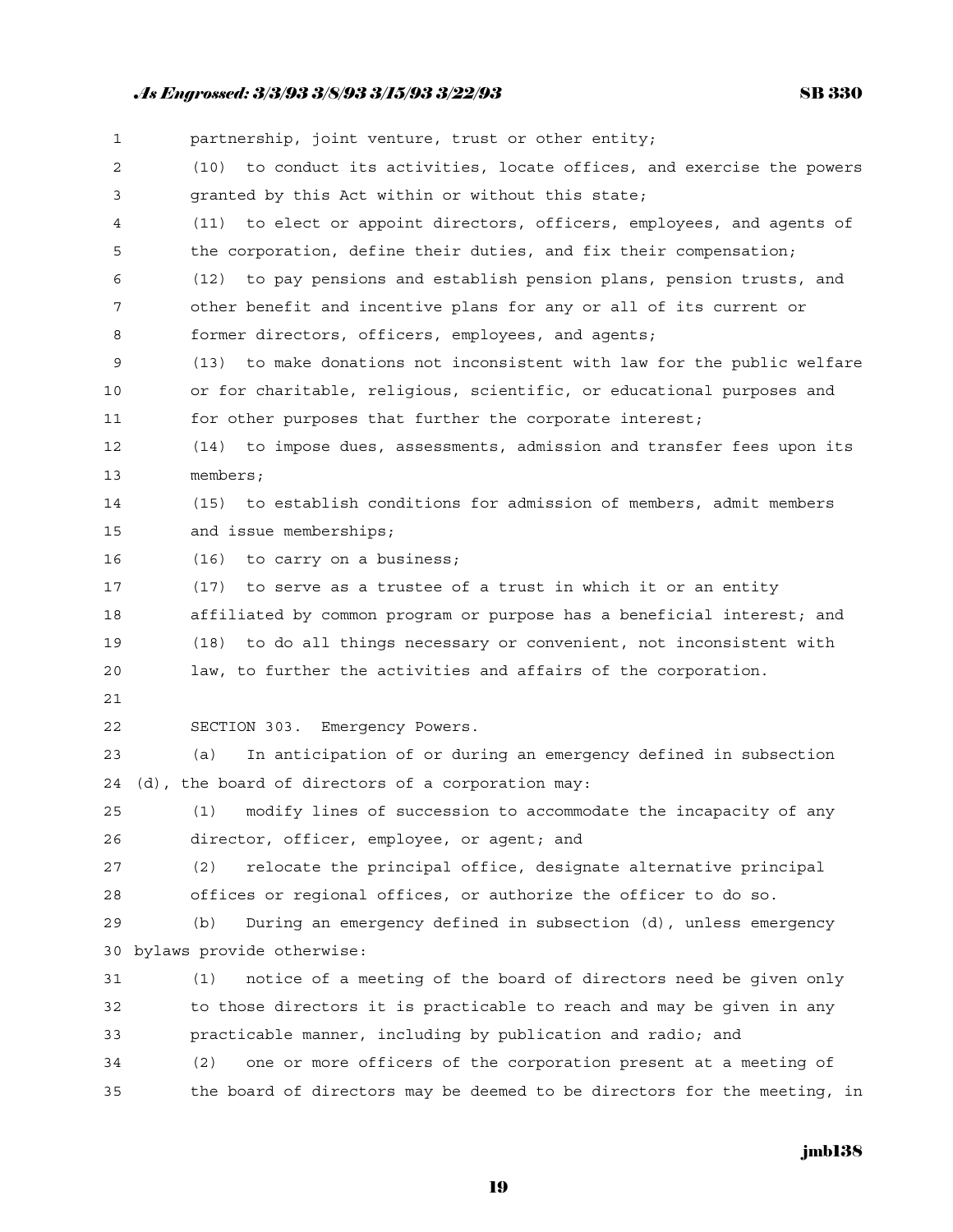partnership, joint venture, trust or other entity;

(10) to conduct its activities, locate offices, and exercise the powers granted by this Act within or without this state;

(11) to elect or appoint directors, officers, employees, and agents of the corporation, define their duties, and fix their compensation;

(12) to pay pensions and establish pension plans, pension trusts, and other benefit and incentive plans for any or all of its current or former directors, officers, employees, and agents;

(13) to make donations not inconsistent with law for the public welfare or for charitable, religious, scientific, or educational purposes and for other purposes that further the corporate interest;

(14) to impose dues, assessments, admission and transfer fees upon its members;

(15) to establish conditions for admission of members, admit members and issue memberships;

(16) to carry on a business;

(17) to serve as a trustee of a trust in which it or an entity affiliated by common program or purpose has a beneficial interest; and

(18) to do all things necessary or convenient, not inconsistent with law, to further the activities and affairs of the corporation.

SECTION 303. Emergency Powers.

(a) In anticipation of or during an emergency defined in subsection (d), the board of directors of a corporation may:

(1) modify lines of succession to accommodate the incapacity of any director, officer, employee, or agent; and

(2) relocate the principal office, designate alternative principal offices or regional offices, or authorize the officer to do so.

(b) During an emergency defined in subsection (d), unless emergency bylaws provide otherwise:

(1) notice of a meeting of the board of directors need be given only to those directors it is practicable to reach and may be given in any practicable manner, including by publication and radio; and

(2) one or more officers of the corporation present at a meeting of the board of directors may be deemed to be directors for the meeting, in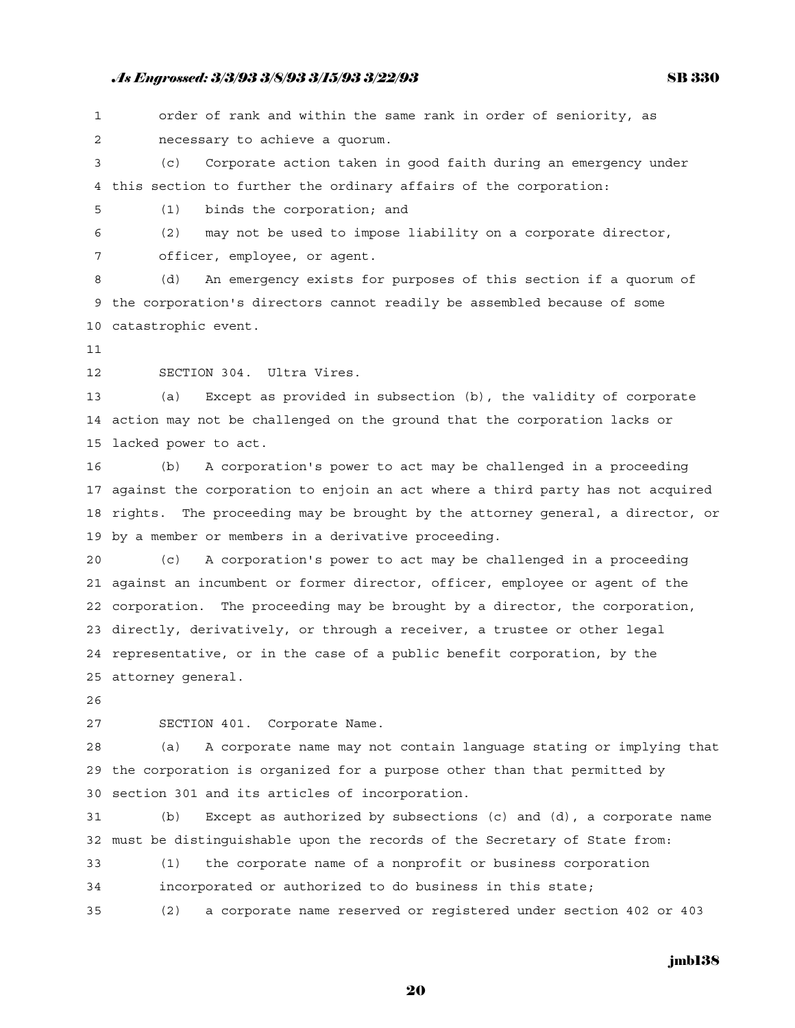order of rank and within the same rank in order of seniority, as necessary to achieve a quorum.

(c) Corporate action taken in good faith during an emergency under this section to further the ordinary affairs of the corporation:

(1) binds the corporation; and

(2) may not be used to impose liability on a corporate director, officer, employee, or agent.

(d) An emergency exists for purposes of this section if a quorum of the corporation's directors cannot readily be assembled because of some catastrophic event.

SECTION 304. Ultra Vires.

(a) Except as provided in subsection (b), the validity of corporate action may not be challenged on the ground that the corporation lacks or lacked power to act.

(b) A corporation's power to act may be challenged in a proceeding against the corporation to enjoin an act where a third party has not acquired rights. The proceeding may be brought by the attorney general, a director, or by a member or members in a derivative proceeding.

(c) A corporation's power to act may be challenged in a proceeding against an incumbent or former director, officer, employee or agent of the corporation. The proceeding may be brought by a director, the corporation, directly, derivatively, or through a receiver, a trustee or other legal representative, or in the case of a public benefit corporation, by the attorney general.

SECTION 401. Corporate Name.

(a) A corporate name may not contain language stating or implying that the corporation is organized for a purpose other than that permitted by section 301 and its articles of incorporation.

(b) Except as authorized by subsections (c) and (d), a corporate name must be distinguishable upon the records of the Secretary of State from:

(1) the corporate name of a nonprofit or business corporation incorporated or authorized to do business in this state;

(2) a corporate name reserved or registered under section 402 or 403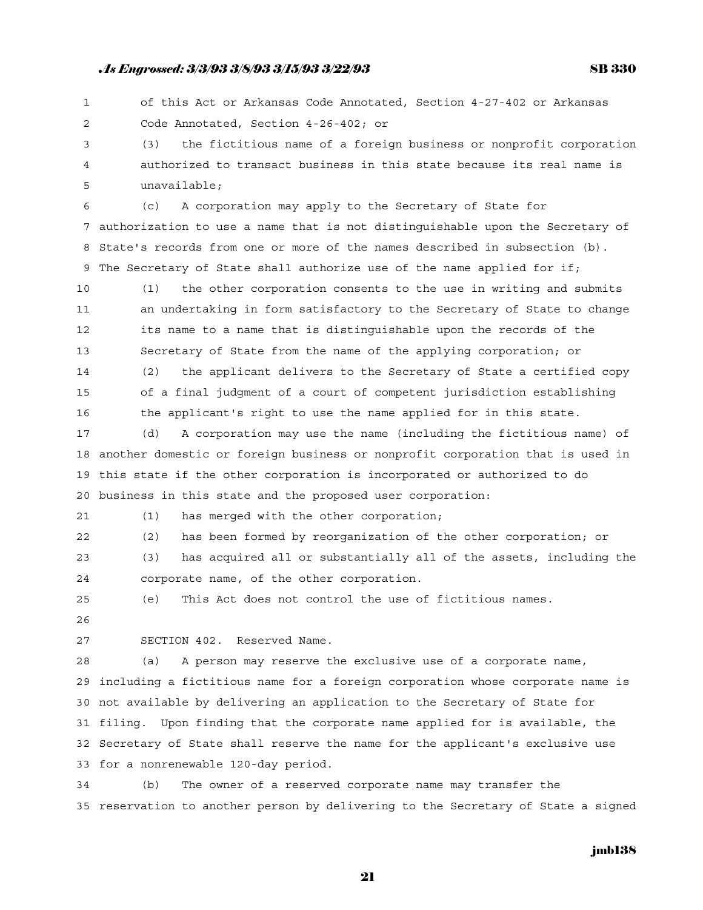of this Act or Arkansas Code Annotated, Section 4-27-402 or Arkansas Code Annotated, Section 4-26-402; or

(3) the fictitious name of a foreign business or nonprofit corporation authorized to transact business in this state because its real name is unavailable;

(c) A corporation may apply to the Secretary of State for authorization to use a name that is not distinguishable upon the Secretary of State's records from one or more of the names described in subsection (b). The Secretary of State shall authorize use of the name applied for if;

(1) the other corporation consents to the use in writing and submits an undertaking in form satisfactory to the Secretary of State to change its name to a name that is distinguishable upon the records of the Secretary of State from the name of the applying corporation; or

(2) the applicant delivers to the Secretary of State a certified copy of a final judgment of a court of competent jurisdiction establishing the applicant's right to use the name applied for in this state.

(d) A corporation may use the name (including the fictitious name) of another domestic or foreign business or nonprofit corporation that is used in this state if the other corporation is incorporated or authorized to do business in this state and the proposed user corporation:

(1) has merged with the other corporation;

(2) has been formed by reorganization of the other corporation; or

(3) has acquired all or substantially all of the assets, including the corporate name, of the other corporation.

(e) This Act does not control the use of fictitious names.

SECTION 402. Reserved Name.

(a) A person may reserve the exclusive use of a corporate name, including a fictitious name for a foreign corporation whose corporate name is not available by delivering an application to the Secretary of State for filing. Upon finding that the corporate name applied for is available, the Secretary of State shall reserve the name for the applicant's exclusive use for a nonrenewable 120-day period.

(b) The owner of a reserved corporate name may transfer the reservation to another person by delivering to the Secretary of State a signed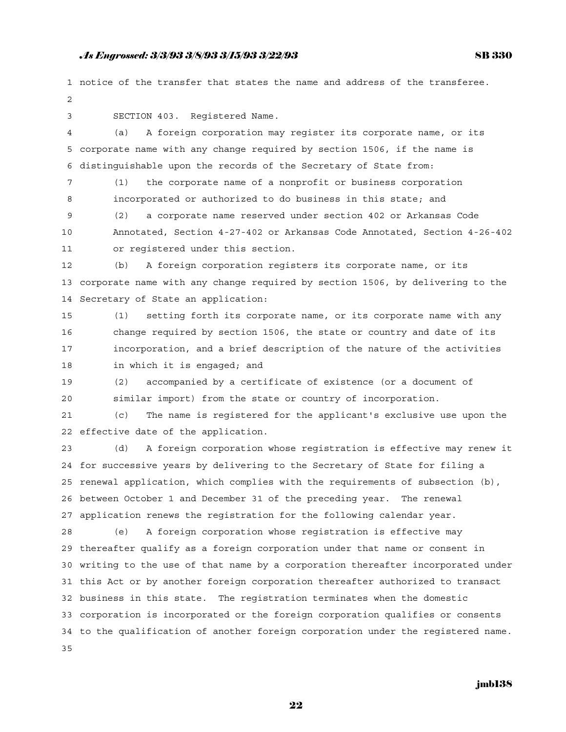notice of the transfer that states the name and address of the transferee.

SECTION 403. Registered Name.

(a) A foreign corporation may register its corporate name, or its corporate name with any change required by section 1506, if the name is distinguishable upon the records of the Secretary of State from:

(1) the corporate name of a nonprofit or business corporation incorporated or authorized to do business in this state; and

(2) a corporate name reserved under section 402 or Arkansas Code Annotated, Section 4-27-402 or Arkansas Code Annotated, Section 4-26-402 or registered under this section.

(b) A foreign corporation registers its corporate name, or its corporate name with any change required by section 1506, by delivering to the Secretary of State an application:

(1) setting forth its corporate name, or its corporate name with any change required by section 1506, the state or country and date of its incorporation, and a brief description of the nature of the activities in which it is engaged; and

(2) accompanied by a certificate of existence (or a document of similar import) from the state or country of incorporation.

(c) The name is registered for the applicant's exclusive use upon the effective date of the application.

(d) A foreign corporation whose registration is effective may renew it for successive years by delivering to the Secretary of State for filing a renewal application, which complies with the requirements of subsection (b), between October 1 and December 31 of the preceding year. The renewal application renews the registration for the following calendar year.

(e) A foreign corporation whose registration is effective may thereafter qualify as a foreign corporation under that name or consent in writing to the use of that name by a corporation thereafter incorporated under this Act or by another foreign corporation thereafter authorized to transact business in this state. The registration terminates when the domestic corporation is incorporated or the foreign corporation qualifies or consents to the qualification of another foreign corporation under the registered name.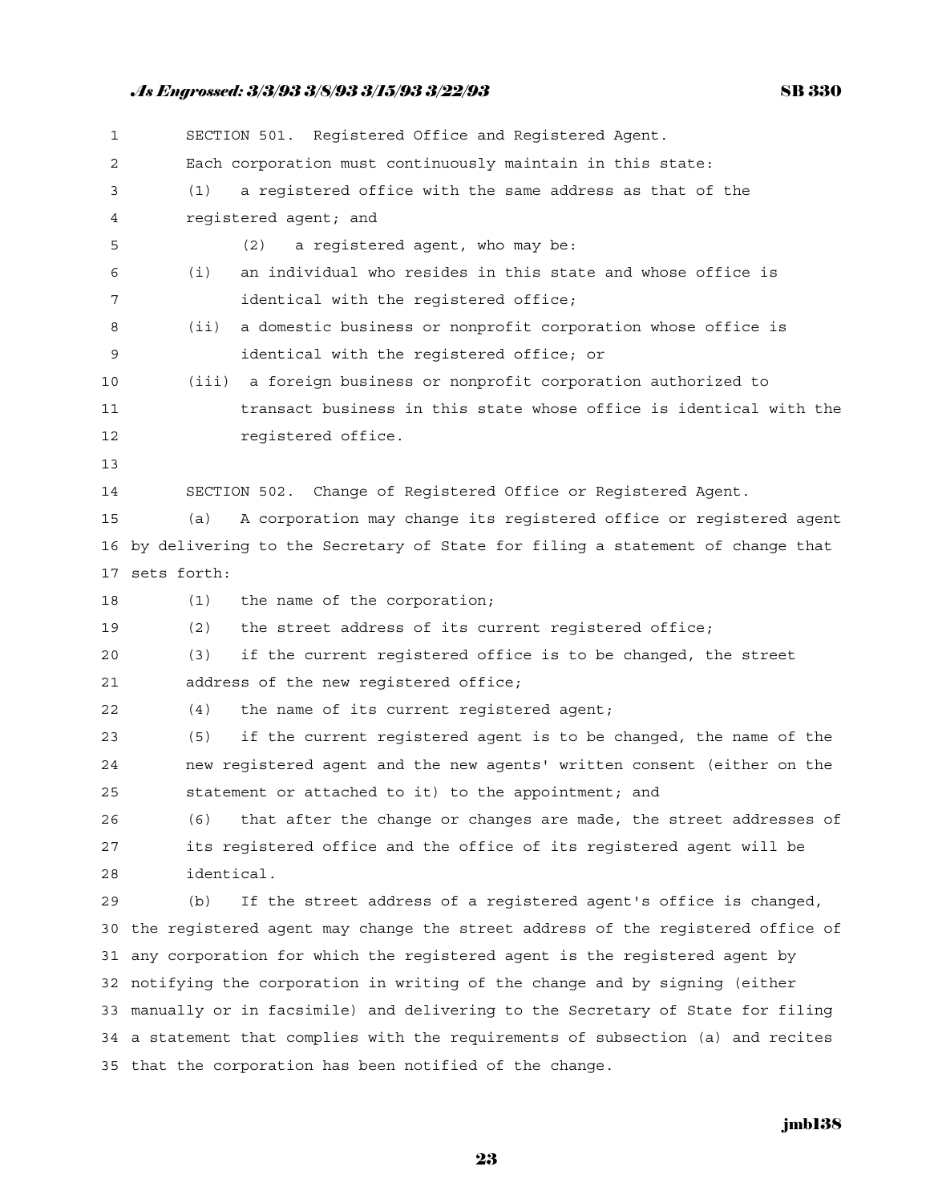SECTION 501. Registered Office and Registered Agent.

Each corporation must continuously maintain in this state:

(1) a registered office with the same address as that of the registered agent; and

(2) a registered agent, who may be:

(i) an individual who resides in this state and whose office is identical with the registered office;

(ii) a domestic business or nonprofit corporation whose office is identical with the registered office; or

(iii) a foreign business or nonprofit corporation authorized to transact business in this state whose office is identical with the registered office.

SECTION 502. Change of Registered Office or Registered Agent.

(a) A corporation may change its registered office or registered agent by delivering to the Secretary of State for filing a statement of change that sets forth:

(1) the name of the corporation;

(2) the street address of its current registered office;

(3) if the current registered office is to be changed, the street address of the new registered office;

(4) the name of its current registered agent;

(5) if the current registered agent is to be changed, the name of the new registered agent and the new agents' written consent (either on the statement or attached to it) to the appointment; and

(6) that after the change or changes are made, the street addresses of its registered office and the office of its registered agent will be identical.

(b) If the street address of a registered agent's office is changed, the registered agent may change the street address of the registered office of any corporation for which the registered agent is the registered agent by notifying the corporation in writing of the change and by signing (either manually or in facsimile) and delivering to the Secretary of State for filing a statement that complies with the requirements of subsection (a) and recites that the corporation has been notified of the change.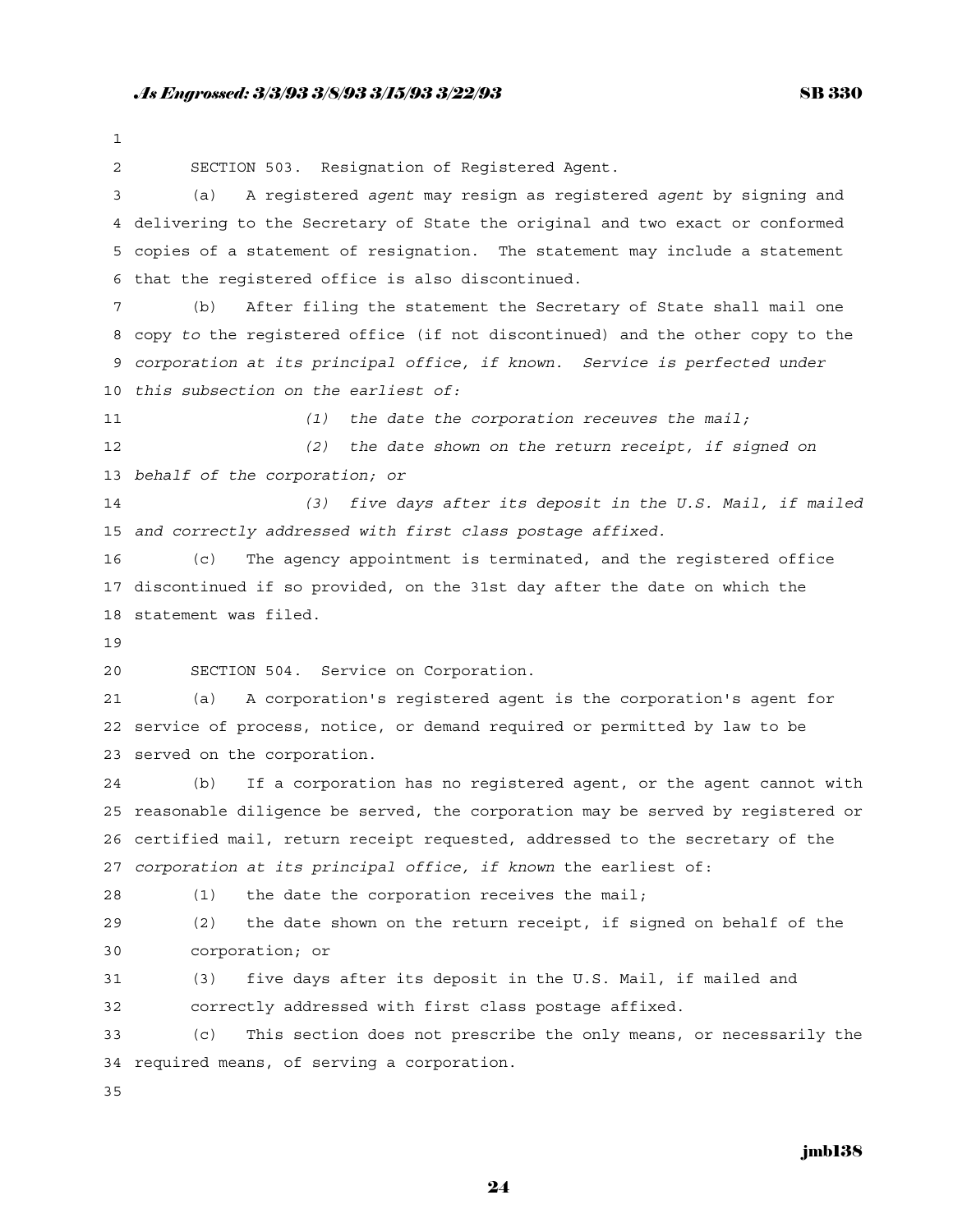SECTION 503. Resignation of Registered Agent.

(a) A registered *agent* may resign as registered *agent* by signing and delivering to the Secretary of State the original and two exact or conformed copies of a statement of resignation. The statement may include a statement that the registered office is also discontinued.

(b) After filing the statement the Secretary of State shall mail one copy *to* the registered office (if not discontinued) and the other copy to the *corporation at its principal office, if known. Service is perfected under this subsection on the earliest of:*

*(1) the date the corporation receuves the mail;*

*(2) the date shown on the return receipt, if signed on behalf of the corporation; or*

*(3) five days after its deposit in the U.S. Mail, if mailed and correctly addressed with first class postage affixed.*

(c) The agency appointment is terminated, and the registered office discontinued if so provided, on the 31st day after the date on which the statement was filed.

SECTION 504. Service on Corporation.

(a) A corporation's registered agent is the corporation's agent for service of process, notice, or demand required or permitted by law to be served on the corporation.

(b) If a corporation has no registered agent, or the agent cannot with reasonable diligence be served, the corporation may be served by registered or certified mail, return receipt requested, addressed to the secretary of the *corporation at its principal office, if known* the earliest of:

(1) the date the corporation receives the mail;

(2) the date shown on the return receipt, if signed on behalf of the corporation; or

(3) five days after its deposit in the U.S. Mail, if mailed and correctly addressed with first class postage affixed.

(c) This section does not prescribe the only means, or necessarily the required means, of serving a corporation.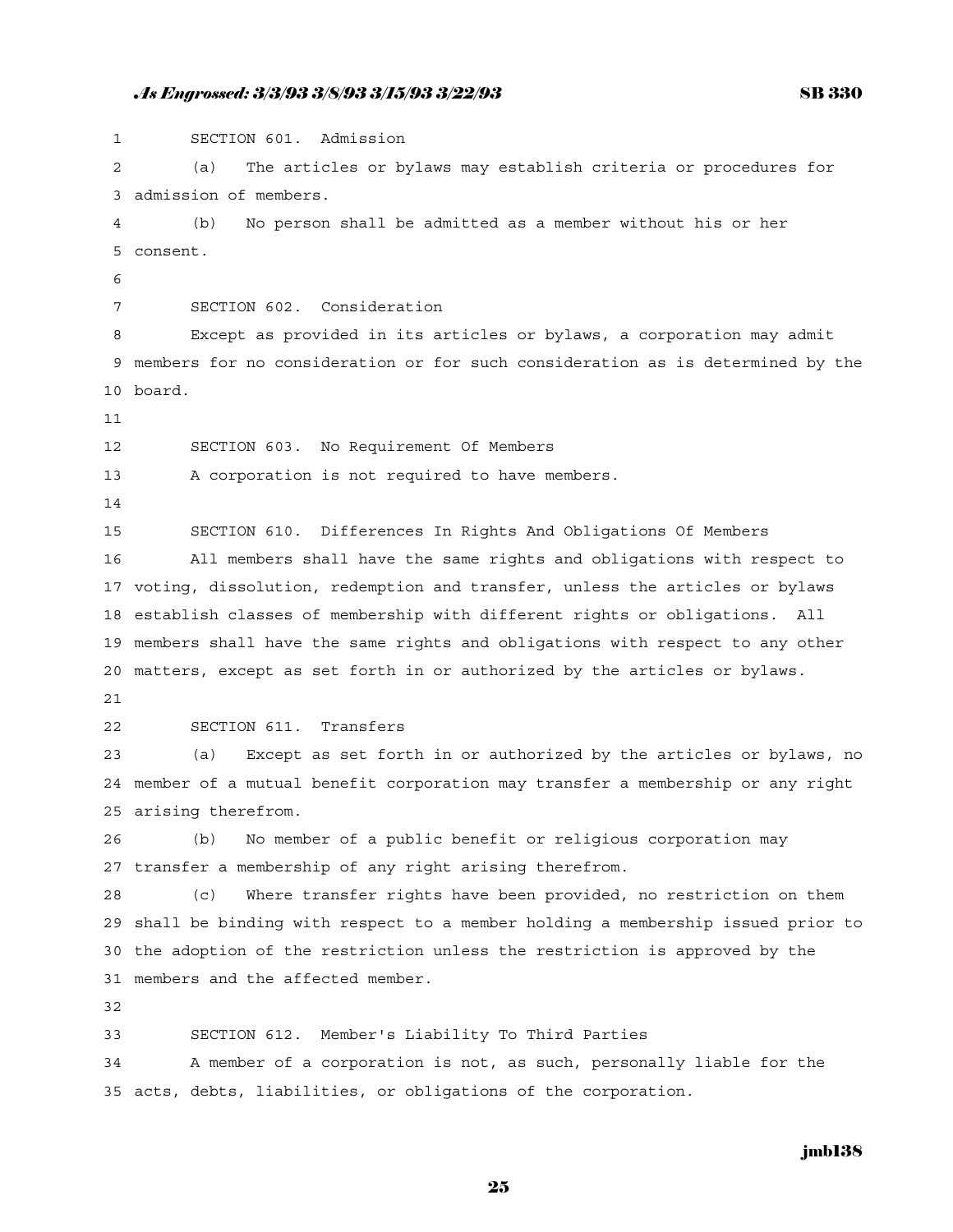SECTION 601. Admission

(a) The articles or bylaws may establish criteria or procedures for admission of members.

(b) No person shall be admitted as a member without his or her consent.

SECTION 602. Consideration

Except as provided in its articles or bylaws, a corporation may admit members for no consideration or for such consideration as is determined by the board.

SECTION 603. No Requirement Of Members

A corporation is not required to have members.

SECTION 610. Differences In Rights And Obligations Of Members

All members shall have the same rights and obligations with respect to voting, dissolution, redemption and transfer, unless the articles or bylaws establish classes of membership with different rights or obligations. All members shall have the same rights and obligations with respect to any other matters, except as set forth in or authorized by the articles or bylaws.

SECTION 611. Transfers

(a) Except as set forth in or authorized by the articles or bylaws, no member of a mutual benefit corporation may transfer a membership or any right arising therefrom.

(b) No member of a public benefit or religious corporation may transfer a membership of any right arising therefrom.

(c) Where transfer rights have been provided, no restriction on them shall be binding with respect to a member holding a membership issued prior to the adoption of the restriction unless the restriction is approved by the members and the affected member.

SECTION 612. Member's Liability To Third Parties

A member of a corporation is not, as such, personally liable for the acts, debts, liabilities, or obligations of the corporation.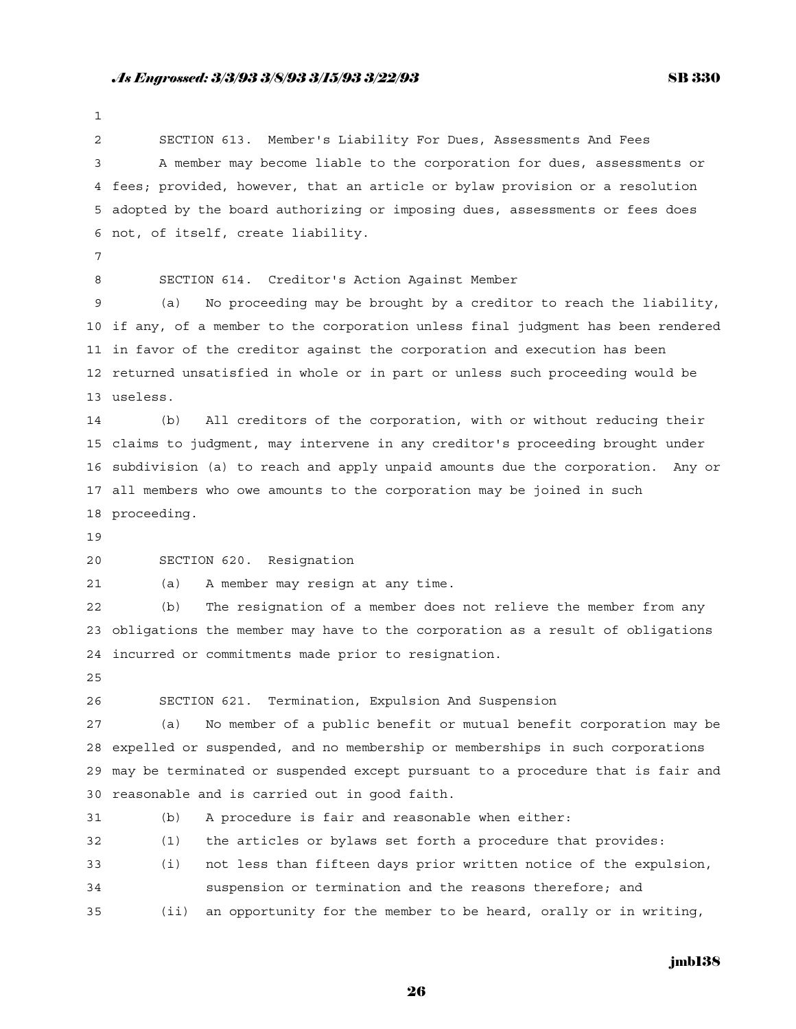SECTION 613. Member's Liability For Dues, Assessments And Fees

A member may become liable to the corporation for dues, assessments or fees; provided, however, that an article or bylaw provision or a resolution adopted by the board authorizing or imposing dues, assessments or fees does not, of itself, create liability.

SECTION 614. Creditor's Action Against Member

(a) No proceeding may be brought by a creditor to reach the liability, if any, of a member to the corporation unless final judgment has been rendered in favor of the creditor against the corporation and execution has been returned unsatisfied in whole or in part or unless such proceeding would be useless.

(b) All creditors of the corporation, with or without reducing their claims to judgment, may intervene in any creditor's proceeding brought under subdivision (a) to reach and apply unpaid amounts due the corporation. Any or all members who owe amounts to the corporation may be joined in such proceeding.

SECTION 620. Resignation

(a) A member may resign at any time.

(b) The resignation of a member does not relieve the member from any obligations the member may have to the corporation as a result of obligations incurred or commitments made prior to resignation.

SECTION 621. Termination, Expulsion And Suspension

(a) No member of a public benefit or mutual benefit corporation may be expelled or suspended, and no membership or memberships in such corporations may be terminated or suspended except pursuant to a procedure that is fair and reasonable and is carried out in good faith.

(b) A procedure is fair and reasonable when either:

(1) the articles or bylaws set forth a procedure that provides:

(i) not less than fifteen days prior written notice of the expulsion, suspension or termination and the reasons therefore; and

(ii) an opportunity for the member to be heard, orally or in writing,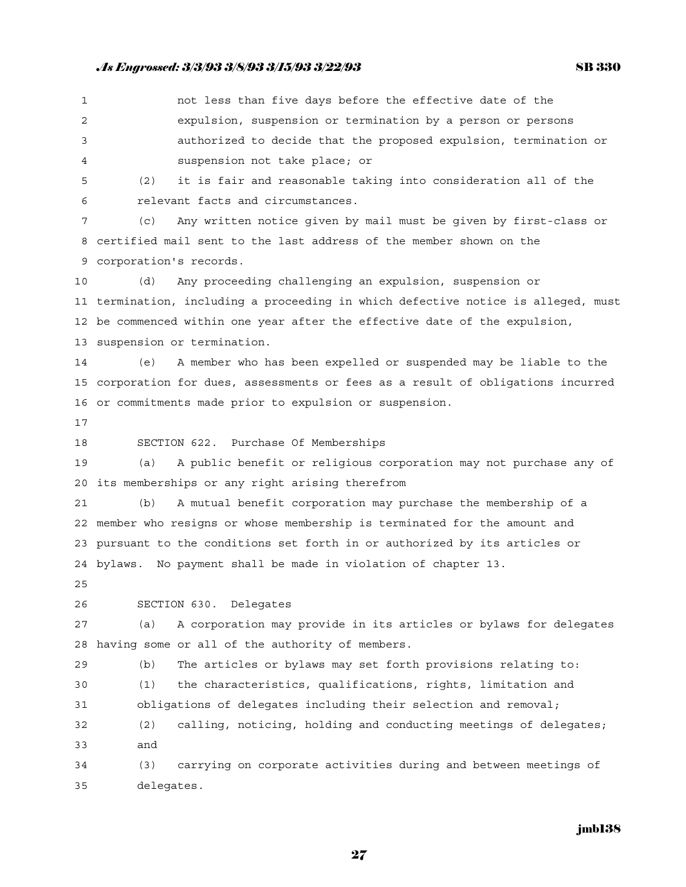not less than five days before the effective date of the expulsion, suspension or termination by a person or persons authorized to decide that the proposed expulsion, termination or suspension not take place; or

(2) it is fair and reasonable taking into consideration all of the relevant facts and circumstances.

(c) Any written notice given by mail must be given by first-class or certified mail sent to the last address of the member shown on the corporation's records.

(d) Any proceeding challenging an expulsion, suspension or termination, including a proceeding in which defective notice is alleged, must be commenced within one year after the effective date of the expulsion, suspension or termination.

(e) A member who has been expelled or suspended may be liable to the corporation for dues, assessments or fees as a result of obligations incurred or commitments made prior to expulsion or suspension.

SECTION 622. Purchase Of Memberships

(a) A public benefit or religious corporation may not purchase any of its memberships or any right arising therefrom

(b) A mutual benefit corporation may purchase the membership of a member who resigns or whose membership is terminated for the amount and pursuant to the conditions set forth in or authorized by its articles or bylaws. No payment shall be made in violation of chapter 13.

SECTION 630. Delegates

(a) A corporation may provide in its articles or bylaws for delegates having some or all of the authority of members.

(b) The articles or bylaws may set forth provisions relating to:

(1) the characteristics, qualifications, rights, limitation and obligations of delegates including their selection and removal;

(2) calling, noticing, holding and conducting meetings of delegates; and

(3) carrying on corporate activities during and between meetings of delegates.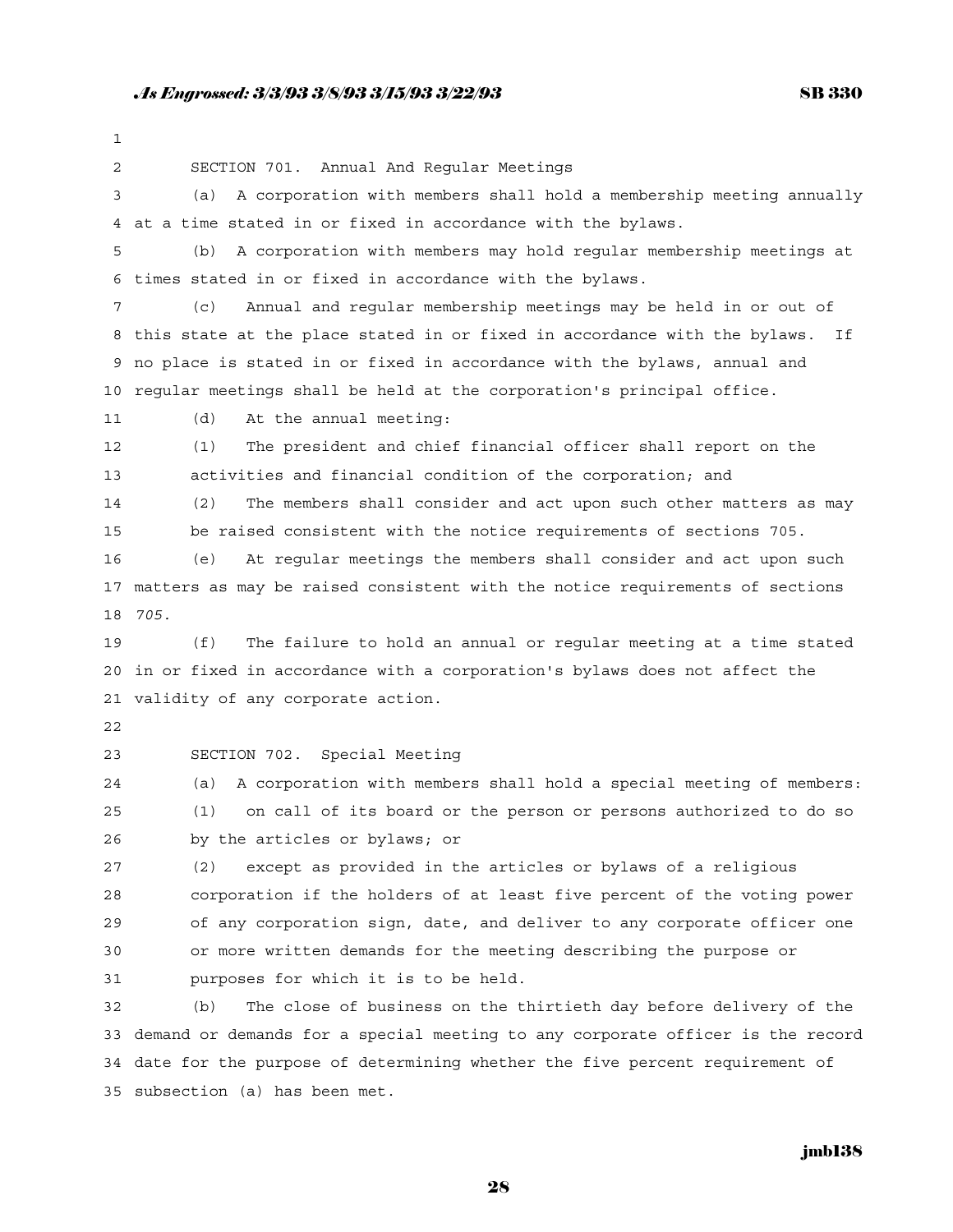SECTION 701. Annual And Regular Meetings

(a) A corporation with members shall hold a membership meeting annually at a time stated in or fixed in accordance with the bylaws.

(b) A corporation with members may hold regular membership meetings at times stated in or fixed in accordance with the bylaws.

(c) Annual and regular membership meetings may be held in or out of this state at the place stated in or fixed in accordance with the bylaws. If no place is stated in or fixed in accordance with the bylaws, annual and regular meetings shall be held at the corporation's principal office.

(d) At the annual meeting:

(1) The president and chief financial officer shall report on the activities and financial condition of the corporation; and

(2) The members shall consider and act upon such other matters as may be raised consistent with the notice requirements of sections 705.

(e) At regular meetings the members shall consider and act upon such matters as may be raised consistent with the notice requirements of sections *705.*

(f) The failure to hold an annual or regular meeting at a time stated in or fixed in accordance with a corporation's bylaws does not affect the validity of any corporate action.

SECTION 702. Special Meeting

(a) A corporation with members shall hold a special meeting of members:

(1) on call of its board or the person or persons authorized to do so by the articles or bylaws; or

(2) except as provided in the articles or bylaws of a religious corporation if the holders of at least five percent of the voting power of any corporation sign, date, and deliver to any corporate officer one or more written demands for the meeting describing the purpose or purposes for which it is to be held.

(b) The close of business on the thirtieth day before delivery of the demand or demands for a special meeting to any corporate officer is the record date for the purpose of determining whether the five percent requirement of subsection (a) has been met.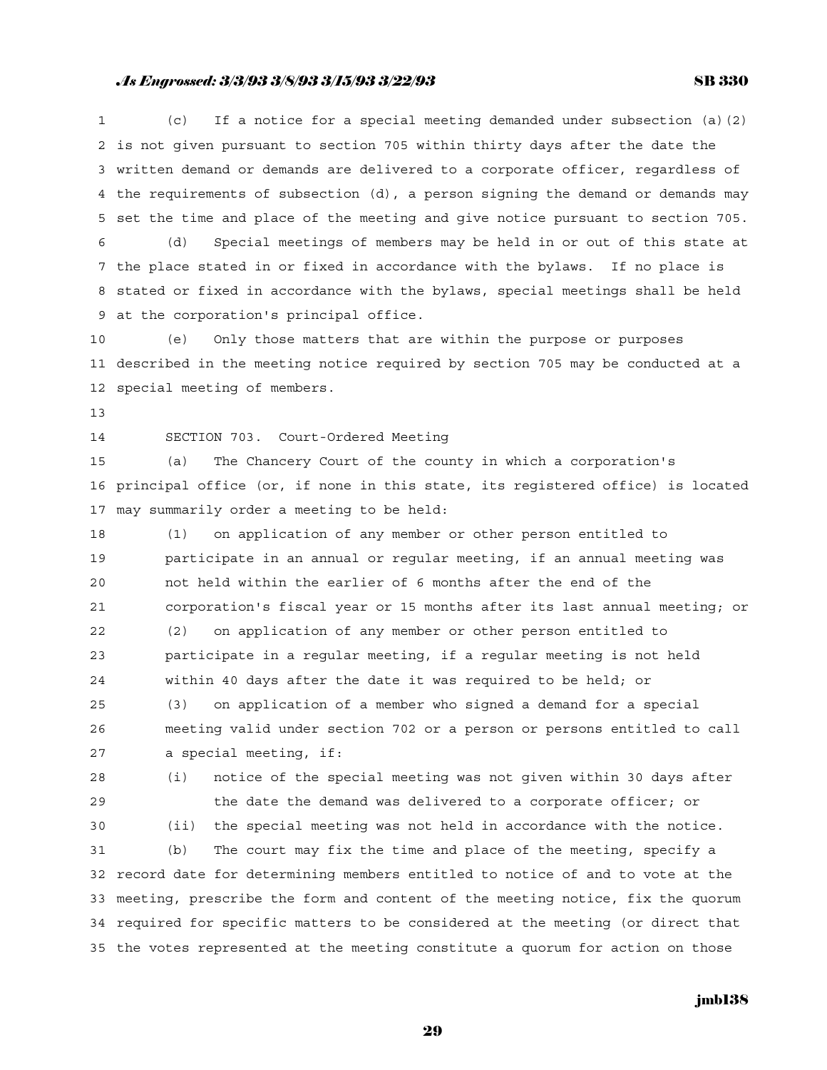(c) If a notice for a special meeting demanded under subsection (a)(2) is not given pursuant to section 705 within thirty days after the date the written demand or demands are delivered to a corporate officer, regardless of the requirements of subsection (d), a person signing the demand or demands may set the time and place of the meeting and give notice pursuant to section 705.

(d) Special meetings of members may be held in or out of this state at the place stated in or fixed in accordance with the bylaws. If no place is stated or fixed in accordance with the bylaws, special meetings shall be held at the corporation's principal office.

(e) Only those matters that are within the purpose or purposes described in the meeting notice required by section 705 may be conducted at a special meeting of members.

SECTION 703. Court-Ordered Meeting

(a) The Chancery Court of the county in which a corporation's principal office (or, if none in this state, its registered office) is located may summarily order a meeting to be held:

(1) on application of any member or other person entitled to participate in an annual or regular meeting, if an annual meeting was not held within the earlier of 6 months after the end of the corporation's fiscal year or 15 months after its last annual meeting; or

(2) on application of any member or other person entitled to participate in a regular meeting, if a regular meeting is not held within 40 days after the date it was required to be held; or

(3) on application of a member who signed a demand for a special meeting valid under section 702 or a person or persons entitled to call a special meeting, if:

(i) notice of the special meeting was not given within 30 days after the date the demand was delivered to a corporate officer; or

(ii) the special meeting was not held in accordance with the notice.

(b) The court may fix the time and place of the meeting, specify a record date for determining members entitled to notice of and to vote at the meeting, prescribe the form and content of the meeting notice, fix the quorum required for specific matters to be considered at the meeting (or direct that the votes represented at the meeting constitute a quorum for action on those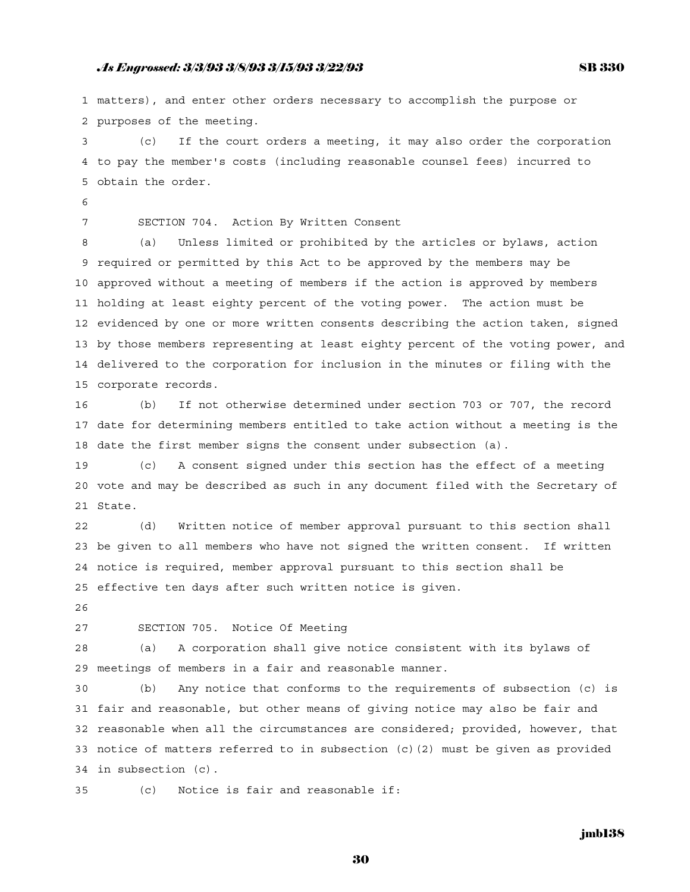matters), and enter other orders necessary to accomplish the purpose or purposes of the meeting.

(c) If the court orders a meeting, it may also order the corporation to pay the member's costs (including reasonable counsel fees) incurred to obtain the order.

SECTION 704. Action By Written Consent

(a) Unless limited or prohibited by the articles or bylaws, action required or permitted by this Act to be approved by the members may be approved without a meeting of members if the action is approved by members holding at least eighty percent of the voting power. The action must be evidenced by one or more written consents describing the action taken, signed by those members representing at least eighty percent of the voting power, and delivered to the corporation for inclusion in the minutes or filing with the corporate records.

(b) If not otherwise determined under section 703 or 707, the record date for determining members entitled to take action without a meeting is the date the first member signs the consent under subsection (a).

(c) A consent signed under this section has the effect of a meeting vote and may be described as such in any document filed with the Secretary of State.

(d) Written notice of member approval pursuant to this section shall be given to all members who have not signed the written consent. If written notice is required, member approval pursuant to this section shall be effective ten days after such written notice is given.

SECTION 705. Notice Of Meeting

(a) A corporation shall give notice consistent with its bylaws of meetings of members in a fair and reasonable manner.

(b) Any notice that conforms to the requirements of subsection (c) is fair and reasonable, but other means of giving notice may also be fair and reasonable when all the circumstances are considered; provided, however, that notice of matters referred to in subsection (c)(2) must be given as provided in subsection (c).

(c) Notice is fair and reasonable if: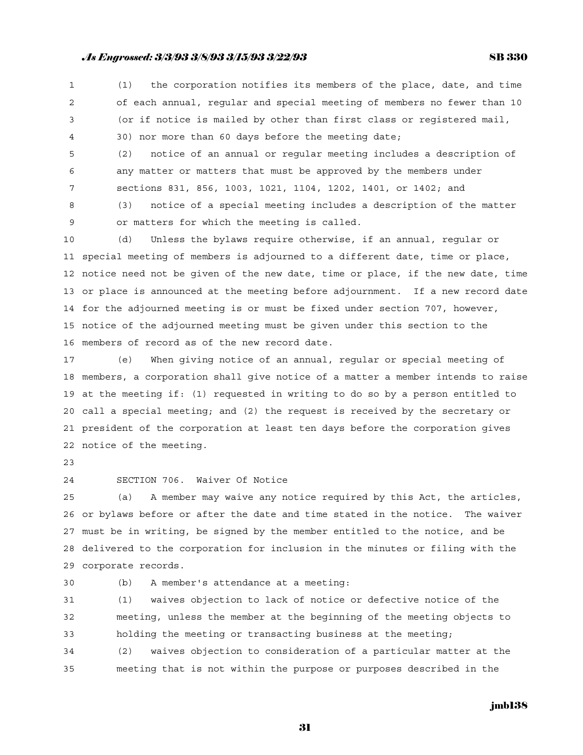(1) the corporation notifies its members of the place, date, and time of each annual, regular and special meeting of members no fewer than 10 (or if notice is mailed by other than first class or registered mail, 30) nor more than 60 days before the meeting date;

(2) notice of an annual or regular meeting includes a description of any matter or matters that must be approved by the members under sections 831, 856, 1003, 1021, 1104, 1202, 1401, or 1402; and

(3) notice of a special meeting includes a description of the matter or matters for which the meeting is called.

(d) Unless the bylaws require otherwise, if an annual, regular or special meeting of members is adjourned to a different date, time or place, notice need not be given of the new date, time or place, if the new date, time or place is announced at the meeting before adjournment. If a new record date for the adjourned meeting is or must be fixed under section 707, however, notice of the adjourned meeting must be given under this section to the members of record as of the new record date.

(e) When giving notice of an annual, regular or special meeting of members, a corporation shall give notice of a matter a member intends to raise at the meeting if: (1) requested in writing to do so by a person entitled to call a special meeting; and (2) the request is received by the secretary or president of the corporation at least ten days before the corporation gives notice of the meeting.

SECTION 706. Waiver Of Notice

(a) A member may waive any notice required by this Act, the articles, or bylaws before or after the date and time stated in the notice. The waiver must be in writing, be signed by the member entitled to the notice, and be delivered to the corporation for inclusion in the minutes or filing with the corporate records.

(b) A member's attendance at a meeting:

(1) waives objection to lack of notice or defective notice of the meeting, unless the member at the beginning of the meeting objects to holding the meeting or transacting business at the meeting;

(2) waives objection to consideration of a particular matter at the meeting that is not within the purpose or purposes described in the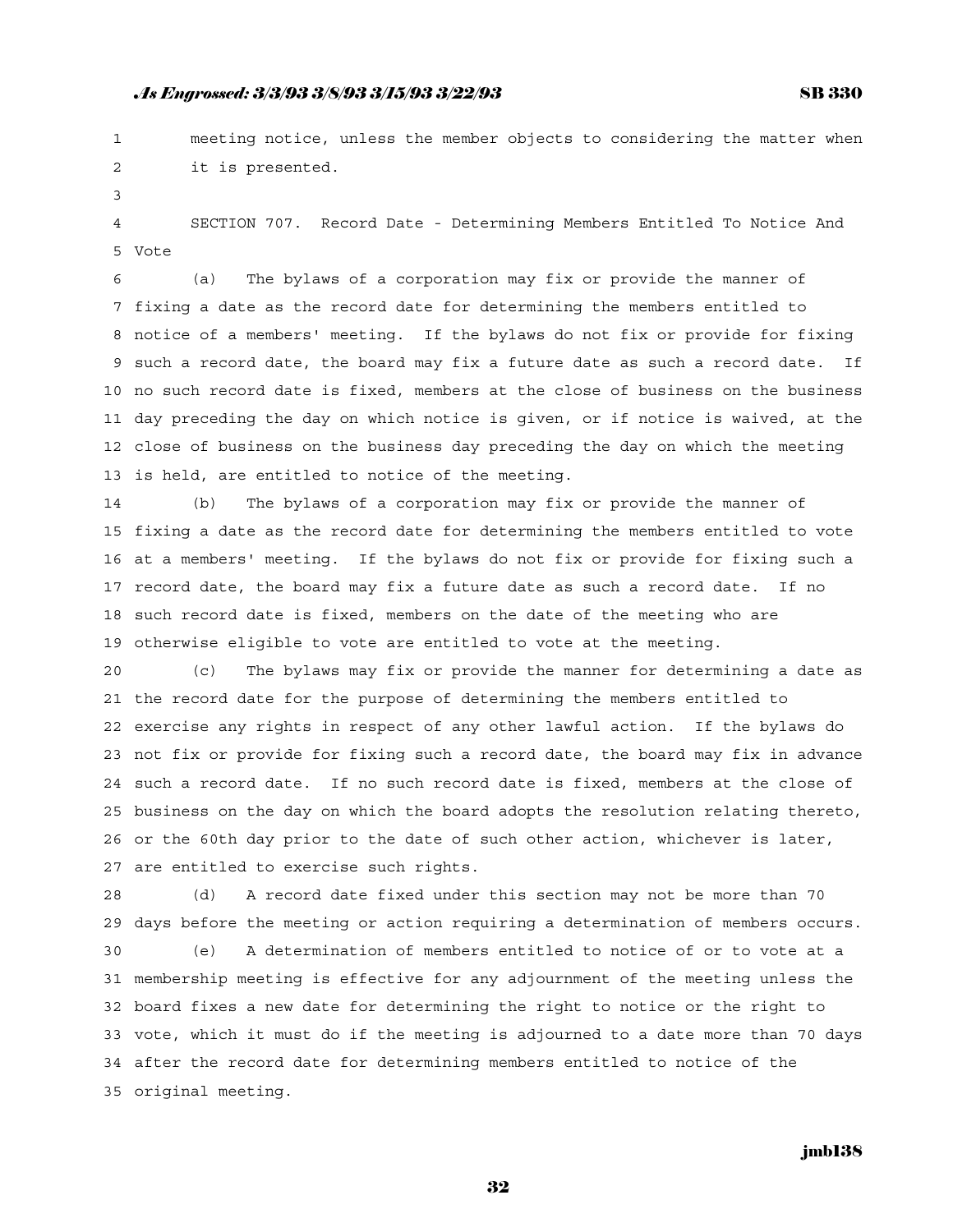meeting notice, unless the member objects to considering the matter when it is presented.

SECTION 707. Record Date - Determining Members Entitled To Notice And Vote

(a) The bylaws of a corporation may fix or provide the manner of fixing a date as the record date for determining the members entitled to notice of a members' meeting. If the bylaws do not fix or provide for fixing such a record date, the board may fix a future date as such a record date. If no such record date is fixed, members at the close of business on the business day preceding the day on which notice is given, or if notice is waived, at the close of business on the business day preceding the day on which the meeting is held, are entitled to notice of the meeting.

(b) The bylaws of a corporation may fix or provide the manner of fixing a date as the record date for determining the members entitled to vote at a members' meeting. If the bylaws do not fix or provide for fixing such a record date, the board may fix a future date as such a record date. If no such record date is fixed, members on the date of the meeting who are otherwise eligible to vote are entitled to vote at the meeting.

(c) The bylaws may fix or provide the manner for determining a date as the record date for the purpose of determining the members entitled to exercise any rights in respect of any other lawful action. If the bylaws do not fix or provide for fixing such a record date, the board may fix in advance such a record date. If no such record date is fixed, members at the close of business on the day on which the board adopts the resolution relating thereto, or the 60th day prior to the date of such other action, whichever is later, are entitled to exercise such rights.

(d) A record date fixed under this section may not be more than 70 days before the meeting or action requiring a determination of members occurs.

(e) A determination of members entitled to notice of or to vote at a membership meeting is effective for any adjournment of the meeting unless the board fixes a new date for determining the right to notice or the right to vote, which it must do if the meeting is adjourned to a date more than 70 days after the record date for determining members entitled to notice of the original meeting.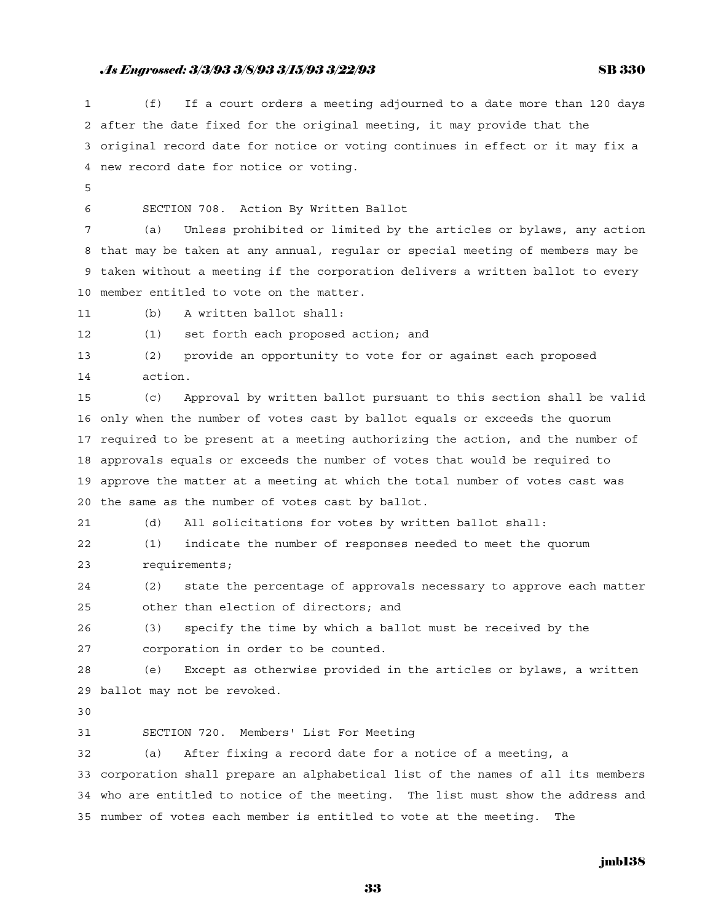(f) If a court orders a meeting adjourned to a date more than 120 days after the date fixed for the original meeting, it may provide that the original record date for notice or voting continues in effect or it may fix a new record date for notice or voting.

SECTION 708. Action By Written Ballot

(a) Unless prohibited or limited by the articles or bylaws, any action that may be taken at any annual, regular or special meeting of members may be taken without a meeting if the corporation delivers a written ballot to every member entitled to vote on the matter.

(b) A written ballot shall:

(1) set forth each proposed action; and

(2) provide an opportunity to vote for or against each proposed action.

(c) Approval by written ballot pursuant to this section shall be valid only when the number of votes cast by ballot equals or exceeds the quorum required to be present at a meeting authorizing the action, and the number of approvals equals or exceeds the number of votes that would be required to approve the matter at a meeting at which the total number of votes cast was the same as the number of votes cast by ballot.

(d) All solicitations for votes by written ballot shall:

(1) indicate the number of responses needed to meet the quorum requirements;

(2) state the percentage of approvals necessary to approve each matter other than election of directors; and

(3) specify the time by which a ballot must be received by the corporation in order to be counted.

(e) Except as otherwise provided in the articles or bylaws, a written ballot may not be revoked.

SECTION 720. Members' List For Meeting

(a) After fixing a record date for a notice of a meeting, a corporation shall prepare an alphabetical list of the names of all its members who are entitled to notice of the meeting. The list must show the address and number of votes each member is entitled to vote at the meeting. The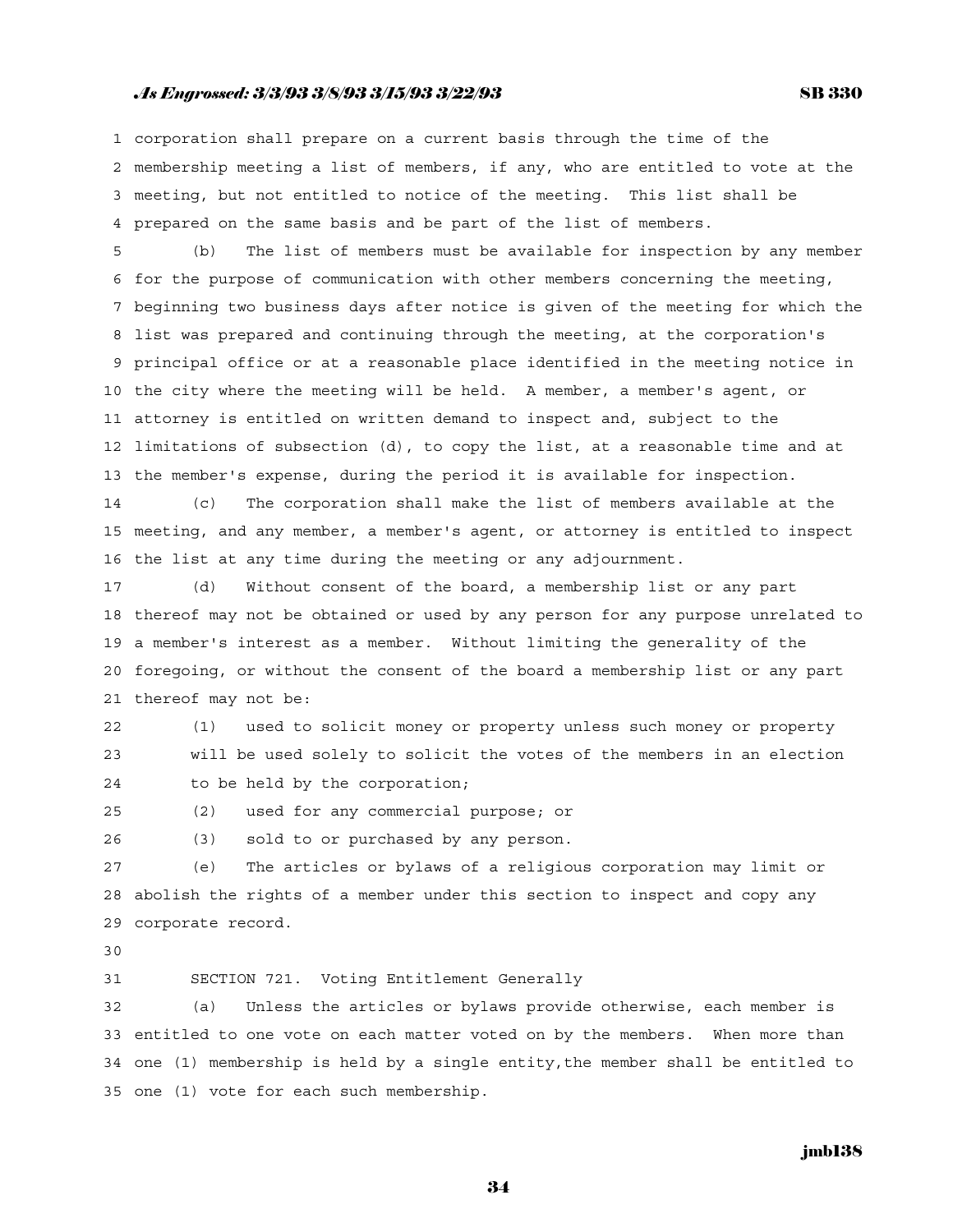corporation shall prepare on a current basis through the time of the membership meeting a list of members, if any, who are entitled to vote at the meeting, but not entitled to notice of the meeting. This list shall be prepared on the same basis and be part of the list of members.

(b) The list of members must be available for inspection by any member for the purpose of communication with other members concerning the meeting, beginning two business days after notice is given of the meeting for which the list was prepared and continuing through the meeting, at the corporation's principal office or at a reasonable place identified in the meeting notice in the city where the meeting will be held. A member, a member's agent, or attorney is entitled on written demand to inspect and, subject to the limitations of subsection (d), to copy the list, at a reasonable time and at the member's expense, during the period it is available for inspection.

(c) The corporation shall make the list of members available at the meeting, and any member, a member's agent, or attorney is entitled to inspect the list at any time during the meeting or any adjournment.

(d) Without consent of the board, a membership list or any part thereof may not be obtained or used by any person for any purpose unrelated to a member's interest as a member. Without limiting the generality of the foregoing, or without the consent of the board a membership list or any part thereof may not be:

(1) used to solicit money or property unless such money or property will be used solely to solicit the votes of the members in an election to be held by the corporation;

(2) used for any commercial purpose; or

(3) sold to or purchased by any person.

(e) The articles or bylaws of a religious corporation may limit or abolish the rights of a member under this section to inspect and copy any corporate record.

SECTION 721. Voting Entitlement Generally

(a) Unless the articles or bylaws provide otherwise, each member is entitled to one vote on each matter voted on by the members. When more than one (1) membership is held by a single entity,the member shall be entitled to one (1) vote for each such membership.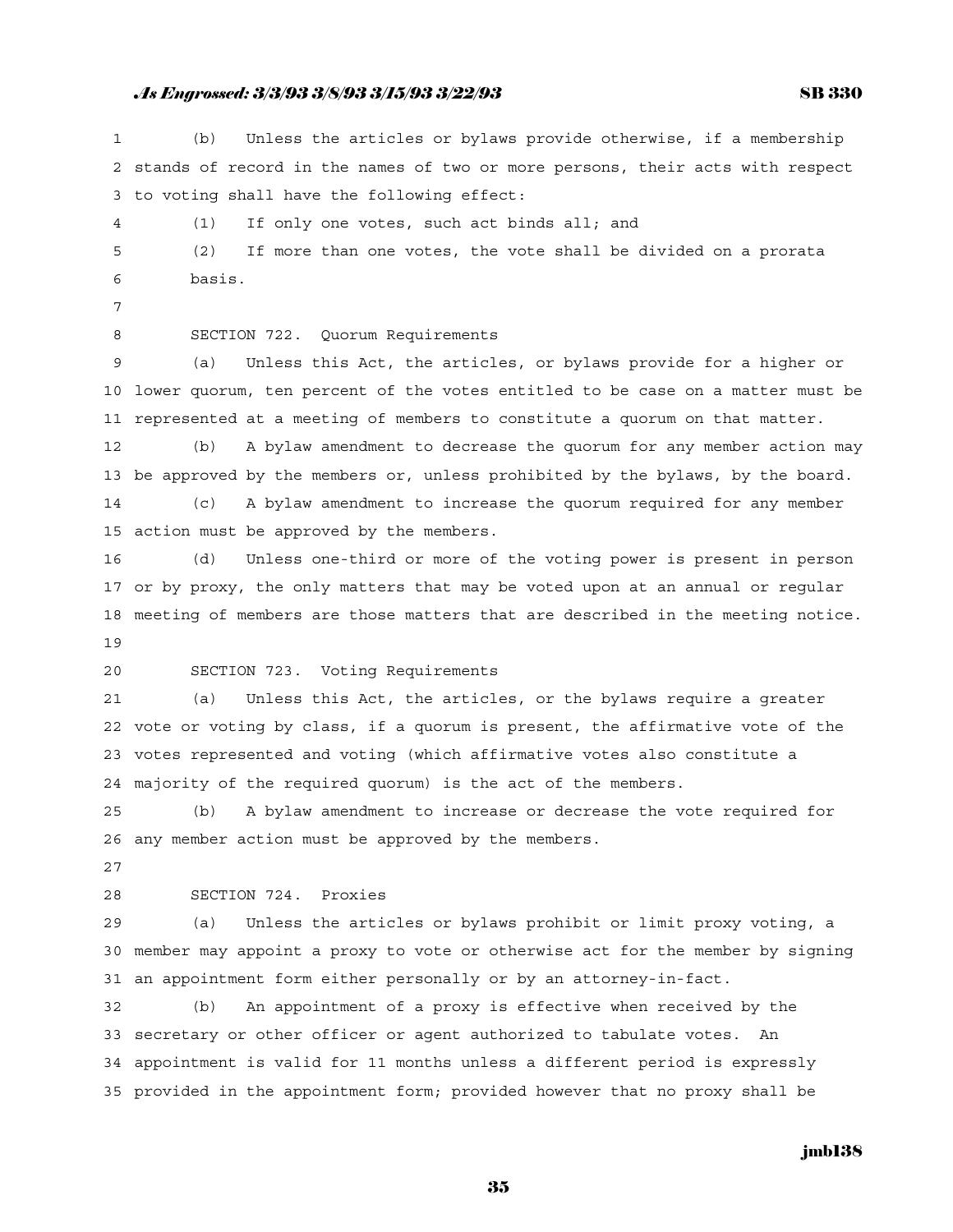(b) Unless the articles or bylaws provide otherwise, if a membership stands of record in the names of two or more persons, their acts with respect to voting shall have the following effect:

(1) If only one votes, such act binds all; and

(2) If more than one votes, the vote shall be divided on a prorata basis.

SECTION 722. Quorum Requirements

(a) Unless this Act, the articles, or bylaws provide for a higher or lower quorum, ten percent of the votes entitled to be case on a matter must be represented at a meeting of members to constitute a quorum on that matter.

(b) A bylaw amendment to decrease the quorum for any member action may be approved by the members or, unless prohibited by the bylaws, by the board.

(c) A bylaw amendment to increase the quorum required for any member action must be approved by the members.

(d) Unless one-third or more of the voting power is present in person or by proxy, the only matters that may be voted upon at an annual or regular meeting of members are those matters that are described in the meeting notice.

SECTION 723. Voting Requirements

(a) Unless this Act, the articles, or the bylaws require a greater vote or voting by class, if a quorum is present, the affirmative vote of the votes represented and voting (which affirmative votes also constitute a majority of the required quorum) is the act of the members.

(b) A bylaw amendment to increase or decrease the vote required for any member action must be approved by the members.

SECTION 724. Proxies

(a) Unless the articles or bylaws prohibit or limit proxy voting, a member may appoint a proxy to vote or otherwise act for the member by signing an appointment form either personally or by an attorney-in-fact.

(b) An appointment of a proxy is effective when received by the secretary or other officer or agent authorized to tabulate votes. An appointment is valid for 11 months unless a different period is expressly provided in the appointment form; provided however that no proxy shall be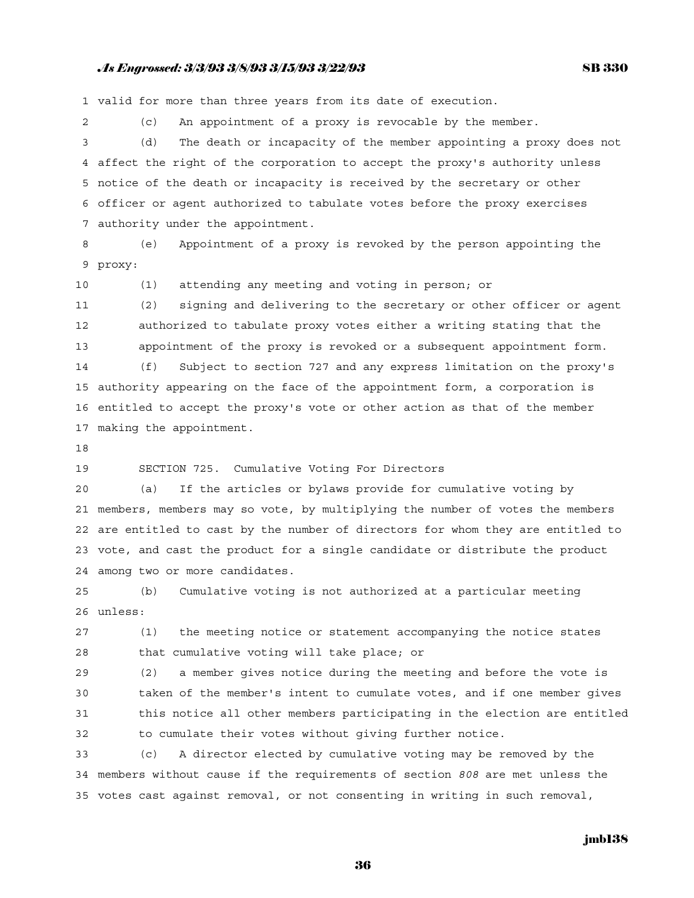valid for more than three years from its date of execution.

(c) An appointment of a proxy is revocable by the member.

(d) The death or incapacity of the member appointing a proxy does not affect the right of the corporation to accept the proxy's authority unless notice of the death or incapacity is received by the secretary or other officer or agent authorized to tabulate votes before the proxy exercises authority under the appointment.

(e) Appointment of a proxy is revoked by the person appointing the proxy:

(1) attending any meeting and voting in person; or

(2) signing and delivering to the secretary or other officer or agent authorized to tabulate proxy votes either a writing stating that the appointment of the proxy is revoked or a subsequent appointment form.

(f) Subject to section 727 and any express limitation on the proxy's authority appearing on the face of the appointment form, a corporation is entitled to accept the proxy's vote or other action as that of the member making the appointment.

SECTION 725. Cumulative Voting For Directors

(a) If the articles or bylaws provide for cumulative voting by members, members may so vote, by multiplying the number of votes the members are entitled to cast by the number of directors for whom they are entitled to vote, and cast the product for a single candidate or distribute the product among two or more candidates.

(b) Cumulative voting is not authorized at a particular meeting unless:

(1) the meeting notice or statement accompanying the notice states that cumulative voting will take place; or

(2) a member gives notice during the meeting and before the vote is taken of the member's intent to cumulate votes, and if one member gives this notice all other members participating in the election are entitled to cumulate their votes without giving further notice.

(c) A director elected by cumulative voting may be removed by the members without cause if the requirements of section *808* are met unless the votes cast against removal, or not consenting in writing in such removal,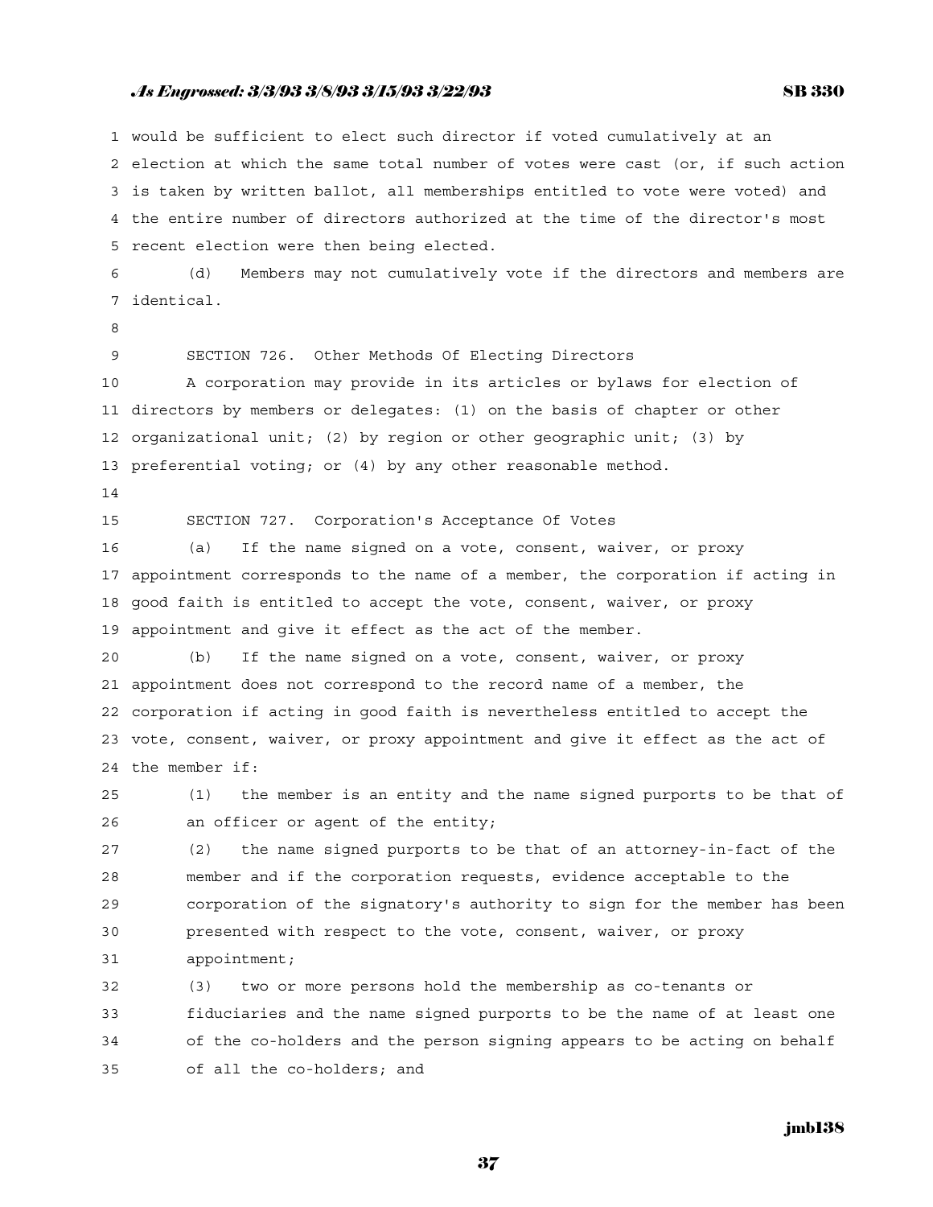would be sufficient to elect such director if voted cumulatively at an election at which the same total number of votes were cast (or, if such action is taken by written ballot, all memberships entitled to vote were voted) and the entire number of directors authorized at the time of the director's most recent election were then being elected.

(d) Members may not cumulatively vote if the directors and members are identical.

SECTION 726. Other Methods Of Electing Directors

A corporation may provide in its articles or bylaws for election of directors by members or delegates: (1) on the basis of chapter or other organizational unit; (2) by region or other geographic unit; (3) by preferential voting; or (4) by any other reasonable method.

SECTION 727. Corporation's Acceptance Of Votes

(a) If the name signed on a vote, consent, waiver, or proxy appointment corresponds to the name of a member, the corporation if acting in good faith is entitled to accept the vote, consent, waiver, or proxy appointment and give it effect as the act of the member.

(b) If the name signed on a vote, consent, waiver, or proxy appointment does not correspond to the record name of a member, the corporation if acting in good faith is nevertheless entitled to accept the vote, consent, waiver, or proxy appointment and give it effect as the act of the member if:

(1) the member is an entity and the name signed purports to be that of an officer or agent of the entity;

(2) the name signed purports to be that of an attorney-in-fact of the member and if the corporation requests, evidence acceptable to the corporation of the signatory's authority to sign for the member has been presented with respect to the vote, consent, waiver, or proxy appointment;

(3) two or more persons hold the membership as co-tenants or fiduciaries and the name signed purports to be the name of at least one of the co-holders and the person signing appears to be acting on behalf of all the co-holders; and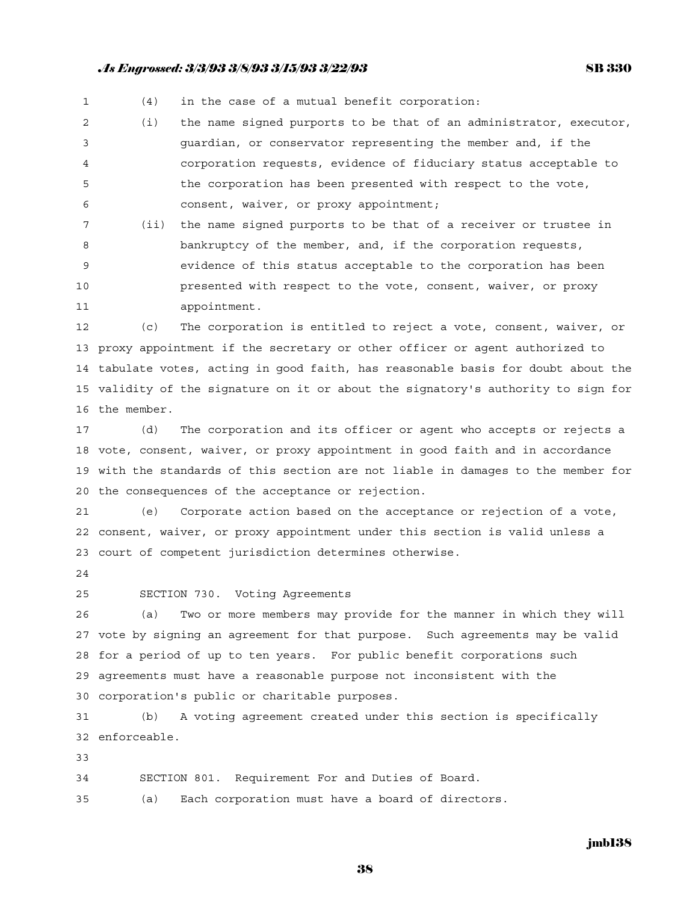(4) in the case of a mutual benefit corporation:

(i) the name signed purports to be that of an administrator, executor, guardian, or conservator representing the member and, if the corporation requests, evidence of fiduciary status acceptable to the corporation has been presented with respect to the vote, consent, waiver, or proxy appointment;

(ii) the name signed purports to be that of a receiver or trustee in bankruptcy of the member, and, if the corporation requests, evidence of this status acceptable to the corporation has been presented with respect to the vote, consent, waiver, or proxy appointment.

(c) The corporation is entitled to reject a vote, consent, waiver, or proxy appointment if the secretary or other officer or agent authorized to tabulate votes, acting in good faith, has reasonable basis for doubt about the validity of the signature on it or about the signatory's authority to sign for the member.

(d) The corporation and its officer or agent who accepts or rejects a vote, consent, waiver, or proxy appointment in good faith and in accordance with the standards of this section are not liable in damages to the member for the consequences of the acceptance or rejection.

(e) Corporate action based on the acceptance or rejection of a vote, consent, waiver, or proxy appointment under this section is valid unless a court of competent jurisdiction determines otherwise.

SECTION 730. Voting Agreements

(a) Two or more members may provide for the manner in which they will vote by signing an agreement for that purpose. Such agreements may be valid for a period of up to ten years. For public benefit corporations such agreements must have a reasonable purpose not inconsistent with the corporation's public or charitable purposes.

(b) A voting agreement created under this section is specifically enforceable.

SECTION 801. Requirement For and Duties of Board.

(a) Each corporation must have a board of directors.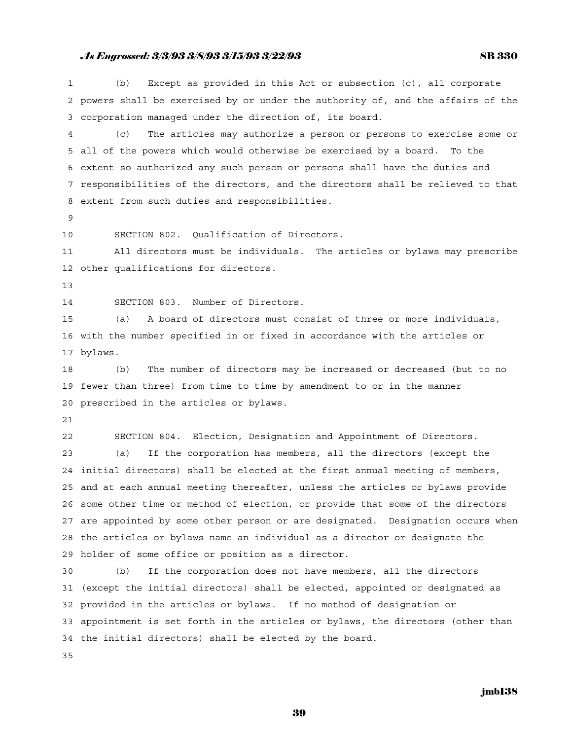(b) Except as provided in this Act or subsection (c), all corporate powers shall be exercised by or under the authority of, and the affairs of the corporation managed under the direction of, its board.

(c) The articles may authorize a person or persons to exercise some or all of the powers which would otherwise be exercised by a board. To the extent so authorized any such person or persons shall have the duties and responsibilities of the directors, and the directors shall be relieved to that extent from such duties and responsibilities.

SECTION 802. Qualification of Directors.

All directors must be individuals. The articles or bylaws may prescribe other qualifications for directors.

SECTION 803. Number of Directors.

(a) A board of directors must consist of three or more individuals, with the number specified in or fixed in accordance with the articles or bylaws.

(b) The number of directors may be increased or decreased (but to no fewer than three) from time to time by amendment to or in the manner prescribed in the articles or bylaws.

SECTION 804. Election, Designation and Appointment of Directors.

(a) If the corporation has members, all the directors (except the initial directors) shall be elected at the first annual meeting of members, and at each annual meeting thereafter, unless the articles or bylaws provide some other time or method of election, or provide that some of the directors are appointed by some other person or are designated. Designation occurs when the articles or bylaws name an individual as a director or designate the holder of some office or position as a director.

(b) If the corporation does not have members, all the directors (except the initial directors) shall be elected, appointed or designated as provided in the articles or bylaws. If no method of designation or appointment is set forth in the articles or bylaws, the directors (other than the initial directors) shall be elected by the board.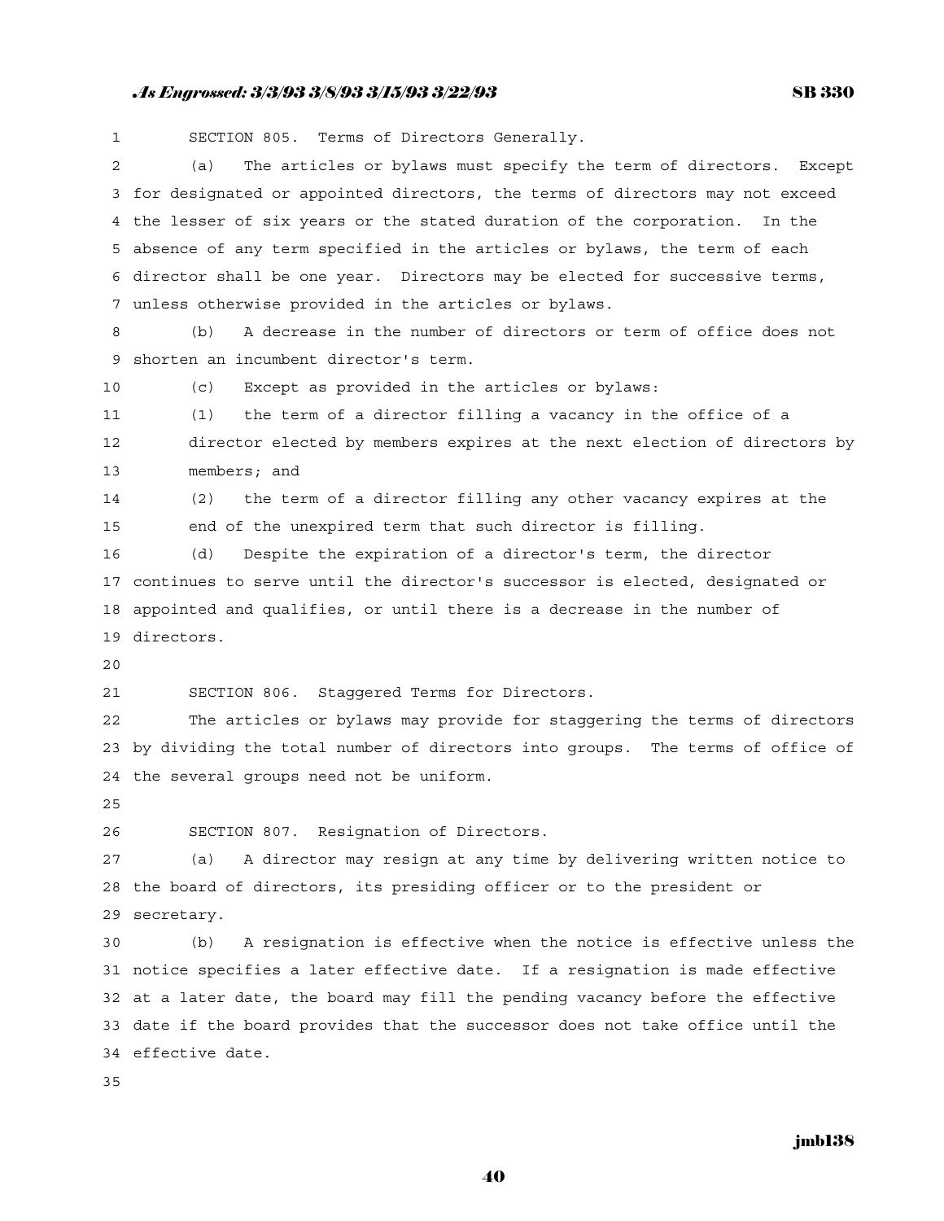SECTION 805. Terms of Directors Generally.

(a) The articles or bylaws must specify the term of directors. Except for designated or appointed directors, the terms of directors may not exceed the lesser of six years or the stated duration of the corporation. In the absence of any term specified in the articles or bylaws, the term of each director shall be one year. Directors may be elected for successive terms, unless otherwise provided in the articles or bylaws.

(b) A decrease in the number of directors or term of office does not shorten an incumbent director's term.

(c) Except as provided in the articles or bylaws:

(1) the term of a director filling a vacancy in the office of a director elected by members expires at the next election of directors by members; and

(2) the term of a director filling any other vacancy expires at the end of the unexpired term that such director is filling.

(d) Despite the expiration of a director's term, the director continues to serve until the director's successor is elected, designated or appointed and qualifies, or until there is a decrease in the number of directors.

SECTION 806. Staggered Terms for Directors.

The articles or bylaws may provide for staggering the terms of directors by dividing the total number of directors into groups. The terms of office of the several groups need not be uniform.

SECTION 807. Resignation of Directors.

(a) A director may resign at any time by delivering written notice to the board of directors, its presiding officer or to the president or secretary.

(b) A resignation is effective when the notice is effective unless the notice specifies a later effective date. If a resignation is made effective at a later date, the board may fill the pending vacancy before the effective date if the board provides that the successor does not take office until the effective date.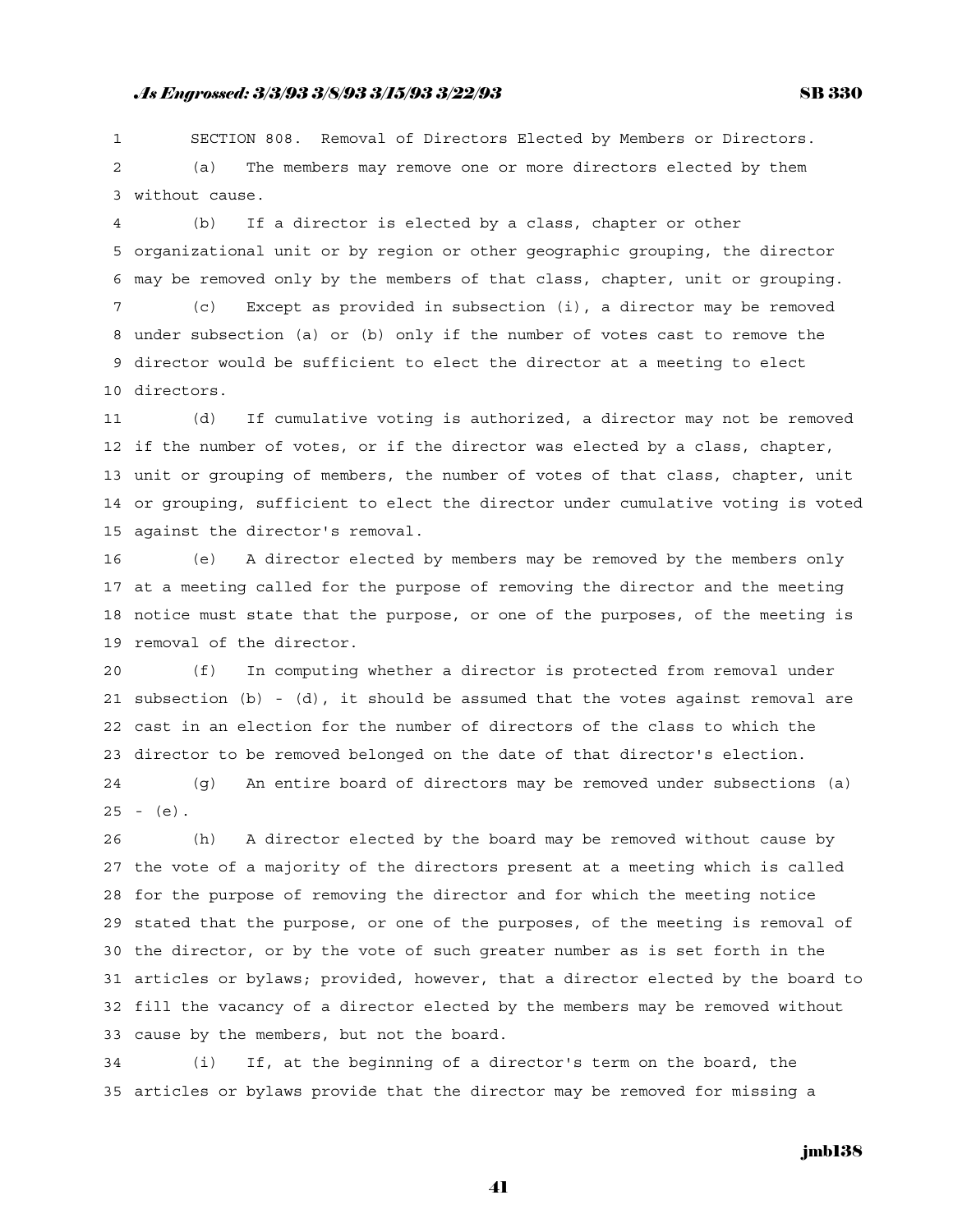SECTION 808. Removal of Directors Elected by Members or Directors.

(a) The members may remove one or more directors elected by them without cause.

(b) If a director is elected by a class, chapter or other organizational unit or by region or other geographic grouping, the director may be removed only by the members of that class, chapter, unit or grouping.

(c) Except as provided in subsection (i), a director may be removed under subsection (a) or (b) only if the number of votes cast to remove the director would be sufficient to elect the director at a meeting to elect directors.

(d) If cumulative voting is authorized, a director may not be removed if the number of votes, or if the director was elected by a class, chapter, unit or grouping of members, the number of votes of that class, chapter, unit or grouping, sufficient to elect the director under cumulative voting is voted against the director's removal.

(e) A director elected by members may be removed by the members only at a meeting called for the purpose of removing the director and the meeting notice must state that the purpose, or one of the purposes, of the meeting is removal of the director.

(f) In computing whether a director is protected from removal under subsection (b) - (d), it should be assumed that the votes against removal are cast in an election for the number of directors of the class to which the director to be removed belonged on the date of that director's election.

(g) An entire board of directors may be removed under subsections (a) - (e).

(h) A director elected by the board may be removed without cause by the vote of a majority of the directors present at a meeting which is called for the purpose of removing the director and for which the meeting notice stated that the purpose, or one of the purposes, of the meeting is removal of the director, or by the vote of such greater number as is set forth in the articles or bylaws; provided, however, that a director elected by the board to fill the vacancy of a director elected by the members may be removed without cause by the members, but not the board.

(i) If, at the beginning of a director's term on the board, the articles or bylaws provide that the director may be removed for missing a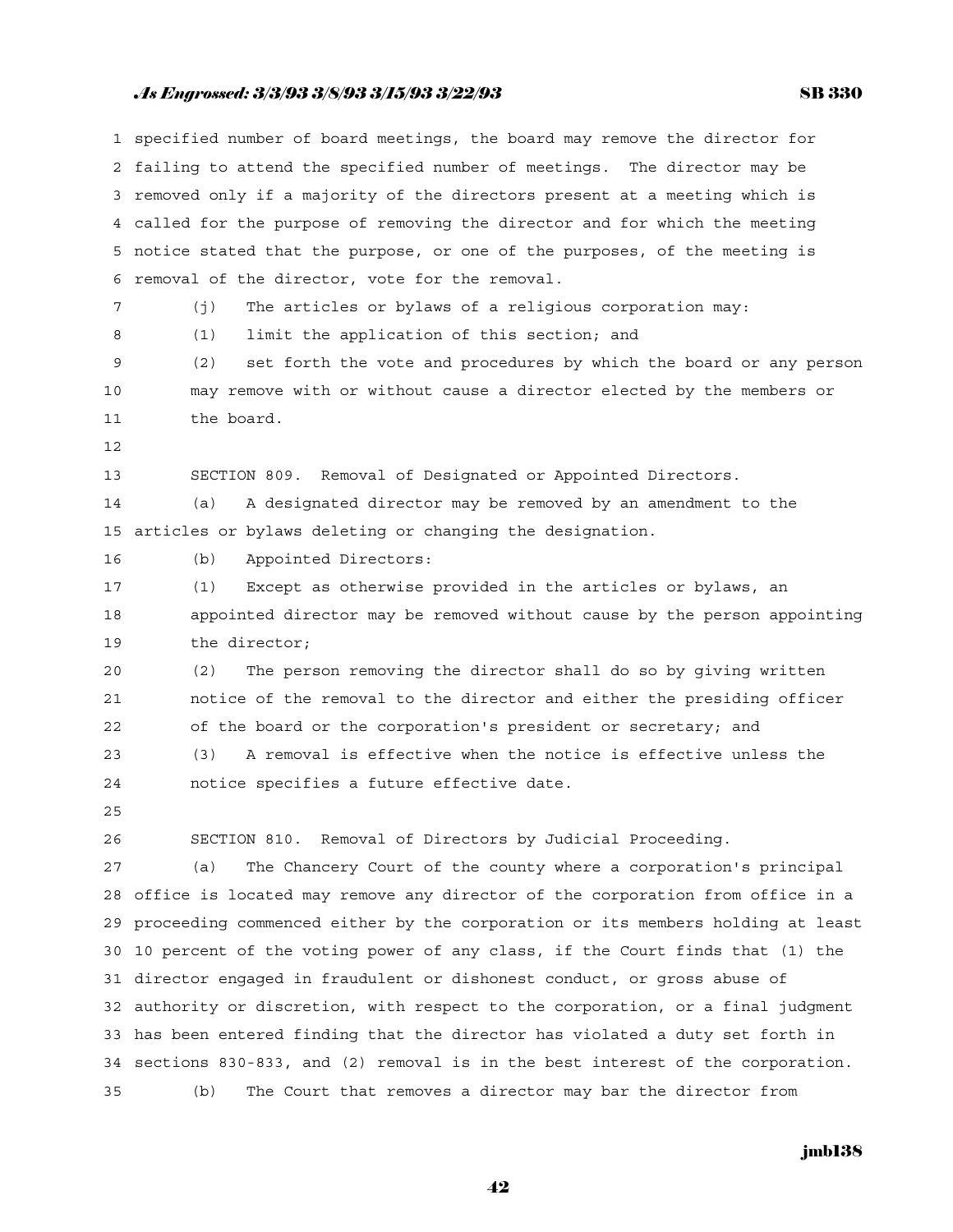specified number of board meetings, the board may remove the director for failing to attend the specified number of meetings. The director may be removed only if a majority of the directors present at a meeting which is called for the purpose of removing the director and for which the meeting notice stated that the purpose, or one of the purposes, of the meeting is removal of the director, vote for the removal.

(j) The articles or bylaws of a religious corporation may:

(1) limit the application of this section; and

(2) set forth the vote and procedures by which the board or any person may remove with or without cause a director elected by the members or the board.

SECTION 809. Removal of Designated or Appointed Directors.

(a) A designated director may be removed by an amendment to the articles or bylaws deleting or changing the designation.

(b) Appointed Directors:

(1) Except as otherwise provided in the articles or bylaws, an appointed director may be removed without cause by the person appointing the director;

(2) The person removing the director shall do so by giving written notice of the removal to the director and either the presiding officer of the board or the corporation's president or secretary; and

(3) A removal is effective when the notice is effective unless the notice specifies a future effective date.

SECTION 810. Removal of Directors by Judicial Proceeding.

(a) The Chancery Court of the county where a corporation's principal office is located may remove any director of the corporation from office in a proceeding commenced either by the corporation or its members holding at least 10 percent of the voting power of any class, if the Court finds that (1) the director engaged in fraudulent or dishonest conduct, or gross abuse of authority or discretion, with respect to the corporation, or a final judgment has been entered finding that the director has violated a duty set forth in sections 830-833, and (2) removal is in the best interest of the corporation.

(b) The Court that removes a director may bar the director from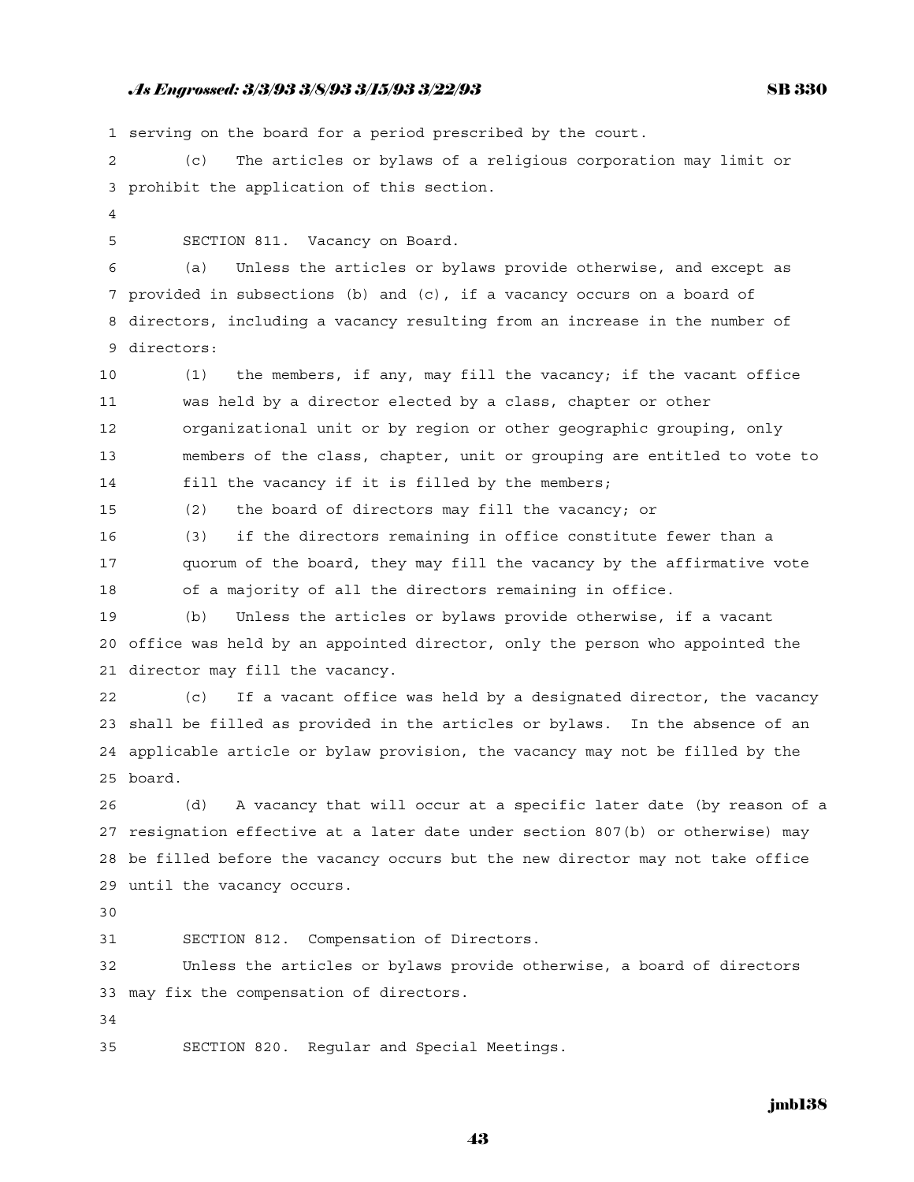serving on the board for a period prescribed by the court.

(c) The articles or bylaws of a religious corporation may limit or prohibit the application of this section.

SECTION 811. Vacancy on Board.

(a) Unless the articles or bylaws provide otherwise, and except as provided in subsections (b) and (c), if a vacancy occurs on a board of directors, including a vacancy resulting from an increase in the number of directors:

(1) the members, if any, may fill the vacancy; if the vacant office was held by a director elected by a class, chapter or other organizational unit or by region or other geographic grouping, only members of the class, chapter, unit or grouping are entitled to vote to fill the vacancy if it is filled by the members;

(2) the board of directors may fill the vacancy; or

(3) if the directors remaining in office constitute fewer than a quorum of the board, they may fill the vacancy by the affirmative vote of a majority of all the directors remaining in office.

(b) Unless the articles or bylaws provide otherwise, if a vacant office was held by an appointed director, only the person who appointed the director may fill the vacancy.

(c) If a vacant office was held by a designated director, the vacancy shall be filled as provided in the articles or bylaws. In the absence of an applicable article or bylaw provision, the vacancy may not be filled by the board.

(d) A vacancy that will occur at a specific later date (by reason of a resignation effective at a later date under section 807(b) or otherwise) may be filled before the vacancy occurs but the new director may not take office until the vacancy occurs.

SECTION 812. Compensation of Directors.

Unless the articles or bylaws provide otherwise, a board of directors may fix the compensation of directors.

SECTION 820. Regular and Special Meetings.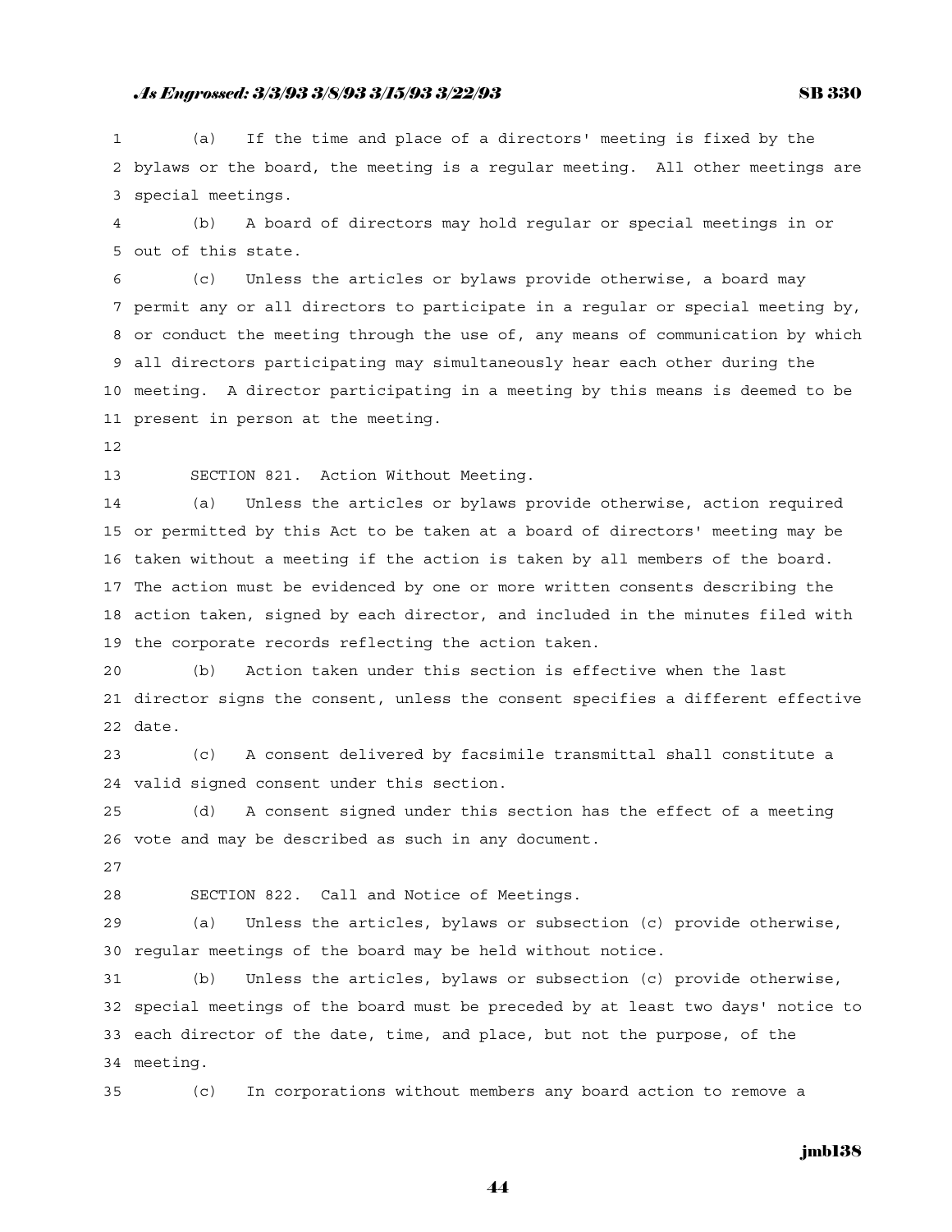(a) If the time and place of a directors' meeting is fixed by the bylaws or the board, the meeting is a regular meeting. All other meetings are special meetings.

(b) A board of directors may hold regular or special meetings in or out of this state.

(c) Unless the articles or bylaws provide otherwise, a board may permit any or all directors to participate in a regular or special meeting by, or conduct the meeting through the use of, any means of communication by which all directors participating may simultaneously hear each other during the meeting. A director participating in a meeting by this means is deemed to be present in person at the meeting.

SECTION 821. Action Without Meeting.

(a) Unless the articles or bylaws provide otherwise, action required or permitted by this Act to be taken at a board of directors' meeting may be taken without a meeting if the action is taken by all members of the board. The action must be evidenced by one or more written consents describing the action taken, signed by each director, and included in the minutes filed with the corporate records reflecting the action taken.

(b) Action taken under this section is effective when the last director signs the consent, unless the consent specifies a different effective date.

(c) A consent delivered by facsimile transmittal shall constitute a valid signed consent under this section.

(d) A consent signed under this section has the effect of a meeting vote and may be described as such in any document.

SECTION 822. Call and Notice of Meetings.

(a) Unless the articles, bylaws or subsection (c) provide otherwise, regular meetings of the board may be held without notice.

(b) Unless the articles, bylaws or subsection (c) provide otherwise, special meetings of the board must be preceded by at least two days' notice to each director of the date, time, and place, but not the purpose, of the meeting.

(c) In corporations without members any board action to remove a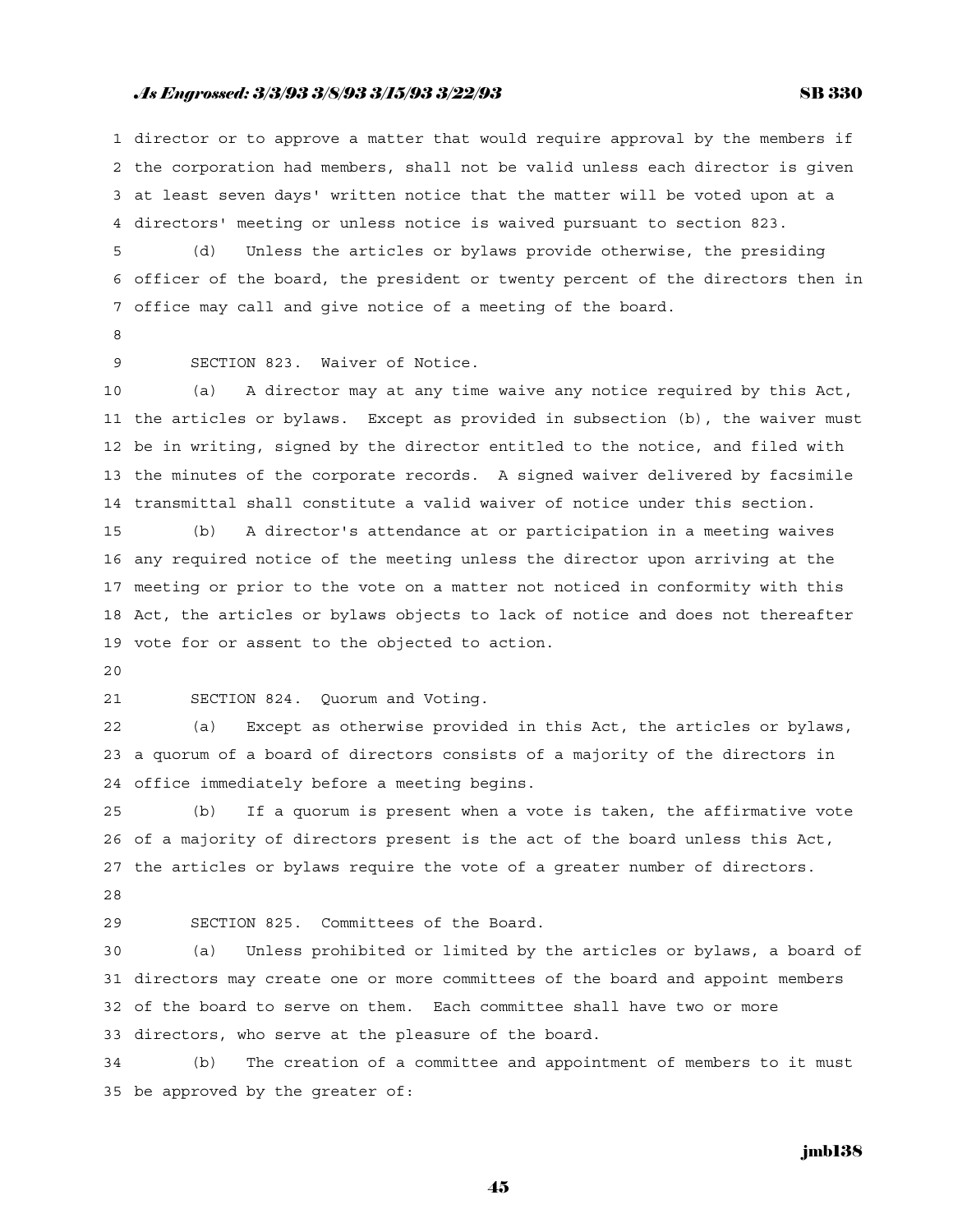director or to approve a matter that would require approval by the members if the corporation had members, shall not be valid unless each director is given at least seven days' written notice that the matter will be voted upon at a directors' meeting or unless notice is waived pursuant to section 823.

(d) Unless the articles or bylaws provide otherwise, the presiding officer of the board, the president or twenty percent of the directors then in office may call and give notice of a meeting of the board.

SECTION 823. Waiver of Notice.

(a) A director may at any time waive any notice required by this Act, the articles or bylaws. Except as provided in subsection (b), the waiver must be in writing, signed by the director entitled to the notice, and filed with the minutes of the corporate records. A signed waiver delivered by facsimile transmittal shall constitute a valid waiver of notice under this section.

(b) A director's attendance at or participation in a meeting waives any required notice of the meeting unless the director upon arriving at the meeting or prior to the vote on a matter not noticed in conformity with this Act, the articles or bylaws objects to lack of notice and does not thereafter vote for or assent to the objected to action.

SECTION 824. Quorum and Voting.

(a) Except as otherwise provided in this Act, the articles or bylaws, a quorum of a board of directors consists of a majority of the directors in office immediately before a meeting begins.

(b) If a quorum is present when a vote is taken, the affirmative vote of a majority of directors present is the act of the board unless this Act, the articles or bylaws require the vote of a greater number of directors.

SECTION 825. Committees of the Board.

(a) Unless prohibited or limited by the articles or bylaws, a board of directors may create one or more committees of the board and appoint members of the board to serve on them. Each committee shall have two or more directors, who serve at the pleasure of the board.

(b) The creation of a committee and appointment of members to it must be approved by the greater of: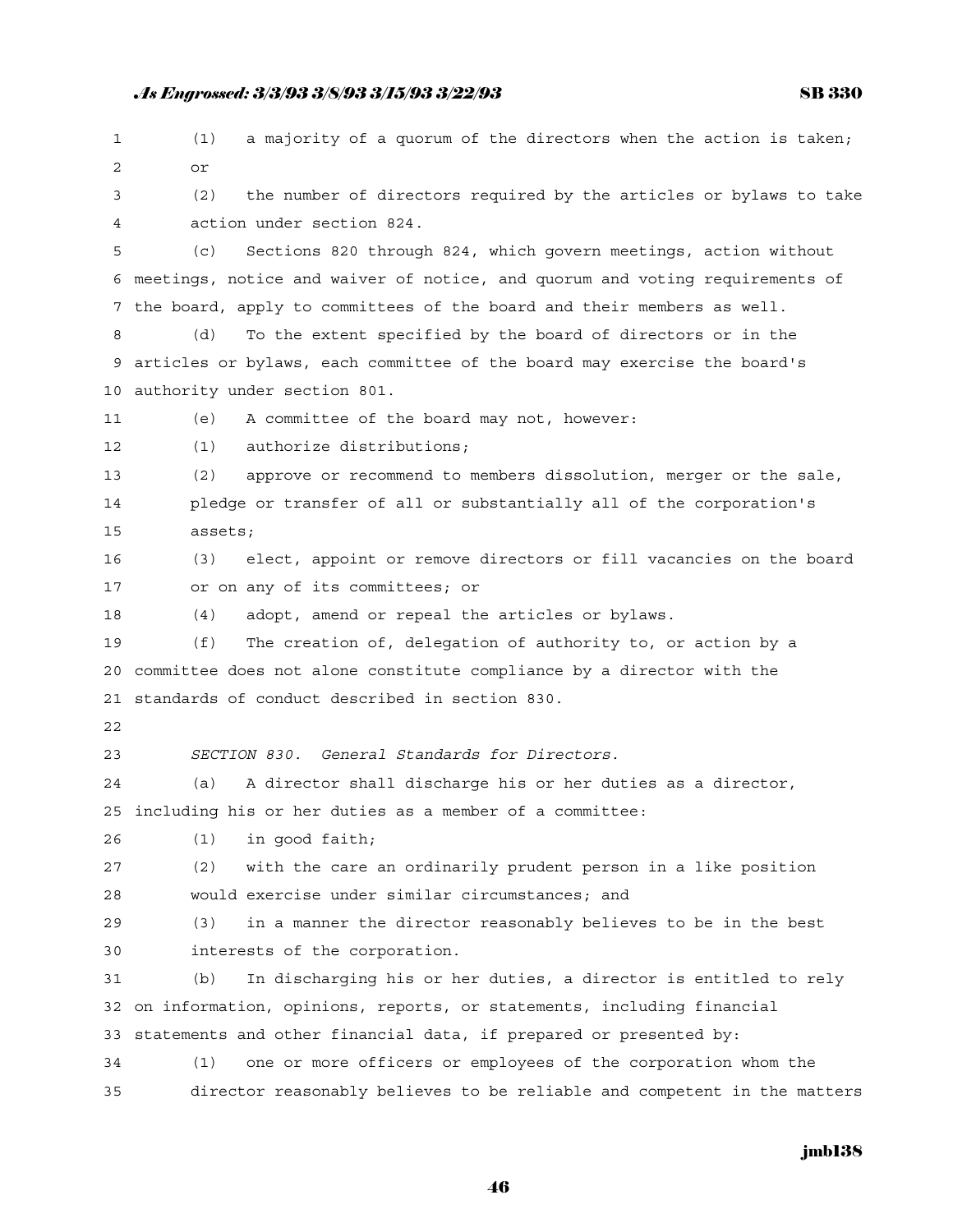(1) a majority of a quorum of the directors when the action is taken; or

(2) the number of directors required by the articles or bylaws to take action under section 824.

(c) Sections 820 through 824, which govern meetings, action without meetings, notice and waiver of notice, and quorum and voting requirements of the board, apply to committees of the board and their members as well.

(d) To the extent specified by the board of directors or in the articles or bylaws, each committee of the board may exercise the board's authority under section 801.

(e) A committee of the board may not, however:

(1) authorize distributions;

(2) approve or recommend to members dissolution, merger or the sale, pledge or transfer of all or substantially all of the corporation's assets;

(3) elect, appoint or remove directors or fill vacancies on the board or on any of its committees; or

(4) adopt, amend or repeal the articles or bylaws.

(f) The creation of, delegation of authority to, or action by a committee does not alone constitute compliance by a director with the standards of conduct described in section 830.

*SECTION 830. General Standards for Directors.*

(a) A director shall discharge his or her duties as a director, including his or her duties as a member of a committee:

(1) in good faith;

(2) with the care an ordinarily prudent person in a like position would exercise under similar circumstances; and

(3) in a manner the director reasonably believes to be in the best interests of the corporation.

(b) In discharging his or her duties, a director is entitled to rely on information, opinions, reports, or statements, including financial statements and other financial data, if prepared or presented by:

(1) one or more officers or employees of the corporation whom the director reasonably believes to be reliable and competent in the matters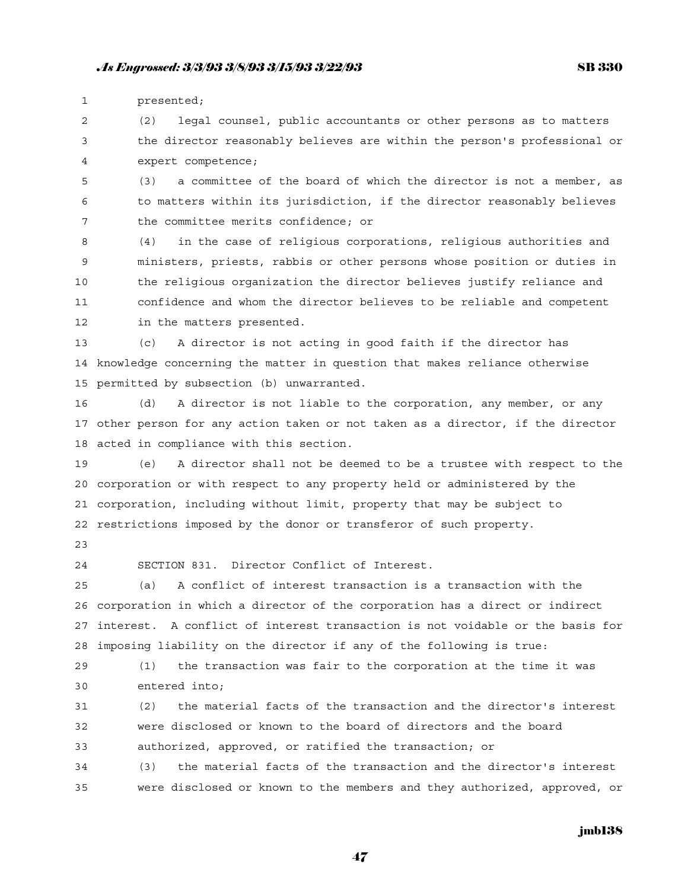presented;

(2) legal counsel, public accountants or other persons as to matters the director reasonably believes are within the person's professional or expert competence;

(3) a committee of the board of which the director is not a member, as to matters within its jurisdiction, if the director reasonably believes the committee merits confidence; or

(4) in the case of religious corporations, religious authorities and ministers, priests, rabbis or other persons whose position or duties in the religious organization the director believes justify reliance and confidence and whom the director believes to be reliable and competent in the matters presented.

(c) A director is not acting in good faith if the director has knowledge concerning the matter in question that makes reliance otherwise permitted by subsection (b) unwarranted.

(d) A director is not liable to the corporation, any member, or any other person for any action taken or not taken as a director, if the director acted in compliance with this section.

(e) A director shall not be deemed to be a trustee with respect to the corporation or with respect to any property held or administered by the corporation, including without limit, property that may be subject to restrictions imposed by the donor or transferor of such property.

SECTION 831. Director Conflict of Interest.

(a) A conflict of interest transaction is a transaction with the corporation in which a director of the corporation has a direct or indirect interest. A conflict of interest transaction is not voidable or the basis for imposing liability on the director if any of the following is true:

(1) the transaction was fair to the corporation at the time it was entered into;

(2) the material facts of the transaction and the director's interest were disclosed or known to the board of directors and the board authorized, approved, or ratified the transaction; or

(3) the material facts of the transaction and the director's interest were disclosed or known to the members and they authorized, approved, or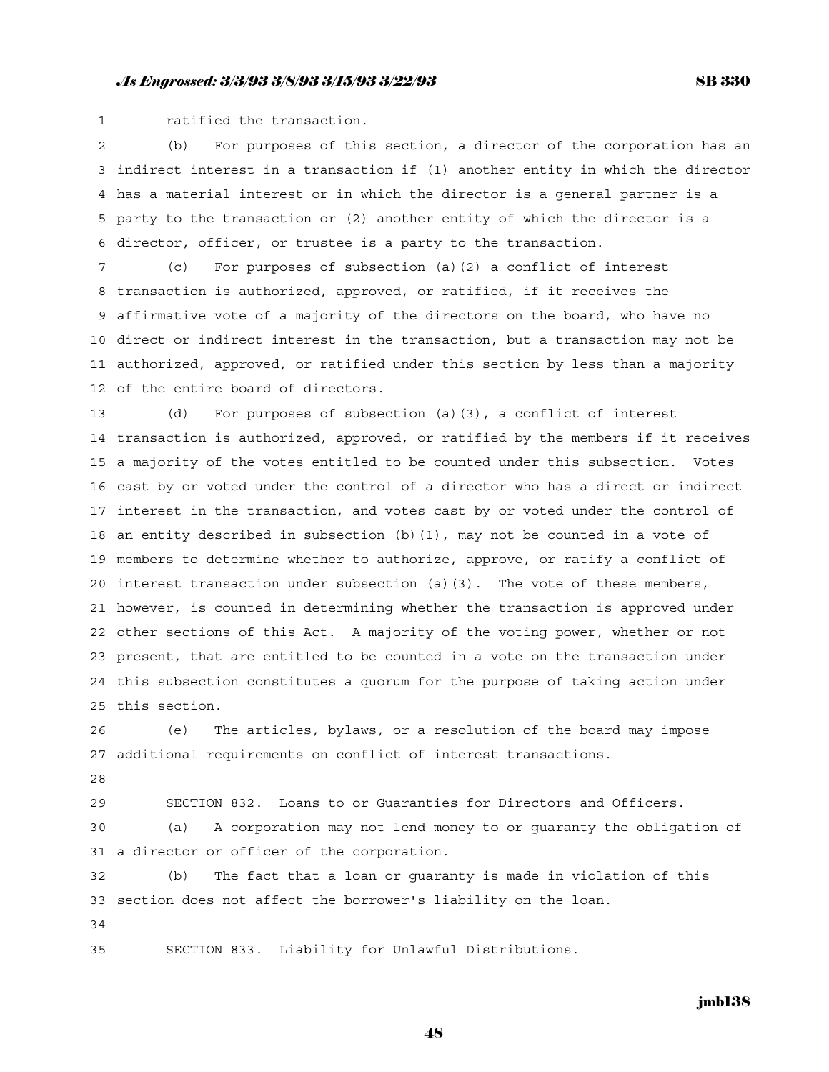ratified the transaction.

(b) For purposes of this section, a director of the corporation has an indirect interest in a transaction if (1) another entity in which the director has a material interest or in which the director is a general partner is a party to the transaction or (2) another entity of which the director is a director, officer, or trustee is a party to the transaction.

(c) For purposes of subsection (a)(2) a conflict of interest transaction is authorized, approved, or ratified, if it receives the affirmative vote of a majority of the directors on the board, who have no direct or indirect interest in the transaction, but a transaction may not be authorized, approved, or ratified under this section by less than a majority of the entire board of directors.

(d) For purposes of subsection (a)(3), a conflict of interest transaction is authorized, approved, or ratified by the members if it receives a majority of the votes entitled to be counted under this subsection. Votes cast by or voted under the control of a director who has a direct or indirect interest in the transaction, and votes cast by or voted under the control of an entity described in subsection (b)(1), may not be counted in a vote of members to determine whether to authorize, approve, or ratify a conflict of interest transaction under subsection (a)(3). The vote of these members, however, is counted in determining whether the transaction is approved under other sections of this Act. A majority of the voting power, whether or not present, that are entitled to be counted in a vote on the transaction under this subsection constitutes a quorum for the purpose of taking action under this section.

(e) The articles, bylaws, or a resolution of the board may impose additional requirements on conflict of interest transactions.

SECTION 832. Loans to or Guaranties for Directors and Officers.

(a) A corporation may not lend money to or guaranty the obligation of a director or officer of the corporation.

(b) The fact that a loan or guaranty is made in violation of this section does not affect the borrower's liability on the loan.

SECTION 833. Liability for Unlawful Distributions.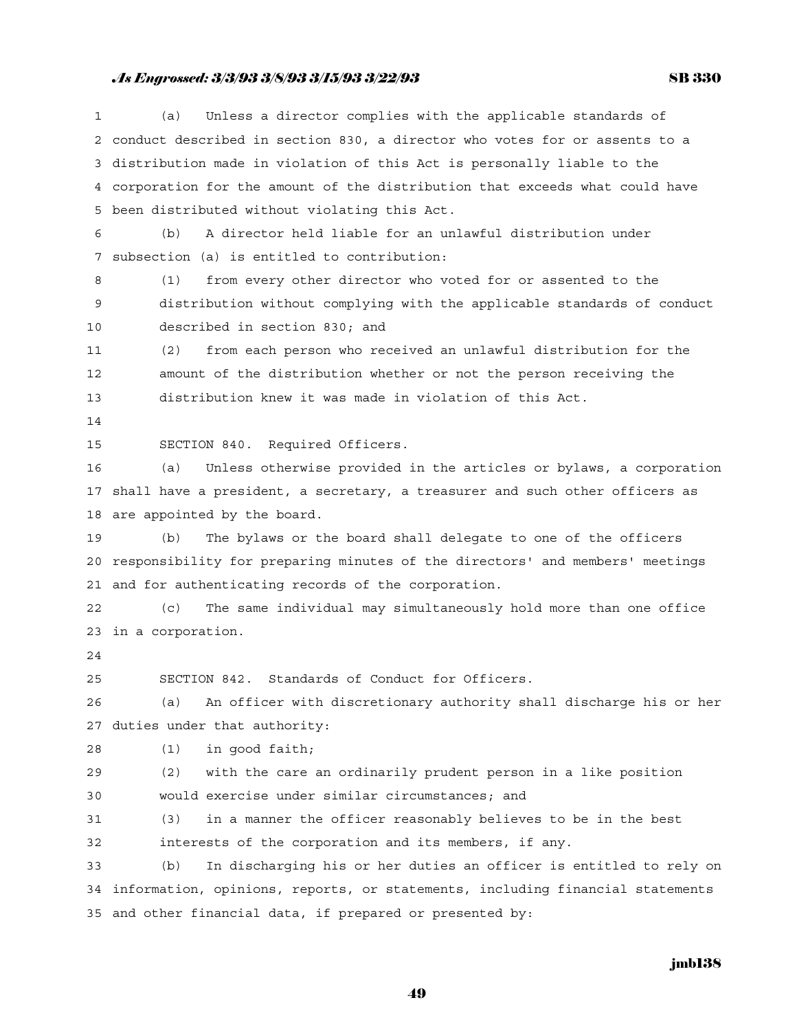(a) Unless a director complies with the applicable standards of conduct described in section 830, a director who votes for or assents to a distribution made in violation of this Act is personally liable to the corporation for the amount of the distribution that exceeds what could have been distributed without violating this Act.

(b) A director held liable for an unlawful distribution under subsection (a) is entitled to contribution:

(1) from every other director who voted for or assented to the distribution without complying with the applicable standards of conduct described in section 830; and

(2) from each person who received an unlawful distribution for the amount of the distribution whether or not the person receiving the distribution knew it was made in violation of this Act.

SECTION 840. Required Officers.

(a) Unless otherwise provided in the articles or bylaws, a corporation shall have a president, a secretary, a treasurer and such other officers as are appointed by the board.

(b) The bylaws or the board shall delegate to one of the officers responsibility for preparing minutes of the directors' and members' meetings and for authenticating records of the corporation.

(c) The same individual may simultaneously hold more than one office in a corporation.

SECTION 842. Standards of Conduct for Officers.

(a) An officer with discretionary authority shall discharge his or her duties under that authority:

(1) in good faith;

(2) with the care an ordinarily prudent person in a like position would exercise under similar circumstances; and

(3) in a manner the officer reasonably believes to be in the best interests of the corporation and its members, if any.

(b) In discharging his or her duties an officer is entitled to rely on information, opinions, reports, or statements, including financial statements and other financial data, if prepared or presented by: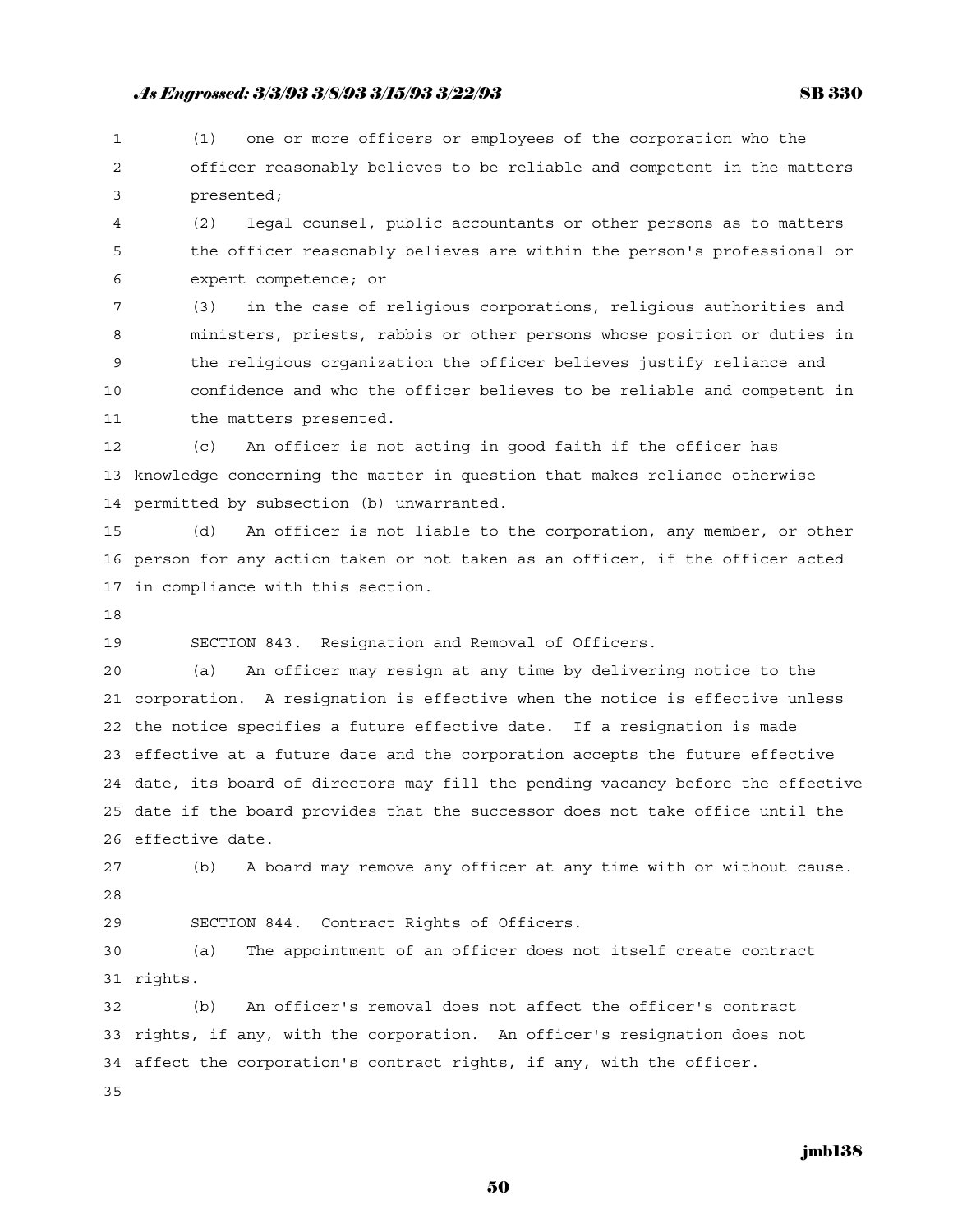(1) one or more officers or employees of the corporation who the officer reasonably believes to be reliable and competent in the matters presented;

(2) legal counsel, public accountants or other persons as to matters the officer reasonably believes are within the person's professional or expert competence; or

(3) in the case of religious corporations, religious authorities and ministers, priests, rabbis or other persons whose position or duties in the religious organization the officer believes justify reliance and confidence and who the officer believes to be reliable and competent in the matters presented.

(c) An officer is not acting in good faith if the officer has knowledge concerning the matter in question that makes reliance otherwise permitted by subsection (b) unwarranted.

(d) An officer is not liable to the corporation, any member, or other person for any action taken or not taken as an officer, if the officer acted in compliance with this section.

SECTION 843. Resignation and Removal of Officers.

(a) An officer may resign at any time by delivering notice to the corporation. A resignation is effective when the notice is effective unless the notice specifies a future effective date. If a resignation is made effective at a future date and the corporation accepts the future effective date, its board of directors may fill the pending vacancy before the effective date if the board provides that the successor does not take office until the effective date.

(b) A board may remove any officer at any time with or without cause.

SECTION 844. Contract Rights of Officers.

(a) The appointment of an officer does not itself create contract rights.

(b) An officer's removal does not affect the officer's contract rights, if any, with the corporation. An officer's resignation does not affect the corporation's contract rights, if any, with the officer.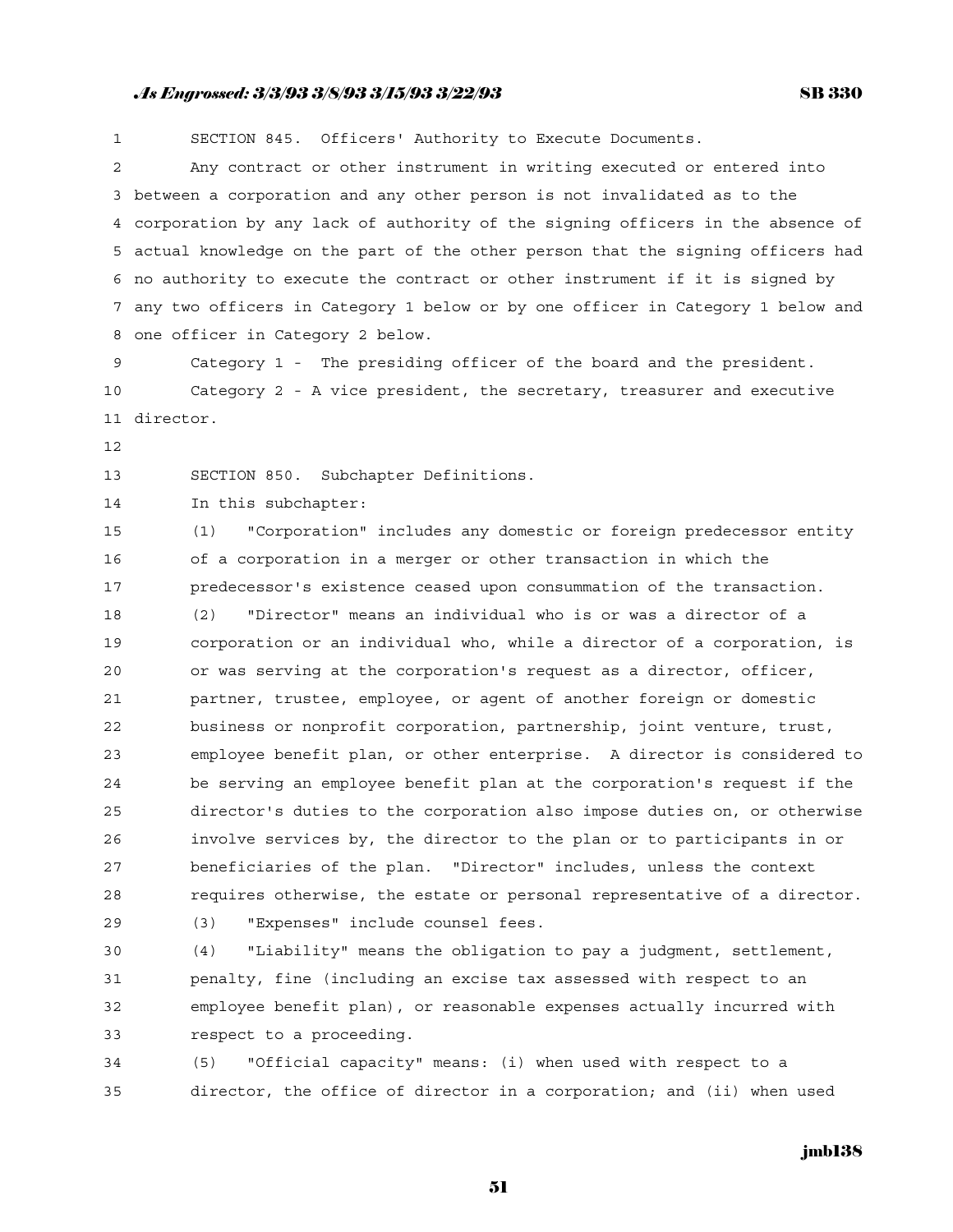SECTION 845. Officers' Authority to Execute Documents.

Any contract or other instrument in writing executed or entered into between a corporation and any other person is not invalidated as to the corporation by any lack of authority of the signing officers in the absence of actual knowledge on the part of the other person that the signing officers had no authority to execute the contract or other instrument if it is signed by any two officers in Category 1 below or by one officer in Category 1 below and one officer in Category 2 below.

Category 1 - The presiding officer of the board and the president.

Category 2 - A vice president, the secretary, treasurer and executive director.

SECTION 850. Subchapter Definitions.

In this subchapter:

(1) "Corporation" includes any domestic or foreign predecessor entity of a corporation in a merger or other transaction in which the predecessor's existence ceased upon consummation of the transaction.

(2) "Director" means an individual who is or was a director of a corporation or an individual who, while a director of a corporation, is or was serving at the corporation's request as a director, officer, partner, trustee, employee, or agent of another foreign or domestic business or nonprofit corporation, partnership, joint venture, trust, employee benefit plan, or other enterprise. A director is considered to be serving an employee benefit plan at the corporation's request if the director's duties to the corporation also impose duties on, or otherwise involve services by, the director to the plan or to participants in or beneficiaries of the plan. "Director" includes, unless the context requires otherwise, the estate or personal representative of a director.

(3) "Expenses" include counsel fees.

(4) "Liability" means the obligation to pay a judgment, settlement, penalty, fine (including an excise tax assessed with respect to an employee benefit plan), or reasonable expenses actually incurred with respect to a proceeding.

(5) "Official capacity" means: (i) when used with respect to a director, the office of director in a corporation; and (ii) when used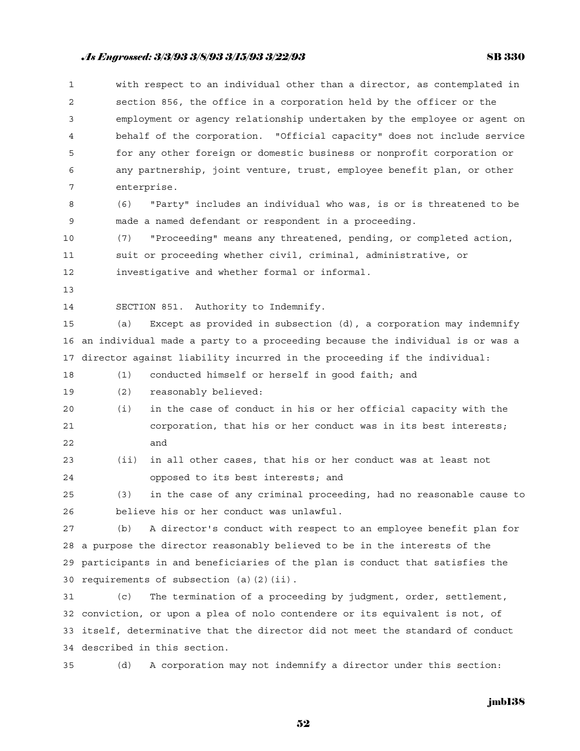with respect to an individual other than a director, as contemplated in section 856, the office in a corporation held by the officer or the employment or agency relationship undertaken by the employee or agent on behalf of the corporation. "Official capacity" does not include service for any other foreign or domestic business or nonprofit corporation or any partnership, joint venture, trust, employee benefit plan, or other enterprise.

(6) "Party" includes an individual who was, is or is threatened to be made a named defendant or respondent in a proceeding.

(7) "Proceeding" means any threatened, pending, or completed action, suit or proceeding whether civil, criminal, administrative, or investigative and whether formal or informal.

SECTION 851. Authority to Indemnify.

(a) Except as provided in subsection (d), a corporation may indemnify an individual made a party to a proceeding because the individual is or was a director against liability incurred in the proceeding if the individual:

(1) conducted himself or herself in good faith; and

(2) reasonably believed:

(i) in the case of conduct in his or her official capacity with the corporation, that his or her conduct was in its best interests; and

(ii) in all other cases, that his or her conduct was at least not opposed to its best interests; and

(3) in the case of any criminal proceeding, had no reasonable cause to believe his or her conduct was unlawful.

(b) A director's conduct with respect to an employee benefit plan for a purpose the director reasonably believed to be in the interests of the participants in and beneficiaries of the plan is conduct that satisfies the requirements of subsection (a)(2)(ii).

(c) The termination of a proceeding by judgment, order, settlement, conviction, or upon a plea of nolo contendere or its equivalent is not, of itself, determinative that the director did not meet the standard of conduct described in this section.

(d) A corporation may not indemnify a director under this section: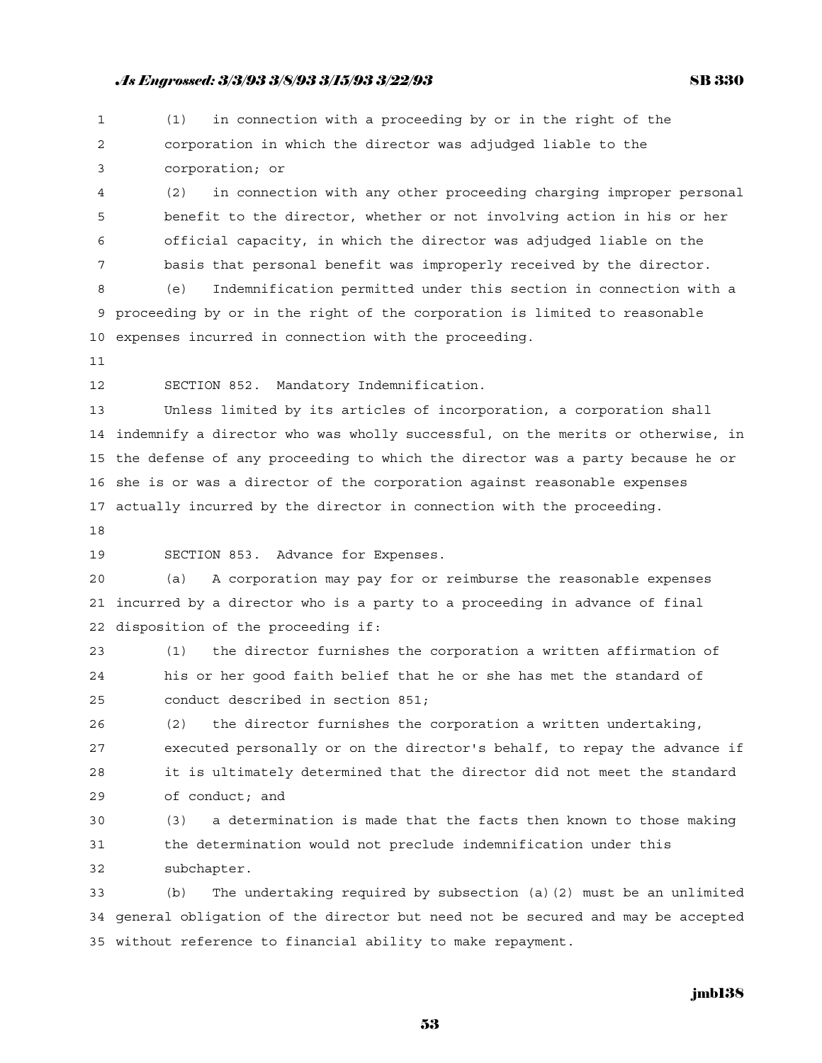(1) in connection with a proceeding by or in the right of the corporation in which the director was adjudged liable to the corporation; or

(2) in connection with any other proceeding charging improper personal benefit to the director, whether or not involving action in his or her official capacity, in which the director was adjudged liable on the basis that personal benefit was improperly received by the director.

(e) Indemnification permitted under this section in connection with a proceeding by or in the right of the corporation is limited to reasonable expenses incurred in connection with the proceeding.

SECTION 852. Mandatory Indemnification.

Unless limited by its articles of incorporation, a corporation shall indemnify a director who was wholly successful, on the merits or otherwise, in the defense of any proceeding to which the director was a party because he or she is or was a director of the corporation against reasonable expenses actually incurred by the director in connection with the proceeding.

SECTION 853. Advance for Expenses.

(a) A corporation may pay for or reimburse the reasonable expenses incurred by a director who is a party to a proceeding in advance of final disposition of the proceeding if:

(1) the director furnishes the corporation a written affirmation of his or her good faith belief that he or she has met the standard of conduct described in section 851;

(2) the director furnishes the corporation a written undertaking, executed personally or on the director's behalf, to repay the advance if it is ultimately determined that the director did not meet the standard of conduct; and

(3) a determination is made that the facts then known to those making the determination would not preclude indemnification under this subchapter.

(b) The undertaking required by subsection (a)(2) must be an unlimited general obligation of the director but need not be secured and may be accepted without reference to financial ability to make repayment.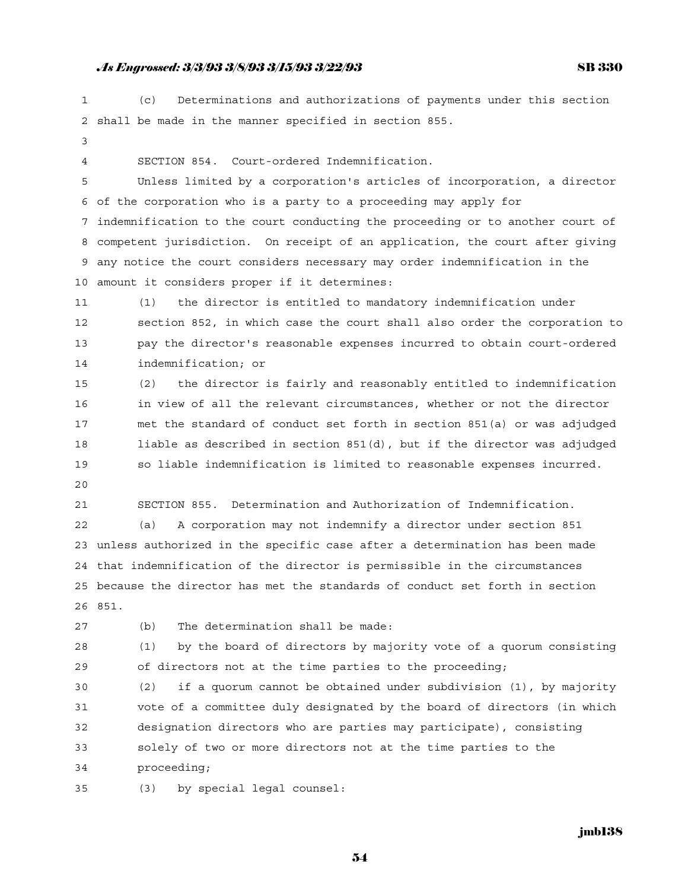(c) Determinations and authorizations of payments under this section shall be made in the manner specified in section 855.

SECTION 854. Court-ordered Indemnification.

Unless limited by a corporation's articles of incorporation, a director of the corporation who is a party to a proceeding may apply for indemnification to the court conducting the proceeding or to another court of competent jurisdiction. On receipt of an application, the court after giving any notice the court considers necessary may order indemnification in the amount it considers proper if it determines:

(1) the director is entitled to mandatory indemnification under section 852, in which case the court shall also order the corporation to pay the director's reasonable expenses incurred to obtain court-ordered indemnification; or

(2) the director is fairly and reasonably entitled to indemnification in view of all the relevant circumstances, whether or not the director met the standard of conduct set forth in section 851(a) or was adjudged liable as described in section 851(d), but if the director was adjudged so liable indemnification is limited to reasonable expenses incurred.

SECTION 855. Determination and Authorization of Indemnification.

(a) A corporation may not indemnify a director under section 851 unless authorized in the specific case after a determination has been made that indemnification of the director is permissible in the circumstances because the director has met the standards of conduct set forth in section 851.

(b) The determination shall be made:

(1) by the board of directors by majority vote of a quorum consisting of directors not at the time parties to the proceeding;

(2) if a quorum cannot be obtained under subdivision (1), by majority vote of a committee duly designated by the board of directors (in which designation directors who are parties may participate), consisting solely of two or more directors not at the time parties to the proceeding;

(3) by special legal counsel: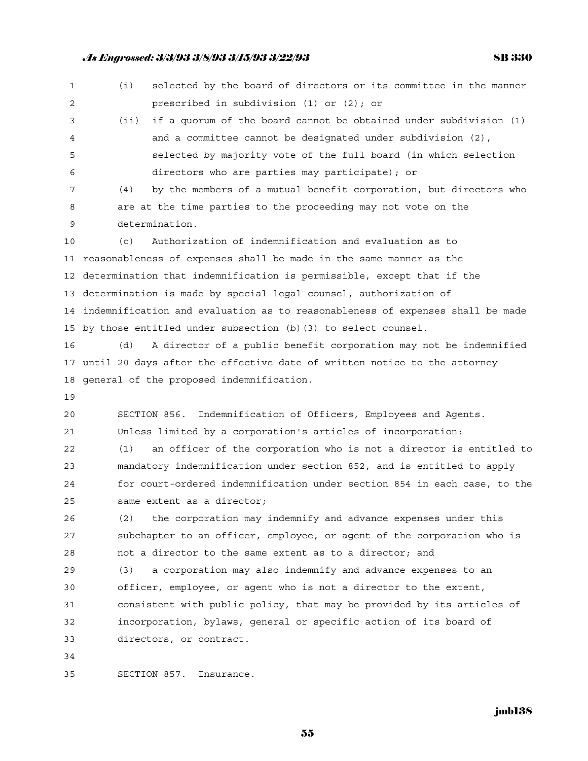(i) selected by the board of directors or its committee in the manner prescribed in subdivision (1) or (2); or

(ii) if a quorum of the board cannot be obtained under subdivision (1) and a committee cannot be designated under subdivision (2), selected by majority vote of the full board (in which selection directors who are parties may participate); or

(4) by the members of a mutual benefit corporation, but directors who are at the time parties to the proceeding may not vote on the determination.

(c) Authorization of indemnification and evaluation as to reasonableness of expenses shall be made in the same manner as the determination that indemnification is permissible, except that if the determination is made by special legal counsel, authorization of indemnification and evaluation as to reasonableness of expenses shall be made by those entitled under subsection (b)(3) to select counsel.

(d) A director of a public benefit corporation may not be indemnified until 20 days after the effective date of written notice to the attorney general of the proposed indemnification.

SECTION 856. Indemnification of Officers, Employees and Agents.

Unless limited by a corporation's articles of incorporation:

(1) an officer of the corporation who is not a director is entitled to mandatory indemnification under section 852, and is entitled to apply for court-ordered indemnification under section 854 in each case, to the same extent as a director;

(2) the corporation may indemnify and advance expenses under this subchapter to an officer, employee, or agent of the corporation who is not a director to the same extent as to a director; and

(3) a corporation may also indemnify and advance expenses to an officer, employee, or agent who is not a director to the extent, consistent with public policy, that may be provided by its articles of incorporation, bylaws, general or specific action of its board of directors, or contract.

SECTION 857. Insurance.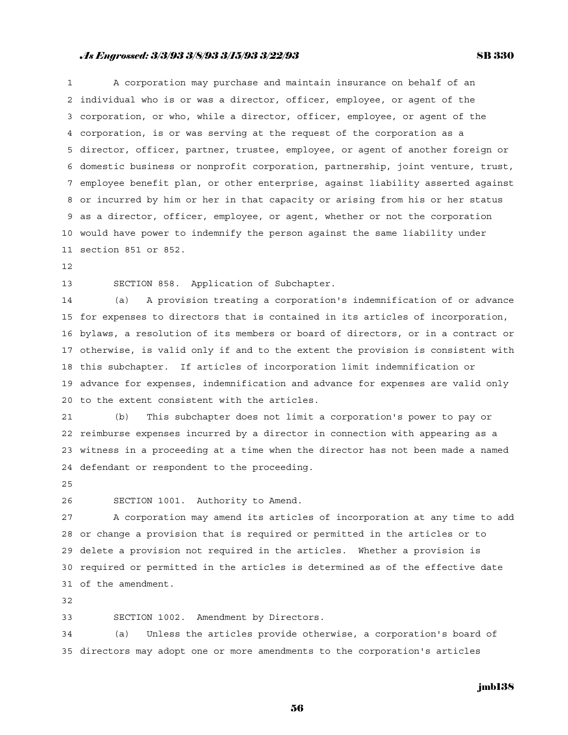A corporation may purchase and maintain insurance on behalf of an individual who is or was a director, officer, employee, or agent of the corporation, or who, while a director, officer, employee, or agent of the corporation, is or was serving at the request of the corporation as a director, officer, partner, trustee, employee, or agent of another foreign or domestic business or nonprofit corporation, partnership, joint venture, trust, employee benefit plan, or other enterprise, against liability asserted against or incurred by him or her in that capacity or arising from his or her status as a director, officer, employee, or agent, whether or not the corporation would have power to indemnify the person against the same liability under section 851 or 852.

SECTION 858. Application of Subchapter.

(a) A provision treating a corporation's indemnification of or advance for expenses to directors that is contained in its articles of incorporation, bylaws, a resolution of its members or board of directors, or in a contract or otherwise, is valid only if and to the extent the provision is consistent with this subchapter. If articles of incorporation limit indemnification or advance for expenses, indemnification and advance for expenses are valid only to the extent consistent with the articles.

(b) This subchapter does not limit a corporation's power to pay or reimburse expenses incurred by a director in connection with appearing as a witness in a proceeding at a time when the director has not been made a named defendant or respondent to the proceeding.

SECTION 1001. Authority to Amend.

A corporation may amend its articles of incorporation at any time to add or change a provision that is required or permitted in the articles or to delete a provision not required in the articles. Whether a provision is required or permitted in the articles is determined as of the effective date of the amendment.

SECTION 1002. Amendment by Directors.

(a) Unless the articles provide otherwise, a corporation's board of directors may adopt one or more amendments to the corporation's articles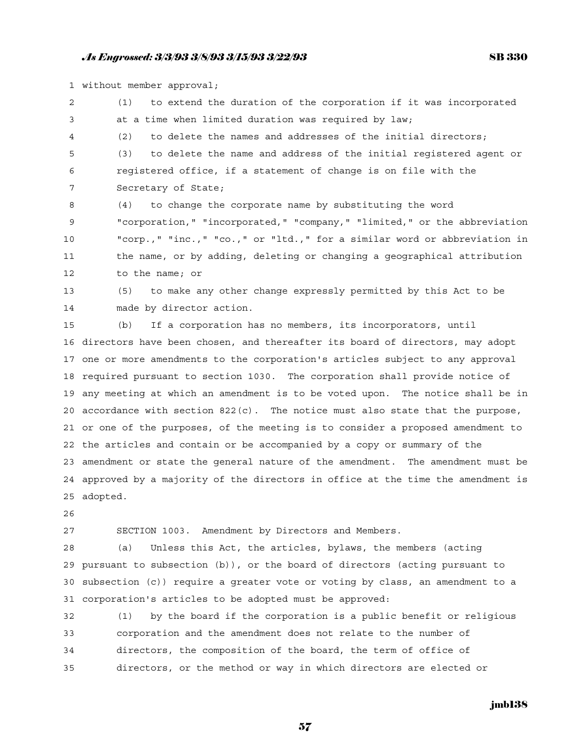without member approval;

(1) to extend the duration of the corporation if it was incorporated at a time when limited duration was required by law;

(2) to delete the names and addresses of the initial directors;

(3) to delete the name and address of the initial registered agent or registered office, if a statement of change is on file with the Secretary of State;

(4) to change the corporate name by substituting the word "corporation," "incorporated," "company," "limited," or the abbreviation "corp.," "inc.," "co.," or "ltd.," for a similar word or abbreviation in the name, or by adding, deleting or changing a geographical attribution to the name; or

(5) to make any other change expressly permitted by this Act to be made by director action.

(b) If a corporation has no members, its incorporators, until directors have been chosen, and thereafter its board of directors, may adopt one or more amendments to the corporation's articles subject to any approval required pursuant to section 1030. The corporation shall provide notice of any meeting at which an amendment is to be voted upon. The notice shall be in accordance with section 822(c). The notice must also state that the purpose, or one of the purposes, of the meeting is to consider a proposed amendment to the articles and contain or be accompanied by a copy or summary of the amendment or state the general nature of the amendment. The amendment must be approved by a majority of the directors in office at the time the amendment is adopted.

SECTION 1003. Amendment by Directors and Members.

(a) Unless this Act, the articles, bylaws, the members (acting pursuant to subsection (b)), or the board of directors (acting pursuant to subsection (c)) require a greater vote or voting by class, an amendment to a corporation's articles to be adopted must be approved:

(1) by the board if the corporation is a public benefit or religious corporation and the amendment does not relate to the number of directors, the composition of the board, the term of office of directors, or the method or way in which directors are elected or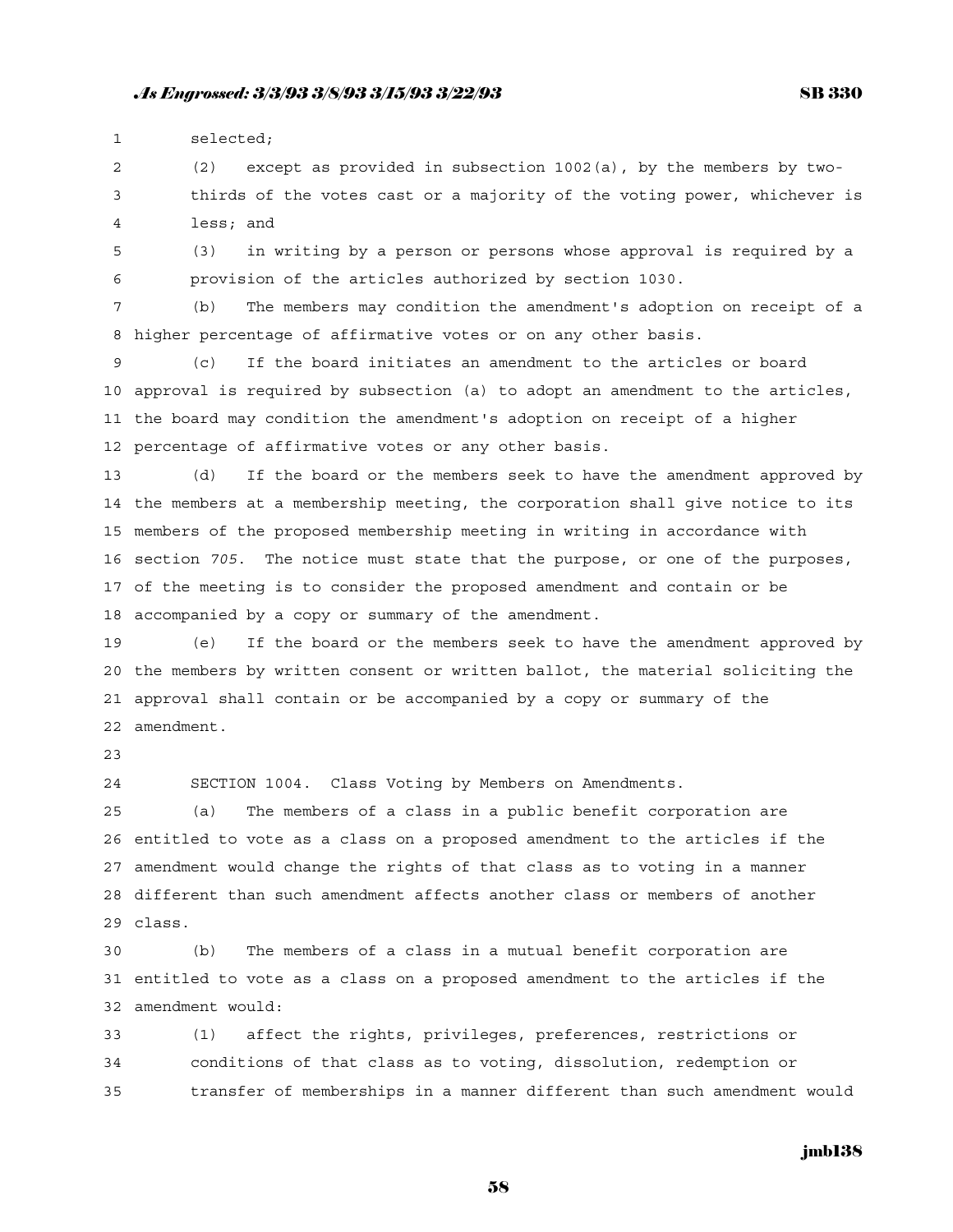selected;

(2) except as provided in subsection 1002(a), by the members by two-thirds of the votes cast or a majority of the voting power, whichever is less; and

(3) in writing by a person or persons whose approval is required by a provision of the articles authorized by section 1030.

(b) The members may condition the amendment's adoption on receipt of a higher percentage of affirmative votes or on any other basis.

(c) If the board initiates an amendment to the articles or board approval is required by subsection (a) to adopt an amendment to the articles, the board may condition the amendment's adoption on receipt of a higher percentage of affirmative votes or any other basis.

(d) If the board or the members seek to have the amendment approved by the members at a membership meeting, the corporation shall give notice to its members of the proposed membership meeting in writing in accordance with section *705*. The notice must state that the purpose, or one of the purposes, of the meeting is to consider the proposed amendment and contain or be accompanied by a copy or summary of the amendment.

(e) If the board or the members seek to have the amendment approved by the members by written consent or written ballot, the material soliciting the approval shall contain or be accompanied by a copy or summary of the amendment.

SECTION 1004. Class Voting by Members on Amendments.

(a) The members of a class in a public benefit corporation are entitled to vote as a class on a proposed amendment to the articles if the amendment would change the rights of that class as to voting in a manner different than such amendment affects another class or members of another class.

(b) The members of a class in a mutual benefit corporation are entitled to vote as a class on a proposed amendment to the articles if the amendment would:

(1) affect the rights, privileges, preferences, restrictions or conditions of that class as to voting, dissolution, redemption or transfer of memberships in a manner different than such amendment would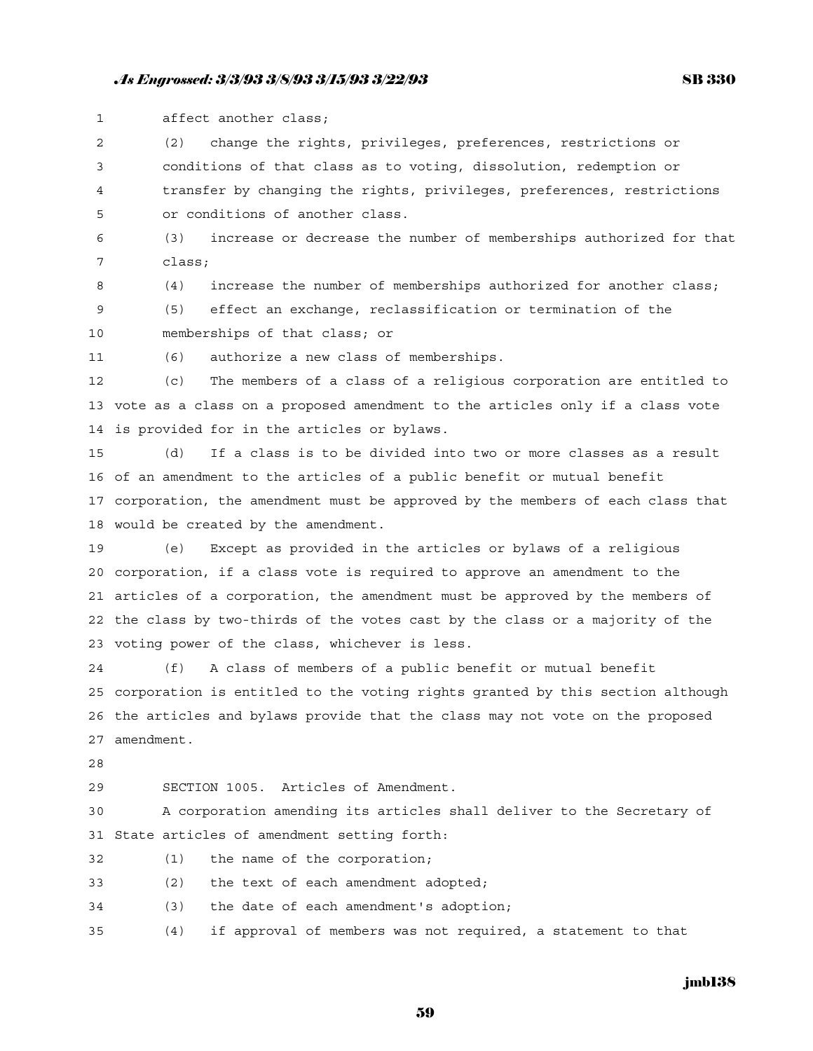affect another class;

(2) change the rights, privileges, preferences, restrictions or conditions of that class as to voting, dissolution, redemption or transfer by changing the rights, privileges, preferences, restrictions or conditions of another class.

(3) increase or decrease the number of memberships authorized for that class;

(4) increase the number of memberships authorized for another class;

(5) effect an exchange, reclassification or termination of the memberships of that class; or

(6) authorize a new class of memberships.

(c) The members of a class of a religious corporation are entitled to vote as a class on a proposed amendment to the articles only if a class vote is provided for in the articles or bylaws.

(d) If a class is to be divided into two or more classes as a result of an amendment to the articles of a public benefit or mutual benefit corporation, the amendment must be approved by the members of each class that would be created by the amendment.

(e) Except as provided in the articles or bylaws of a religious corporation, if a class vote is required to approve an amendment to the articles of a corporation, the amendment must be approved by the members of the class by two-thirds of the votes cast by the class or a majority of the voting power of the class, whichever is less.

(f) A class of members of a public benefit or mutual benefit corporation is entitled to the voting rights granted by this section although the articles and bylaws provide that the class may not vote on the proposed amendment.

SECTION 1005. Articles of Amendment.

A corporation amending its articles shall deliver to the Secretary of State articles of amendment setting forth:

(1) the name of the corporation;

(2) the text of each amendment adopted;

(3) the date of each amendment's adoption;

(4) if approval of members was not required, a statement to that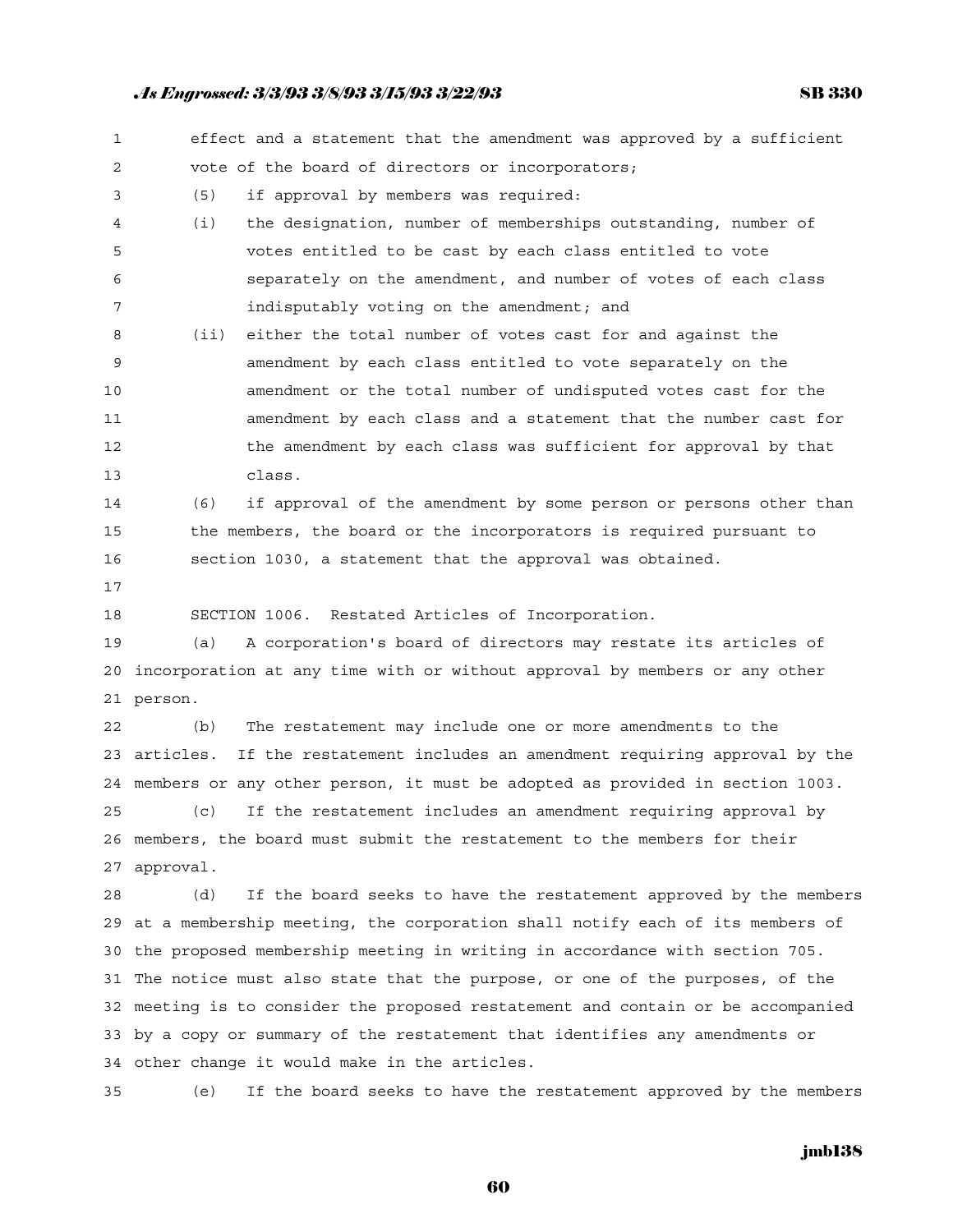effect and a statement that the amendment was approved by a sufficient vote of the board of directors or incorporators;

(5) if approval by members was required:

(i) the designation, number of memberships outstanding, number of votes entitled to be cast by each class entitled to vote separately on the amendment, and number of votes of each class indisputably voting on the amendment; and

(ii) either the total number of votes cast for and against the amendment by each class entitled to vote separately on the amendment or the total number of undisputed votes cast for the amendment by each class and a statement that the number cast for the amendment by each class was sufficient for approval by that class.

(6) if approval of the amendment by some person or persons other than the members, the board or the incorporators is required pursuant to section 1030, a statement that the approval was obtained.

SECTION 1006. Restated Articles of Incorporation.

(a) A corporation's board of directors may restate its articles of incorporation at any time with or without approval by members or any other person.

(b) The restatement may include one or more amendments to the articles. If the restatement includes an amendment requiring approval by the members or any other person, it must be adopted as provided in section 1003.

(c) If the restatement includes an amendment requiring approval by members, the board must submit the restatement to the members for their approval.

(d) If the board seeks to have the restatement approved by the members at a membership meeting, the corporation shall notify each of its members of the proposed membership meeting in writing in accordance with section 705. The notice must also state that the purpose, or one of the purposes, of the meeting is to consider the proposed restatement and contain or be accompanied by a copy or summary of the restatement that identifies any amendments or other change it would make in the articles.

(e) If the board seeks to have the restatement approved by the members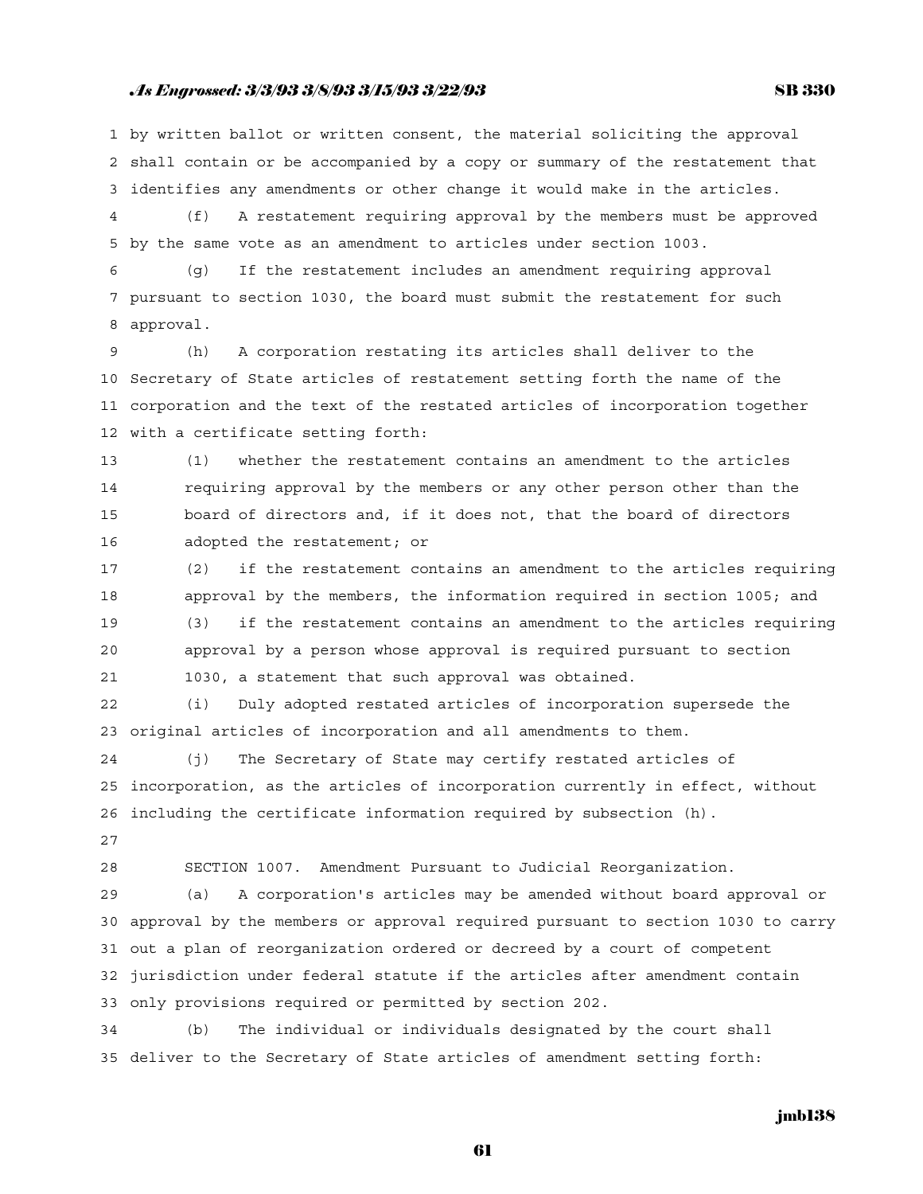by written ballot or written consent, the material soliciting the approval shall contain or be accompanied by a copy or summary of the restatement that identifies any amendments or other change it would make in the articles.

(f) A restatement requiring approval by the members must be approved by the same vote as an amendment to articles under section 1003.

(g) If the restatement includes an amendment requiring approval pursuant to section 1030, the board must submit the restatement for such approval.

(h) A corporation restating its articles shall deliver to the Secretary of State articles of restatement setting forth the name of the corporation and the text of the restated articles of incorporation together with a certificate setting forth:

(1) whether the restatement contains an amendment to the articles requiring approval by the members or any other person other than the board of directors and, if it does not, that the board of directors adopted the restatement; or

(2) if the restatement contains an amendment to the articles requiring approval by the members, the information required in section 1005; and

(3) if the restatement contains an amendment to the articles requiring approval by a person whose approval is required pursuant to section 1030, a statement that such approval was obtained.

(i) Duly adopted restated articles of incorporation supersede the original articles of incorporation and all amendments to them.

(j) The Secretary of State may certify restated articles of incorporation, as the articles of incorporation currently in effect, without including the certificate information required by subsection (h).

SECTION 1007. Amendment Pursuant to Judicial Reorganization.

(a) A corporation's articles may be amended without board approval or approval by the members or approval required pursuant to section 1030 to carry out a plan of reorganization ordered or decreed by a court of competent jurisdiction under federal statute if the articles after amendment contain only provisions required or permitted by section 202.

(b) The individual or individuals designated by the court shall deliver to the Secretary of State articles of amendment setting forth: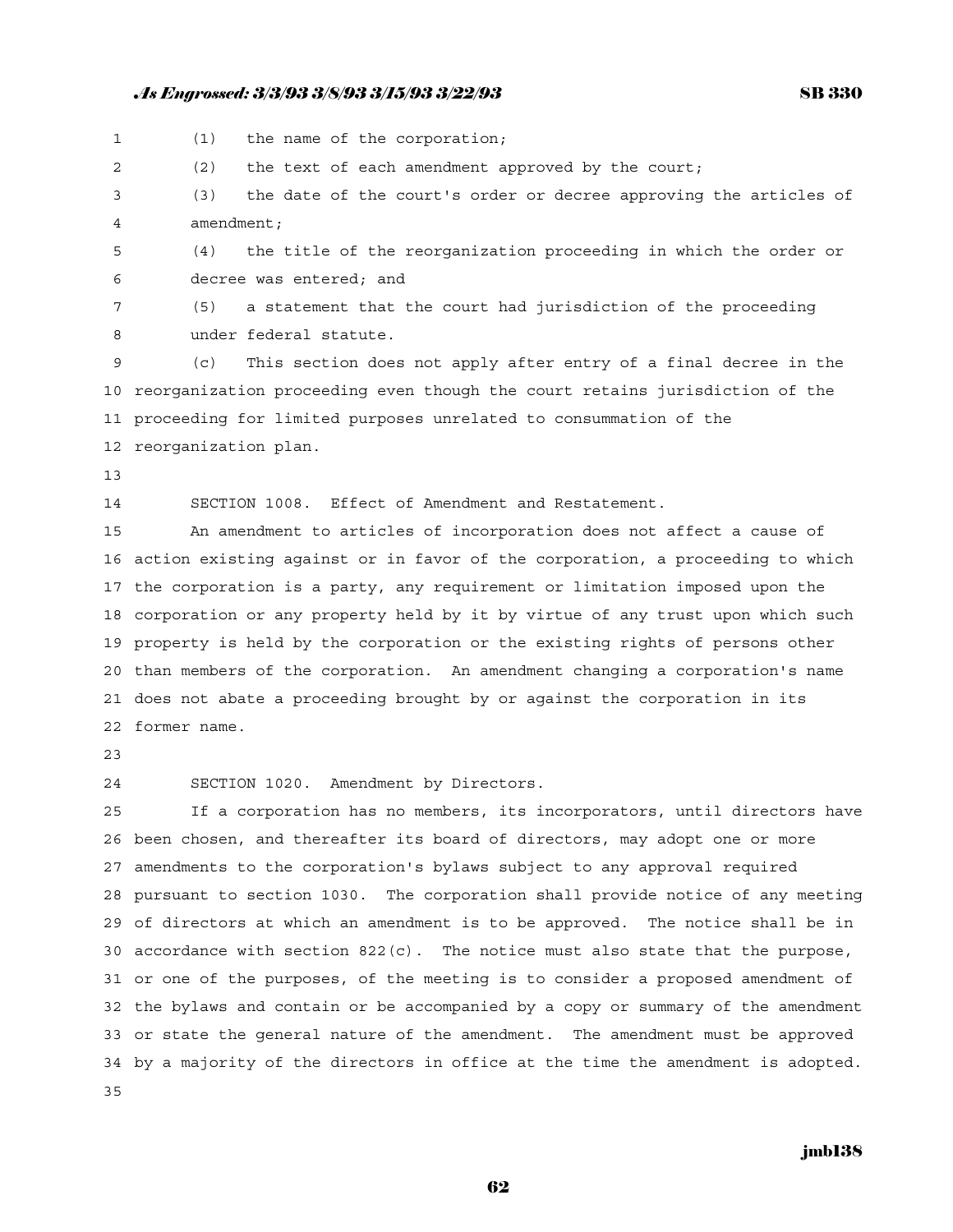(1) the name of the corporation;

(2) the text of each amendment approved by the court;

(3) the date of the court's order or decree approving the articles of amendment;

(4) the title of the reorganization proceeding in which the order or decree was entered; and

(5) a statement that the court had jurisdiction of the proceeding under federal statute.

(c) This section does not apply after entry of a final decree in the reorganization proceeding even though the court retains jurisdiction of the proceeding for limited purposes unrelated to consummation of the reorganization plan.

SECTION 1008. Effect of Amendment and Restatement.

An amendment to articles of incorporation does not affect a cause of action existing against or in favor of the corporation, a proceeding to which the corporation is a party, any requirement or limitation imposed upon the corporation or any property held by it by virtue of any trust upon which such property is held by the corporation or the existing rights of persons other than members of the corporation. An amendment changing a corporation's name does not abate a proceeding brought by or against the corporation in its former name.

SECTION 1020. Amendment by Directors.

If a corporation has no members, its incorporators, until directors have been chosen, and thereafter its board of directors, may adopt one or more amendments to the corporation's bylaws subject to any approval required pursuant to section 1030. The corporation shall provide notice of any meeting of directors at which an amendment is to be approved. The notice shall be in accordance with section 822(c). The notice must also state that the purpose, or one of the purposes, of the meeting is to consider a proposed amendment of the bylaws and contain or be accompanied by a copy or summary of the amendment or state the general nature of the amendment. The amendment must be approved by a majority of the directors in office at the time the amendment is adopted.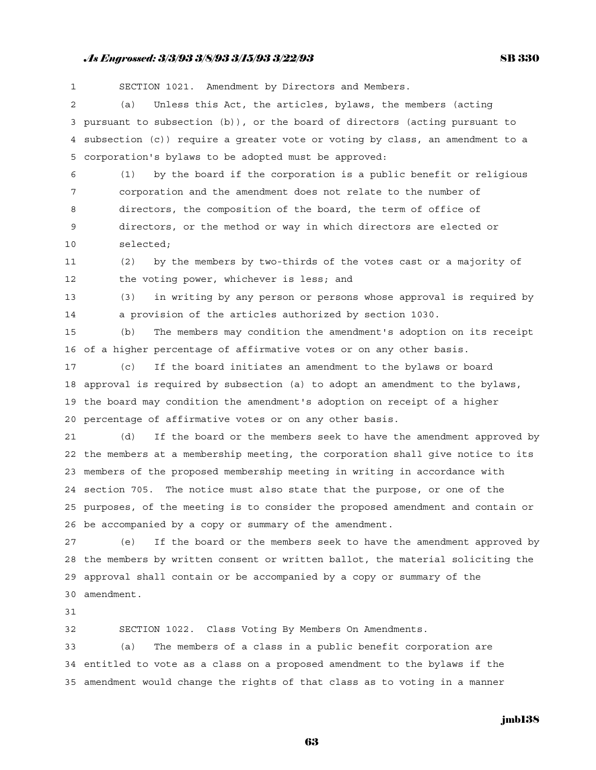SECTION 1021. Amendment by Directors and Members.

(a) Unless this Act, the articles, bylaws, the members (acting pursuant to subsection (b)), or the board of directors (acting pursuant to subsection (c)) require a greater vote or voting by class, an amendment to a corporation's bylaws to be adopted must be approved:

(1) by the board if the corporation is a public benefit or religious corporation and the amendment does not relate to the number of directors, the composition of the board, the term of office of directors, or the method or way in which directors are elected or selected;

(2) by the members by two-thirds of the votes cast or a majority of the voting power, whichever is less; and

(3) in writing by any person or persons whose approval is required by a provision of the articles authorized by section 1030.

(b) The members may condition the amendment's adoption on its receipt of a higher percentage of affirmative votes or on any other basis.

(c) If the board initiates an amendment to the bylaws or board approval is required by subsection (a) to adopt an amendment to the bylaws, the board may condition the amendment's adoption on receipt of a higher percentage of affirmative votes or on any other basis.

(d) If the board or the members seek to have the amendment approved by the members at a membership meeting, the corporation shall give notice to its members of the proposed membership meeting in writing in accordance with section 705. The notice must also state that the purpose, or one of the purposes, of the meeting is to consider the proposed amendment and contain or be accompanied by a copy or summary of the amendment.

(e) If the board or the members seek to have the amendment approved by the members by written consent or written ballot, the material soliciting the approval shall contain or be accompanied by a copy or summary of the amendment.

SECTION 1022. Class Voting By Members On Amendments.

(a) The members of a class in a public benefit corporation are entitled to vote as a class on a proposed amendment to the bylaws if the amendment would change the rights of that class as to voting in a manner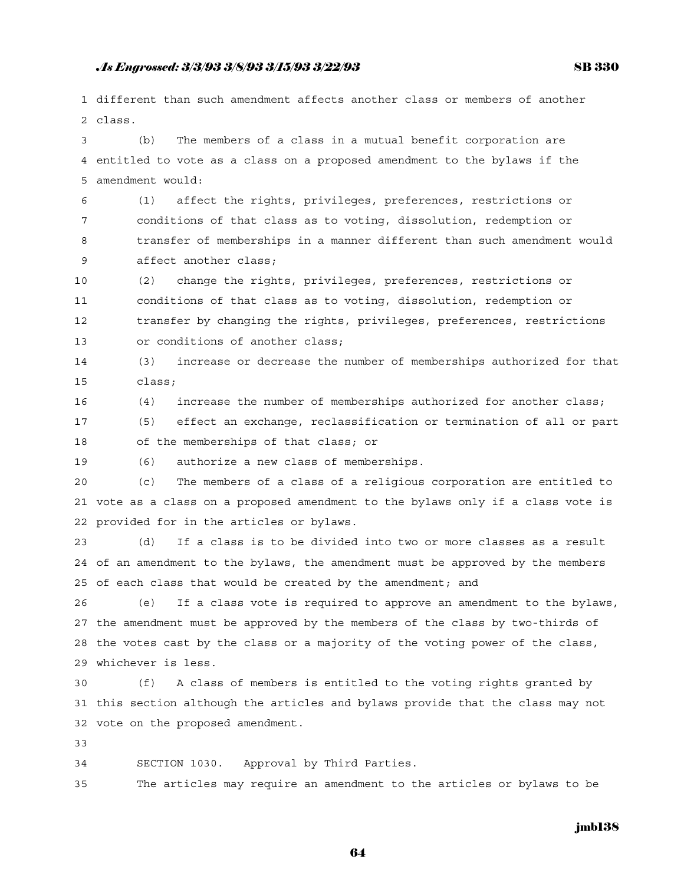different than such amendment affects another class or members of another class.

(b) The members of a class in a mutual benefit corporation are entitled to vote as a class on a proposed amendment to the bylaws if the amendment would:

(1) affect the rights, privileges, preferences, restrictions or conditions of that class as to voting, dissolution, redemption or transfer of memberships in a manner different than such amendment would affect another class;

(2) change the rights, privileges, preferences, restrictions or conditions of that class as to voting, dissolution, redemption or transfer by changing the rights, privileges, preferences, restrictions or conditions of another class;

(3) increase or decrease the number of memberships authorized for that class;

(4) increase the number of memberships authorized for another class;

(5) effect an exchange, reclassification or termination of all or part of the memberships of that class; or

(6) authorize a new class of memberships.

(c) The members of a class of a religious corporation are entitled to vote as a class on a proposed amendment to the bylaws only if a class vote is provided for in the articles or bylaws.

(d) If a class is to be divided into two or more classes as a result of an amendment to the bylaws, the amendment must be approved by the members of each class that would be created by the amendment; and

(e) If a class vote is required to approve an amendment to the bylaws, the amendment must be approved by the members of the class by two-thirds of the votes cast by the class or a majority of the voting power of the class, whichever is less.

(f) A class of members is entitled to the voting rights granted by this section although the articles and bylaws provide that the class may not vote on the proposed amendment.

SECTION 1030. Approval by Third Parties.

The articles may require an amendment to the articles or bylaws to be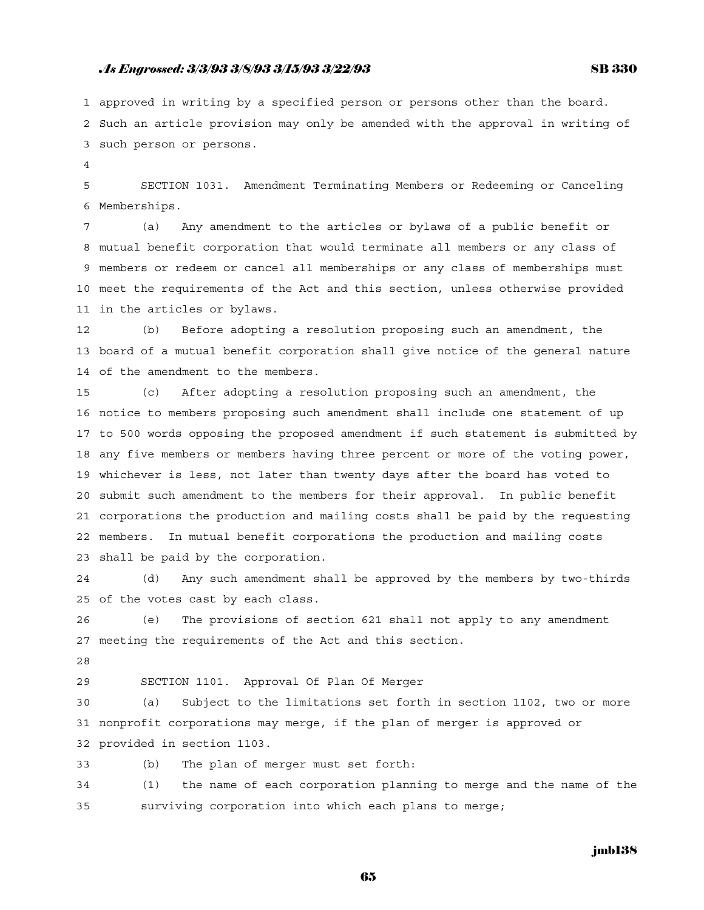approved in writing by a specified person or persons other than the board. Such an article provision may only be amended with the approval in writing of such person or persons.

SECTION 1031. Amendment Terminating Members or Redeeming or Canceling Memberships.

(a) Any amendment to the articles or bylaws of a public benefit or mutual benefit corporation that would terminate all members or any class of members or redeem or cancel all memberships or any class of memberships must meet the requirements of the Act and this section, unless otherwise provided in the articles or bylaws.

(b) Before adopting a resolution proposing such an amendment, the board of a mutual benefit corporation shall give notice of the general nature of the amendment to the members.

(c) After adopting a resolution proposing such an amendment, the notice to members proposing such amendment shall include one statement of up to 500 words opposing the proposed amendment if such statement is submitted by any five members or members having three percent or more of the voting power, whichever is less, not later than twenty days after the board has voted to submit such amendment to the members for their approval. In public benefit corporations the production and mailing costs shall be paid by the requesting members. In mutual benefit corporations the production and mailing costs shall be paid by the corporation.

(d) Any such amendment shall be approved by the members by two-thirds of the votes cast by each class.

(e) The provisions of section 621 shall not apply to any amendment meeting the requirements of the Act and this section.

SECTION 1101. Approval Of Plan Of Merger

(a) Subject to the limitations set forth in section 1102, two or more nonprofit corporations may merge, if the plan of merger is approved or provided in section 1103.

(b) The plan of merger must set forth:

(1) the name of each corporation planning to merge and the name of the surviving corporation into which each plans to merge;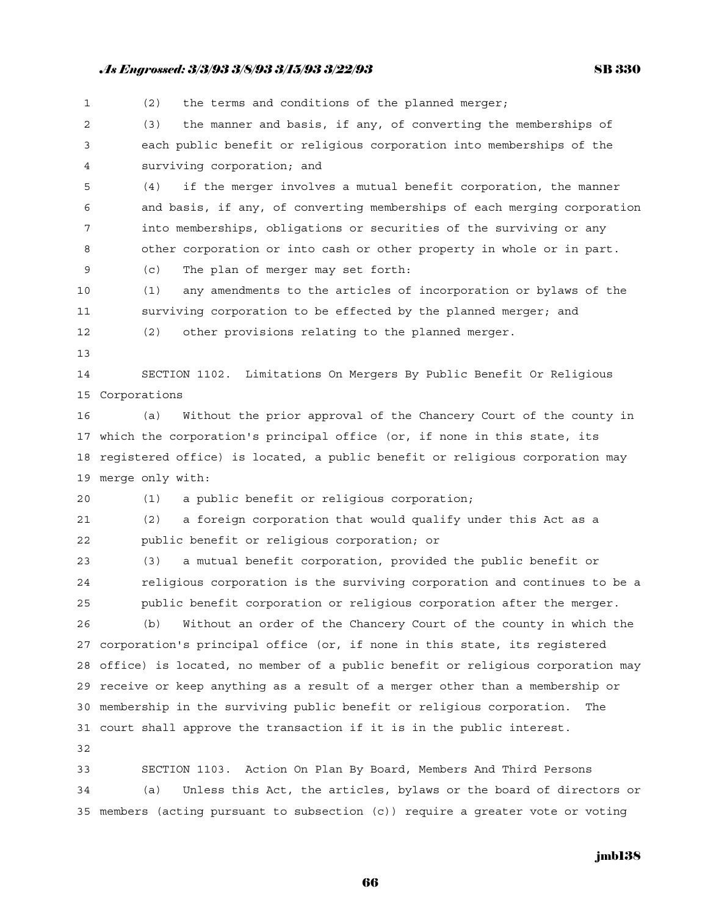(2) the terms and conditions of the planned merger;

(3) the manner and basis, if any, of converting the memberships of each public benefit or religious corporation into memberships of the surviving corporation; and

(4) if the merger involves a mutual benefit corporation, the manner and basis, if any, of converting memberships of each merging corporation into memberships, obligations or securities of the surviving or any other corporation or into cash or other property in whole or in part.

(c) The plan of merger may set forth:

(1) any amendments to the articles of incorporation or bylaws of the surviving corporation to be effected by the planned merger; and

(2) other provisions relating to the planned merger.

SECTION 1102. Limitations On Mergers By Public Benefit Or Religious Corporations

(a) Without the prior approval of the Chancery Court of the county in which the corporation's principal office (or, if none in this state, its registered office) is located, a public benefit or religious corporation may merge only with:

(1) a public benefit or religious corporation;

(2) a foreign corporation that would qualify under this Act as a public benefit or religious corporation; or

(3) a mutual benefit corporation, provided the public benefit or religious corporation is the surviving corporation and continues to be a public benefit corporation or religious corporation after the merger.

(b) Without an order of the Chancery Court of the county in which the corporation's principal office (or, if none in this state, its registered office) is located, no member of a public benefit or religious corporation may receive or keep anything as a result of a merger other than a membership or membership in the surviving public benefit or religious corporation. The court shall approve the transaction if it is in the public interest.

SECTION 1103. Action On Plan By Board, Members And Third Persons

(a) Unless this Act, the articles, bylaws or the board of directors or members (acting pursuant to subsection (c)) require a greater vote or voting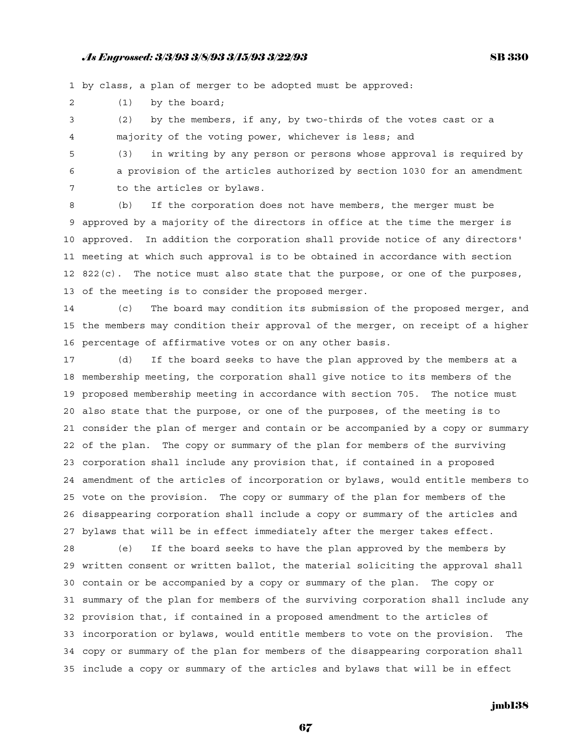by class, a plan of merger to be adopted must be approved:

(1) by the board;

(2) by the members, if any, by two-thirds of the votes cast or a majority of the voting power, whichever is less; and

(3) in writing by any person or persons whose approval is required by a provision of the articles authorized by section 1030 for an amendment to the articles or bylaws.

(b) If the corporation does not have members, the merger must be approved by a majority of the directors in office at the time the merger is approved. In addition the corporation shall provide notice of any directors' meeting at which such approval is to be obtained in accordance with section 822(c). The notice must also state that the purpose, or one of the purposes, of the meeting is to consider the proposed merger.

(c) The board may condition its submission of the proposed merger, and the members may condition their approval of the merger, on receipt of a higher percentage of affirmative votes or on any other basis.

(d) If the board seeks to have the plan approved by the members at a membership meeting, the corporation shall give notice to its members of the proposed membership meeting in accordance with section 705. The notice must also state that the purpose, or one of the purposes, of the meeting is to consider the plan of merger and contain or be accompanied by a copy or summary of the plan. The copy or summary of the plan for members of the surviving corporation shall include any provision that, if contained in a proposed amendment of the articles of incorporation or bylaws, would entitle members to vote on the provision. The copy or summary of the plan for members of the disappearing corporation shall include a copy or summary of the articles and bylaws that will be in effect immediately after the merger takes effect.

(e) If the board seeks to have the plan approved by the members by written consent or written ballot, the material soliciting the approval shall contain or be accompanied by a copy or summary of the plan. The copy or summary of the plan for members of the surviving corporation shall include any provision that, if contained in a proposed amendment to the articles of incorporation or bylaws, would entitle members to vote on the provision. The copy or summary of the plan for members of the disappearing corporation shall include a copy or summary of the articles and bylaws that will be in effect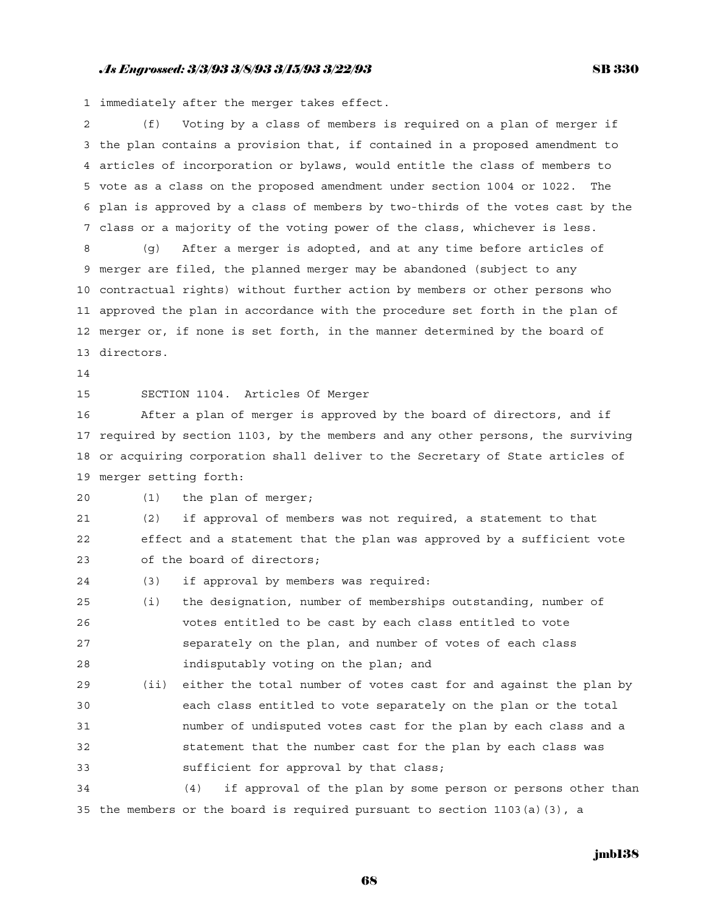immediately after the merger takes effect.

(f) Voting by a class of members is required on a plan of merger if the plan contains a provision that, if contained in a proposed amendment to articles of incorporation or bylaws, would entitle the class of members to vote as a class on the proposed amendment under section 1004 or 1022. The plan is approved by a class of members by two-thirds of the votes cast by the class or a majority of the voting power of the class, whichever is less.

(g) After a merger is adopted, and at any time before articles of merger are filed, the planned merger may be abandoned (subject to any contractual rights) without further action by members or other persons who approved the plan in accordance with the procedure set forth in the plan of merger or, if none is set forth, in the manner determined by the board of directors.

SECTION 1104. Articles Of Merger

After a plan of merger is approved by the board of directors, and if required by section 1103, by the members and any other persons, the surviving or acquiring corporation shall deliver to the Secretary of State articles of merger setting forth:

(1) the plan of merger;

(2) if approval of members was not required, a statement to that effect and a statement that the plan was approved by a sufficient vote of the board of directors;

(3) if approval by members was required:

(i) the designation, number of memberships outstanding, number of votes entitled to be cast by each class entitled to vote separately on the plan, and number of votes of each class indisputably voting on the plan; and

(ii) either the total number of votes cast for and against the plan by each class entitled to vote separately on the plan or the total number of undisputed votes cast for the plan by each class and a statement that the number cast for the plan by each class was sufficient for approval by that class;

(4) if approval of the plan by some person or persons other than the members or the board is required pursuant to section 1103(a)(3), a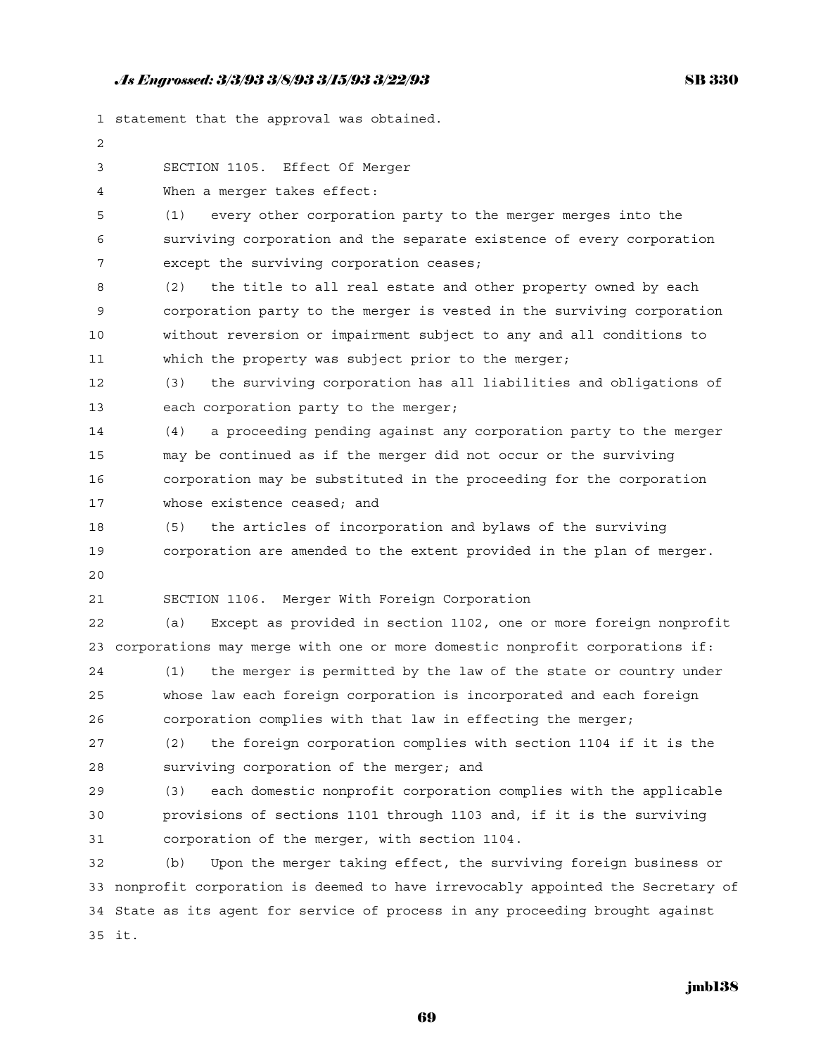statement that the approval was obtained.

SECTION 1105. Effect Of Merger

When a merger takes effect:

(1) every other corporation party to the merger merges into the surviving corporation and the separate existence of every corporation except the surviving corporation ceases;

(2) the title to all real estate and other property owned by each corporation party to the merger is vested in the surviving corporation without reversion or impairment subject to any and all conditions to which the property was subject prior to the merger;

(3) the surviving corporation has all liabilities and obligations of each corporation party to the merger;

(4) a proceeding pending against any corporation party to the merger may be continued as if the merger did not occur or the surviving corporation may be substituted in the proceeding for the corporation whose existence ceased; and

(5) the articles of incorporation and bylaws of the surviving corporation are amended to the extent provided in the plan of merger.

SECTION 1106. Merger With Foreign Corporation

(a) Except as provided in section 1102, one or more foreign nonprofit corporations may merge with one or more domestic nonprofit corporations if:

(1) the merger is permitted by the law of the state or country under whose law each foreign corporation is incorporated and each foreign corporation complies with that law in effecting the merger;

(2) the foreign corporation complies with section 1104 if it is the surviving corporation of the merger; and

(3) each domestic nonprofit corporation complies with the applicable provisions of sections 1101 through 1103 and, if it is the surviving corporation of the merger, with section 1104.

(b) Upon the merger taking effect, the surviving foreign business or nonprofit corporation is deemed to have irrevocably appointed the Secretary of State as its agent for service of process in any proceeding brought against it.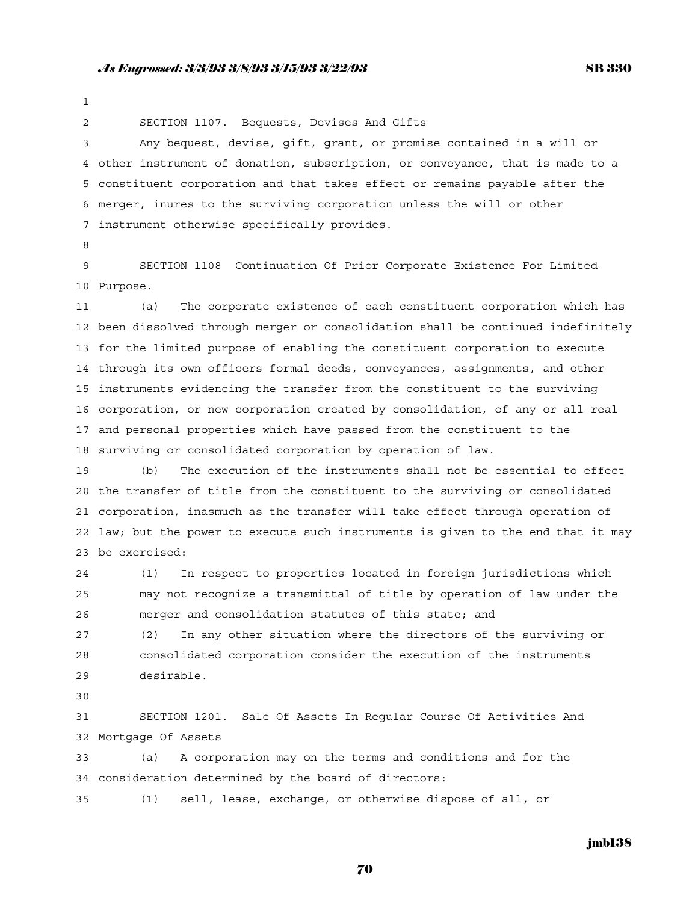SECTION 1107. Bequests, Devises And Gifts

Any bequest, devise, gift, grant, or promise contained in a will or other instrument of donation, subscription, or conveyance, that is made to a constituent corporation and that takes effect or remains payable after the merger, inures to the surviving corporation unless the will or other instrument otherwise specifically provides.

SECTION 1108 Continuation Of Prior Corporate Existence For Limited Purpose.

(a) The corporate existence of each constituent corporation which has been dissolved through merger or consolidation shall be continued indefinitely for the limited purpose of enabling the constituent corporation to execute through its own officers formal deeds, conveyances, assignments, and other instruments evidencing the transfer from the constituent to the surviving corporation, or new corporation created by consolidation, of any or all real and personal properties which have passed from the constituent to the surviving or consolidated corporation by operation of law.

(b) The execution of the instruments shall not be essential to effect the transfer of title from the constituent to the surviving or consolidated corporation, inasmuch as the transfer will take effect through operation of law; but the power to execute such instruments is given to the end that it may be exercised:

(1) In respect to properties located in foreign jurisdictions which may not recognize a transmittal of title by operation of law under the merger and consolidation statutes of this state; and

(2) In any other situation where the directors of the surviving or consolidated corporation consider the execution of the instruments desirable.

SECTION 1201. Sale Of Assets In Regular Course Of Activities And Mortgage Of Assets

(a) A corporation may on the terms and conditions and for the consideration determined by the board of directors:

(1) sell, lease, exchange, or otherwise dispose of all, or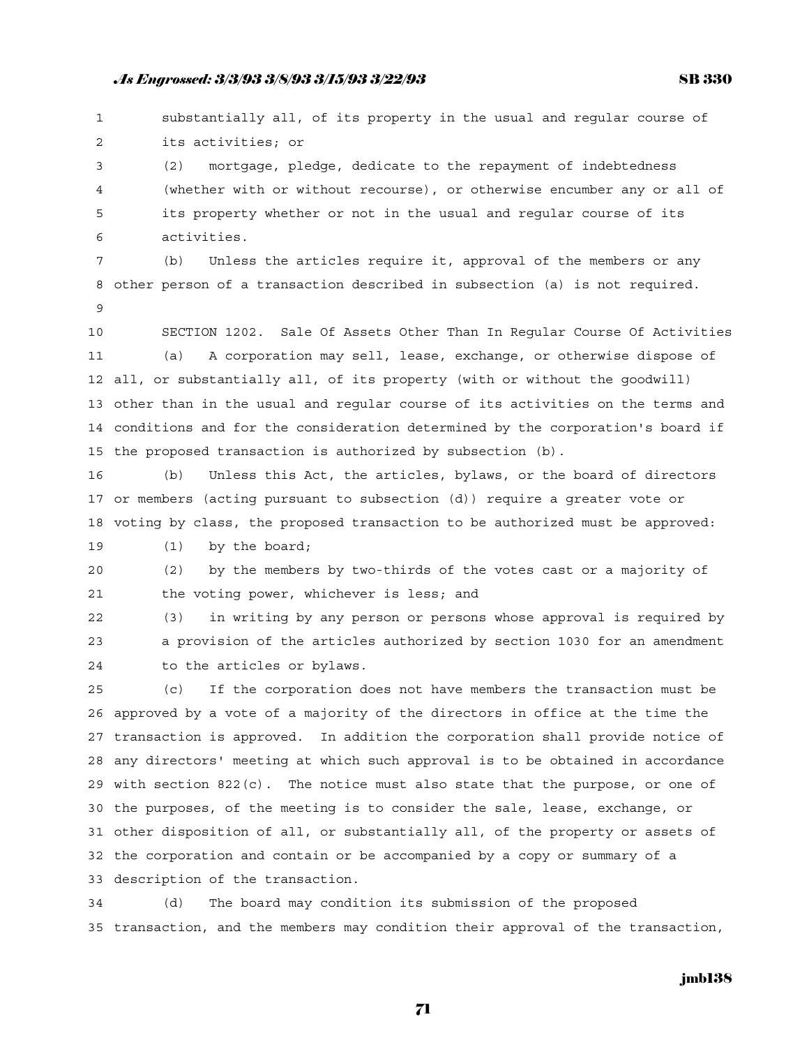substantially all, of its property in the usual and regular course of its activities; or

(2) mortgage, pledge, dedicate to the repayment of indebtedness (whether with or without recourse), or otherwise encumber any or all of its property whether or not in the usual and regular course of its activities.

(b) Unless the articles require it, approval of the members or any other person of a transaction described in subsection (a) is not required.

SECTION 1202. Sale Of Assets Other Than In Regular Course Of Activities

(a) A corporation may sell, lease, exchange, or otherwise dispose of all, or substantially all, of its property (with or without the goodwill) other than in the usual and regular course of its activities on the terms and conditions and for the consideration determined by the corporation's board if the proposed transaction is authorized by subsection (b).

(b) Unless this Act, the articles, bylaws, or the board of directors or members (acting pursuant to subsection (d)) require a greater vote or voting by class, the proposed transaction to be authorized must be approved:

(1) by the board;

(2) by the members by two-thirds of the votes cast or a majority of the voting power, whichever is less; and

(3) in writing by any person or persons whose approval is required by a provision of the articles authorized by section 1030 for an amendment to the articles or bylaws.

(c) If the corporation does not have members the transaction must be approved by a vote of a majority of the directors in office at the time the transaction is approved. In addition the corporation shall provide notice of any directors' meeting at which such approval is to be obtained in accordance with section 822(c). The notice must also state that the purpose, or one of the purposes, of the meeting is to consider the sale, lease, exchange, or other disposition of all, or substantially all, of the property or assets of the corporation and contain or be accompanied by a copy or summary of a description of the transaction.

(d) The board may condition its submission of the proposed transaction, and the members may condition their approval of the transaction,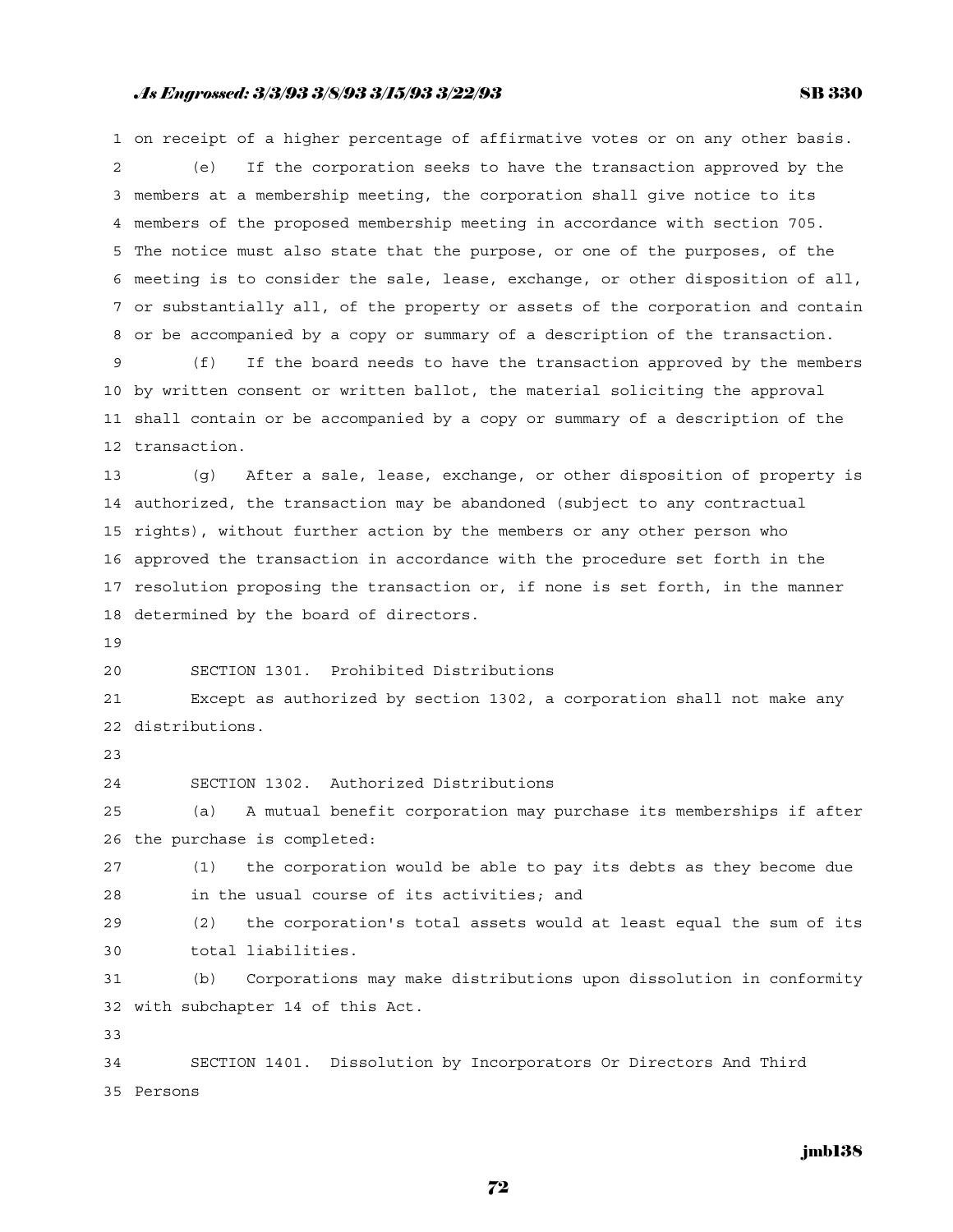on receipt of a higher percentage of affirmative votes or on any other basis.

(e) If the corporation seeks to have the transaction approved by the members at a membership meeting, the corporation shall give notice to its members of the proposed membership meeting in accordance with section 705. The notice must also state that the purpose, or one of the purposes, of the meeting is to consider the sale, lease, exchange, or other disposition of all, or substantially all, of the property or assets of the corporation and contain or be accompanied by a copy or summary of a description of the transaction.

(f) If the board needs to have the transaction approved by the members by written consent or written ballot, the material soliciting the approval shall contain or be accompanied by a copy or summary of a description of the transaction.

(g) After a sale, lease, exchange, or other disposition of property is authorized, the transaction may be abandoned (subject to any contractual rights), without further action by the members or any other person who approved the transaction in accordance with the procedure set forth in the resolution proposing the transaction or, if none is set forth, in the manner determined by the board of directors.

SECTION 1301. Prohibited Distributions

Except as authorized by section 1302, a corporation shall not make any distributions.

SECTION 1302. Authorized Distributions

(a) A mutual benefit corporation may purchase its memberships if after the purchase is completed:

(1) the corporation would be able to pay its debts as they become due in the usual course of its activities; and

(2) the corporation's total assets would at least equal the sum of its total liabilities.

(b) Corporations may make distributions upon dissolution in conformity with subchapter 14 of this Act.

SECTION 1401. Dissolution by Incorporators Or Directors And Third Persons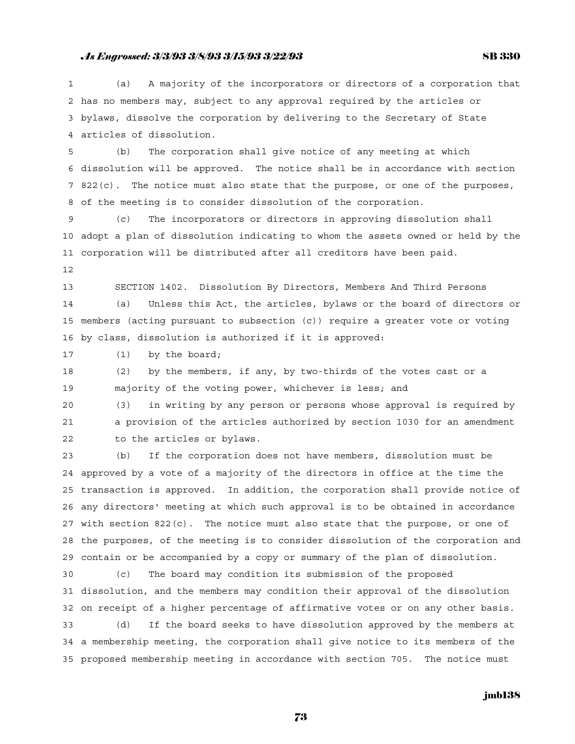(a) A majority of the incorporators or directors of a corporation that has no members may, subject to any approval required by the articles or bylaws, dissolve the corporation by delivering to the Secretary of State articles of dissolution.

(b) The corporation shall give notice of any meeting at which dissolution will be approved. The notice shall be in accordance with section 822(c). The notice must also state that the purpose, or one of the purposes, of the meeting is to consider dissolution of the corporation.

(c) The incorporators or directors in approving dissolution shall adopt a plan of dissolution indicating to whom the assets owned or held by the corporation will be distributed after all creditors have been paid.

SECTION 1402. Dissolution By Directors, Members And Third Persons

(a) Unless this Act, the articles, bylaws or the board of directors or members (acting pursuant to subsection (c)) require a greater vote or voting by class, dissolution is authorized if it is approved:

(1) by the board;

(2) by the members, if any, by two-thirds of the votes cast or a majority of the voting power, whichever is less; and

(3) in writing by any person or persons whose approval is required by a provision of the articles authorized by section 1030 for an amendment to the articles or bylaws.

(b) If the corporation does not have members, dissolution must be approved by a vote of a majority of the directors in office at the time the transaction is approved. In addition, the corporation shall provide notice of any directors' meeting at which such approval is to be obtained in accordance with section 822(c). The notice must also state that the purpose, or one of the purposes, of the meeting is to consider dissolution of the corporation and contain or be accompanied by a copy or summary of the plan of dissolution.

(c) The board may condition its submission of the proposed dissolution, and the members may condition their approval of the dissolution on receipt of a higher percentage of affirmative votes or on any other basis.

(d) If the board seeks to have dissolution approved by the members at a membership meeting, the corporation shall give notice to its members of the proposed membership meeting in accordance with section 705. The notice must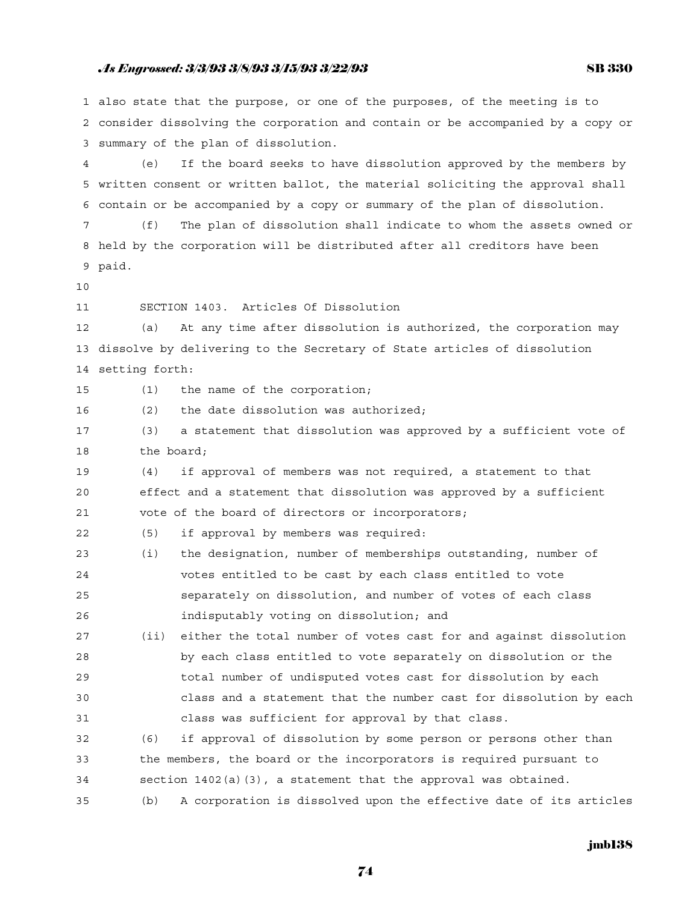also state that the purpose, or one of the purposes, of the meeting is to consider dissolving the corporation and contain or be accompanied by a copy or summary of the plan of dissolution.

(e) If the board seeks to have dissolution approved by the members by written consent or written ballot, the material soliciting the approval shall contain or be accompanied by a copy or summary of the plan of dissolution.

(f) The plan of dissolution shall indicate to whom the assets owned or held by the corporation will be distributed after all creditors have been paid.

SECTION 1403. Articles Of Dissolution

(a) At any time after dissolution is authorized, the corporation may dissolve by delivering to the Secretary of State articles of dissolution setting forth:

(1) the name of the corporation;

(2) the date dissolution was authorized;

(3) a statement that dissolution was approved by a sufficient vote of the board;

(4) if approval of members was not required, a statement to that effect and a statement that dissolution was approved by a sufficient vote of the board of directors or incorporators;

(5) if approval by members was required:

(i) the designation, number of memberships outstanding, number of votes entitled to be cast by each class entitled to vote separately on dissolution, and number of votes of each class indisputably voting on dissolution; and

(ii) either the total number of votes cast for and against dissolution by each class entitled to vote separately on dissolution or the total number of undisputed votes cast for dissolution by each class and a statement that the number cast for dissolution by each class was sufficient for approval by that class.

(6) if approval of dissolution by some person or persons other than the members, the board or the incorporators is required pursuant to section 1402(a)(3), a statement that the approval was obtained.

(b) A corporation is dissolved upon the effective date of its articles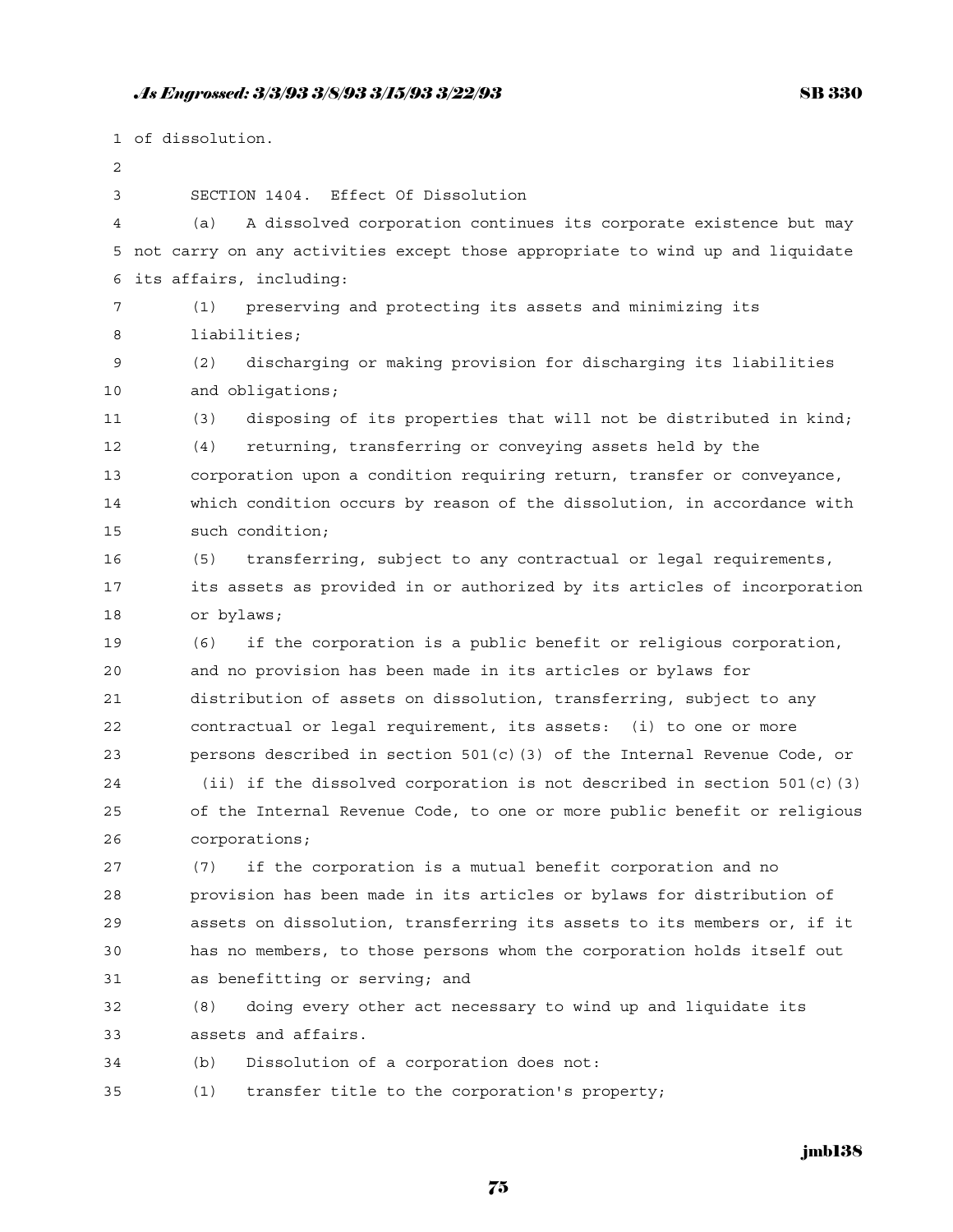of dissolution.

SECTION 1404. Effect Of Dissolution

(a) A dissolved corporation continues its corporate existence but may not carry on any activities except those appropriate to wind up and liquidate its affairs, including:

(1) preserving and protecting its assets and minimizing its liabilities;

(2) discharging or making provision for discharging its liabilities and obligations;

(3) disposing of its properties that will not be distributed in kind;

(4) returning, transferring or conveying assets held by the corporation upon a condition requiring return, transfer or conveyance, which condition occurs by reason of the dissolution, in accordance with such condition;

(5) transferring, subject to any contractual or legal requirements, its assets as provided in or authorized by its articles of incorporation or bylaws;

(6) if the corporation is a public benefit or religious corporation, and no provision has been made in its articles or bylaws for distribution of assets on dissolution, transferring, subject to any contractual or legal requirement, its assets: (i) to one or more persons described in section 501(c)(3) of the Internal Revenue Code, or (ii) if the dissolved corporation is not described in section 501(c)(3) of the Internal Revenue Code, to one or more public benefit or religious corporations;

(7) if the corporation is a mutual benefit corporation and no provision has been made in its articles or bylaws for distribution of assets on dissolution, transferring its assets to its members or, if it has no members, to those persons whom the corporation holds itself out as benefitting or serving; and

(8) doing every other act necessary to wind up and liquidate its assets and affairs.

(b) Dissolution of a corporation does not:

(1) transfer title to the corporation's property;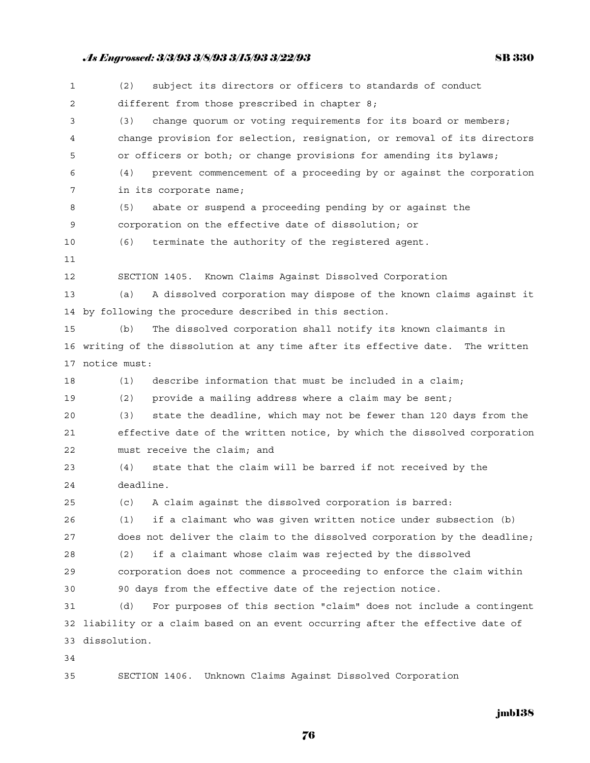(2) subject its directors or officers to standards of conduct different from those prescribed in chapter 8;

(3) change quorum or voting requirements for its board or members; change provision for selection, resignation, or removal of its directors or officers or both; or change provisions for amending its bylaws;

(4) prevent commencement of a proceeding by or against the corporation in its corporate name;

(5) abate or suspend a proceeding pending by or against the corporation on the effective date of dissolution; or

(6) terminate the authority of the registered agent.

SECTION 1405. Known Claims Against Dissolved Corporation

(a) A dissolved corporation may dispose of the known claims against it by following the procedure described in this section.

(b) The dissolved corporation shall notify its known claimants in writing of the dissolution at any time after its effective date. The written notice must:

(1) describe information that must be included in a claim;

(2) provide a mailing address where a claim may be sent;

(3) state the deadline, which may not be fewer than 120 days from the effective date of the written notice, by which the dissolved corporation must receive the claim; and

(4) state that the claim will be barred if not received by the deadline.

(c) A claim against the dissolved corporation is barred:

(1) if a claimant who was given written notice under subsection (b) does not deliver the claim to the dissolved corporation by the deadline;

(2) if a claimant whose claim was rejected by the dissolved corporation does not commence a proceeding to enforce the claim within 90 days from the effective date of the rejection notice.

(d) For purposes of this section "claim" does not include a contingent liability or a claim based on an event occurring after the effective date of dissolution.

SECTION 1406. Unknown Claims Against Dissolved Corporation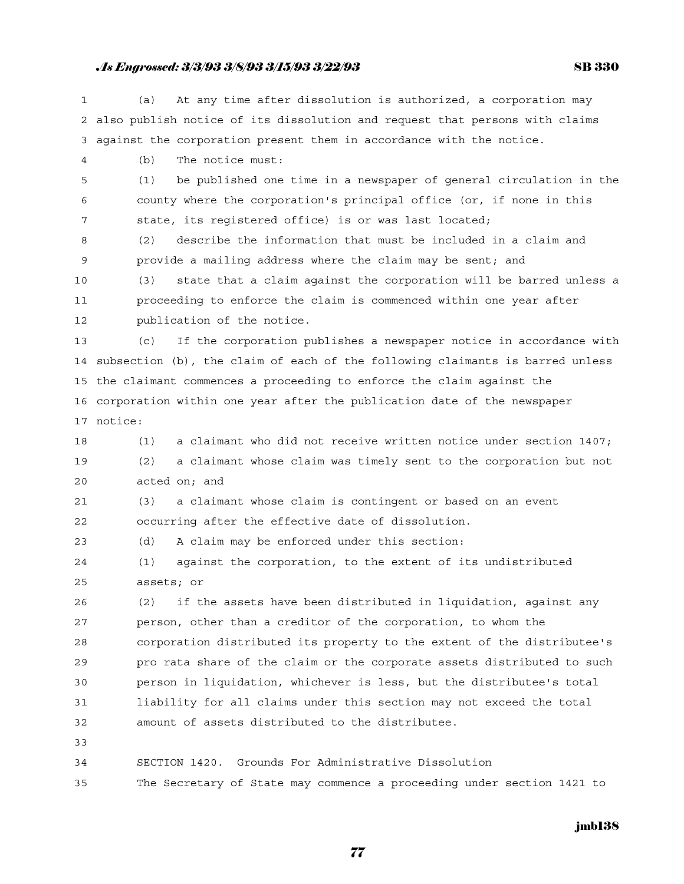(a) At any time after dissolution is authorized, a corporation may also publish notice of its dissolution and request that persons with claims against the corporation present them in accordance with the notice.

(b) The notice must:

(1) be published one time in a newspaper of general circulation in the county where the corporation's principal office (or, if none in this state, its registered office) is or was last located;

(2) describe the information that must be included in a claim and provide a mailing address where the claim may be sent; and

(3) state that a claim against the corporation will be barred unless a proceeding to enforce the claim is commenced within one year after publication of the notice.

(c) If the corporation publishes a newspaper notice in accordance with subsection (b), the claim of each of the following claimants is barred unless the claimant commences a proceeding to enforce the claim against the corporation within one year after the publication date of the newspaper notice:

(1) a claimant who did not receive written notice under section 1407;

(2) a claimant whose claim was timely sent to the corporation but not acted on; and

(3) a claimant whose claim is contingent or based on an event occurring after the effective date of dissolution.

(d) A claim may be enforced under this section:

(1) against the corporation, to the extent of its undistributed assets; or

(2) if the assets have been distributed in liquidation, against any person, other than a creditor of the corporation, to whom the corporation distributed its property to the extent of the distributee's pro rata share of the claim or the corporate assets distributed to such person in liquidation, whichever is less, but the distributee's total liability for all claims under this section may not exceed the total amount of assets distributed to the distributee.

SECTION 1420. Grounds For Administrative Dissolution

The Secretary of State may commence a proceeding under section 1421 to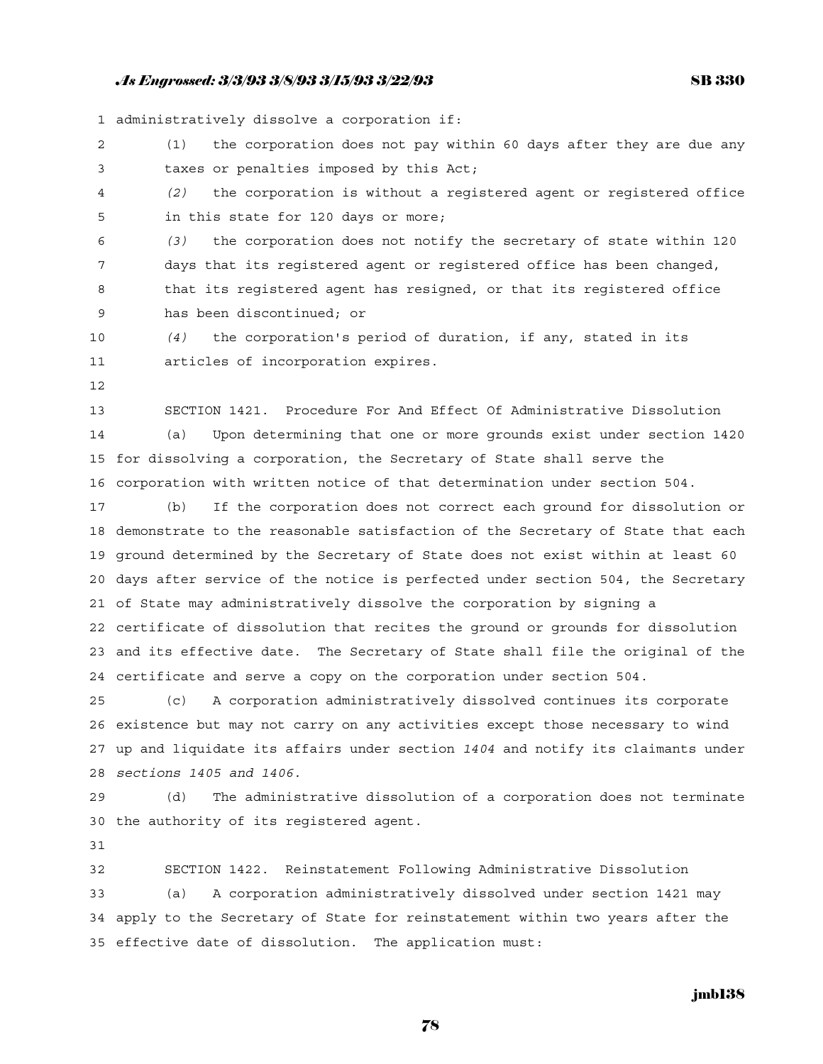administratively dissolve a corporation if:

(1) the corporation does not pay within 60 days after they are due any taxes or penalties imposed by this Act;

*(2)* the corporation is without a registered agent or registered office in this state for 120 days or more;

*(3)* the corporation does not notify the secretary of state within 120 days that its registered agent or registered office has been changed, that its registered agent has resigned, or that its registered office has been discontinued; or

*(4)* the corporation's period of duration, if any, stated in its articles of incorporation expires.

SECTION 1421. Procedure For And Effect Of Administrative Dissolution

(a) Upon determining that one or more grounds exist under section 1420 for dissolving a corporation, the Secretary of State shall serve the corporation with written notice of that determination under section 504.

(b) If the corporation does not correct each ground for dissolution or demonstrate to the reasonable satisfaction of the Secretary of State that each ground determined by the Secretary of State does not exist within at least 60 days after service of the notice is perfected under section 504, the Secretary of State may administratively dissolve the corporation by signing a certificate of dissolution that recites the ground or grounds for dissolution and its effective date. The Secretary of State shall file the original of the certificate and serve a copy on the corporation under section 504.

(c) A corporation administratively dissolved continues its corporate existence but may not carry on any activities except those necessary to wind up and liquidate its affairs under section *1404* and notify its claimants under *sections 1405 and 1406*.

(d) The administrative dissolution of a corporation does not terminate the authority of its registered agent.

SECTION 1422. Reinstatement Following Administrative Dissolution

(a) A corporation administratively dissolved under section 1421 may apply to the Secretary of State for reinstatement within two years after the effective date of dissolution. The application must: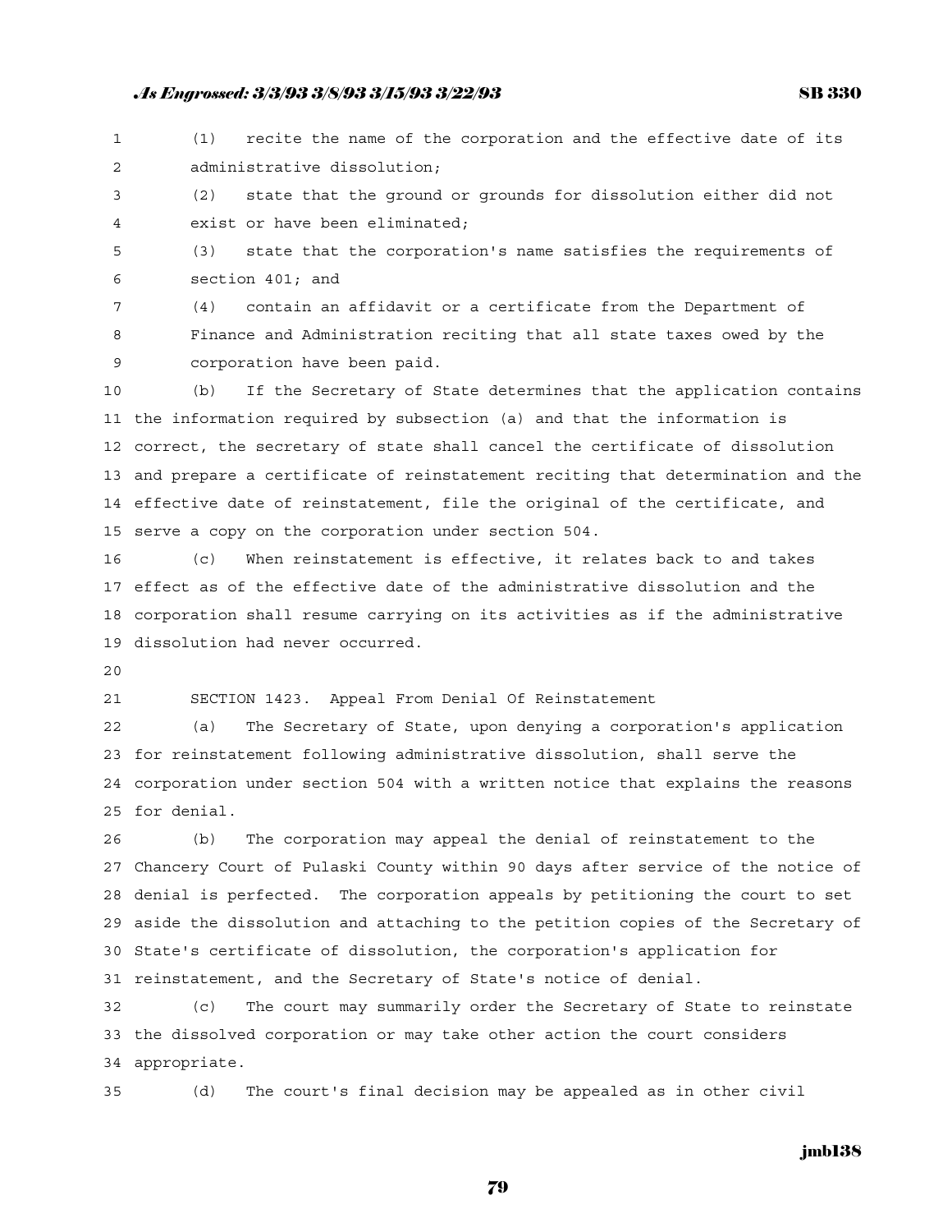(1) recite the name of the corporation and the effective date of its administrative dissolution;

(2) state that the ground or grounds for dissolution either did not exist or have been eliminated;

(3) state that the corporation's name satisfies the requirements of section 401; and

(4) contain an affidavit or a certificate from the Department of Finance and Administration reciting that all state taxes owed by the corporation have been paid.

(b) If the Secretary of State determines that the application contains the information required by subsection (a) and that the information is correct, the secretary of state shall cancel the certificate of dissolution and prepare a certificate of reinstatement reciting that determination and the effective date of reinstatement, file the original of the certificate, and serve a copy on the corporation under section 504.

(c) When reinstatement is effective, it relates back to and takes effect as of the effective date of the administrative dissolution and the corporation shall resume carrying on its activities as if the administrative dissolution had never occurred.

SECTION 1423. Appeal From Denial Of Reinstatement

(a) The Secretary of State, upon denying a corporation's application for reinstatement following administrative dissolution, shall serve the corporation under section 504 with a written notice that explains the reasons for denial.

(b) The corporation may appeal the denial of reinstatement to the Chancery Court of Pulaski County within 90 days after service of the notice of denial is perfected. The corporation appeals by petitioning the court to set aside the dissolution and attaching to the petition copies of the Secretary of State's certificate of dissolution, the corporation's application for reinstatement, and the Secretary of State's notice of denial.

(c) The court may summarily order the Secretary of State to reinstate the dissolved corporation or may take other action the court considers appropriate.

(d) The court's final decision may be appealed as in other civil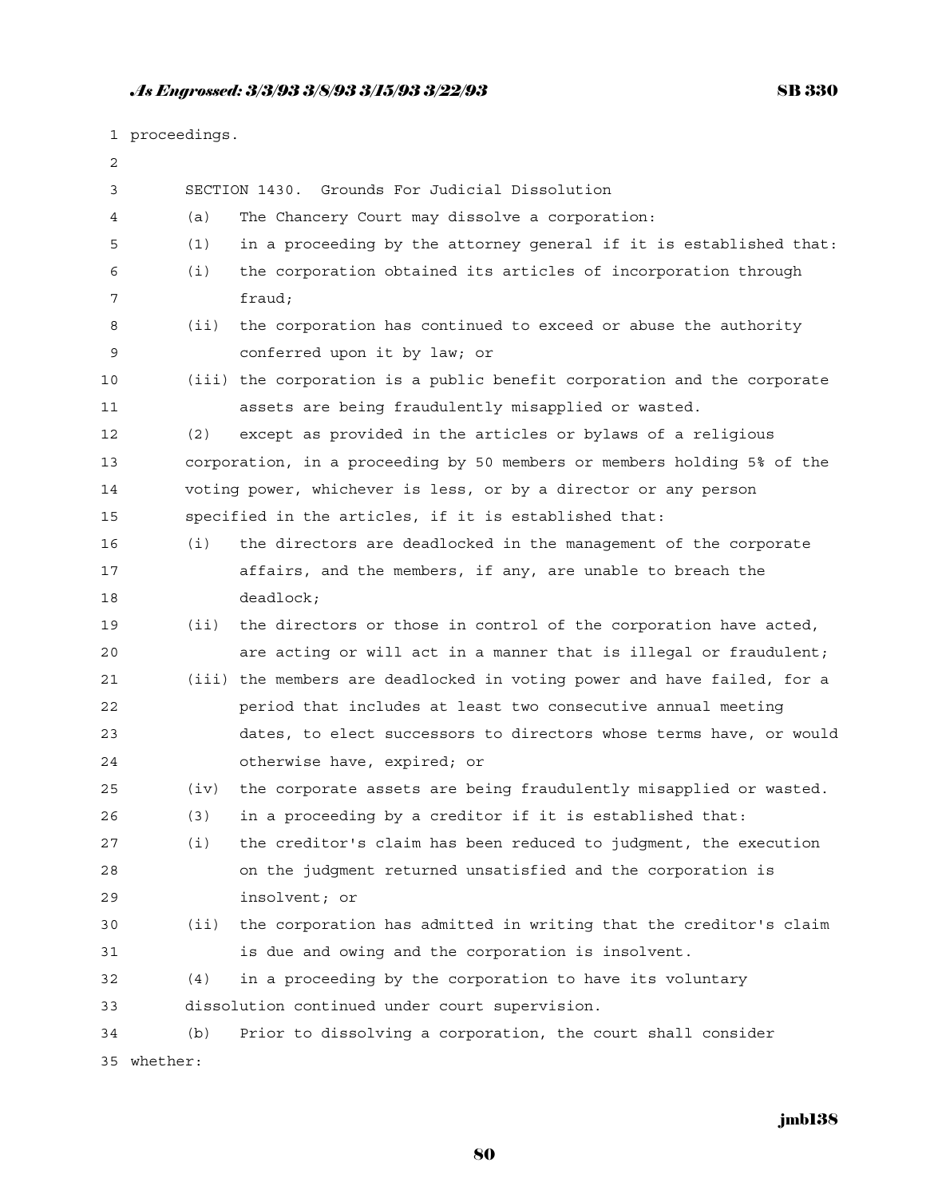proceedings.

SECTION 1430. Grounds For Judicial Dissolution

(a) The Chancery Court may dissolve a corporation:

(1) in a proceeding by the attorney general if it is established that:

(i) the corporation obtained its articles of incorporation through fraud;

(ii) the corporation has continued to exceed or abuse the authority conferred upon it by law; or

(iii) the corporation is a public benefit corporation and the corporate assets are being fraudulently misapplied or wasted.

(2) except as provided in the articles or bylaws of a religious corporation, in a proceeding by 50 members or members holding 5% of the voting power, whichever is less, or by a director or any person specified in the articles, if it is established that:

(i) the directors are deadlocked in the management of the corporate affairs, and the members, if any, are unable to breach the deadlock;

(ii) the directors or those in control of the corporation have acted, are acting or will act in a manner that is illegal or fraudulent;

(iii) the members are deadlocked in voting power and have failed, for a period that includes at least two consecutive annual meeting dates, to elect successors to directors whose terms have, or would otherwise have, expired; or

(iv) the corporate assets are being fraudulently misapplied or wasted.

(3) in a proceeding by a creditor if it is established that:

(i) the creditor's claim has been reduced to judgment, the execution on the judgment returned unsatisfied and the corporation is insolvent; or

(ii) the corporation has admitted in writing that the creditor's claim is due and owing and the corporation is insolvent.

(4) in a proceeding by the corporation to have its voluntary dissolution continued under court supervision.

(b) Prior to dissolving a corporation, the court shall consider whether: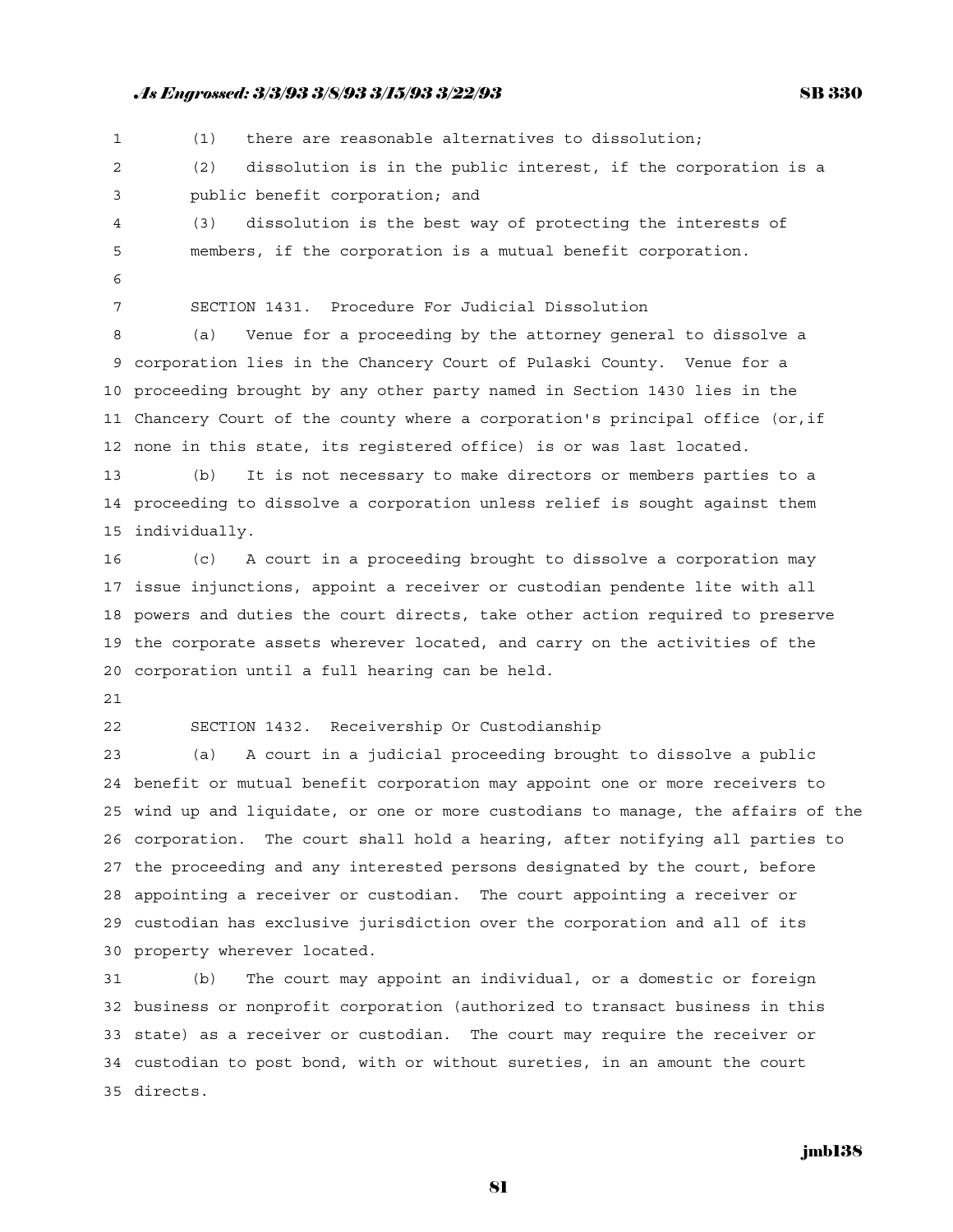(1) there are reasonable alternatives to dissolution;

(2) dissolution is in the public interest, if the corporation is a public benefit corporation; and

(3) dissolution is the best way of protecting the interests of members, if the corporation is a mutual benefit corporation.

SECTION 1431. Procedure For Judicial Dissolution

(a) Venue for a proceeding by the attorney general to dissolve a corporation lies in the Chancery Court of Pulaski County. Venue for a proceeding brought by any other party named in Section 1430 lies in the Chancery Court of the county where a corporation's principal office (or,if none in this state, its registered office) is or was last located.

(b) It is not necessary to make directors or members parties to a proceeding to dissolve a corporation unless relief is sought against them individually.

(c) A court in a proceeding brought to dissolve a corporation may issue injunctions, appoint a receiver or custodian pendente lite with all powers and duties the court directs, take other action required to preserve the corporate assets wherever located, and carry on the activities of the corporation until a full hearing can be held.

SECTION 1432. Receivership Or Custodianship

(a) A court in a judicial proceeding brought to dissolve a public benefit or mutual benefit corporation may appoint one or more receivers to wind up and liquidate, or one or more custodians to manage, the affairs of the corporation. The court shall hold a hearing, after notifying all parties to the proceeding and any interested persons designated by the court, before appointing a receiver or custodian. The court appointing a receiver or custodian has exclusive jurisdiction over the corporation and all of its property wherever located.

(b) The court may appoint an individual, or a domestic or foreign business or nonprofit corporation (authorized to transact business in this state) as a receiver or custodian. The court may require the receiver or custodian to post bond, with or without sureties, in an amount the court directs.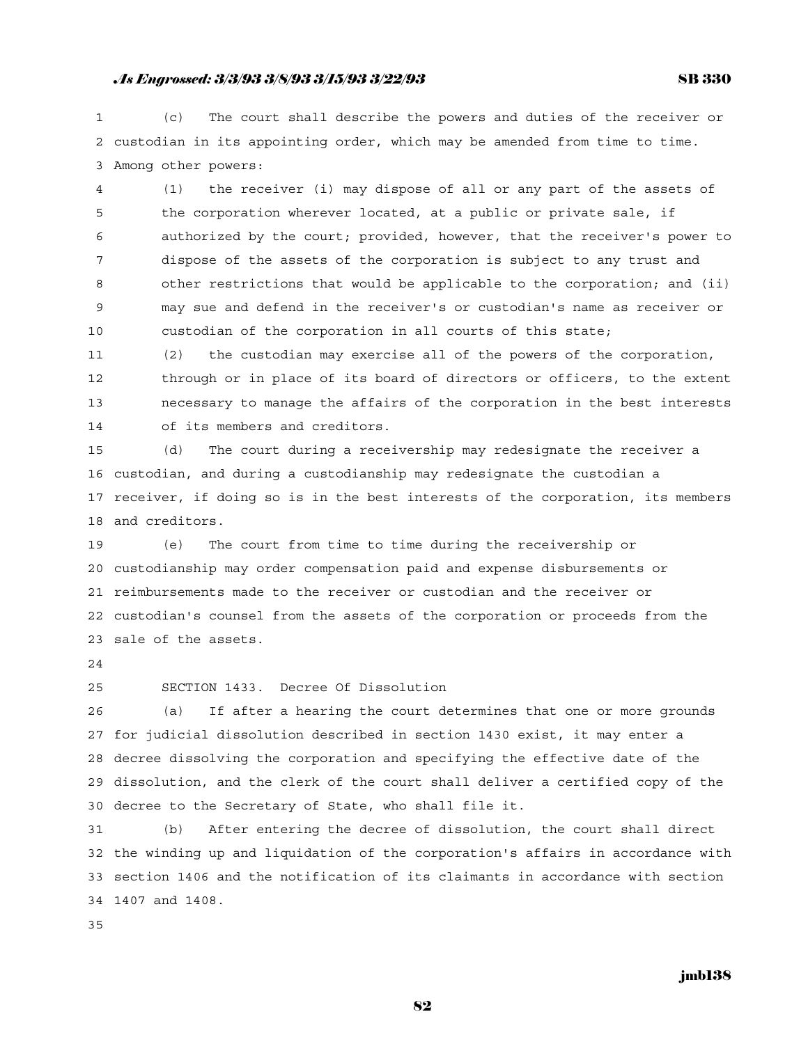(c) The court shall describe the powers and duties of the receiver or custodian in its appointing order, which may be amended from time to time. Among other powers:

(1) the receiver (i) may dispose of all or any part of the assets of the corporation wherever located, at a public or private sale, if authorized by the court; provided, however, that the receiver's power to dispose of the assets of the corporation is subject to any trust and other restrictions that would be applicable to the corporation; and (ii) may sue and defend in the receiver's or custodian's name as receiver or custodian of the corporation in all courts of this state;

(2) the custodian may exercise all of the powers of the corporation, through or in place of its board of directors or officers, to the extent necessary to manage the affairs of the corporation in the best interests of its members and creditors.

(d) The court during a receivership may redesignate the receiver a custodian, and during a custodianship may redesignate the custodian a receiver, if doing so is in the best interests of the corporation, its members and creditors.

(e) The court from time to time during the receivership or custodianship may order compensation paid and expense disbursements or reimbursements made to the receiver or custodian and the receiver or custodian's counsel from the assets of the corporation or proceeds from the sale of the assets.

SECTION 1433. Decree Of Dissolution

(a) If after a hearing the court determines that one or more grounds for judicial dissolution described in section 1430 exist, it may enter a decree dissolving the corporation and specifying the effective date of the dissolution, and the clerk of the court shall deliver a certified copy of the decree to the Secretary of State, who shall file it.

(b) After entering the decree of dissolution, the court shall direct the winding up and liquidation of the corporation's affairs in accordance with section 1406 and the notification of its claimants in accordance with section 1407 and 1408.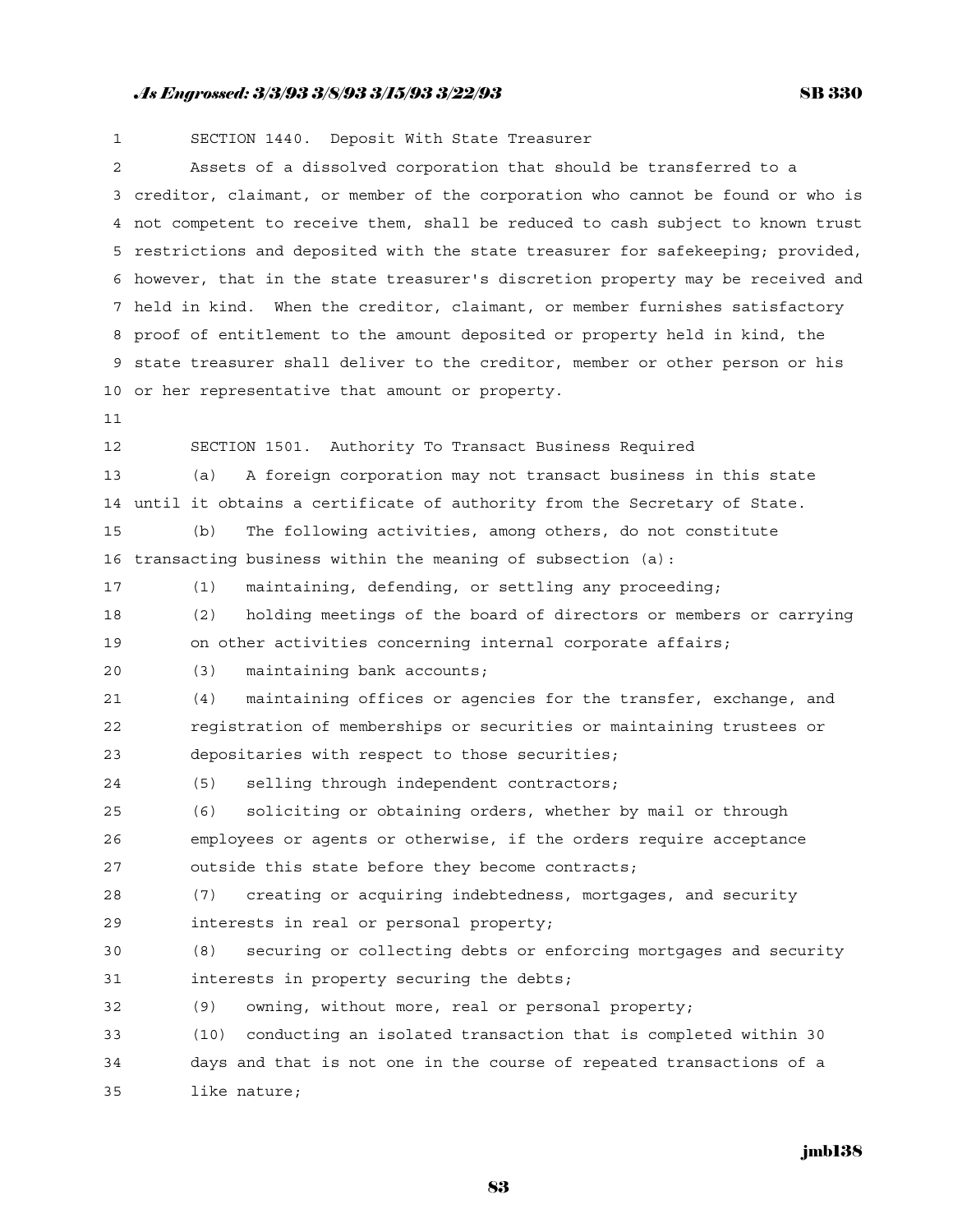SECTION 1440. Deposit With State Treasurer

Assets of a dissolved corporation that should be transferred to a creditor, claimant, or member of the corporation who cannot be found or who is not competent to receive them, shall be reduced to cash subject to known trust restrictions and deposited with the state treasurer for safekeeping; provided, however, that in the state treasurer's discretion property may be received and held in kind. When the creditor, claimant, or member furnishes satisfactory proof of entitlement to the amount deposited or property held in kind, the state treasurer shall deliver to the creditor, member or other person or his or her representative that amount or property.

SECTION 1501. Authority To Transact Business Required

(a) A foreign corporation may not transact business in this state until it obtains a certificate of authority from the Secretary of State.

(b) The following activities, among others, do not constitute transacting business within the meaning of subsection (a):

(1) maintaining, defending, or settling any proceeding;

(2) holding meetings of the board of directors or members or carrying on other activities concerning internal corporate affairs;

(3) maintaining bank accounts;

(4) maintaining offices or agencies for the transfer, exchange, and registration of memberships or securities or maintaining trustees or depositaries with respect to those securities;

(5) selling through independent contractors;

(6) soliciting or obtaining orders, whether by mail or through employees or agents or otherwise, if the orders require acceptance outside this state before they become contracts;

(7) creating or acquiring indebtedness, mortgages, and security interests in real or personal property;

(8) securing or collecting debts or enforcing mortgages and security interests in property securing the debts;

(9) owning, without more, real or personal property;

(10) conducting an isolated transaction that is completed within 30 days and that is not one in the course of repeated transactions of a like nature;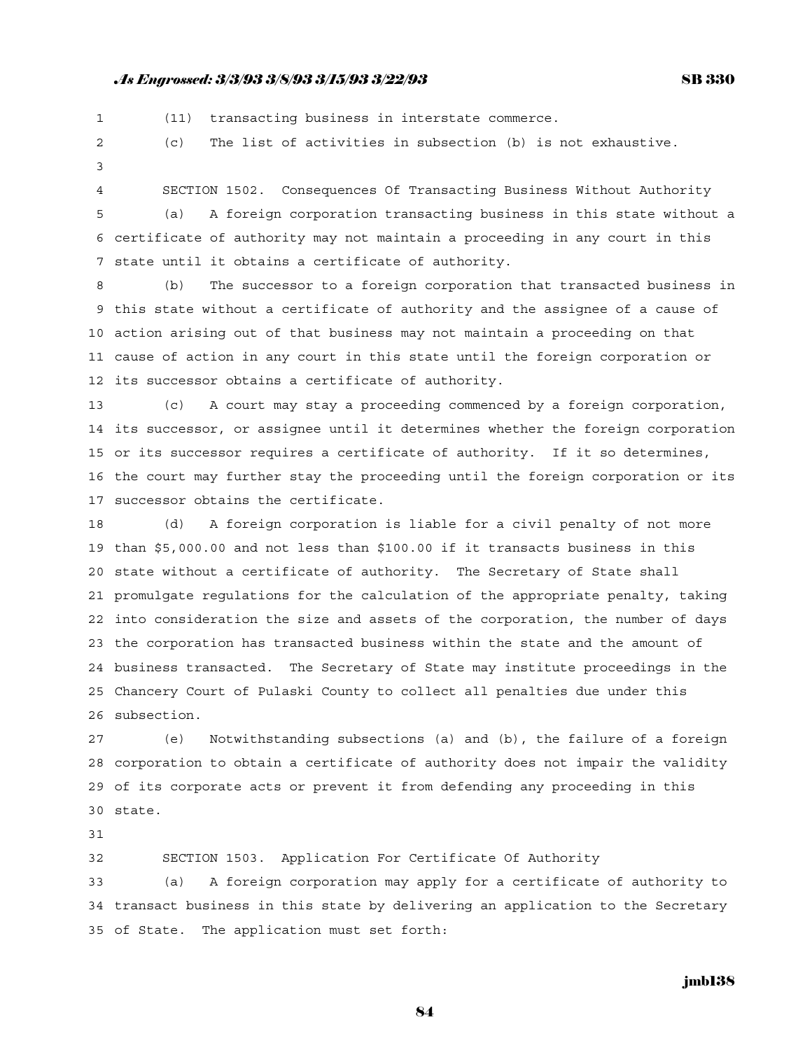(11) transacting business in interstate commerce.

(c) The list of activities in subsection (b) is not exhaustive.

SECTION 1502. Consequences Of Transacting Business Without Authority

(a) A foreign corporation transacting business in this state without a certificate of authority may not maintain a proceeding in any court in this state until it obtains a certificate of authority.

(b) The successor to a foreign corporation that transacted business in this state without a certificate of authority and the assignee of a cause of action arising out of that business may not maintain a proceeding on that cause of action in any court in this state until the foreign corporation or its successor obtains a certificate of authority.

(c) A court may stay a proceeding commenced by a foreign corporation, its successor, or assignee until it determines whether the foreign corporation or its successor requires a certificate of authority. If it so determines, the court may further stay the proceeding until the foreign corporation or its successor obtains the certificate.

(d) A foreign corporation is liable for a civil penalty of not more than $5,000.00 and not less than $100.00 if it transacts business in this state without a certificate of authority. The Secretary of State shall promulgate regulations for the calculation of the appropriate penalty, taking into consideration the size and assets of the corporation, the number of days the corporation has transacted business within the state and the amount of business transacted. The Secretary of State may institute proceedings in the Chancery Court of Pulaski County to collect all penalties due under this subsection.

(e) Notwithstanding subsections (a) and (b), the failure of a foreign corporation to obtain a certificate of authority does not impair the validity of its corporate acts or prevent it from defending any proceeding in this state.

SECTION 1503. Application For Certificate Of Authority

(a) A foreign corporation may apply for a certificate of authority to transact business in this state by delivering an application to the Secretary of State. The application must set forth: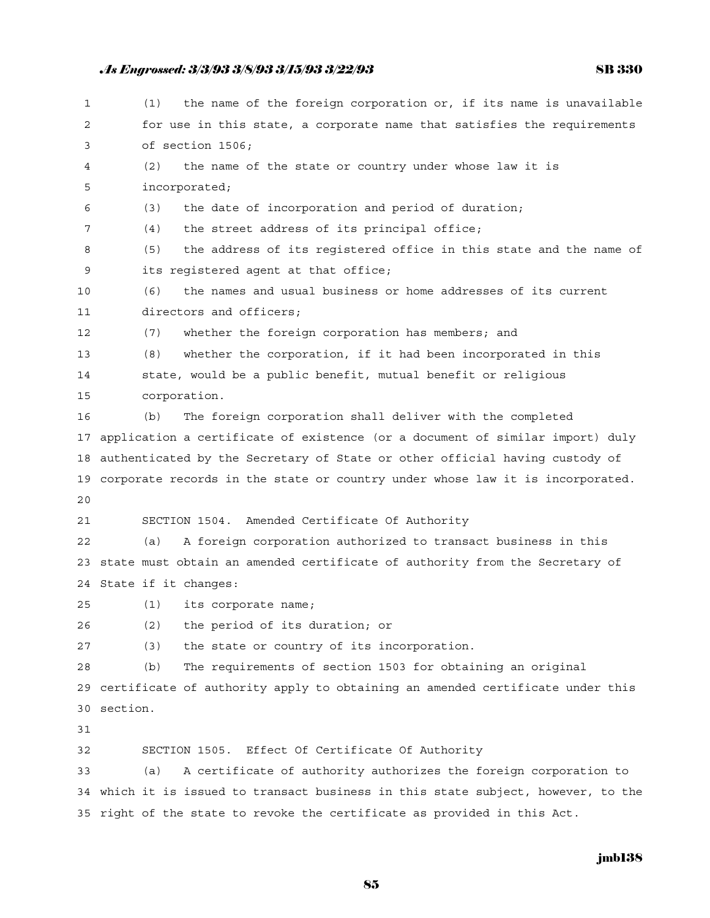(1) the name of the foreign corporation or, if its name is unavailable for use in this state, a corporate name that satisfies the requirements of section 1506;

(2) the name of the state or country under whose law it is incorporated;

(3) the date of incorporation and period of duration;

(4) the street address of its principal office;

(5) the address of its registered office in this state and the name of its registered agent at that office;

(6) the names and usual business or home addresses of its current directors and officers;

(7) whether the foreign corporation has members; and

(8) whether the corporation, if it had been incorporated in this state, would be a public benefit, mutual benefit or religious corporation.

(b) The foreign corporation shall deliver with the completed application a certificate of existence (or a document of similar import) duly authenticated by the Secretary of State or other official having custody of corporate records in the state or country under whose law it is incorporated.

SECTION 1504. Amended Certificate Of Authority

(a) A foreign corporation authorized to transact business in this state must obtain an amended certificate of authority from the Secretary of State if it changes:

(1) its corporate name;

(2) the period of its duration; or

(3) the state or country of its incorporation.

(b) The requirements of section 1503 for obtaining an original certificate of authority apply to obtaining an amended certificate under this section.

SECTION 1505. Effect Of Certificate Of Authority

(a) A certificate of authority authorizes the foreign corporation to which it is issued to transact business in this state subject, however, to the right of the state to revoke the certificate as provided in this Act.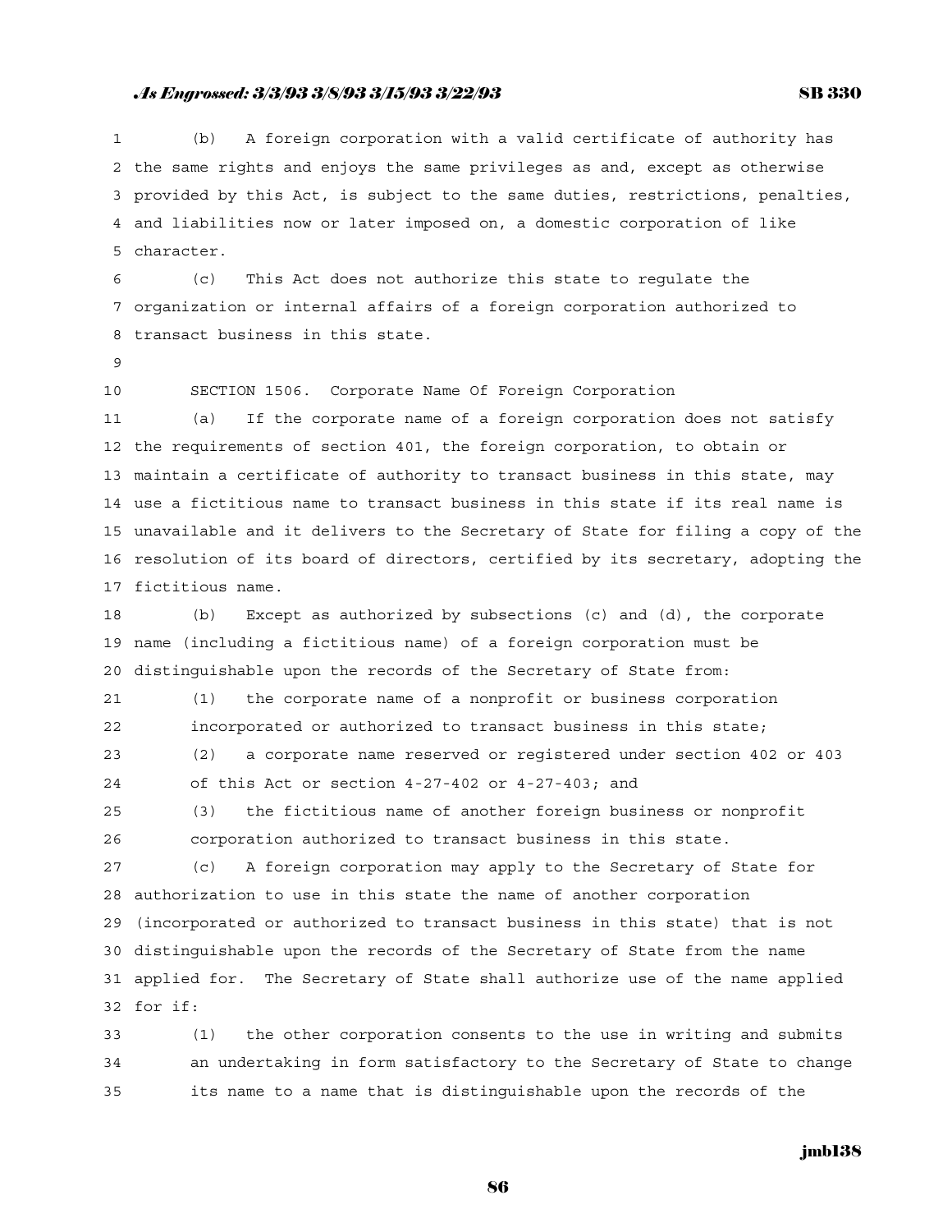(b) A foreign corporation with a valid certificate of authority has the same rights and enjoys the same privileges as and, except as otherwise provided by this Act, is subject to the same duties, restrictions, penalties, and liabilities now or later imposed on, a domestic corporation of like character.

(c) This Act does not authorize this state to regulate the organization or internal affairs of a foreign corporation authorized to transact business in this state.

SECTION 1506. Corporate Name Of Foreign Corporation

(a) If the corporate name of a foreign corporation does not satisfy the requirements of section 401, the foreign corporation, to obtain or maintain a certificate of authority to transact business in this state, may use a fictitious name to transact business in this state if its real name is unavailable and it delivers to the Secretary of State for filing a copy of the resolution of its board of directors, certified by its secretary, adopting the fictitious name.

(b) Except as authorized by subsections (c) and (d), the corporate name (including a fictitious name) of a foreign corporation must be distinguishable upon the records of the Secretary of State from:

(1) the corporate name of a nonprofit or business corporation incorporated or authorized to transact business in this state;

(2) a corporate name reserved or registered under section 402 or 403 of this Act or section 4-27-402 or 4-27-403; and

(3) the fictitious name of another foreign business or nonprofit corporation authorized to transact business in this state.

(c) A foreign corporation may apply to the Secretary of State for authorization to use in this state the name of another corporation (incorporated or authorized to transact business in this state) that is not distinguishable upon the records of the Secretary of State from the name applied for. The Secretary of State shall authorize use of the name applied for if:

(1) the other corporation consents to the use in writing and submits an undertaking in form satisfactory to the Secretary of State to change its name to a name that is distinguishable upon the records of the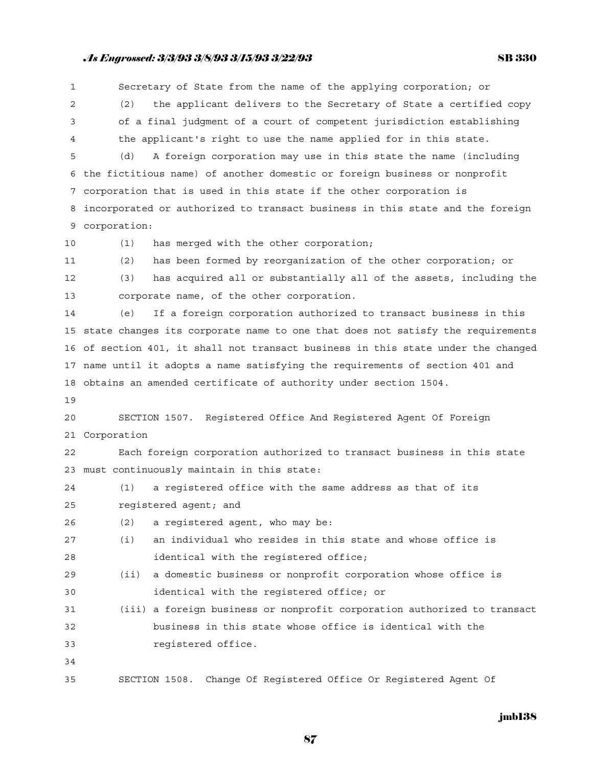Secretary of State from the name of the applying corporation; or

(2) the applicant delivers to the Secretary of State a certified copy of a final judgment of a court of competent jurisdiction establishing the applicant's right to use the name applied for in this state.

(d) A foreign corporation may use in this state the name (including the fictitious name) of another domestic or foreign business or nonprofit corporation that is used in this state if the other corporation is incorporated or authorized to transact business in this state and the foreign corporation:

(1) has merged with the other corporation;

(2) has been formed by reorganization of the other corporation; or

(3) has acquired all or substantially all of the assets, including the corporate name, of the other corporation.

(e) If a foreign corporation authorized to transact business in this state changes its corporate name to one that does not satisfy the requirements of section 401, it shall not transact business in this state under the changed name until it adopts a name satisfying the requirements of section 401 and obtains an amended certificate of authority under section 1504.

SECTION 1507. Registered Office And Registered Agent Of Foreign Corporation

Each foreign corporation authorized to transact business in this state must continuously maintain in this state:

(1) a registered office with the same address as that of its registered agent; and

(2) a registered agent, who may be:

(i) an individual who resides in this state and whose office is identical with the registered office;

(ii) a domestic business or nonprofit corporation whose office is identical with the registered office; or

(iii) a foreign business or nonprofit corporation authorized to transact business in this state whose office is identical with the registered office.

SECTION 1508. Change Of Registered Office Or Registered Agent Of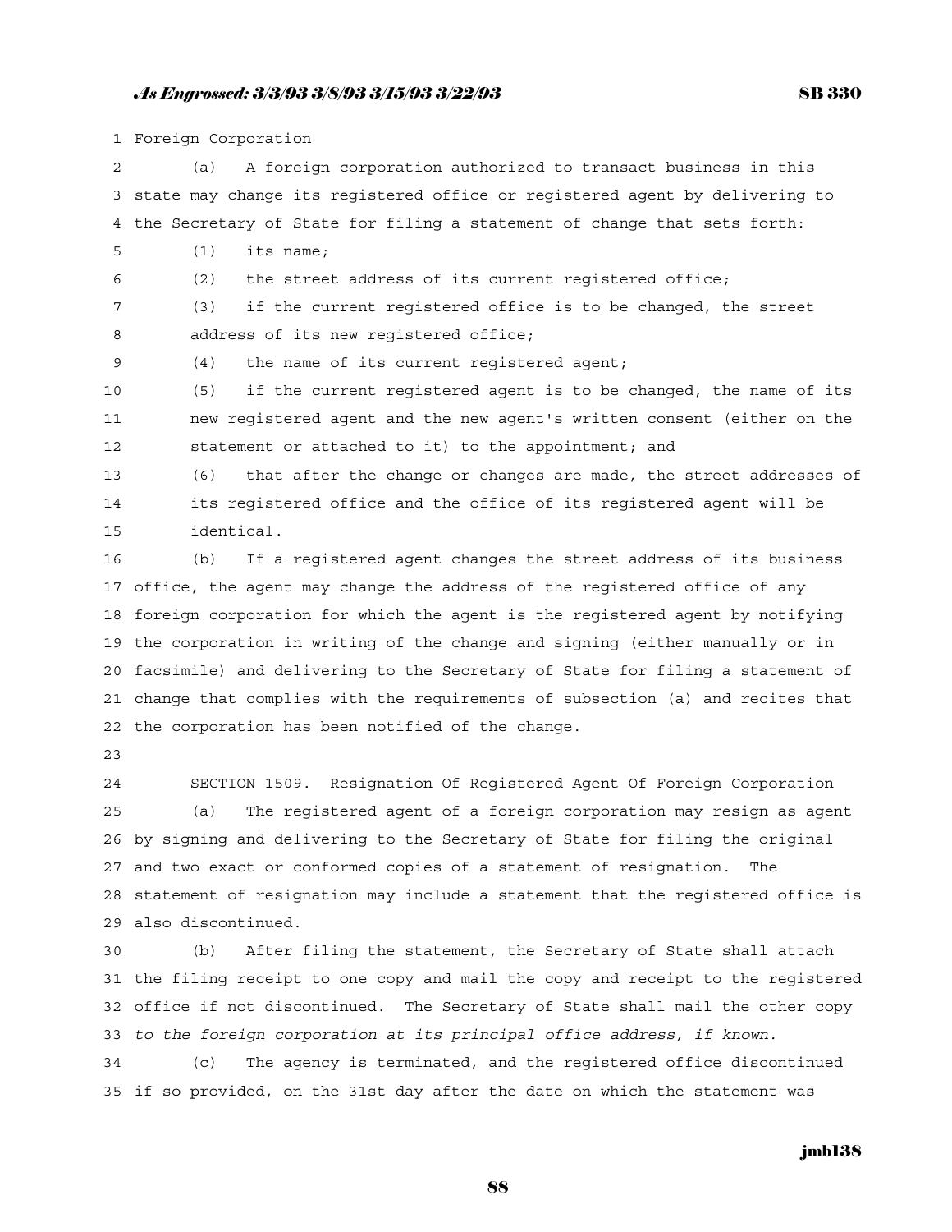Foreign Corporation

(a) A foreign corporation authorized to transact business in this state may change its registered office or registered agent by delivering to the Secretary of State for filing a statement of change that sets forth:

(1) its name;

(2) the street address of its current registered office;

(3) if the current registered office is to be changed, the street address of its new registered office;

(4) the name of its current registered agent;

(5) if the current registered agent is to be changed, the name of its new registered agent and the new agent's written consent (either on the statement or attached to it) to the appointment; and

(6) that after the change or changes are made, the street addresses of its registered office and the office of its registered agent will be identical.

(b) If a registered agent changes the street address of its business office, the agent may change the address of the registered office of any foreign corporation for which the agent is the registered agent by notifying the corporation in writing of the change and signing (either manually or in facsimile) and delivering to the Secretary of State for filing a statement of change that complies with the requirements of subsection (a) and recites that the corporation has been notified of the change.

SECTION 1509. Resignation Of Registered Agent Of Foreign Corporation

(a) The registered agent of a foreign corporation may resign as agent by signing and delivering to the Secretary of State for filing the original and two exact or conformed copies of a statement of resignation. The statement of resignation may include a statement that the registered office is also discontinued.

(b) After filing the statement, the Secretary of State shall attach the filing receipt to one copy and mail the copy and receipt to the registered office if not discontinued. The Secretary of State shall mail the other copy *to the foreign corporation at its principal office address, if known.*

(c) The agency is terminated, and the registered office discontinued if so provided, on the 31st day after the date on which the statement was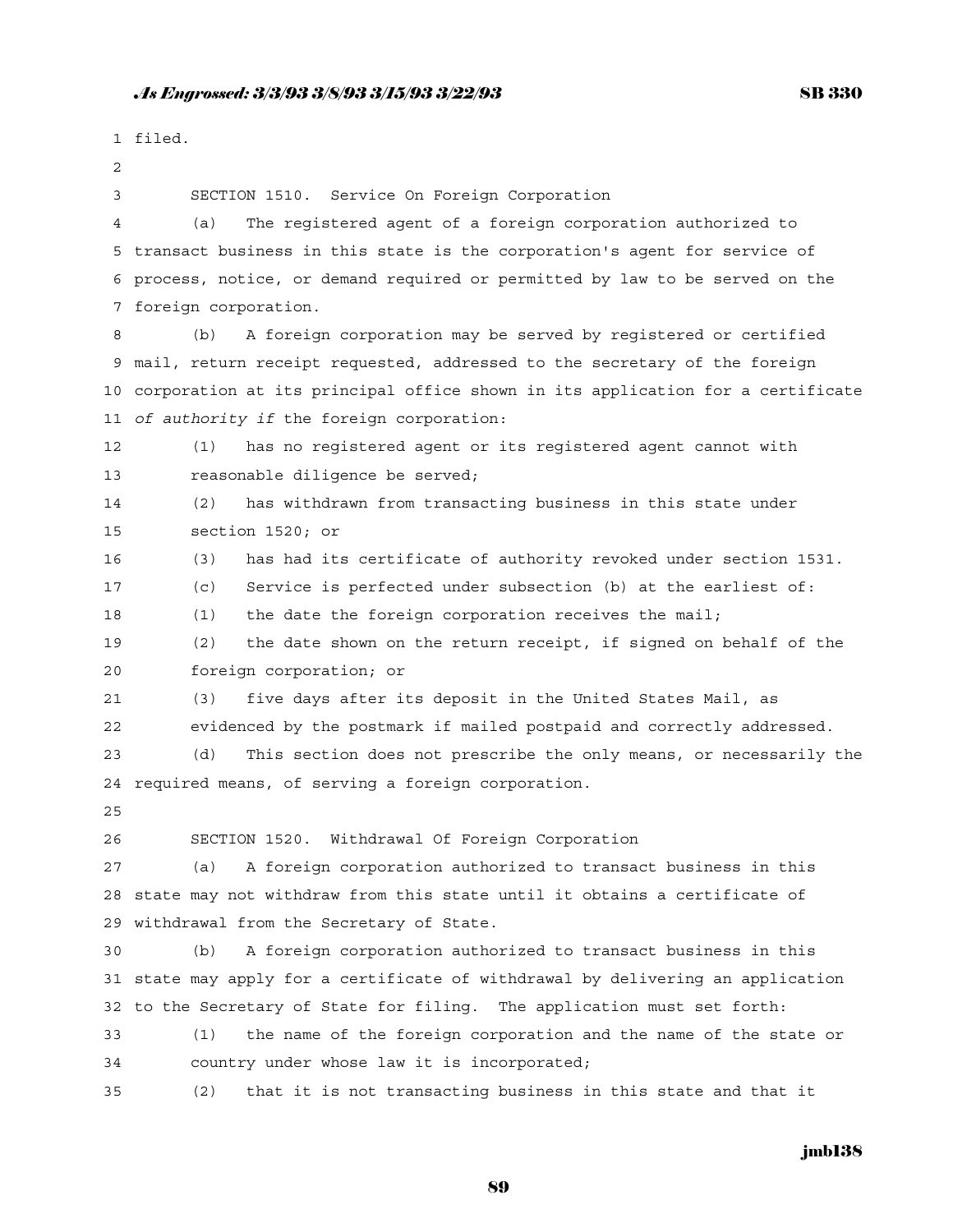filed.

SECTION 1510. Service On Foreign Corporation

(a) The registered agent of a foreign corporation authorized to transact business in this state is the corporation's agent for service of process, notice, or demand required or permitted by law to be served on the foreign corporation.

(b) A foreign corporation may be served by registered or certified mail, return receipt requested, addressed to the secretary of the foreign corporation at its principal office shown in its application for a certificate *of authority if* the foreign corporation:

(1) has no registered agent or its registered agent cannot with reasonable diligence be served;

(2) has withdrawn from transacting business in this state under section 1520; or

(3) has had its certificate of authority revoked under section 1531.

(c) Service is perfected under subsection (b) at the earliest of:

(1) the date the foreign corporation receives the mail;

(2) the date shown on the return receipt, if signed on behalf of the foreign corporation; or

(3) five days after its deposit in the United States Mail, as evidenced by the postmark if mailed postpaid and correctly addressed.

(d) This section does not prescribe the only means, or necessarily the required means, of serving a foreign corporation.

SECTION 1520. Withdrawal Of Foreign Corporation

(a) A foreign corporation authorized to transact business in this state may not withdraw from this state until it obtains a certificate of withdrawal from the Secretary of State.

(b) A foreign corporation authorized to transact business in this state may apply for a certificate of withdrawal by delivering an application to the Secretary of State for filing. The application must set forth:

(1) the name of the foreign corporation and the name of the state or country under whose law it is incorporated;

(2) that it is not transacting business in this state and that it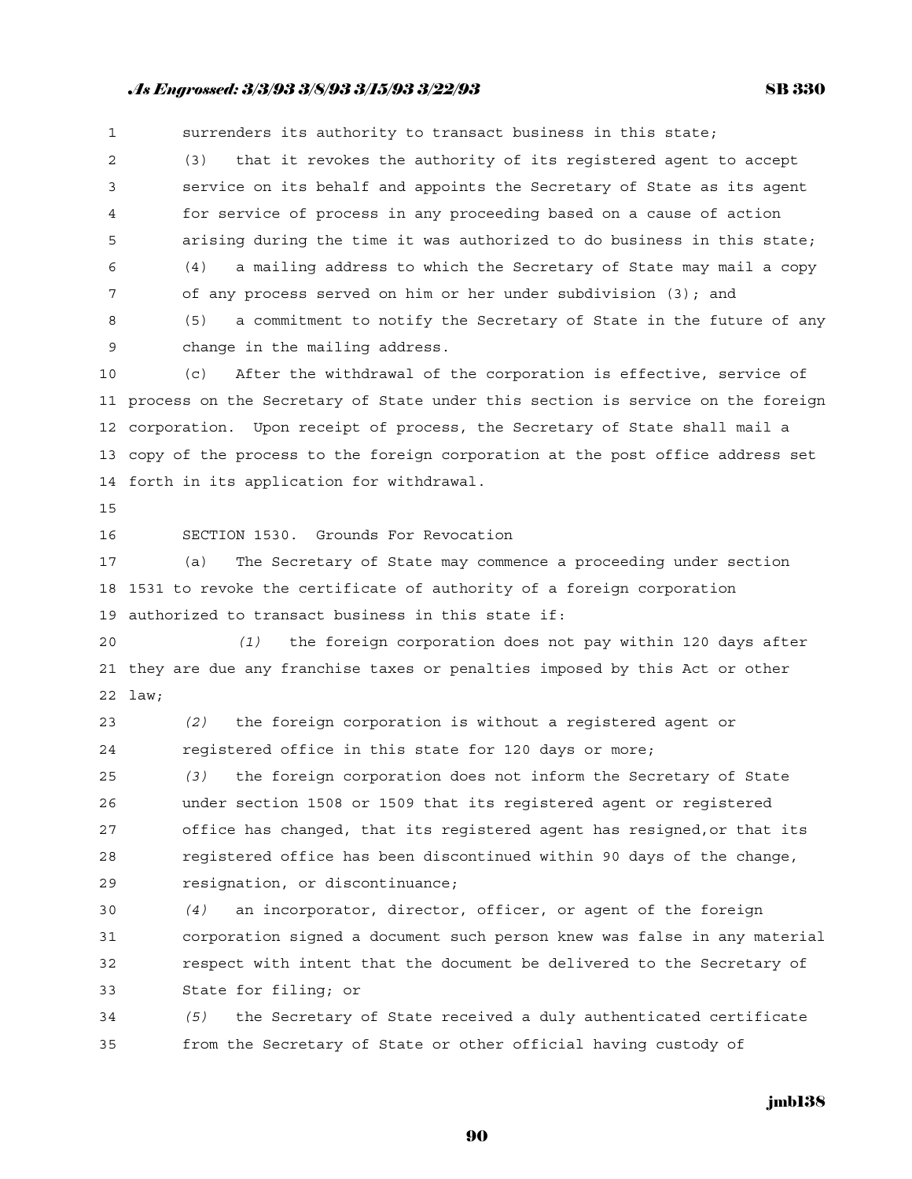surrenders its authority to transact business in this state;

(3) that it revokes the authority of its registered agent to accept service on its behalf and appoints the Secretary of State as its agent for service of process in any proceeding based on a cause of action arising during the time it was authorized to do business in this state;

(4) a mailing address to which the Secretary of State may mail a copy of any process served on him or her under subdivision (3); and

(5) a commitment to notify the Secretary of State in the future of any change in the mailing address.

(c) After the withdrawal of the corporation is effective, service of process on the Secretary of State under this section is service on the foreign corporation. Upon receipt of process, the Secretary of State shall mail a copy of the process to the foreign corporation at the post office address set forth in its application for withdrawal.

SECTION 1530. Grounds For Revocation

(a) The Secretary of State may commence a proceeding under section 1531 to revoke the certificate of authority of a foreign corporation authorized to transact business in this state if:

*(1)* the foreign corporation does not pay within 120 days after they are due any franchise taxes or penalties imposed by this Act or other law;

*(2)* the foreign corporation is without a registered agent or registered office in this state for 120 days or more;

*(3)* the foreign corporation does not inform the Secretary of State under section 1508 or 1509 that its registered agent or registered office has changed, that its registered agent has resigned,or that its registered office has been discontinued within 90 days of the change, resignation, or discontinuance;

*(4)* an incorporator, director, officer, or agent of the foreign corporation signed a document such person knew was false in any material respect with intent that the document be delivered to the Secretary of State for filing; or

*(5)* the Secretary of State received a duly authenticated certificate from the Secretary of State or other official having custody of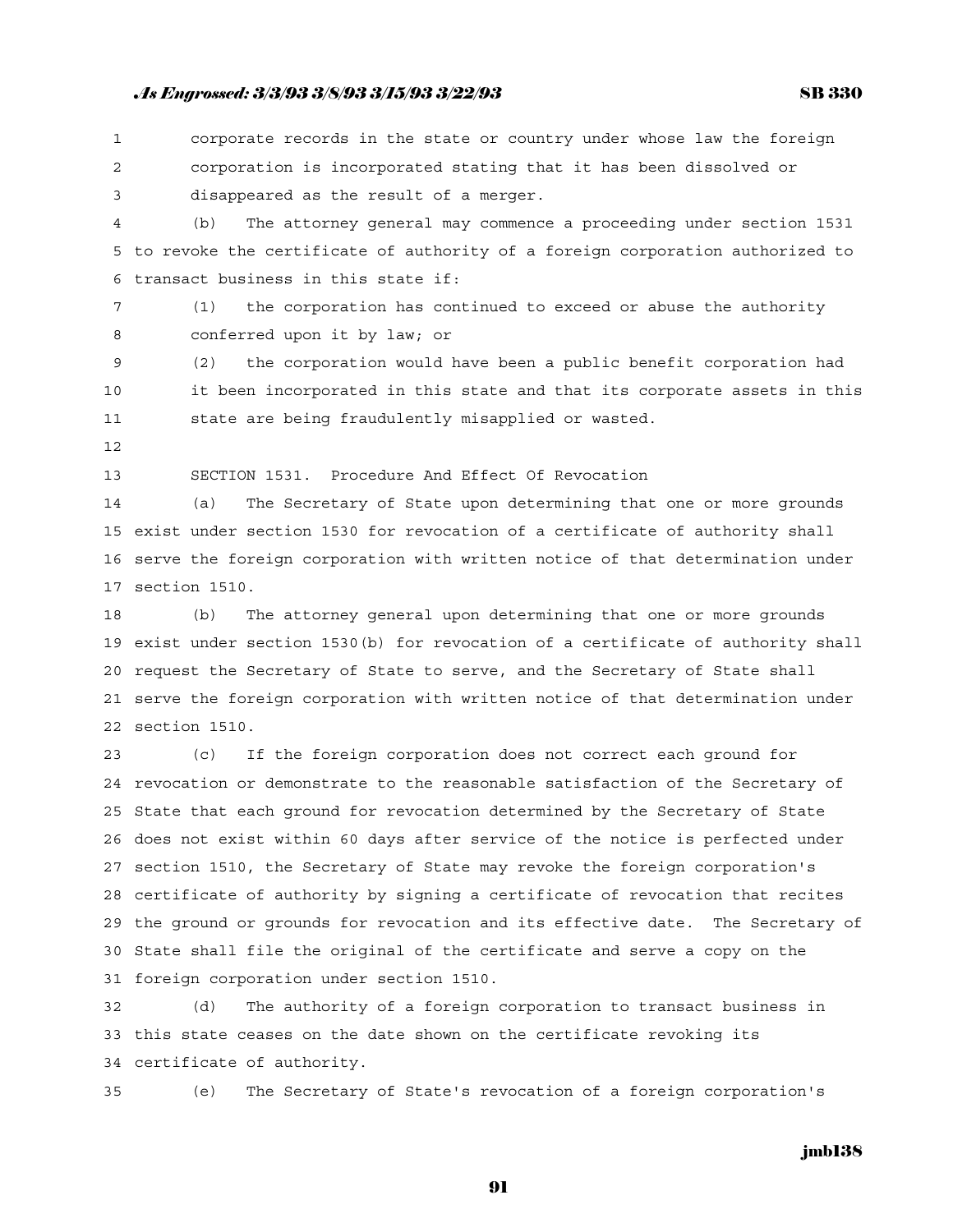corporate records in the state or country under whose law the foreign corporation is incorporated stating that it has been dissolved or disappeared as the result of a merger.

(b) The attorney general may commence a proceeding under section 1531 to revoke the certificate of authority of a foreign corporation authorized to transact business in this state if:

(1) the corporation has continued to exceed or abuse the authority conferred upon it by law; or

(2) the corporation would have been a public benefit corporation had it been incorporated in this state and that its corporate assets in this state are being fraudulently misapplied or wasted.

SECTION 1531. Procedure And Effect Of Revocation

(a) The Secretary of State upon determining that one or more grounds exist under section 1530 for revocation of a certificate of authority shall serve the foreign corporation with written notice of that determination under section 1510.

(b) The attorney general upon determining that one or more grounds exist under section 1530(b) for revocation of a certificate of authority shall request the Secretary of State to serve, and the Secretary of State shall serve the foreign corporation with written notice of that determination under section 1510.

(c) If the foreign corporation does not correct each ground for revocation or demonstrate to the reasonable satisfaction of the Secretary of State that each ground for revocation determined by the Secretary of State does not exist within 60 days after service of the notice is perfected under section 1510, the Secretary of State may revoke the foreign corporation's certificate of authority by signing a certificate of revocation that recites the ground or grounds for revocation and its effective date. The Secretary of State shall file the original of the certificate and serve a copy on the foreign corporation under section 1510.

(d) The authority of a foreign corporation to transact business in this state ceases on the date shown on the certificate revoking its certificate of authority.

(e) The Secretary of State's revocation of a foreign corporation's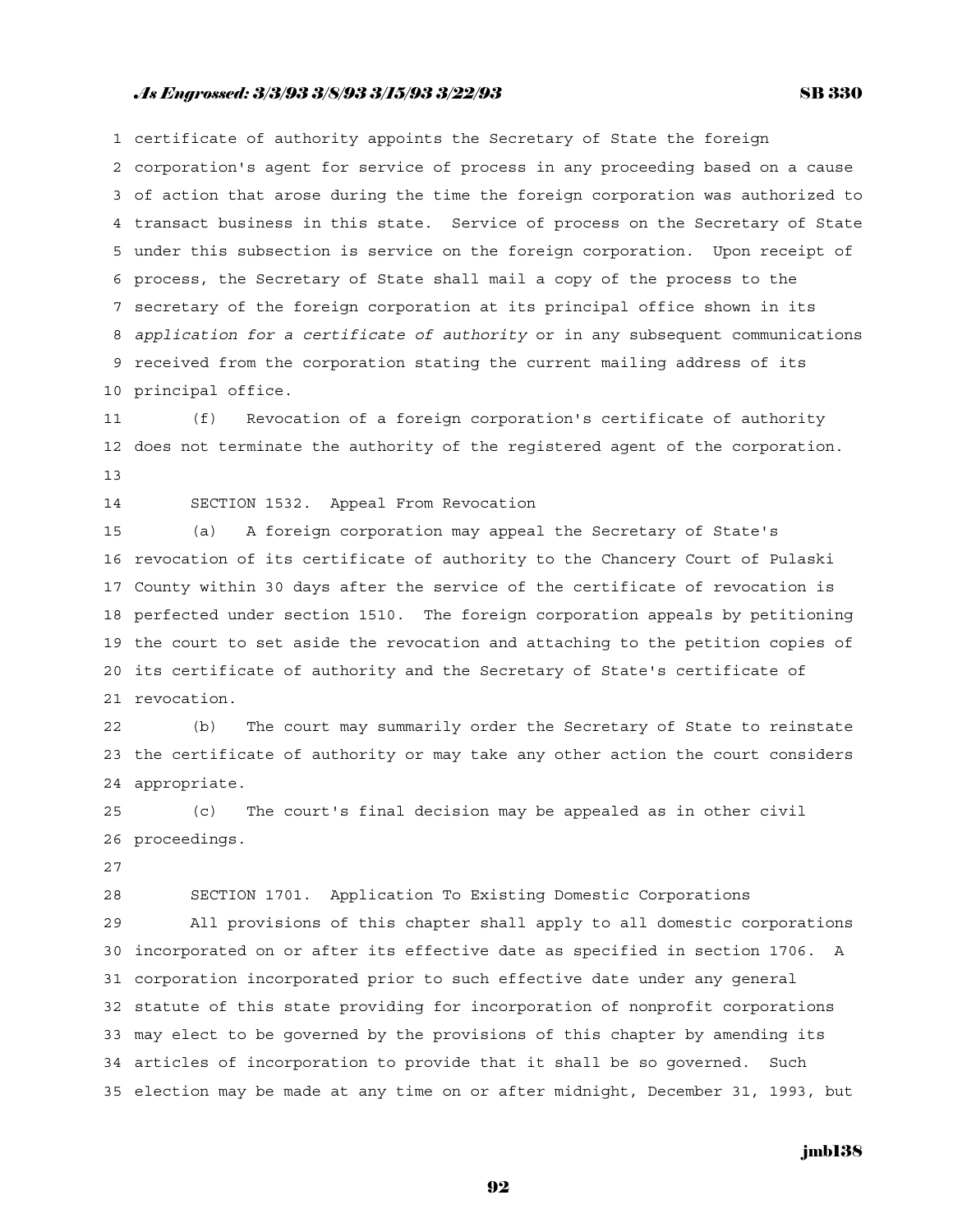certificate of authority appoints the Secretary of State the foreign corporation's agent for service of process in any proceeding based on a cause of action that arose during the time the foreign corporation was authorized to transact business in this state. Service of process on the Secretary of State under this subsection is service on the foreign corporation. Upon receipt of process, the Secretary of State shall mail a copy of the process to the secretary of the foreign corporation at its principal office shown in its *application for a certificate of authority* or in any subsequent communications received from the corporation stating the current mailing address of its principal office.

(f) Revocation of a foreign corporation's certificate of authority does not terminate the authority of the registered agent of the corporation.

SECTION 1532. Appeal From Revocation

(a) A foreign corporation may appeal the Secretary of State's revocation of its certificate of authority to the Chancery Court of Pulaski County within 30 days after the service of the certificate of revocation is perfected under section 1510. The foreign corporation appeals by petitioning the court to set aside the revocation and attaching to the petition copies of its certificate of authority and the Secretary of State's certificate of revocation.

(b) The court may summarily order the Secretary of State to reinstate the certificate of authority or may take any other action the court considers appropriate.

(c) The court's final decision may be appealed as in other civil proceedings.

SECTION 1701. Application To Existing Domestic Corporations

All provisions of this chapter shall apply to all domestic corporations incorporated on or after its effective date as specified in section 1706. A corporation incorporated prior to such effective date under any general statute of this state providing for incorporation of nonprofit corporations may elect to be governed by the provisions of this chapter by amending its articles of incorporation to provide that it shall be so governed. Such election may be made at any time on or after midnight, December 31, 1993, but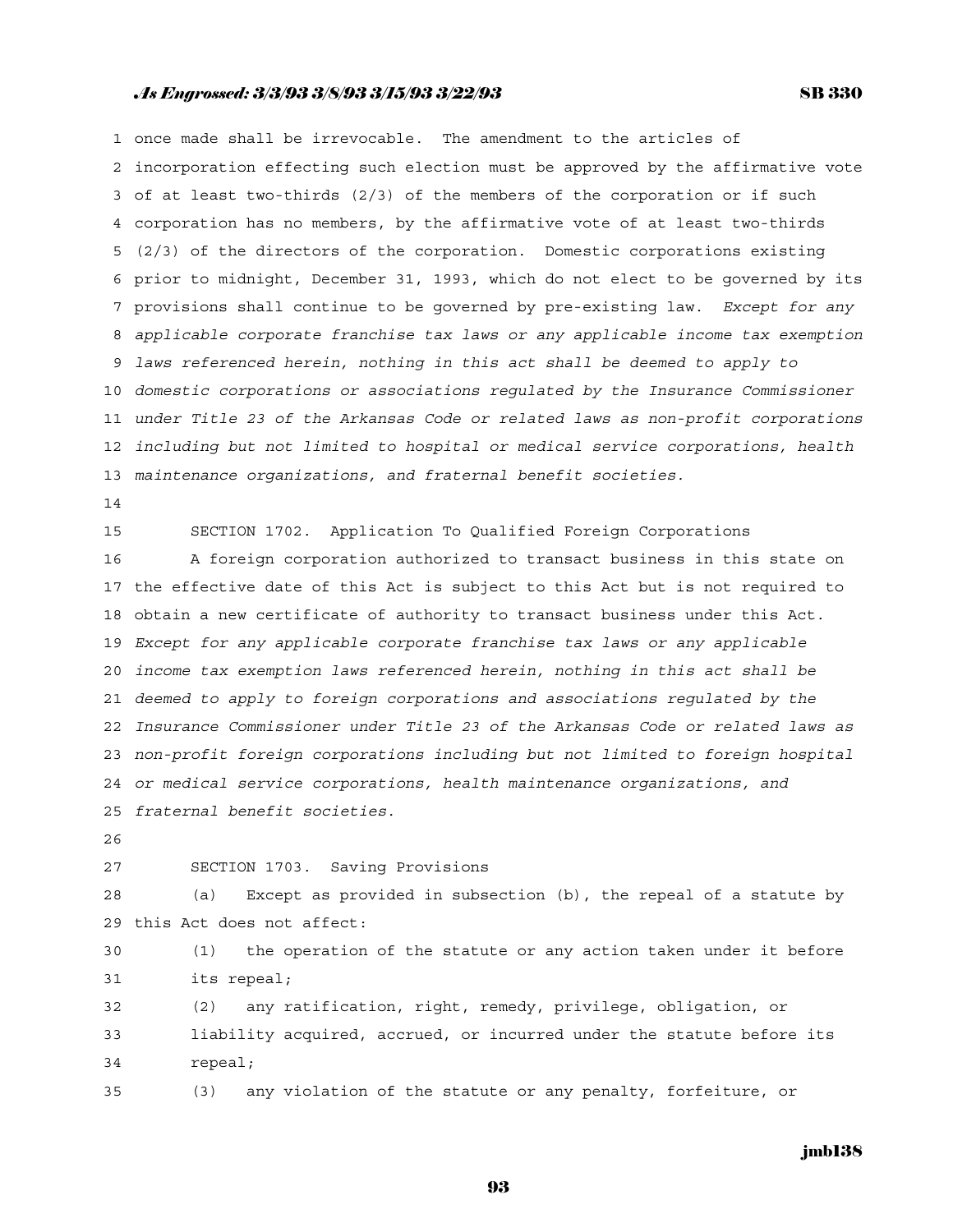once made shall be irrevocable. The amendment to the articles of incorporation effecting such election must be approved by the affirmative vote of at least two-thirds (2/3) of the members of the corporation or if such corporation has no members, by the affirmative vote of at least two-thirds (2/3) of the directors of the corporation. Domestic corporations existing prior to midnight, December 31, 1993, which do not elect to be governed by its provisions shall continue to be governed by pre-existing law. *Except for any applicable corporate franchise tax laws or any applicable income tax exemption laws referenced herein, nothing in this act shall be deemed to apply to domestic corporations or associations regulated by the Insurance Commissioner under Title 23 of the Arkansas Code or related laws as non-profit corporations including but not limited to hospital or medical service corporations, health maintenance organizations, and fraternal benefit societies.*

SECTION 1702. Application To Qualified Foreign Corporations

A foreign corporation authorized to transact business in this state on the effective date of this Act is subject to this Act but is not required to obtain a new certificate of authority to transact business under this Act. *Except for any applicable corporate franchise tax laws or any applicable income tax exemption laws referenced herein, nothing in this act shall be deemed to apply to foreign corporations and associations regulated by the Insurance Commissioner under Title 23 of the Arkansas Code or related laws as non-profit foreign corporations including but not limited to foreign hospital or medical service corporations, health maintenance organizations, and fraternal benefit societies.*

SECTION 1703. Saving Provisions

(a) Except as provided in subsection (b), the repeal of a statute by this Act does not affect:

(1) the operation of the statute or any action taken under it before its repeal;

(2) any ratification, right, remedy, privilege, obligation, or liability acquired, accrued, or incurred under the statute before its repeal;

(3) any violation of the statute or any penalty, forfeiture, or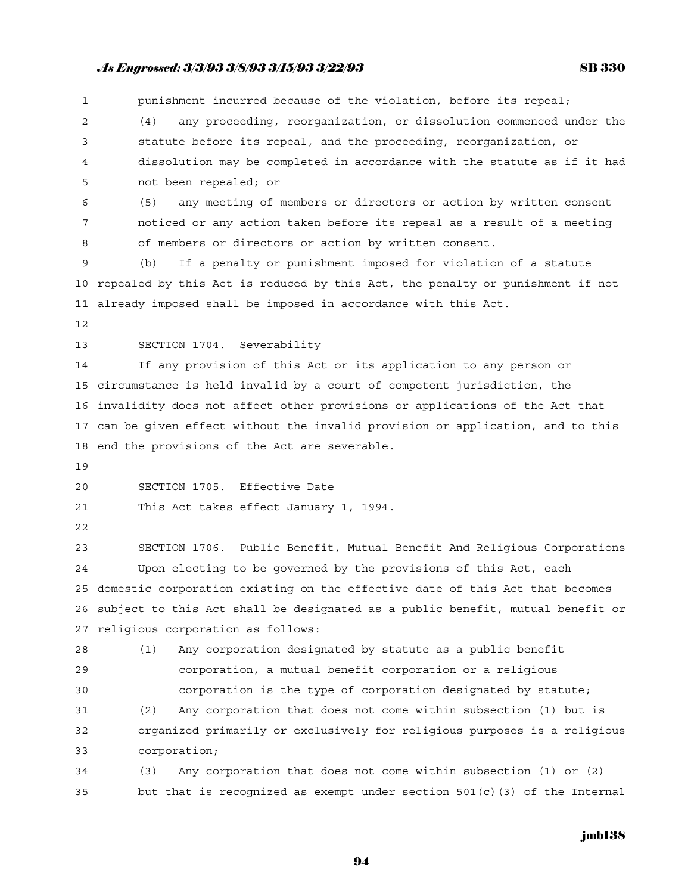punishment incurred because of the violation, before its repeal;

(4) any proceeding, reorganization, or dissolution commenced under the statute before its repeal, and the proceeding, reorganization, or dissolution may be completed in accordance with the statute as if it had not been repealed; or

(5) any meeting of members or directors or action by written consent noticed or any action taken before its repeal as a result of a meeting of members or directors or action by written consent.

(b) If a penalty or punishment imposed for violation of a statute repealed by this Act is reduced by this Act, the penalty or punishment if not already imposed shall be imposed in accordance with this Act.

SECTION 1704. Severability

If any provision of this Act or its application to any person or circumstance is held invalid by a court of competent jurisdiction, the invalidity does not affect other provisions or applications of the Act that can be given effect without the invalid provision or application, and to this end the provisions of the Act are severable.

SECTION 1705. Effective Date

This Act takes effect January 1, 1994.

SECTION 1706. Public Benefit, Mutual Benefit And Religious Corporations

Upon electing to be governed by the provisions of this Act, each domestic corporation existing on the effective date of this Act that becomes subject to this Act shall be designated as a public benefit, mutual benefit or religious corporation as follows:

(1) Any corporation designated by statute as a public benefit corporation, a mutual benefit corporation or a religious corporation is the type of corporation designated by statute;

(2) Any corporation that does not come within subsection (1) but is organized primarily or exclusively for religious purposes is a religious corporation;

(3) Any corporation that does not come within subsection (1) or (2) but that is recognized as exempt under section 501(c)(3) of the Internal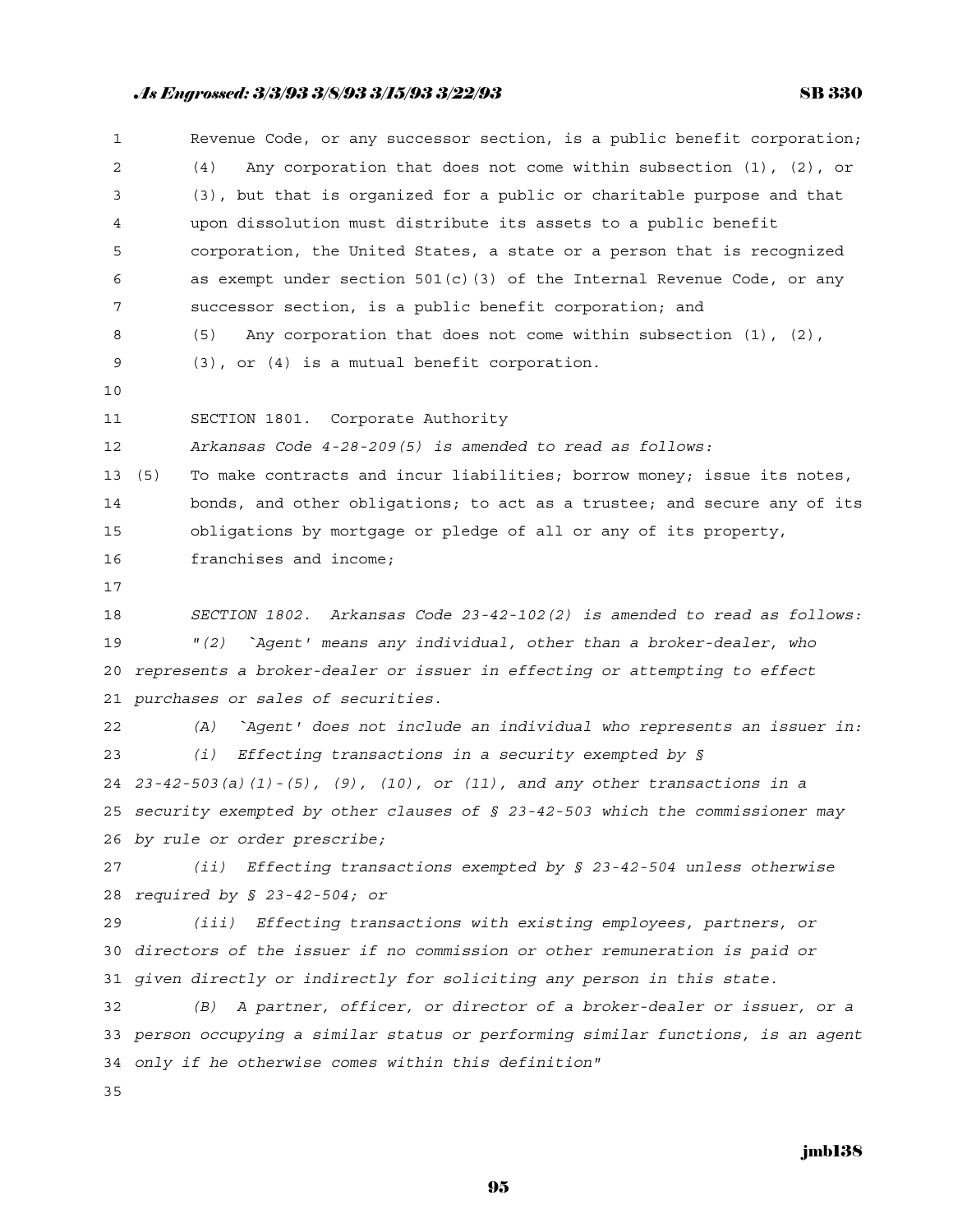Revenue Code, or any successor section, is a public benefit corporation;

(4) Any corporation that does not come within subsection (1), (2), or (3), but that is organized for a public or charitable purpose and that upon dissolution must distribute its assets to a public benefit corporation, the United States, a state or a person that is recognized as exempt under section 501(c)(3) of the Internal Revenue Code, or any successor section, is a public benefit corporation; and

(5) Any corporation that does not come within subsection (1), (2), (3), or (4) is a mutual benefit corporation.

SECTION 1801. Corporate Authority

*Arkansas Code 4-28-209(5) is amended to read as follows:*

(5) To make contracts and incur liabilities; borrow money; issue its notes, bonds, and other obligations; to act as a trustee; and secure any of its obligations by mortgage or pledge of all or any of its property, franchises and income;

*SECTION 1802. Arkansas Code 23-42-102(2) is amended to read as follows:*

*"(2) `Agent' means any individual, other than a broker-dealer, who represents a broker-dealer or issuer in effecting or attempting to effect purchases or sales of securities.*

*(A) `Agent' does not include an individual who represents an issuer in:*

*(i) Effecting transactions in a security exempted by § 23-42-503(a)(1)-(5), (9), (10), or (11), and any other transactions in a security exempted by other clauses of § 23-42-503 which the commissioner may by rule or order prescribe;*

*(ii) Effecting transactions exempted by § 23-42-504 unless otherwise required by § 23-42-504; or*

*(iii) Effecting transactions with existing employees, partners, or directors of the issuer if no commission or other remuneration is paid or given directly or indirectly for soliciting any person in this state.*

*(B) A partner, officer, or director of a broker-dealer or issuer, or a person occupying a similar status or performing similar functions, is an agent only if he otherwise comes within this definition"*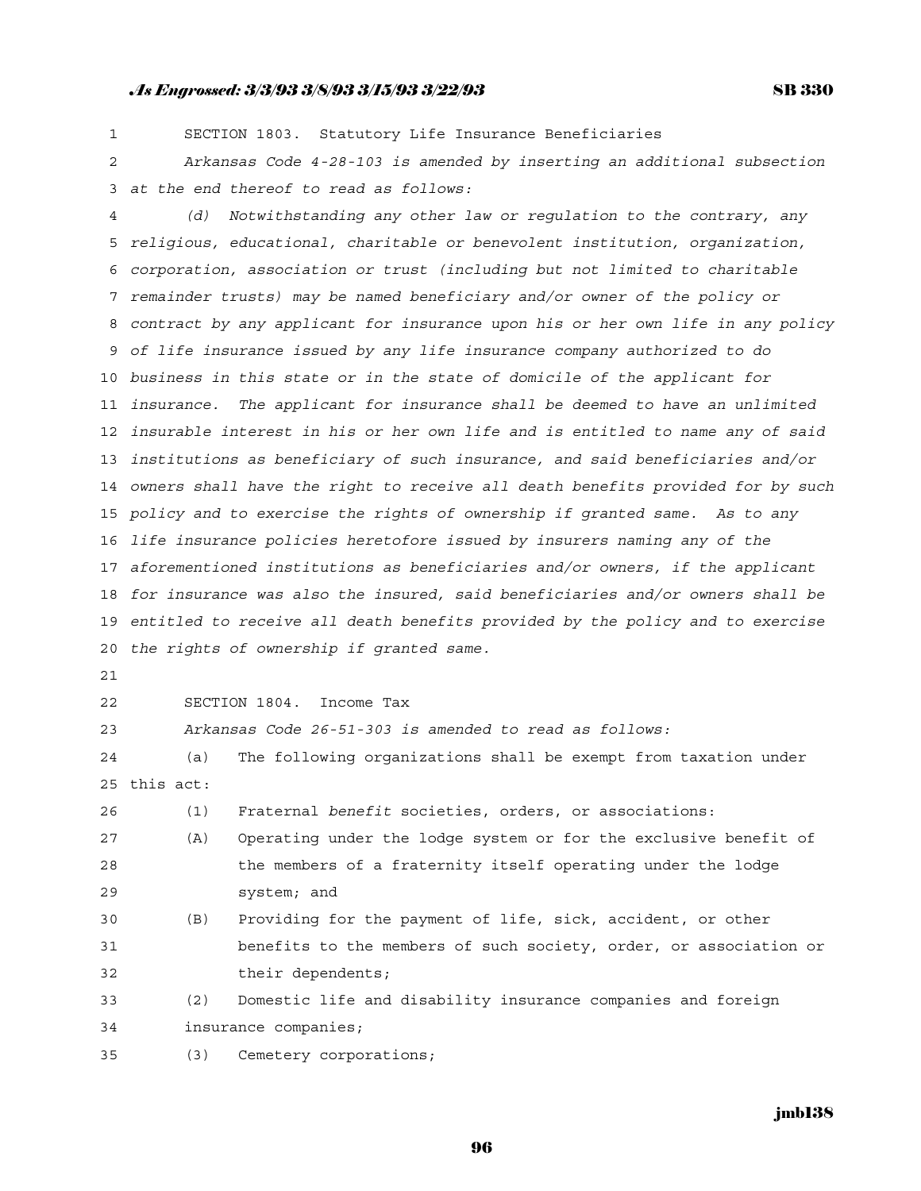SECTION 1803. Statutory Life Insurance Beneficiaries

*Arkansas Code 4-28-103 is amended by inserting an additional subsection at the end thereof to read as follows:*

*(d) Notwithstanding any other law or regulation to the contrary, any religious, educational, charitable or benevolent institution, organization, corporation, association or trust (including but not limited to charitable remainder trusts) may be named beneficiary and/or owner of the policy or contract by any applicant for insurance upon his or her own life in any policy of life insurance issued by any life insurance company authorized to do business in this state or in the state of domicile of the applicant for insurance. The applicant for insurance shall be deemed to have an unlimited insurable interest in his or her own life and is entitled to name any of said institutions as beneficiary of such insurance, and said beneficiaries and/or owners shall have the right to receive all death benefits provided for by such policy and to exercise the rights of ownership if granted same. As to any life insurance policies heretofore issued by insurers naming any of the aforementioned institutions as beneficiaries and/or owners, if the applicant for insurance was also the insured, said beneficiaries and/or owners shall be entitled to receive all death benefits provided by the policy and to exercise the rights of ownership if granted same.*

SECTION 1804. Income Tax

*Arkansas Code 26-51-303 is amended to read as follows:*

(a) The following organizations shall be exempt from taxation under this act:

(1) Fraternal *benefit* societies, orders, or associations:

(A) Operating under the lodge system or for the exclusive benefit of the members of a fraternity itself operating under the lodge system; and

(B) Providing for the payment of life, sick, accident, or other benefits to the members of such society, order, or association or their dependents;

(2) Domestic life and disability insurance companies and foreign insurance companies;

(3) Cemetery corporations;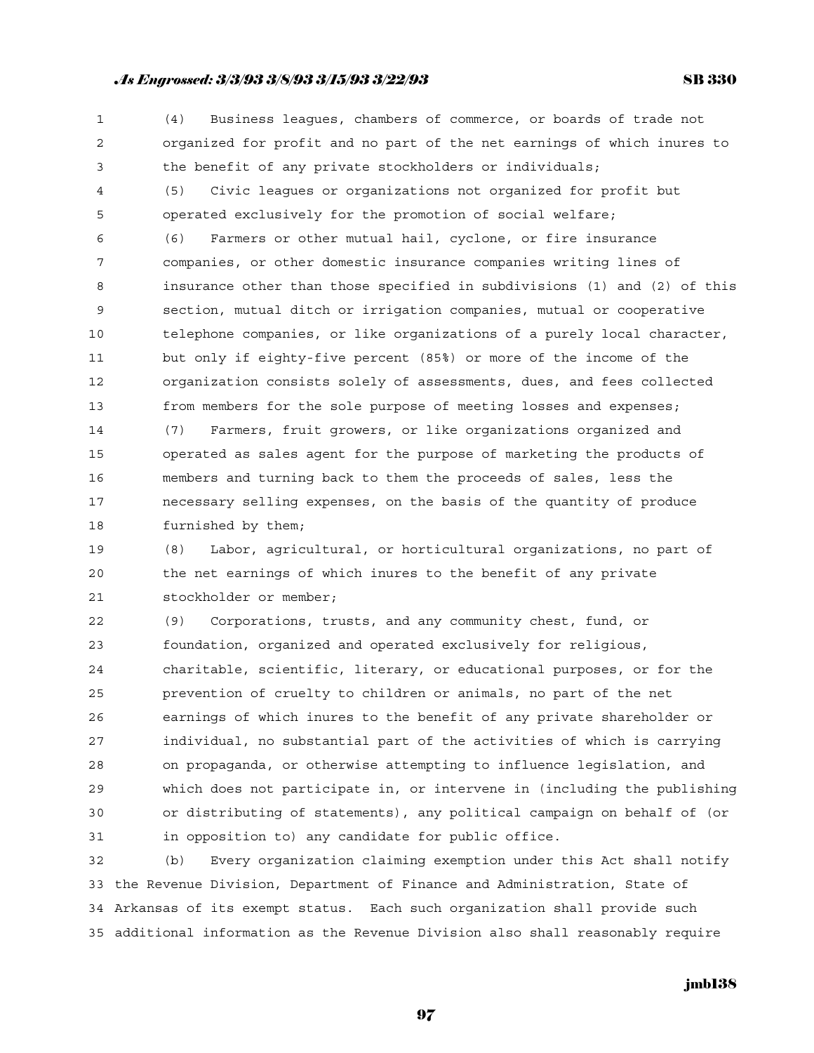(4) Business leagues, chambers of commerce, or boards of trade not organized for profit and no part of the net earnings of which inures to the benefit of any private stockholders or individuals;

(5) Civic leagues or organizations not organized for profit but operated exclusively for the promotion of social welfare;

(6) Farmers or other mutual hail, cyclone, or fire insurance companies, or other domestic insurance companies writing lines of insurance other than those specified in subdivisions (1) and (2) of this section, mutual ditch or irrigation companies, mutual or cooperative telephone companies, or like organizations of a purely local character, but only if eighty-five percent (85%) or more of the income of the organization consists solely of assessments, dues, and fees collected from members for the sole purpose of meeting losses and expenses;

(7) Farmers, fruit growers, or like organizations organized and operated as sales agent for the purpose of marketing the products of members and turning back to them the proceeds of sales, less the necessary selling expenses, on the basis of the quantity of produce furnished by them;

(8) Labor, agricultural, or horticultural organizations, no part of the net earnings of which inures to the benefit of any private stockholder or member;

(9) Corporations, trusts, and any community chest, fund, or foundation, organized and operated exclusively for religious, charitable, scientific, literary, or educational purposes, or for the prevention of cruelty to children or animals, no part of the net earnings of which inures to the benefit of any private shareholder or individual, no substantial part of the activities of which is carrying on propaganda, or otherwise attempting to influence legislation, and which does not participate in, or intervene in (including the publishing or distributing of statements), any political campaign on behalf of (or in opposition to) any candidate for public office.

(b) Every organization claiming exemption under this Act shall notify the Revenue Division, Department of Finance and Administration, State of Arkansas of its exempt status. Each such organization shall provide such additional information as the Revenue Division also shall reasonably require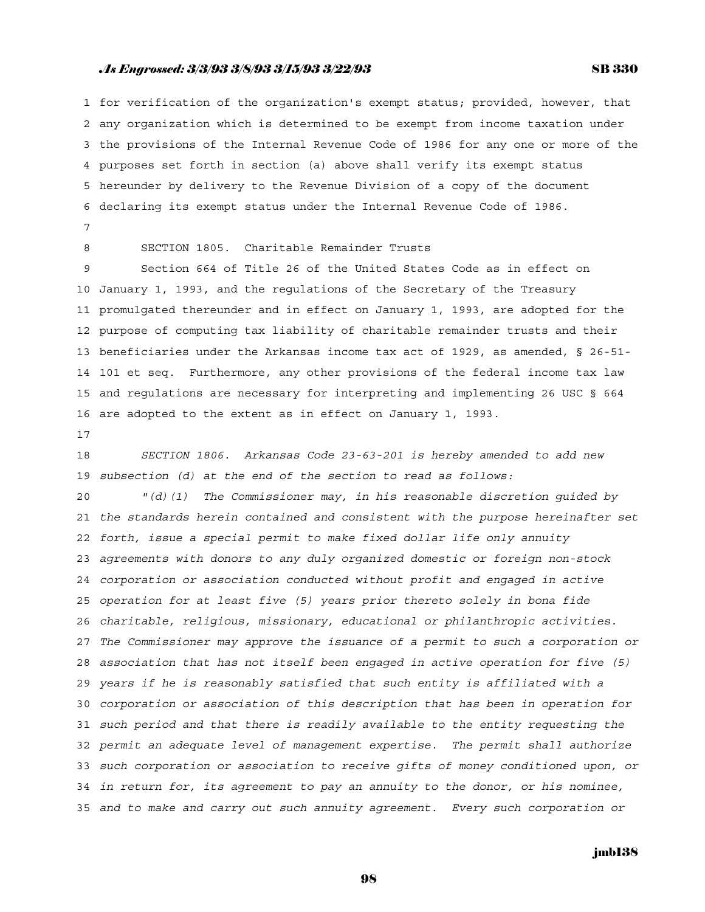for verification of the organization's exempt status; provided, however, that any organization which is determined to be exempt from income taxation under the provisions of the Internal Revenue Code of 1986 for any one or more of the purposes set forth in section (a) above shall verify its exempt status hereunder by delivery to the Revenue Division of a copy of the document declaring its exempt status under the Internal Revenue Code of 1986.

SECTION 1805. Charitable Remainder Trusts

Section 664 of Title 26 of the United States Code as in effect on January 1, 1993, and the regulations of the Secretary of the Treasury promulgated thereunder and in effect on January 1, 1993, are adopted for the purpose of computing tax liability of charitable remainder trusts and their beneficiaries under the Arkansas income tax act of 1929, as amended, § 26-51-101 et seq. Furthermore, any other provisions of the federal income tax law and regulations are necessary for interpreting and implementing 26 USC § 664 are adopted to the extent as in effect on January 1, 1993.

*SECTION 1806. Arkansas Code 23-63-201 is hereby amended to add new subsection (d) at the end of the section to read as follows:*

*"(d)(1) The Commissioner may, in his reasonable discretion guided by the standards herein contained and consistent with the purpose hereinafter set forth, issue a special permit to make fixed dollar life only annuity agreements with donors to any duly organized domestic or foreign non-stock corporation or association conducted without profit and engaged in active operation for at least five (5) years prior thereto solely in bona fide charitable, religious, missionary, educational or philanthropic activities. The Commissioner may approve the issuance of a permit to such a corporation or association that has not itself been engaged in active operation for five (5) years if he is reasonably satisfied that such entity is affiliated with a corporation or association of this description that has been in operation for such period and that there is readily available to the entity requesting the permit an adequate level of management expertise. The permit shall authorize such corporation or association to receive gifts of money conditioned upon, or in return for, its agreement to pay an annuity to the donor, or his nominee, and to make and carry out such annuity agreement. Every such corporation or*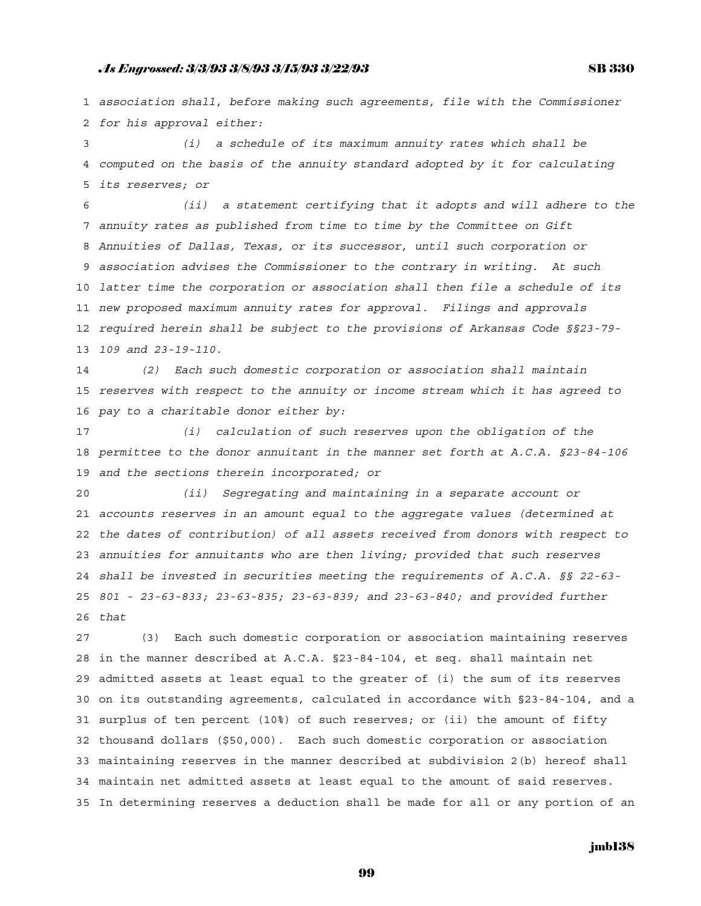*association shall, before making such agreements, file with the Commissioner for his approval either:*

*(i) a schedule of its maximum annuity rates which shall be computed on the basis of the annuity standard adopted by it for calculating its reserves; or*

*(ii) a statement certifying that it adopts and will adhere to the annuity rates as published from time to time by the Committee on Gift Annuities of Dallas, Texas, or its successor, until such corporation or association advises the Commissioner to the contrary in writing. At such latter time the corporation or association shall then file a schedule of its new proposed maximum annuity rates for approval. Filings and approvals required herein shall be subject to the provisions of Arkansas Code §§23-79-109 and 23-19-110.*

*(2) Each such domestic corporation or association shall maintain reserves with respect to the annuity or income stream which it has agreed to pay to a charitable donor either by:*

*(i) calculation of such reserves upon the obligation of the permittee to the donor annuitant in the manner set forth at A.C.A. §23-84-106 and the sections therein incorporated; or*

*(ii) Segregating and maintaining in a separate account or accounts reserves in an amount equal to the aggregate values (determined at the dates of contribution) of all assets received from donors with respect to annuities for annuitants who are then living; provided that such reserves shall be invested in securities meeting the requirements of A.C.A. §§ 22-63-801 - 23-63-833; 23-63-835; 23-63-839; and 23-63-840; and provided further that*

(3) Each such domestic corporation or association maintaining reserves in the manner described at A.C.A. §23-84-104, et seq. shall maintain net admitted assets at least equal to the greater of (i) the sum of its reserves on its outstanding agreements, calculated in accordance with §23-84-104, and a surplus of ten percent (10%) of such reserves; or (ii) the amount of fifty thousand dollars ($50,000). Each such domestic corporation or association maintaining reserves in the manner described at subdivision 2(b) hereof shall maintain net admitted assets at least equal to the amount of said reserves. In determining reserves a deduction shall be made for all or any portion of an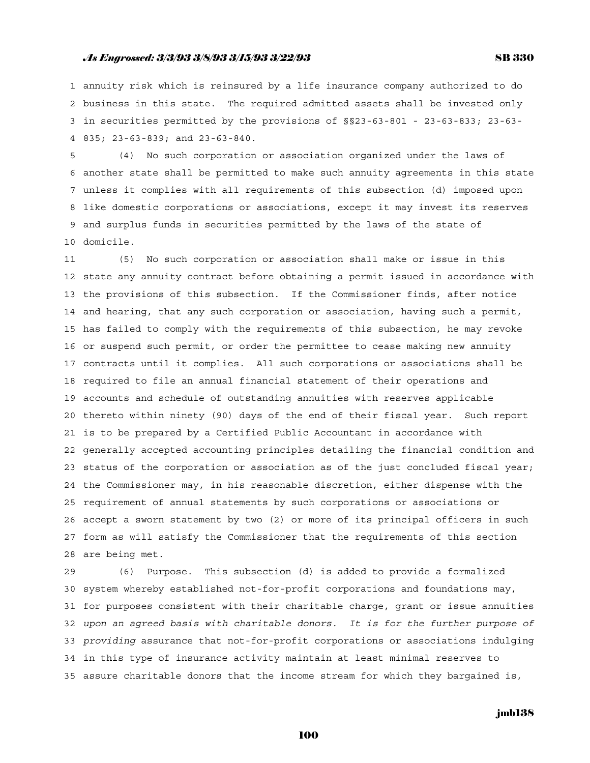annuity risk which is reinsured by a life insurance company authorized to do business in this state. The required admitted assets shall be invested only in securities permitted by the provisions of §§23-63-801 - 23-63-833; 23-63-835; 23-63-839; and 23-63-840.

(4) No such corporation or association organized under the laws of another state shall be permitted to make such annuity agreements in this state unless it complies with all requirements of this subsection (d) imposed upon like domestic corporations or associations, except it may invest its reserves and surplus funds in securities permitted by the laws of the state of domicile.

(5) No such corporation or association shall make or issue in this state any annuity contract before obtaining a permit issued in accordance with the provisions of this subsection. If the Commissioner finds, after notice and hearing, that any such corporation or association, having such a permit, has failed to comply with the requirements of this subsection, he may revoke or suspend such permit, or order the permittee to cease making new annuity contracts until it complies. All such corporations or associations shall be required to file an annual financial statement of their operations and accounts and schedule of outstanding annuities with reserves applicable thereto within ninety (90) days of the end of their fiscal year. Such report is to be prepared by a Certified Public Accountant in accordance with generally accepted accounting principles detailing the financial condition and status of the corporation or association as of the just concluded fiscal year; the Commissioner may, in his reasonable discretion, either dispense with the requirement of annual statements by such corporations or associations or accept a sworn statement by two (2) or more of its principal officers in such form as will satisfy the Commissioner that the requirements of this section are being met.

(6) Purpose. This subsection (d) is added to provide a formalized system whereby established not-for-profit corporations and foundations may, for purposes consistent with their charitable charge, grant or issue annuities *upon an agreed basis with charitable donors. It is for the further purpose of providing* assurance that not-for-profit corporations or associations indulging in this type of insurance activity maintain at least minimal reserves to assure charitable donors that the income stream for which they bargained is,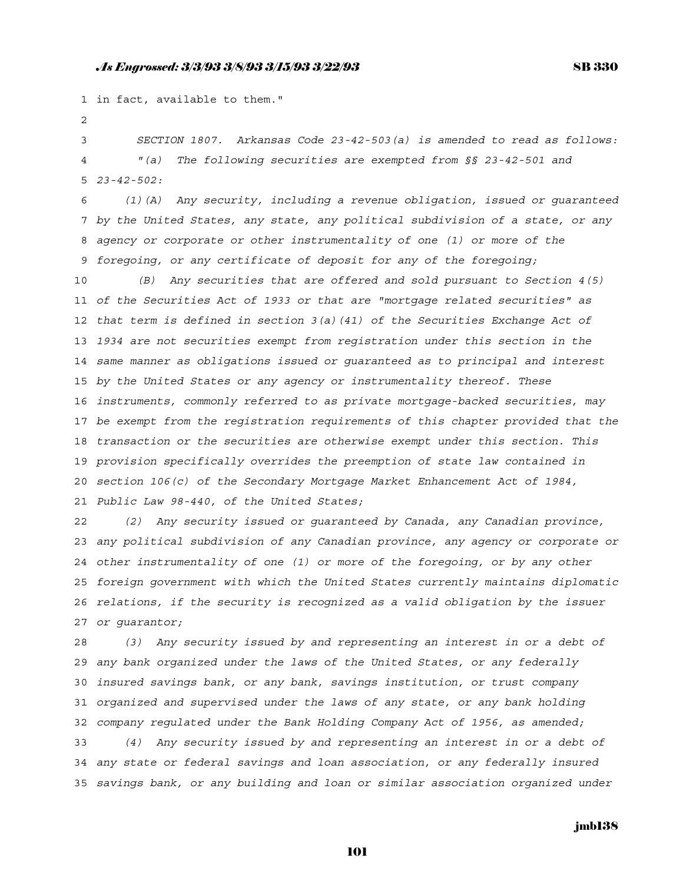in fact, available to them."

*SECTION 1807. Arkansas Code 23-42-503(a) is amended to read as follows:*

*"(a) The following securities are exempted from §§ 23-42-501 and 23-42-502:*

*(1)(A) Any security, including a revenue obligation, issued or guaranteed by the United States, any state, any political subdivision of a state, or any agency or corporate or other instrumentality of one (1) or more of the foregoing, or any certificate of deposit for any of the foregoing;*

*(B) Any securities that are offered and sold pursuant to Section 4(5) of the Securities Act of 1933 or that are "mortgage related securities" as that term is defined in section 3(a)(41) of the Securities Exchange Act of 1934 are not securities exempt from registration under this section in the same manner as obligations issued or guaranteed as to principal and interest by the United States or any agency or instrumentality thereof. These instruments, commonly referred to as private mortgage-backed securities, may be exempt from the registration requirements of this chapter provided that the transaction or the securities are otherwise exempt under this section. This provision specifically overrides the preemption of state law contained in section 106(c) of the Secondary Mortgage Market Enhancement Act of 1984, Public Law 98-440, of the United States;*

*(2) Any security issued or guaranteed by Canada, any Canadian province, any political subdivision of any Canadian province, any agency or corporate or other instrumentality of one (1) or more of the foregoing, or by any other foreign government with which the United States currently maintains diplomatic relations, if the security is recognized as a valid obligation by the issuer or guarantor;*

*(3) Any security issued by and representing an interest in or a debt of any bank organized under the laws of the United States, or any federally insured savings bank, or any bank, savings institution, or trust company organized and supervised under the laws of any state, or any bank holding company regulated under the Bank Holding Company Act of 1956, as amended;*

*(4) Any security issued by and representing an interest in or a debt of any state or federal savings and loan association, or any federally insured savings bank, or any building and loan or similar association organized under*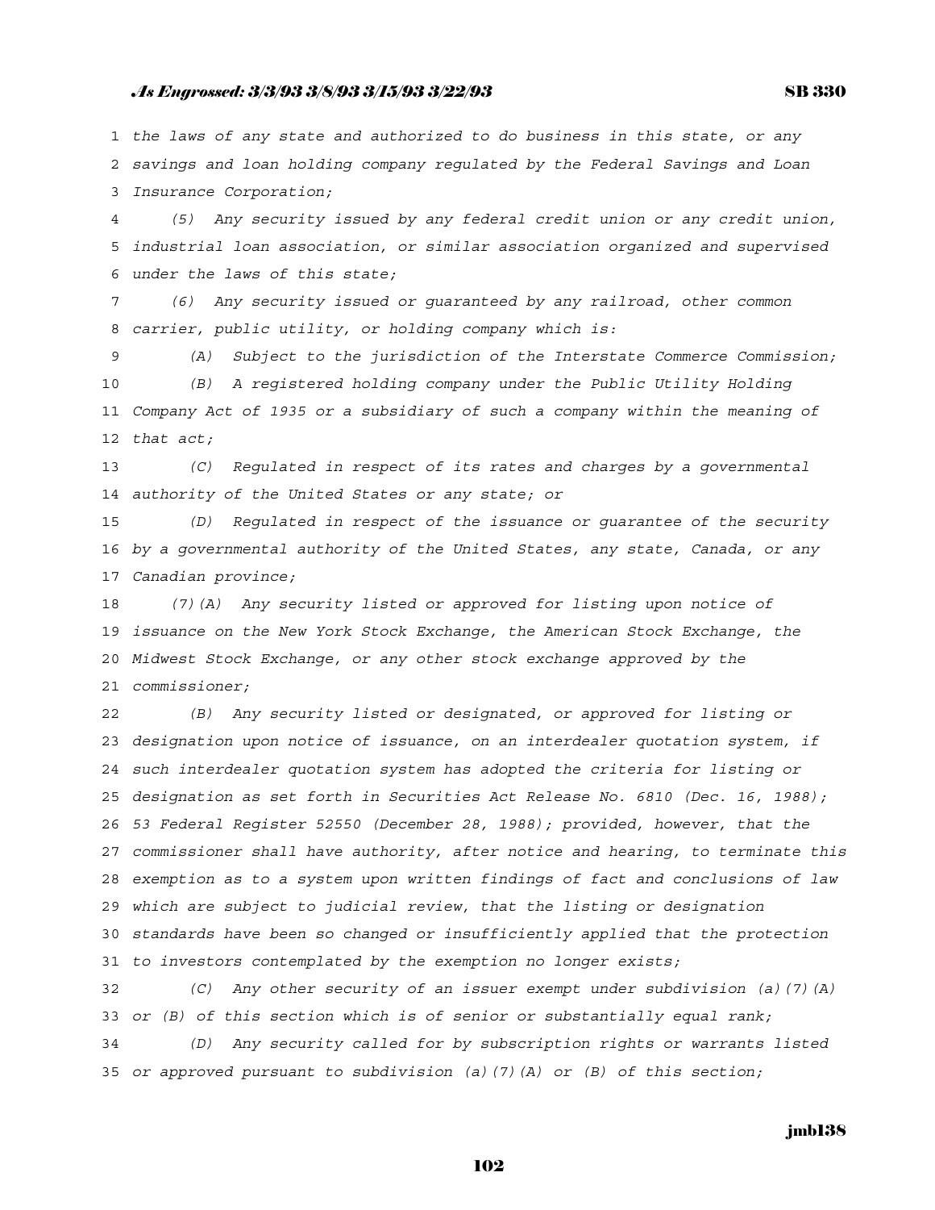*the laws of any state and authorized to do business in this state, or any savings and loan holding company regulated by the Federal Savings and Loan Insurance Corporation;*

*(5) Any security issued by any federal credit union or any credit union, industrial loan association, or similar association organized and supervised under the laws of this state;*

*(6) Any security issued or guaranteed by any railroad, other common carrier, public utility, or holding company which is:*

*(A) Subject to the jurisdiction of the Interstate Commerce Commission;*

*(B) A registered holding company under the Public Utility Holding Company Act of 1935 or a subsidiary of such a company within the meaning of that act;*

*(C) Regulated in respect of its rates and charges by a governmental authority of the United States or any state; or*

*(D) Regulated in respect of the issuance or guarantee of the security by a governmental authority of the United States, any state, Canada, or any Canadian province;*

*(7)(A) Any security listed or approved for listing upon notice of issuance on the New York Stock Exchange, the American Stock Exchange, the Midwest Stock Exchange, or any other stock exchange approved by the commissioner;*

*(B) Any security listed or designated, or approved for listing or designation upon notice of issuance, on an interdealer quotation system, if such interdealer quotation system has adopted the criteria for listing or designation as set forth in Securities Act Release No. 6810 (Dec. 16, 1988); 53 Federal Register 52550 (December 28, 1988); provided, however, that the commissioner shall have authority, after notice and hearing, to terminate this exemption as to a system upon written findings of fact and conclusions of law which are subject to judicial review, that the listing or designation standards have been so changed or insufficiently applied that the protection to investors contemplated by the exemption no longer exists;*

*(C) Any other security of an issuer exempt under subdivision (a)(7)(A) or (B) of this section which is of senior or substantially equal rank;*

*(D) Any security called for by subscription rights or warrants listed or approved pursuant to subdivision (a)(7)(A) or (B) of this section;*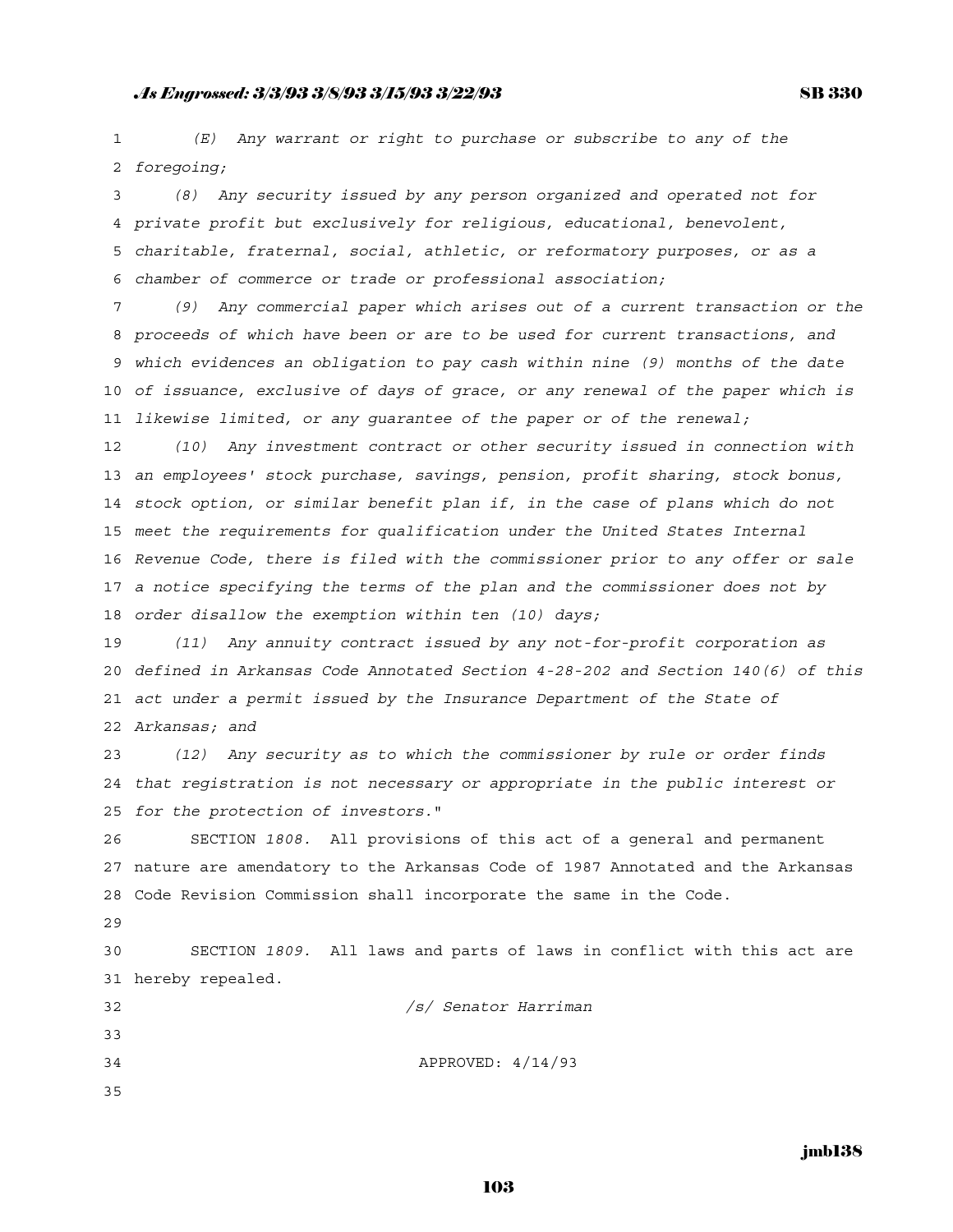*(E) Any warrant or right to purchase or subscribe to any of the foregoing;*

*(8) Any security issued by any person organized and operated not for private profit but exclusively for religious, educational, benevolent, charitable, fraternal, social, athletic, or reformatory purposes, or as a chamber of commerce or trade or professional association;*

*(9) Any commercial paper which arises out of a current transaction or the proceeds of which have been or are to be used for current transactions, and which evidences an obligation to pay cash within nine (9) months of the date of issuance, exclusive of days of grace, or any renewal of the paper which is likewise limited, or any guarantee of the paper or of the renewal;*

*(10) Any investment contract or other security issued in connection with an employees' stock purchase, savings, pension, profit sharing, stock bonus, stock option, or similar benefit plan if, in the case of plans which do not meet the requirements for qualification under the United States Internal Revenue Code, there is filed with the commissioner prior to any offer or sale a notice specifying the terms of the plan and the commissioner does not by order disallow the exemption within ten (10) days;*

*(11) Any annuity contract issued by any not-for-profit corporation as defined in Arkansas Code Annotated Section 4-28-202 and Section 140(6) of this act under a permit issued by the Insurance Department of the State of Arkansas; and*

*(12) Any security as to which the commissioner by rule or order finds that registration is not necessary or appropriate in the public interest or for the protection of investors.*"

SECTION *1808.* All provisions of this act of a general and permanent nature are amendatory to the Arkansas Code of 1987 Annotated and the Arkansas Code Revision Commission shall incorporate the same in the Code.

SECTION *1809.* All laws and parts of laws in conflict with this act are hereby repealed.

*/s/ Senator Harriman*

APPROVED: 4/14/93